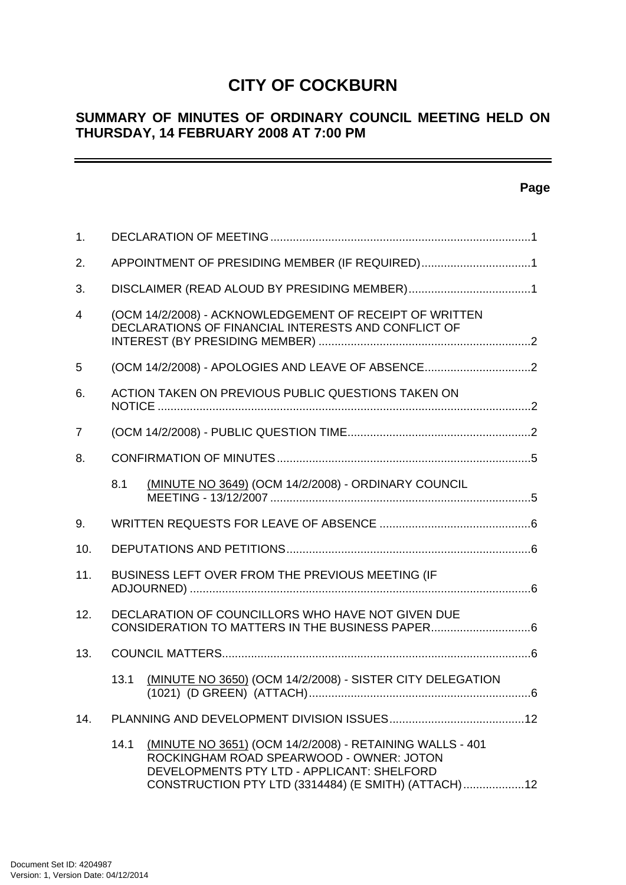# CITY OF COCKBURN

## SUMMARY OF MINUTES OF ORDINARY COUNCIL MEETING HELD ON THURSDAY, 14 FEBRUARY 2008 AT 7:00 PM

**Page**

1. DECLARATION OF MEETING ....................................................................................1

2. APPOINTMENT OF PRESIDING MEMBER (IF REQUIRED)...................................1

3. DISCLAIMER (READ ALOUD BY PRESIDING MEMBER).......................................1

4 (OCM 14/2/2008) - ACKNOWLEDGEMENT OF RECEIPT OF WRITTEN DECLARATIONS OF FINANCIAL INTERESTS AND CONFLICT OF INTEREST (BY PRESIDING MEMBER) ....................................................................2

5 (OCM 14/2/2008) - APOLOGIES AND LEAVE OF ABSENCE..................................2

6. ACTION TAKEN ON PREVIOUS PUBLIC QUESTIONS TAKEN ON NOTICE .......................................................................................................................2

7 (OCM 14/2/2008) - PUBLIC QUESTION TIME..........................................................2

8. CONFIRMATION OF MINUTES .................................................................................5

   8.1 (MINUTE NO 3649) (OCM 14/2/2008) - ORDINARY COUNCIL MEETING - 13/12/2007 ..................................................................................5

9. WRITTEN REQUESTS FOR LEAVE OF ABSENCE ................................................6

10. DEPUTATIONS AND PETITIONS.............................................................................6

11. BUSINESS LEFT OVER FROM THE PREVIOUS MEETING (IF ADJOURNED) ............................................................................................................6

12. DECLARATION OF COUNCILLORS WHO HAVE NOT GIVEN DUE CONSIDERATION TO MATTERS IN THE BUSINESS PAPER................................6

13. COUNCIL MATTERS..................................................................................................6

   13.1 (MINUTE NO 3650) (OCM 14/2/2008) - SISTER CITY DELEGATION (1021) (D GREEN) (ATTACH)......................................................................6

14. PLANNING AND DEVELOPMENT DIVISION ISSUES...........................................12

   14.1 (MINUTE NO 3651) (OCM 14/2/2008) - RETAINING WALLS - 401 ROCKINGHAM ROAD SPEARWOOD - OWNER: JOTON DEVELOPMENTS PTY LTD - APPLICANT: SHELFORD CONSTRUCTION PTY LTD (3314484) (E SMITH) (ATTACH)...................12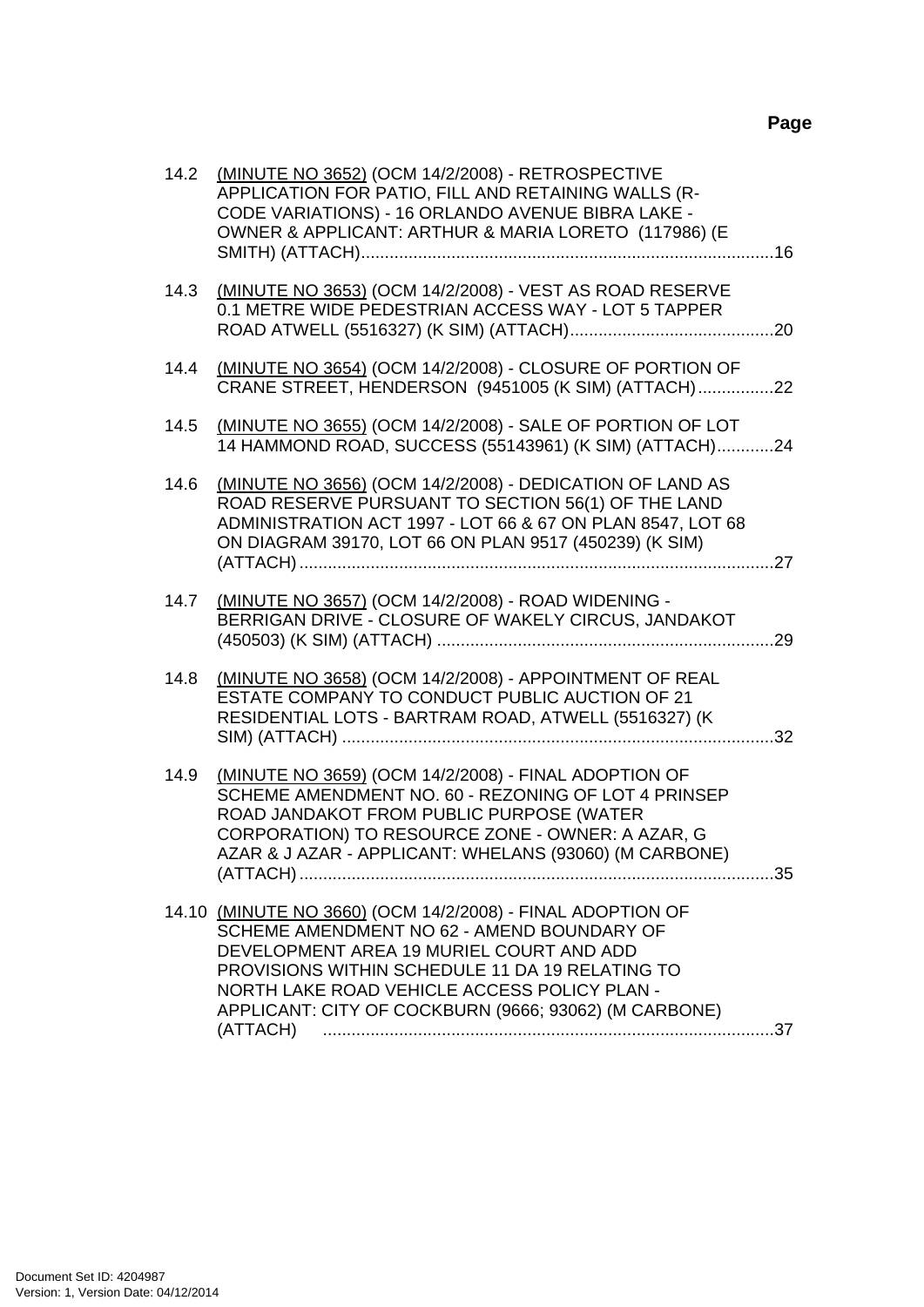**Page**

14.2 (MINUTE NO 3652) (OCM 14/2/2008) - RETROSPECTIVE APPLICATION FOR PATIO, FILL AND RETAINING WALLS (R-CODE VARIATIONS) - 16 ORLANDO AVENUE BIBRA LAKE - OWNER & APPLICANT: ARTHUR & MARIA LORETO (117986) (E SMITH) (ATTACH).......................................................................................16

14.3 (MINUTE NO 3653) (OCM 14/2/2008) - VEST AS ROAD RESERVE 0.1 METRE WIDE PEDESTRIAN ACCESS WAY - LOT 5 TAPPER ROAD ATWELL (5516327) (K SIM) (ATTACH)...........................................20

14.4 (MINUTE NO 3654) (OCM 14/2/2008) - CLOSURE OF PORTION OF CRANE STREET, HENDERSON (9451005 (K SIM) (ATTACH)................22

14.5 (MINUTE NO 3655) (OCM 14/2/2008) - SALE OF PORTION OF LOT 14 HAMMOND ROAD, SUCCESS (55143961) (K SIM) (ATTACH)............24

14.6 (MINUTE NO 3656) (OCM 14/2/2008) - DEDICATION OF LAND AS ROAD RESERVE PURSUANT TO SECTION 56(1) OF THE LAND ADMINISTRATION ACT 1997 - LOT 66 & 67 ON PLAN 8547, LOT 68 ON DIAGRAM 39170, LOT 66 ON PLAN 9517 (450239) (K SIM) (ATTACH)....................................................................................................27

14.7 (MINUTE NO 3657) (OCM 14/2/2008) - ROAD WIDENING - BERRIGAN DRIVE - CLOSURE OF WAKELY CIRCUS, JANDAKOT (450503) (K SIM) (ATTACH) .......................................................................29

14.8 (MINUTE NO 3658) (OCM 14/2/2008) - APPOINTMENT OF REAL ESTATE COMPANY TO CONDUCT PUBLIC AUCTION OF 21 RESIDENTIAL LOTS - BARTRAM ROAD, ATWELL (5516327) (K SIM) (ATTACH) ...........................................................................................32

14.9 (MINUTE NO 3659) (OCM 14/2/2008) - FINAL ADOPTION OF SCHEME AMENDMENT NO. 60 - REZONING OF LOT 4 PRINSEP ROAD JANDAKOT FROM PUBLIC PURPOSE (WATER CORPORATION) TO RESOURCE ZONE - OWNER: A AZAR, G AZAR & J AZAR - APPLICANT: WHELANS (93060) (M CARBONE) (ATTACH)....................................................................................................35

14.10 (MINUTE NO 3660) (OCM 14/2/2008) - FINAL ADOPTION OF SCHEME AMENDMENT NO 62 - AMEND BOUNDARY OF DEVELOPMENT AREA 19 MURIEL COURT AND ADD PROVISIONS WITHIN SCHEDULE 11 DA 19 RELATING TO NORTH LAKE ROAD VEHICLE ACCESS POLICY PLAN - APPLICANT: CITY OF COCKBURN (9666; 93062) (M CARBONE) (ATTACH) ...............................................................................................37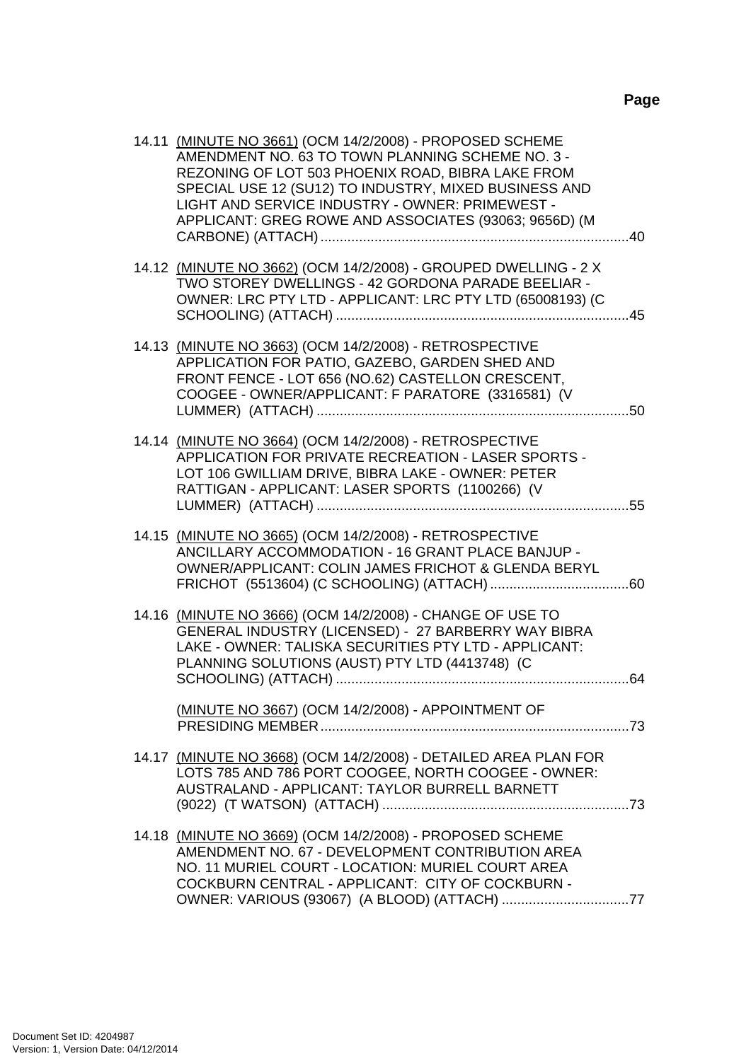**Page**

14.11 (MINUTE NO 3661) (OCM 14/2/2008) - PROPOSED SCHEME AMENDMENT NO. 63 TO TOWN PLANNING SCHEME NO. 3 - REZONING OF LOT 503 PHOENIX ROAD, BIBRA LAKE FROM SPECIAL USE 12 (SU12) TO INDUSTRY, MIXED BUSINESS AND LIGHT AND SERVICE INDUSTRY - OWNER: PRIMEWEST - APPLICANT: GREG ROWE AND ASSOCIATES (93063; 9656D) (M CARBONE) (ATTACH) ................................................................................40

14.12 (MINUTE NO 3662) (OCM 14/2/2008) - GROUPED DWELLING - 2 X TWO STOREY DWELLINGS - 42 GORDONA PARADE BEELIAR - OWNER: LRC PTY LTD - APPLICANT: LRC PTY LTD (65008193) (C SCHOOLING) (ATTACH) ............................................................................45

14.13 (MINUTE NO 3663) (OCM 14/2/2008) - RETROSPECTIVE APPLICATION FOR PATIO, GAZEBO, GARDEN SHED AND FRONT FENCE - LOT 656 (NO.62) CASTELLON CRESCENT, COOGEE - OWNER/APPLICANT: F PARATORE (3316581) (V LUMMER) (ATTACH) .................................................................................50

14.14 (MINUTE NO 3664) (OCM 14/2/2008) - RETROSPECTIVE APPLICATION FOR PRIVATE RECREATION - LASER SPORTS - LOT 106 GWILLIAM DRIVE, BIBRA LAKE - OWNER: PETER RATTIGAN - APPLICANT: LASER SPORTS (1100266) (V LUMMER) (ATTACH) .................................................................................55

14.15 (MINUTE NO 3665) (OCM 14/2/2008) - RETROSPECTIVE ANCILLARY ACCOMMODATION - 16 GRANT PLACE BANJUP - OWNER/APPLICANT: COLIN JAMES FRICHOT & GLENDA BERYL FRICHOT (5513604) (C SCHOOLING) (ATTACH) ....................................60

14.16 (MINUTE NO 3666) (OCM 14/2/2008) - CHANGE OF USE TO GENERAL INDUSTRY (LICENSED) - 27 BARBERRY WAY BIBRA LAKE - OWNER: TALISKA SECURITIES PTY LTD - APPLICANT: PLANNING SOLUTIONS (AUST) PTY LTD (4413748) (C SCHOOLING) (ATTACH) ............................................................................64

(MINUTE NO 3667) (OCM 14/2/2008) - APPOINTMENT OF PRESIDING MEMBER ................................................................................73

14.17 (MINUTE NO 3668) (OCM 14/2/2008) - DETAILED AREA PLAN FOR LOTS 785 AND 786 PORT COOGEE, NORTH COOGEE - OWNER: AUSTRALAND - APPLICANT: TAYLOR BURRELL BARNETT (9022) (T WATSON) (ATTACH) ................................................................73

14.18 (MINUTE NO 3669) (OCM 14/2/2008) - PROPOSED SCHEME AMENDMENT NO. 67 - DEVELOPMENT CONTRIBUTION AREA NO. 11 MURIEL COURT - LOCATION: MURIEL COURT AREA COCKBURN CENTRAL - APPLICANT: CITY OF COCKBURN - OWNER: VARIOUS (93067) (A BLOOD) (ATTACH) .................................77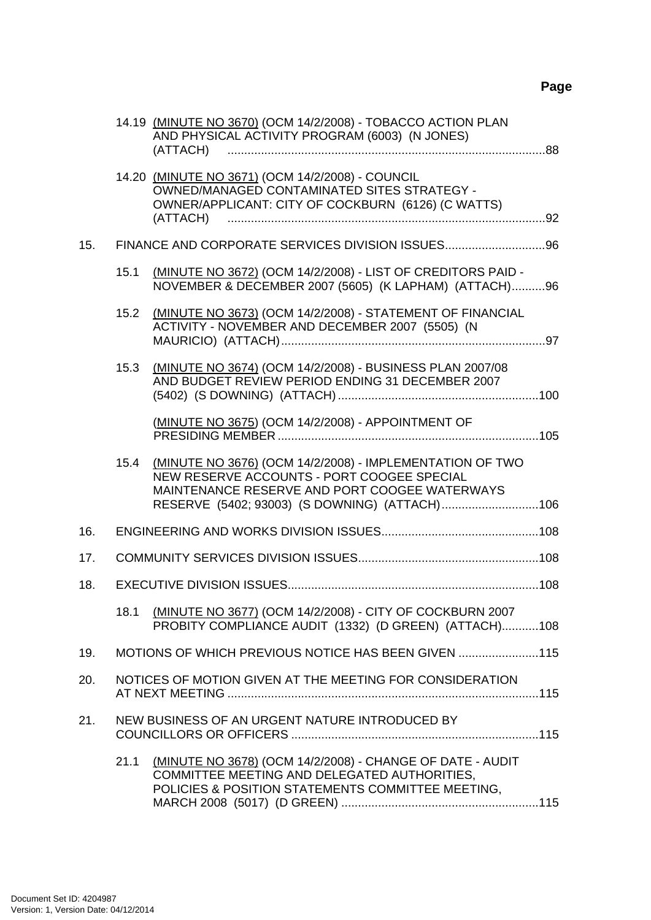**Page**

14.19 (MINUTE NO 3670) (OCM 14/2/2008) - TOBACCO ACTION PLAN AND PHYSICAL ACTIVITY PROGRAM (6003) (N JONES) (ATTACH) ....88

14.20 (MINUTE NO 3671) (OCM 14/2/2008) - COUNCIL OWNED/MANAGED CONTAMINATED SITES STRATEGY - OWNER/APPLICANT: CITY OF COCKBURN (6126) (C WATTS) (ATTACH) ....92

15. FINANCE AND CORPORATE SERVICES DIVISION ISSUES....96

15.1 (MINUTE NO 3672) (OCM 14/2/2008) - LIST OF CREDITORS PAID - NOVEMBER & DECEMBER 2007 (5605) (K LAPHAM) (ATTACH)....96

15.2 (MINUTE NO 3673) (OCM 14/2/2008) - STATEMENT OF FINANCIAL ACTIVITY - NOVEMBER AND DECEMBER 2007 (5505) (N MAURICIO) (ATTACH)....97

15.3 (MINUTE NO 3674) (OCM 14/2/2008) - BUSINESS PLAN 2007/08 AND BUDGET REVIEW PERIOD ENDING 31 DECEMBER 2007 (5402) (S DOWNING) (ATTACH)....100

(MINUTE NO 3675) (OCM 14/2/2008) - APPOINTMENT OF PRESIDING MEMBER....105

15.4 (MINUTE NO 3676) (OCM 14/2/2008) - IMPLEMENTATION OF TWO NEW RESERVE ACCOUNTS - PORT COOGEE SPECIAL MAINTENANCE RESERVE AND PORT COOGEE WATERWAYS RESERVE (5402; 93003) (S DOWNING) (ATTACH)....106

16. ENGINEERING AND WORKS DIVISION ISSUES....108

17. COMMUNITY SERVICES DIVISION ISSUES....108

18. EXECUTIVE DIVISION ISSUES....108

18.1 (MINUTE NO 3677) (OCM 14/2/2008) - CITY OF COCKBURN 2007 PROBITY COMPLIANCE AUDIT (1332) (D GREEN) (ATTACH)....108

19. MOTIONS OF WHICH PREVIOUS NOTICE HAS BEEN GIVEN....115

20. NOTICES OF MOTION GIVEN AT THE MEETING FOR CONSIDERATION AT NEXT MEETING....115

21. NEW BUSINESS OF AN URGENT NATURE INTRODUCED BY COUNCILLORS OR OFFICERS....115

21.1 (MINUTE NO 3678) (OCM 14/2/2008) - CHANGE OF DATE - AUDIT COMMITTEE MEETING AND DELEGATED AUTHORITIES, POLICIES & POSITION STATEMENTS COMMITTEE MEETING, MARCH 2008 (5017) (D GREEN)....115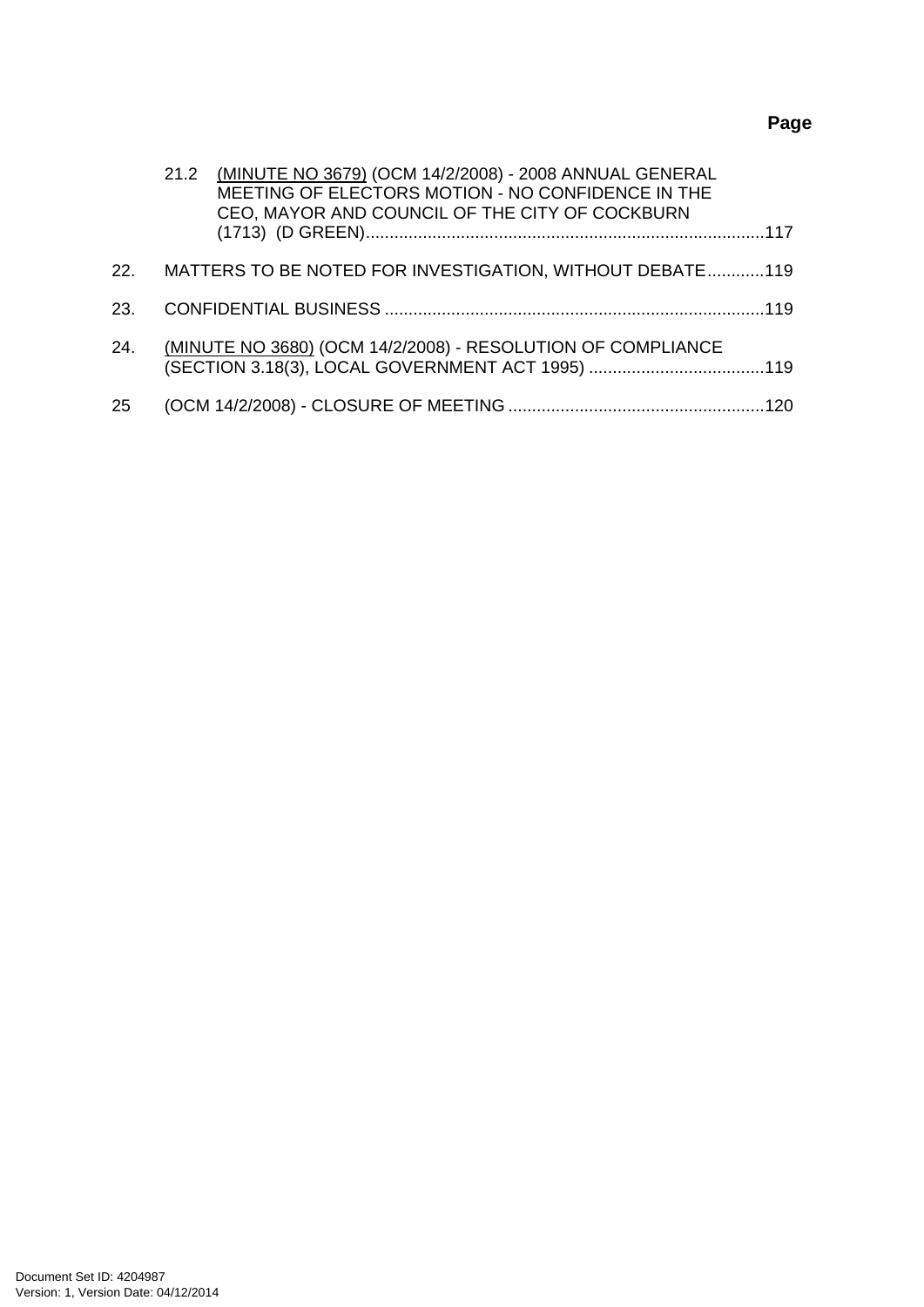**Page**

21.2 (MINUTE NO 3679) (OCM 14/2/2008) - 2008 ANNUAL GENERAL MEETING OF ELECTORS MOTION - NO CONFIDENCE IN THE CEO, MAYOR AND COUNCIL OF THE CITY OF COCKBURN (1713) (D GREEN)....................................................................................117

22. MATTERS TO BE NOTED FOR INVESTIGATION, WITHOUT DEBATE............119

23. CONFIDENTIAL BUSINESS ................................................................................119

24. (MINUTE NO 3680) (OCM 14/2/2008) - RESOLUTION OF COMPLIANCE (SECTION 3.18(3), LOCAL GOVERNMENT ACT 1995) .....................................119

25 (OCM 14/2/2008) - CLOSURE OF MEETING ......................................................120

Document Set ID: 4204987
Version: 1, Version Date: 04/12/2014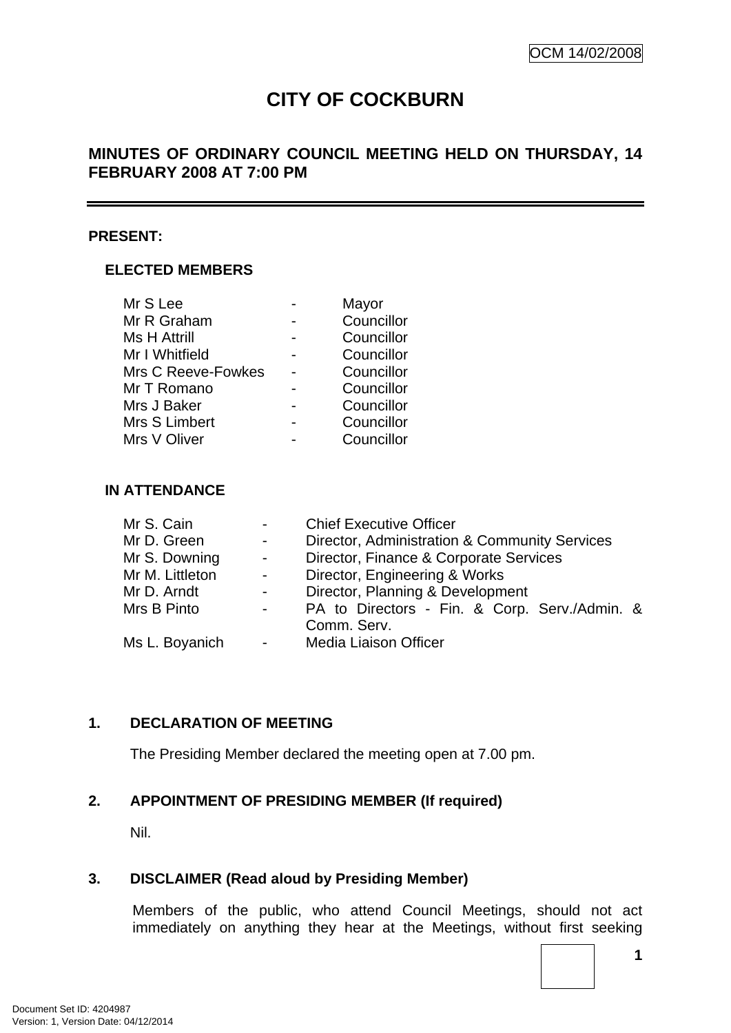OCM 14/02/2008

# CITY OF COCKBURN

## MINUTES OF ORDINARY COUNCIL MEETING HELD ON THURSDAY, 14 FEBRUARY 2008 AT 7:00 PM

**PRESENT:**

### ELECTED MEMBERS

| | | |
|---|---|---|
| Mr S Lee | - | Mayor |
| Mr R Graham | - | Councillor |
| Ms H Attrill | - | Councillor |
| Mr I Whitfield | - | Councillor |
| Mrs C Reeve-Fowkes | - | Councillor |
| Mr T Romano | - | Councillor |
| Mrs J Baker | - | Councillor |
| Mrs S Limbert | - | Councillor |
| Mrs V Oliver | - | Councillor |

### IN ATTENDANCE

| | | |
|---|---|---|
| Mr S. Cain | - | Chief Executive Officer |
| Mr D. Green | - | Director, Administration & Community Services |
| Mr S. Downing | - | Director, Finance & Corporate Services |
| Mr M. Littleton | - | Director, Engineering & Works |
| Mr D. Arndt | - | Director, Planning & Development |
| Mrs B Pinto | - | PA to Directors - Fin. & Corp. Serv./Admin. & Comm. Serv. |
| Ms L. Boyanich | - | Media Liaison Officer |

### 1. DECLARATION OF MEETING

The Presiding Member declared the meeting open at 7.00 pm.

### 2. APPOINTMENT OF PRESIDING MEMBER (If required)

Nil.

### 3. DISCLAIMER (Read aloud by Presiding Member)

Members of the public, who attend Council Meetings, should not act immediately on anything they hear at the Meetings, without first seeking

Document Set ID: 4204987
Version: 1, Version Date: 04/12/2014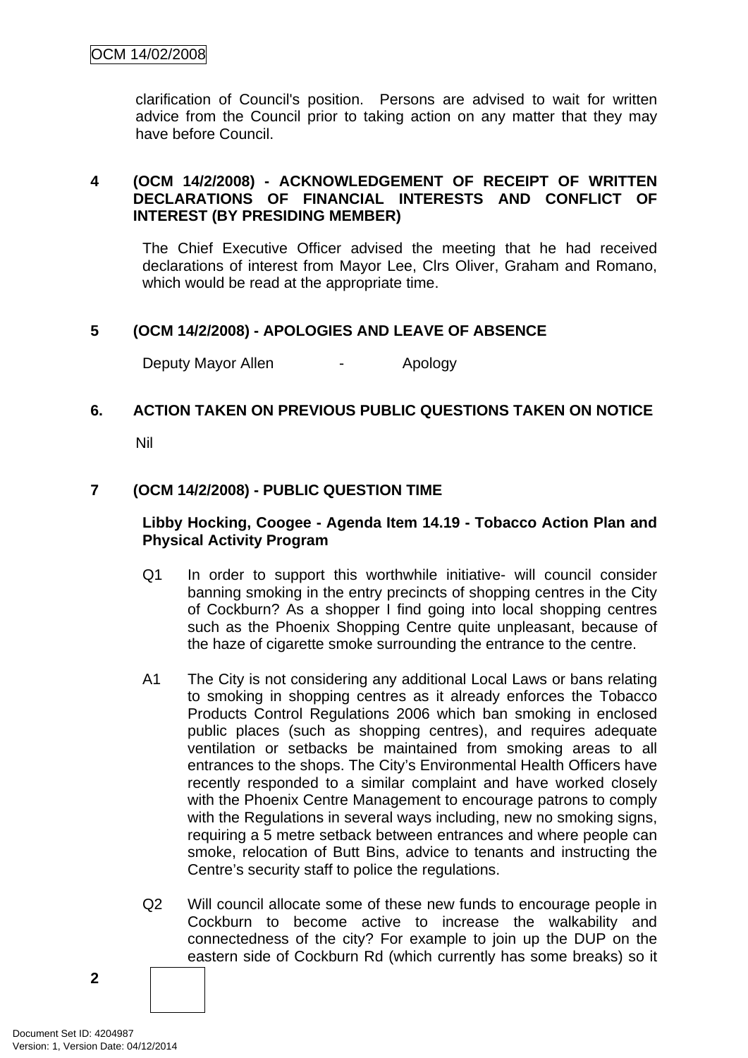clarification of Council's position. Persons are advised to wait for written advice from the Council prior to taking action on any matter that they may have before Council.

## 4 (OCM 14/2/2008) - ACKNOWLEDGEMENT OF RECEIPT OF WRITTEN DECLARATIONS OF FINANCIAL INTERESTS AND CONFLICT OF INTEREST (BY PRESIDING MEMBER)

The Chief Executive Officer advised the meeting that he had received declarations of interest from Mayor Lee, Clrs Oliver, Graham and Romano, which would be read at the appropriate time.

## 5 (OCM 14/2/2008) - APOLOGIES AND LEAVE OF ABSENCE

Deputy Mayor Allen - Apology

## 6. ACTION TAKEN ON PREVIOUS PUBLIC QUESTIONS TAKEN ON NOTICE

Nil

## 7 (OCM 14/2/2008) - PUBLIC QUESTION TIME

**Libby Hocking, Coogee - Agenda Item 14.19 - Tobacco Action Plan and Physical Activity Program**

Q1 In order to support this worthwhile initiative- will council consider banning smoking in the entry precincts of shopping centres in the City of Cockburn? As a shopper I find going into local shopping centres such as the Phoenix Shopping Centre quite unpleasant, because of the haze of cigarette smoke surrounding the entrance to the centre.

A1 The City is not considering any additional Local Laws or bans relating to smoking in shopping centres as it already enforces the Tobacco Products Control Regulations 2006 which ban smoking in enclosed public places (such as shopping centres), and requires adequate ventilation or setbacks be maintained from smoking areas to all entrances to the shops. The City's Environmental Health Officers have recently responded to a similar complaint and have worked closely with the Phoenix Centre Management to encourage patrons to comply with the Regulations in several ways including, new no smoking signs, requiring a 5 metre setback between entrances and where people can smoke, relocation of Butt Bins, advice to tenants and instructing the Centre's security staff to police the regulations.

Q2 Will council allocate some of these new funds to encourage people in Cockburn to become active to increase the walkability and connectedness of the city? For example to join up the DUP on the eastern side of Cockburn Rd (which currently has some breaks) so it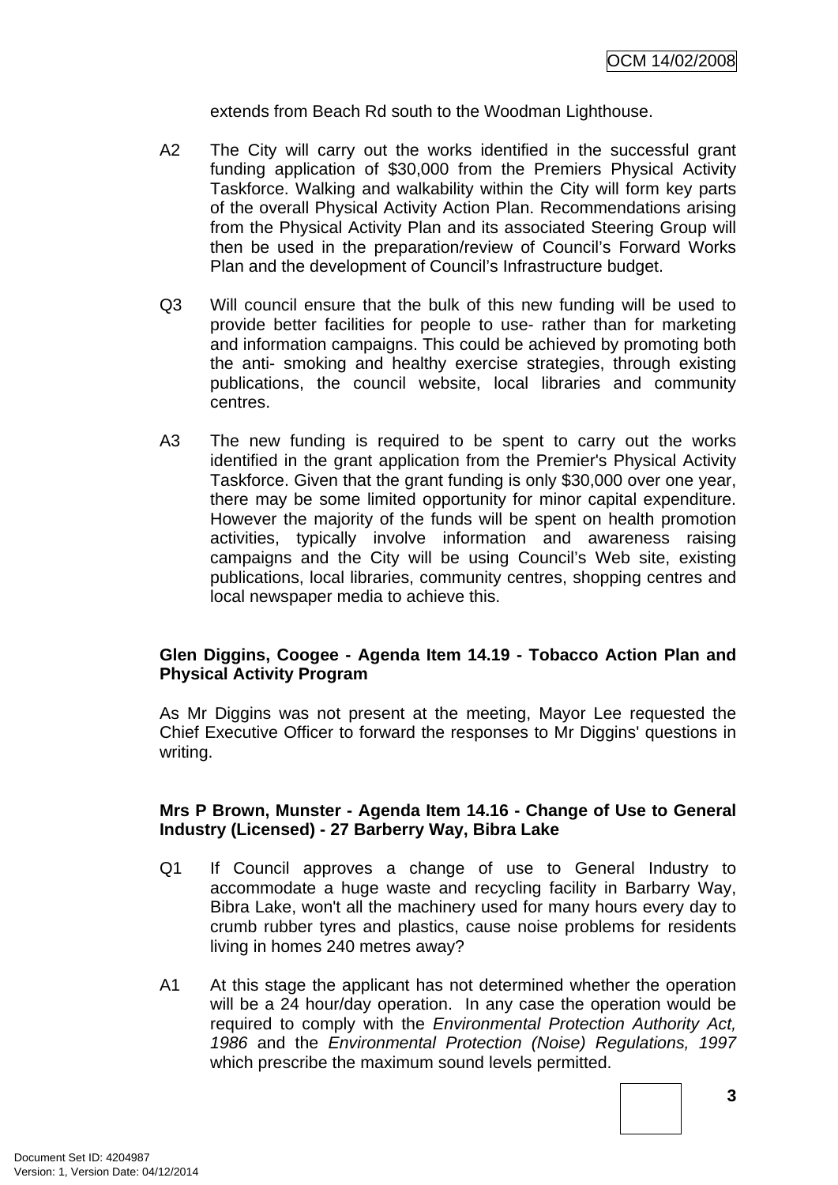extends from Beach Rd south to the Woodman Lighthouse.

A2 The City will carry out the works identified in the successful grant funding application of $30,000 from the Premiers Physical Activity Taskforce. Walking and walkability within the City will form key parts of the overall Physical Activity Action Plan. Recommendations arising from the Physical Activity Plan and its associated Steering Group will then be used in the preparation/review of Council's Forward Works Plan and the development of Council's Infrastructure budget.

Q3 Will council ensure that the bulk of this new funding will be used to provide better facilities for people to use- rather than for marketing and information campaigns. This could be achieved by promoting both the anti- smoking and healthy exercise strategies, through existing publications, the council website, local libraries and community centres.

A3 The new funding is required to be spent to carry out the works identified in the grant application from the Premier's Physical Activity Taskforce. Given that the grant funding is only $30,000 over one year, there may be some limited opportunity for minor capital expenditure. However the majority of the funds will be spent on health promotion activities, typically involve information and awareness raising campaigns and the City will be using Council's Web site, existing publications, local libraries, community centres, shopping centres and local newspaper media to achieve this.

**Glen Diggins, Coogee - Agenda Item 14.19 - Tobacco Action Plan and Physical Activity Program**

As Mr Diggins was not present at the meeting, Mayor Lee requested the Chief Executive Officer to forward the responses to Mr Diggins' questions in writing.

**Mrs P Brown, Munster - Agenda Item 14.16 - Change of Use to General Industry (Licensed) - 27 Barberry Way, Bibra Lake**

Q1 If Council approves a change of use to General Industry to accommodate a huge waste and recycling facility in Barbarry Way, Bibra Lake, won't all the machinery used for many hours every day to crumb rubber tyres and plastics, cause noise problems for residents living in homes 240 metres away?

A1 At this stage the applicant has not determined whether the operation will be a 24 hour/day operation. In any case the operation would be required to comply with the *Environmental Protection Authority Act, 1986* and the *Environmental Protection (Noise) Regulations, 1997* which prescribe the maximum sound levels permitted.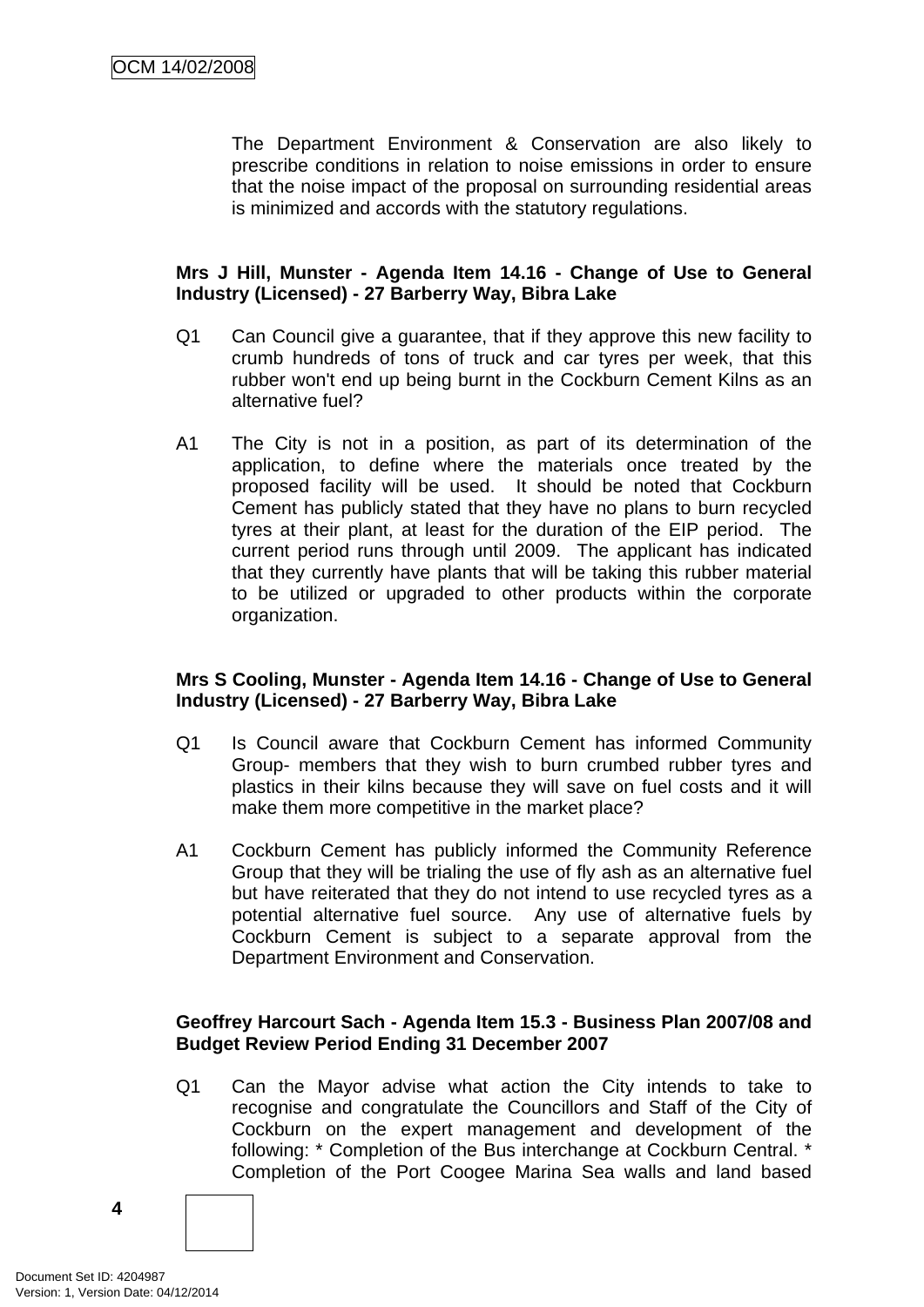The Department Environment & Conservation are also likely to prescribe conditions in relation to noise emissions in order to ensure that the noise impact of the proposal on surrounding residential areas is minimized and accords with the statutory regulations.

**Mrs J Hill, Munster - Agenda Item 14.16 - Change of Use to General Industry (Licensed) - 27 Barberry Way, Bibra Lake**

Q1 Can Council give a guarantee, that if they approve this new facility to crumb hundreds of tons of truck and car tyres per week, that this rubber won't end up being burnt in the Cockburn Cement Kilns as an alternative fuel?

A1 The City is not in a position, as part of its determination of the application, to define where the materials once treated by the proposed facility will be used. It should be noted that Cockburn Cement has publicly stated that they have no plans to burn recycled tyres at their plant, at least for the duration of the EIP period. The current period runs through until 2009. The applicant has indicated that they currently have plants that will be taking this rubber material to be utilized or upgraded to other products within the corporate organization.

**Mrs S Cooling, Munster - Agenda Item 14.16 - Change of Use to General Industry (Licensed) - 27 Barberry Way, Bibra Lake**

Q1 Is Council aware that Cockburn Cement has informed Community Group- members that they wish to burn crumbed rubber tyres and plastics in their kilns because they will save on fuel costs and it will make them more competitive in the market place?

A1 Cockburn Cement has publicly informed the Community Reference Group that they will be trialing the use of fly ash as an alternative fuel but have reiterated that they do not intend to use recycled tyres as a potential alternative fuel source. Any use of alternative fuels by Cockburn Cement is subject to a separate approval from the Department Environment and Conservation.

**Geoffrey Harcourt Sach - Agenda Item 15.3 - Business Plan 2007/08 and Budget Review Period Ending 31 December 2007**

Q1 Can the Mayor advise what action the City intends to take to recognise and congratulate the Councillors and Staff of the City of Cockburn on the expert management and development of the following: * Completion of the Bus interchange at Cockburn Central. * Completion of the Port Coogee Marina Sea walls and land based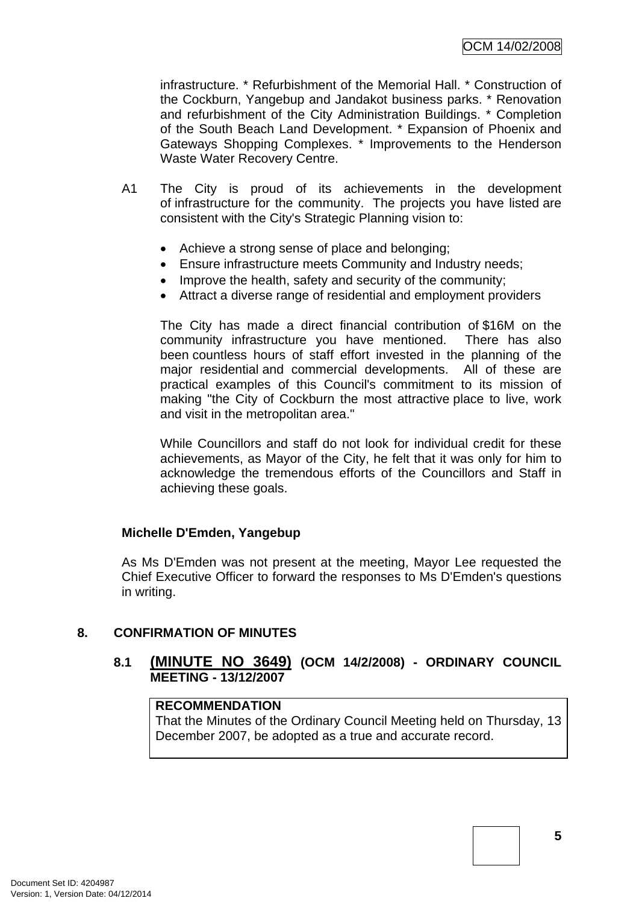infrastructure. * Refurbishment of the Memorial Hall. * Construction of the Cockburn, Yangebup and Jandakot business parks. * Renovation and refurbishment of the City Administration Buildings. * Completion of the South Beach Land Development. * Expansion of Phoenix and Gateways Shopping Complexes. * Improvements to the Henderson Waste Water Recovery Centre.

A1 The City is proud of its achievements in the development of infrastructure for the community. The projects you have listed are consistent with the City's Strategic Planning vision to:

- Achieve a strong sense of place and belonging;
- Ensure infrastructure meets Community and Industry needs;
- Improve the health, safety and security of the community;
- Attract a diverse range of residential and employment providers

The City has made a direct financial contribution of $16M on the community infrastructure you have mentioned. There has also been countless hours of staff effort invested in the planning of the major residential and commercial developments. All of these are practical examples of this Council's commitment to its mission of making "the City of Cockburn the most attractive place to live, work and visit in the metropolitan area."

While Councillors and staff do not look for individual credit for these achievements, as Mayor of the City, he felt that it was only for him to acknowledge the tremendous efforts of the Councillors and Staff in achieving these goals.

**Michelle D'Emden, Yangebup**

As Ms D'Emden was not present at the meeting, Mayor Lee requested the Chief Executive Officer to forward the responses to Ms D'Emden's questions in writing.

## 8. CONFIRMATION OF MINUTES

### 8.1 (MINUTE NO 3649) (OCM 14/2/2008) - ORDINARY COUNCIL MEETING - 13/12/2007

**RECOMMENDATION**
That the Minutes of the Ordinary Council Meeting held on Thursday, 13 December 2007, be adopted as a true and accurate record.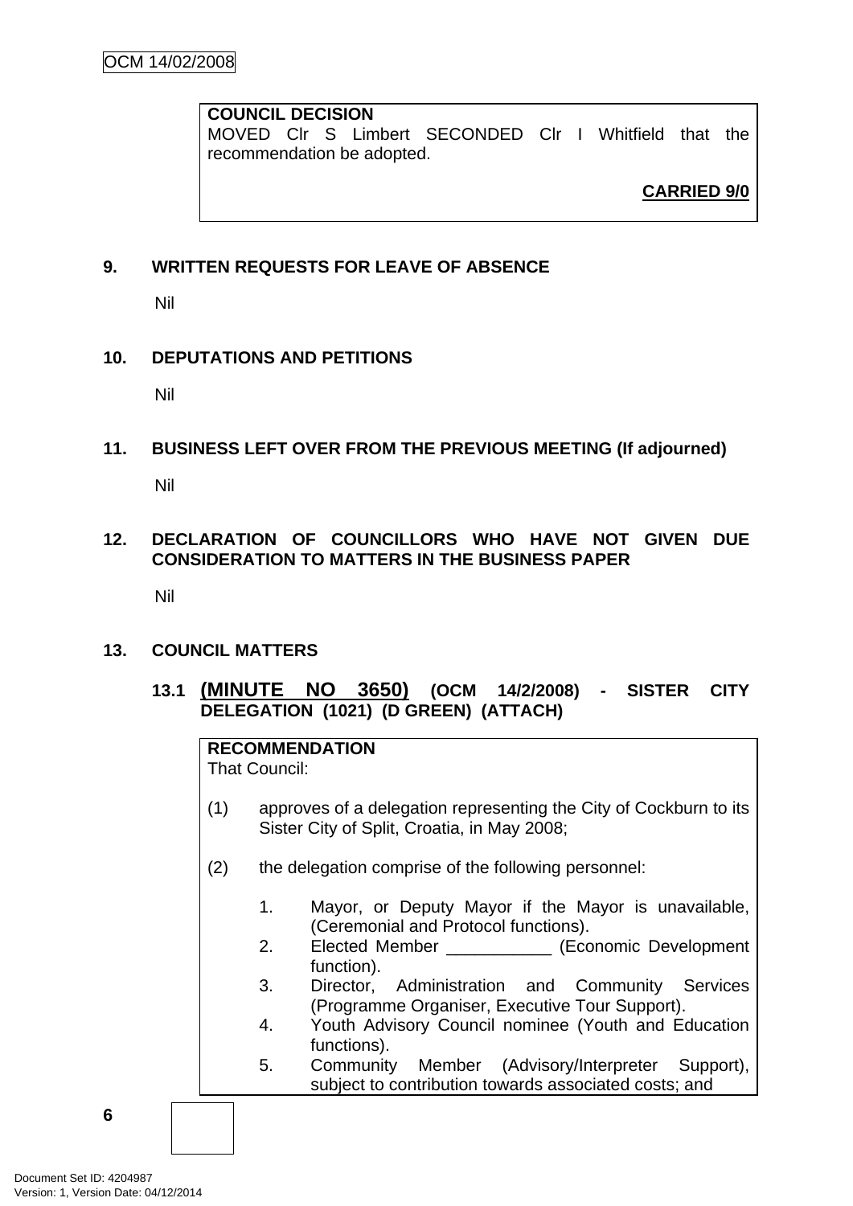**COUNCIL DECISION**
MOVED Clr S Limbert SECONDED Clr I Whitfield that the recommendation be adopted.

**CARRIED 9/0**

## 9. WRITTEN REQUESTS FOR LEAVE OF ABSENCE

Nil

## 10. DEPUTATIONS AND PETITIONS

Nil

## 11. BUSINESS LEFT OVER FROM THE PREVIOUS MEETING (If adjourned)

Nil

## 12. DECLARATION OF COUNCILLORS WHO HAVE NOT GIVEN DUE CONSIDERATION TO MATTERS IN THE BUSINESS PAPER

Nil

## 13. COUNCIL MATTERS

### 13.1 (MINUTE NO 3650) (OCM 14/2/2008) - SISTER CITY DELEGATION (1021) (D GREEN) (ATTACH)

**RECOMMENDATION**
That Council:

(1) approves of a delegation representing the City of Cockburn to its Sister City of Split, Croatia, in May 2008;

(2) the delegation comprise of the following personnel:

1. Mayor, or Deputy Mayor if the Mayor is unavailable, (Ceremonial and Protocol functions).
2. Elected Member ___________ (Economic Development function).
3. Director, Administration and Community Services (Programme Organiser, Executive Tour Support).
4. Youth Advisory Council nominee (Youth and Education functions).
5. Community Member (Advisory/Interpreter Support), subject to contribution towards associated costs; and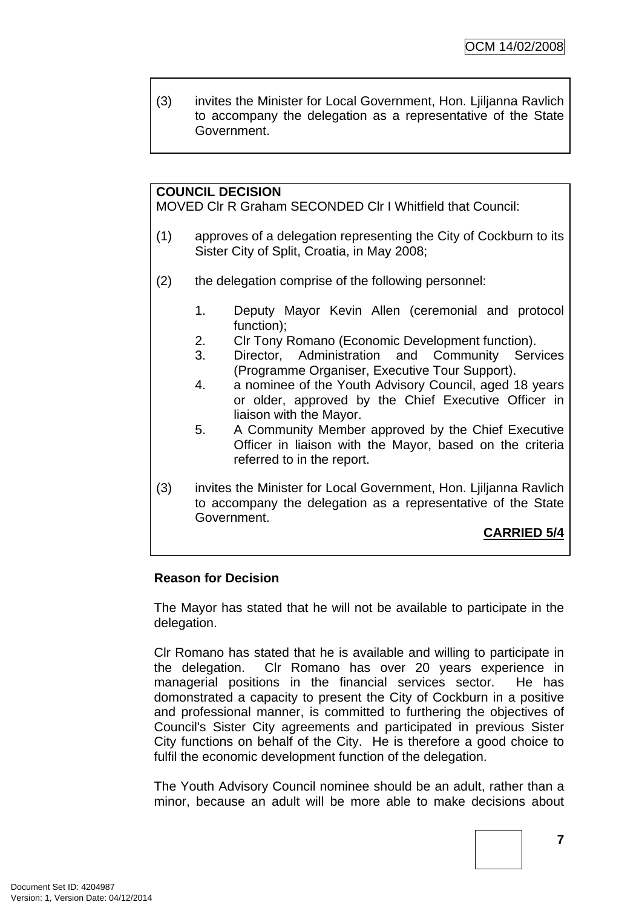(3) invites the Minister for Local Government, Hon. Ljiljanna Ravlich to accompany the delegation as a representative of the State Government.

**COUNCIL DECISION**

MOVED Clr R Graham SECONDED Clr I Whitfield that Council:

(1) approves of a delegation representing the City of Cockburn to its Sister City of Split, Croatia, in May 2008;

(2) the delegation comprise of the following personnel:

1. Deputy Mayor Kevin Allen (ceremonial and protocol function);
2. Clr Tony Romano (Economic Development function).
3. Director, Administration and Community Services (Programme Organiser, Executive Tour Support).
4. a nominee of the Youth Advisory Council, aged 18 years or older, approved by the Chief Executive Officer in liaison with the Mayor.
5. A Community Member approved by the Chief Executive Officer in liaison with the Mayor, based on the criteria referred to in the report.

(3) invites the Minister for Local Government, Hon. Ljiljanna Ravlich to accompany the delegation as a representative of the State Government.

**CARRIED 5/4**

**Reason for Decision**

The Mayor has stated that he will not be available to participate in the delegation.

Clr Romano has stated that he is available and willing to participate in the delegation. Clr Romano has over 20 years experience in managerial positions in the financial services sector. He has domonstrated a capacity to present the City of Cockburn in a positive and professional manner, is committed to furthering the objectives of Council's Sister City agreements and participated in previous Sister City functions on behalf of the City. He is therefore a good choice to fulfil the economic development function of the delegation.

The Youth Advisory Council nominee should be an adult, rather than a minor, because an adult will be more able to make decisions about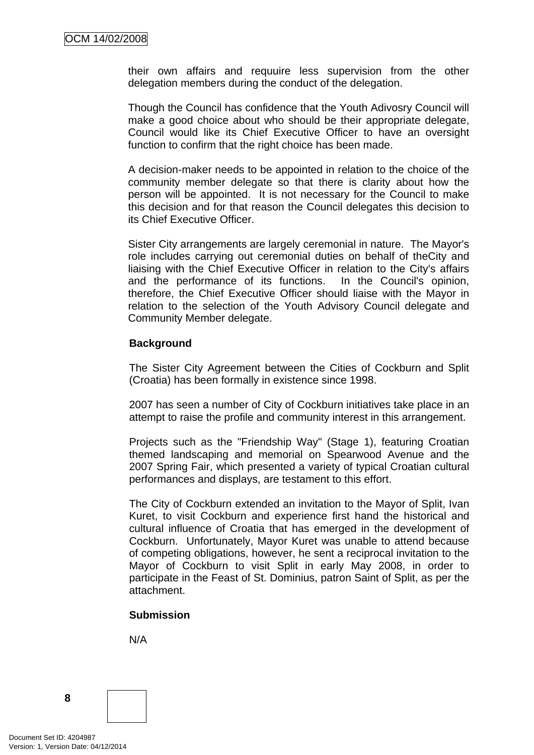their own affairs and requuire less supervision from the other delegation members during the conduct of the delegation.

Though the Council has confidence that the Youth Adivosry Council will make a good choice about who should be their appropriate delegate, Council would like its Chief Executive Officer to have an oversight function to confirm that the right choice has been made.

A decision-maker needs to be appointed in relation to the choice of the community member delegate so that there is clarity about how the person will be appointed. It is not necessary for the Council to make this decision and for that reason the Council delegates this decision to its Chief Executive Officer.

Sister City arrangements are largely ceremonial in nature. The Mayor's role includes carrying out ceremonial duties on behalf of theCity and liaising with the Chief Executive Officer in relation to the City's affairs and the performance of its functions. In the Council's opinion, therefore, the Chief Executive Officer should liaise with the Mayor in relation to the selection of the Youth Advisory Council delegate and Community Member delegate.

**Background**

The Sister City Agreement between the Cities of Cockburn and Split (Croatia) has been formally in existence since 1998.

2007 has seen a number of City of Cockburn initiatives take place in an attempt to raise the profile and community interest in this arrangement.

Projects such as the "Friendship Way" (Stage 1), featuring Croatian themed landscaping and memorial on Spearwood Avenue and the 2007 Spring Fair, which presented a variety of typical Croatian cultural performances and displays, are testament to this effort.

The City of Cockburn extended an invitation to the Mayor of Split, Ivan Kuret, to visit Cockburn and experience first hand the historical and cultural influence of Croatia that has emerged in the development of Cockburn. Unfortunately, Mayor Kuret was unable to attend because of competing obligations, however, he sent a reciprocal invitation to the Mayor of Cockburn to visit Split in early May 2008, in order to participate in the Feast of St. Dominius, patron Saint of Split, as per the attachment.

**Submission**

N/A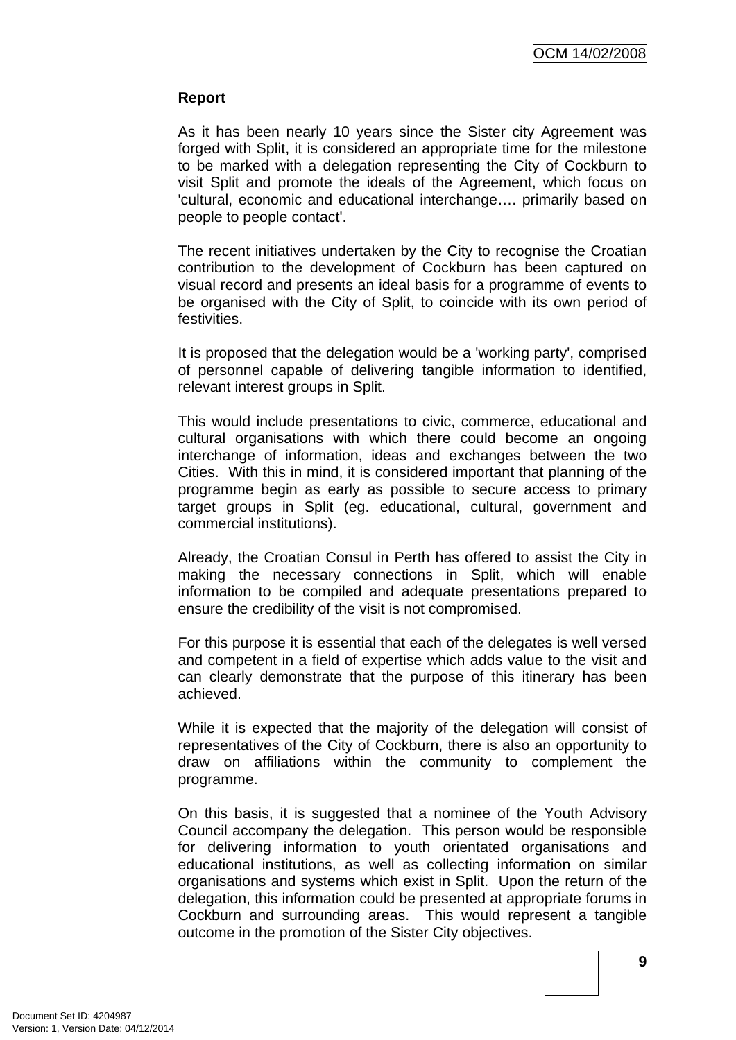**Report**

As it has been nearly 10 years since the Sister city Agreement was forged with Split, it is considered an appropriate time for the milestone to be marked with a delegation representing the City of Cockburn to visit Split and promote the ideals of the Agreement, which focus on 'cultural, economic and educational interchange…. primarily based on people to people contact'.

The recent initiatives undertaken by the City to recognise the Croatian contribution to the development of Cockburn has been captured on visual record and presents an ideal basis for a programme of events to be organised with the City of Split, to coincide with its own period of festivities.

It is proposed that the delegation would be a 'working party', comprised of personnel capable of delivering tangible information to identified, relevant interest groups in Split.

This would include presentations to civic, commerce, educational and cultural organisations with which there could become an ongoing interchange of information, ideas and exchanges between the two Cities. With this in mind, it is considered important that planning of the programme begin as early as possible to secure access to primary target groups in Split (eg. educational, cultural, government and commercial institutions).

Already, the Croatian Consul in Perth has offered to assist the City in making the necessary connections in Split, which will enable information to be compiled and adequate presentations prepared to ensure the credibility of the visit is not compromised.

For this purpose it is essential that each of the delegates is well versed and competent in a field of expertise which adds value to the visit and can clearly demonstrate that the purpose of this itinerary has been achieved.

While it is expected that the majority of the delegation will consist of representatives of the City of Cockburn, there is also an opportunity to draw on affiliations within the community to complement the programme.

On this basis, it is suggested that a nominee of the Youth Advisory Council accompany the delegation. This person would be responsible for delivering information to youth orientated organisations and educational institutions, as well as collecting information on similar organisations and systems which exist in Split. Upon the return of the delegation, this information could be presented at appropriate forums in Cockburn and surrounding areas. This would represent a tangible outcome in the promotion of the Sister City objectives.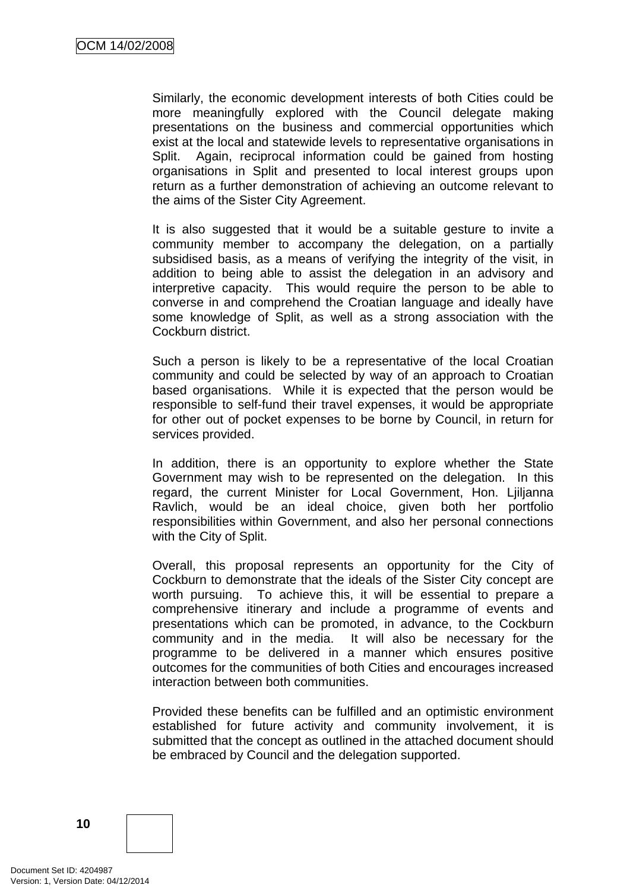Similarly, the economic development interests of both Cities could be more meaningfully explored with the Council delegate making presentations on the business and commercial opportunities which exist at the local and statewide levels to representative organisations in Split. Again, reciprocal information could be gained from hosting organisations in Split and presented to local interest groups upon return as a further demonstration of achieving an outcome relevant to the aims of the Sister City Agreement.

It is also suggested that it would be a suitable gesture to invite a community member to accompany the delegation, on a partially subsidised basis, as a means of verifying the integrity of the visit, in addition to being able to assist the delegation in an advisory and interpretive capacity. This would require the person to be able to converse in and comprehend the Croatian language and ideally have some knowledge of Split, as well as a strong association with the Cockburn district.

Such a person is likely to be a representative of the local Croatian community and could be selected by way of an approach to Croatian based organisations. While it is expected that the person would be responsible to self-fund their travel expenses, it would be appropriate for other out of pocket expenses to be borne by Council, in return for services provided.

In addition, there is an opportunity to explore whether the State Government may wish to be represented on the delegation. In this regard, the current Minister for Local Government, Hon. Ljiljanna Ravlich, would be an ideal choice, given both her portfolio responsibilities within Government, and also her personal connections with the City of Split.

Overall, this proposal represents an opportunity for the City of Cockburn to demonstrate that the ideals of the Sister City concept are worth pursuing. To achieve this, it will be essential to prepare a comprehensive itinerary and include a programme of events and presentations which can be promoted, in advance, to the Cockburn community and in the media. It will also be necessary for the programme to be delivered in a manner which ensures positive outcomes for the communities of both Cities and encourages increased interaction between both communities.

Provided these benefits can be fulfilled and an optimistic environment established for future activity and community involvement, it is submitted that the concept as outlined in the attached document should be embraced by Council and the delegation supported.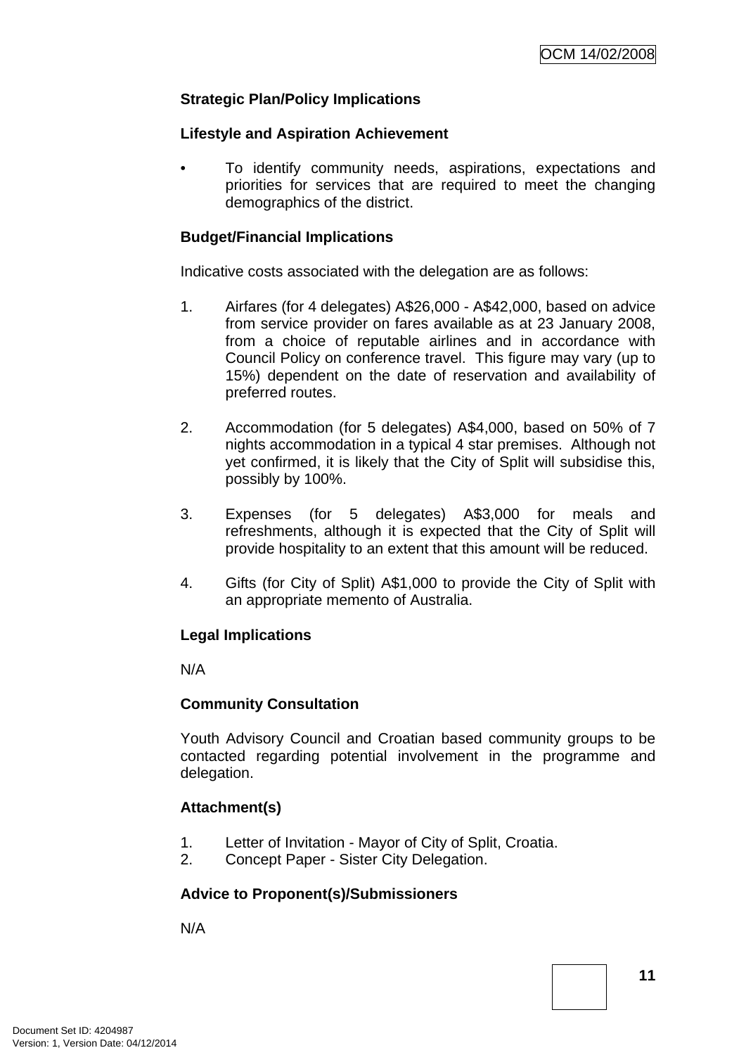**Strategic Plan/Policy Implications**

**Lifestyle and Aspiration Achievement**

- To identify community needs, aspirations, expectations and priorities for services that are required to meet the changing demographics of the district.

**Budget/Financial Implications**

Indicative costs associated with the delegation are as follows:

1. Airfares (for 4 delegates) A$26,000 - A$42,000, based on advice from service provider on fares available as at 23 January 2008, from a choice of reputable airlines and in accordance with Council Policy on conference travel. This figure may vary (up to 15%) dependent on the date of reservation and availability of preferred routes.

2. Accommodation (for 5 delegates) A$4,000, based on 50% of 7 nights accommodation in a typical 4 star premises. Although not yet confirmed, it is likely that the City of Split will subsidise this, possibly by 100%.

3. Expenses (for 5 delegates) A$3,000 for meals and refreshments, although it is expected that the City of Split will provide hospitality to an extent that this amount will be reduced.

4. Gifts (for City of Split) A$1,000 to provide the City of Split with an appropriate memento of Australia.

**Legal Implications**

N/A

**Community Consultation**

Youth Advisory Council and Croatian based community groups to be contacted regarding potential involvement in the programme and delegation.

**Attachment(s)**

1. Letter of Invitation - Mayor of City of Split, Croatia.
2. Concept Paper - Sister City Delegation.

**Advice to Proponent(s)/Submissioners**

N/A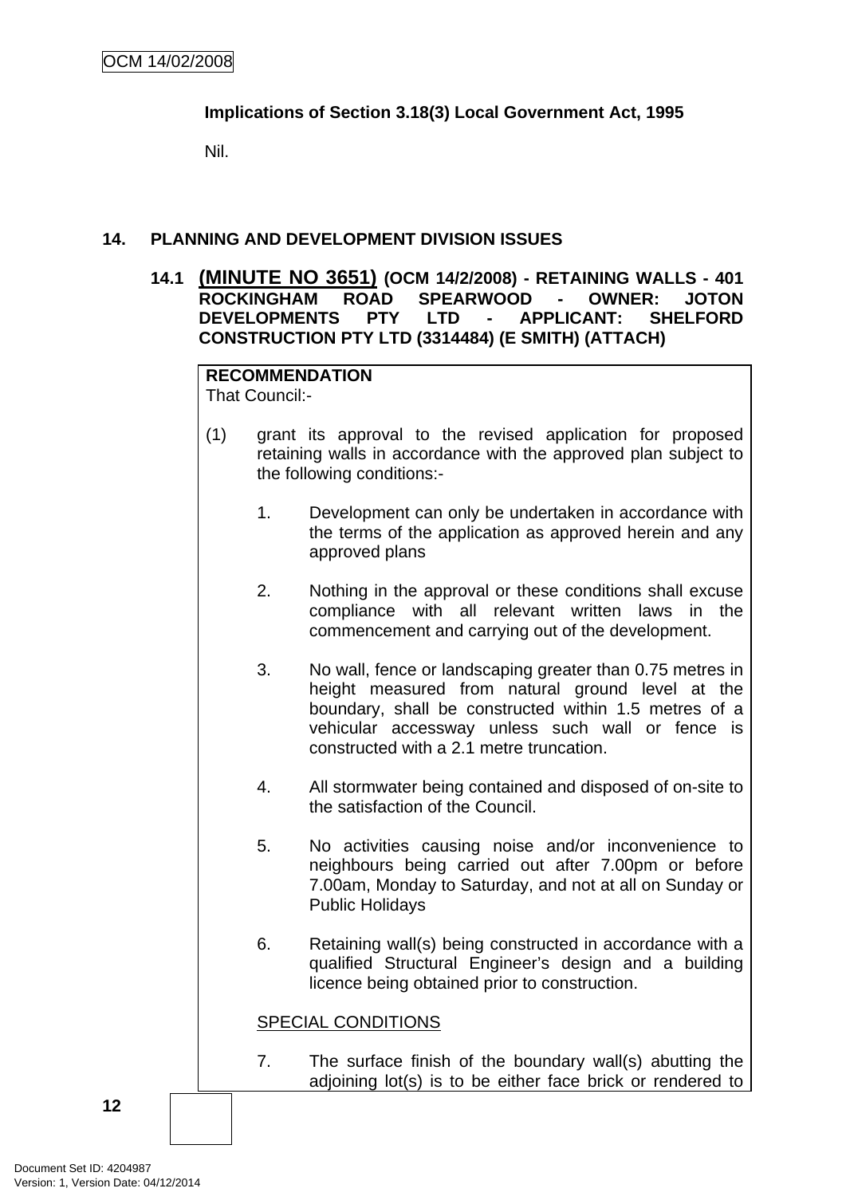**Implications of Section 3.18(3) Local Government Act, 1995**

Nil.

## 14. PLANNING AND DEVELOPMENT DIVISION ISSUES

### 14.1 (MINUTE NO 3651) (OCM 14/2/2008) - RETAINING WALLS - 401 ROCKINGHAM ROAD SPEARWOOD - OWNER: JOTON DEVELOPMENTS PTY LTD - APPLICANT: SHELFORD CONSTRUCTION PTY LTD (3314484) (E SMITH) (ATTACH)

**RECOMMENDATION**
That Council:-

(1) grant its approval to the revised application for proposed retaining walls in accordance with the approved plan subject to the following conditions:-

1. Development can only be undertaken in accordance with the terms of the application as approved herein and any approved plans

2. Nothing in the approval or these conditions shall excuse compliance with all relevant written laws in the commencement and carrying out of the development.

3. No wall, fence or landscaping greater than 0.75 metres in height measured from natural ground level at the boundary, shall be constructed within 1.5 metres of a vehicular accessway unless such wall or fence is constructed with a 2.1 metre truncation.

4. All stormwater being contained and disposed of on-site to the satisfaction of the Council.

5. No activities causing noise and/or inconvenience to neighbours being carried out after 7.00pm or before 7.00am, Monday to Saturday, and not at all on Sunday or Public Holidays

6. Retaining wall(s) being constructed in accordance with a qualified Structural Engineer's design and a building licence being obtained prior to construction.

SPECIAL CONDITIONS

7. The surface finish of the boundary wall(s) abutting the adjoining lot(s) is to be either face brick or rendered to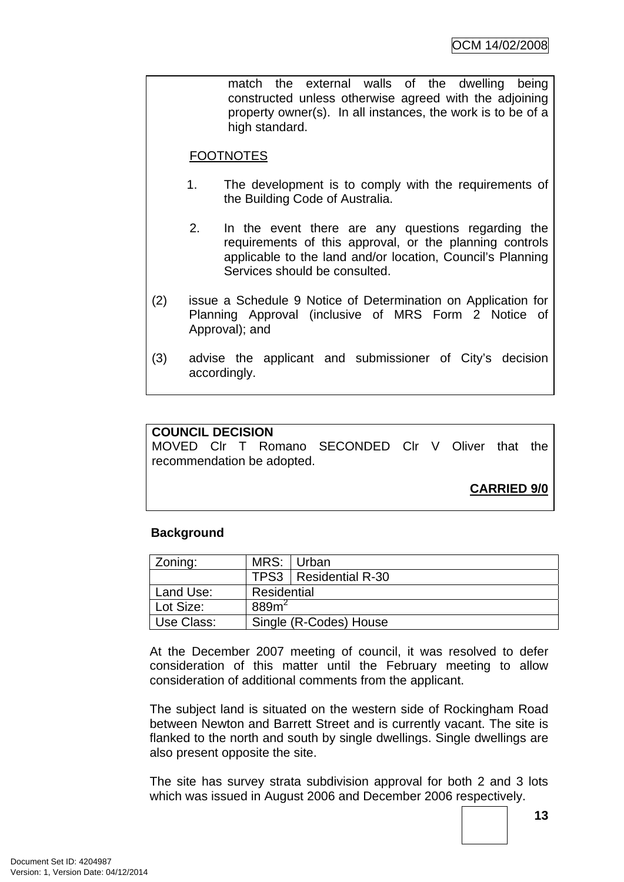match the external walls of the dwelling being constructed unless otherwise agreed with the adjoining property owner(s). In all instances, the work is to be of a high standard.

FOOTNOTES

1. The development is to comply with the requirements of the Building Code of Australia.

2. In the event there are any questions regarding the requirements of this approval, or the planning controls applicable to the land and/or location, Council's Planning Services should be consulted.

(2) issue a Schedule 9 Notice of Determination on Application for Planning Approval (inclusive of MRS Form 2 Notice of Approval); and

(3) advise the applicant and submissioner of City's decision accordingly.

**COUNCIL DECISION**
MOVED Clr T Romano SECONDED Clr V Oliver that the recommendation be adopted.

**CARRIED 9/0**

**Background**

| Zoning: | MRS: | Urban |
|---|---|---|
| | TPS3 | Residential R-30 |
| Land Use: | Residential | |
| Lot Size: | 889m$^2$ | |
| Use Class: | Single (R-Codes) House | |

At the December 2007 meeting of council, it was resolved to defer consideration of this matter until the February meeting to allow consideration of additional comments from the applicant.

The subject land is situated on the western side of Rockingham Road between Newton and Barrett Street and is currently vacant. The site is flanked to the north and south by single dwellings. Single dwellings are also present opposite the site.

The site has survey strata subdivision approval for both 2 and 3 lots which was issued in August 2006 and December 2006 respectively.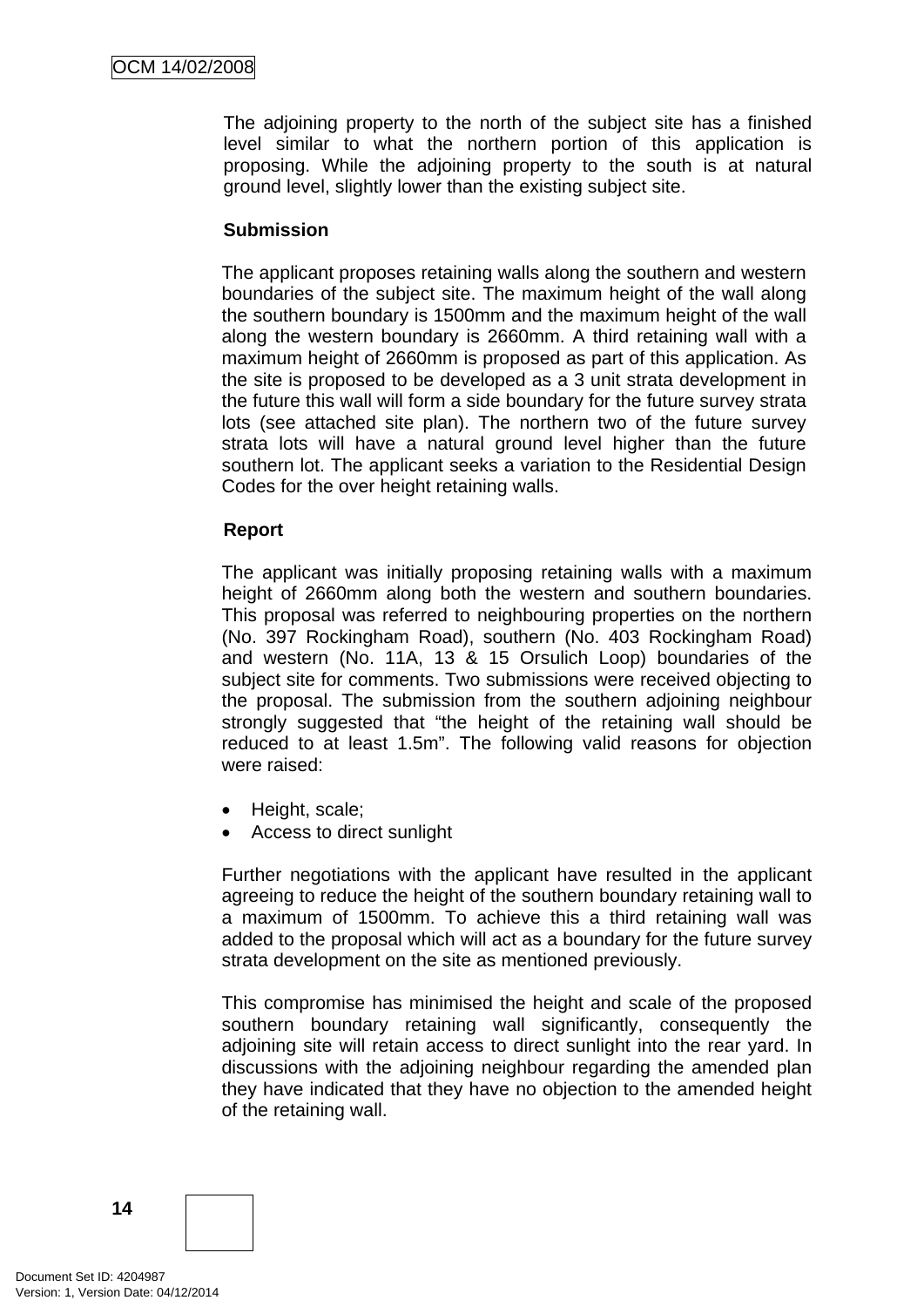The adjoining property to the north of the subject site has a finished level similar to what the northern portion of this application is proposing. While the adjoining property to the south is at natural ground level, slightly lower than the existing subject site.

**Submission**

The applicant proposes retaining walls along the southern and western boundaries of the subject site. The maximum height of the wall along the southern boundary is 1500mm and the maximum height of the wall along the western boundary is 2660mm. A third retaining wall with a maximum height of 2660mm is proposed as part of this application. As the site is proposed to be developed as a 3 unit strata development in the future this wall will form a side boundary for the future survey strata lots (see attached site plan). The northern two of the future survey strata lots will have a natural ground level higher than the future southern lot. The applicant seeks a variation to the Residential Design Codes for the over height retaining walls.

**Report**

The applicant was initially proposing retaining walls with a maximum height of 2660mm along both the western and southern boundaries. This proposal was referred to neighbouring properties on the northern (No. 397 Rockingham Road), southern (No. 403 Rockingham Road) and western (No. 11A, 13 & 15 Orsulich Loop) boundaries of the subject site for comments. Two submissions were received objecting to the proposal. The submission from the southern adjoining neighbour strongly suggested that "the height of the retaining wall should be reduced to at least 1.5m". The following valid reasons for objection were raised:

- Height, scale;
- Access to direct sunlight

Further negotiations with the applicant have resulted in the applicant agreeing to reduce the height of the southern boundary retaining wall to a maximum of 1500mm. To achieve this a third retaining wall was added to the proposal which will act as a boundary for the future survey strata development on the site as mentioned previously.

This compromise has minimised the height and scale of the proposed southern boundary retaining wall significantly, consequently the adjoining site will retain access to direct sunlight into the rear yard. In discussions with the adjoining neighbour regarding the amended plan they have indicated that they have no objection to the amended height of the retaining wall.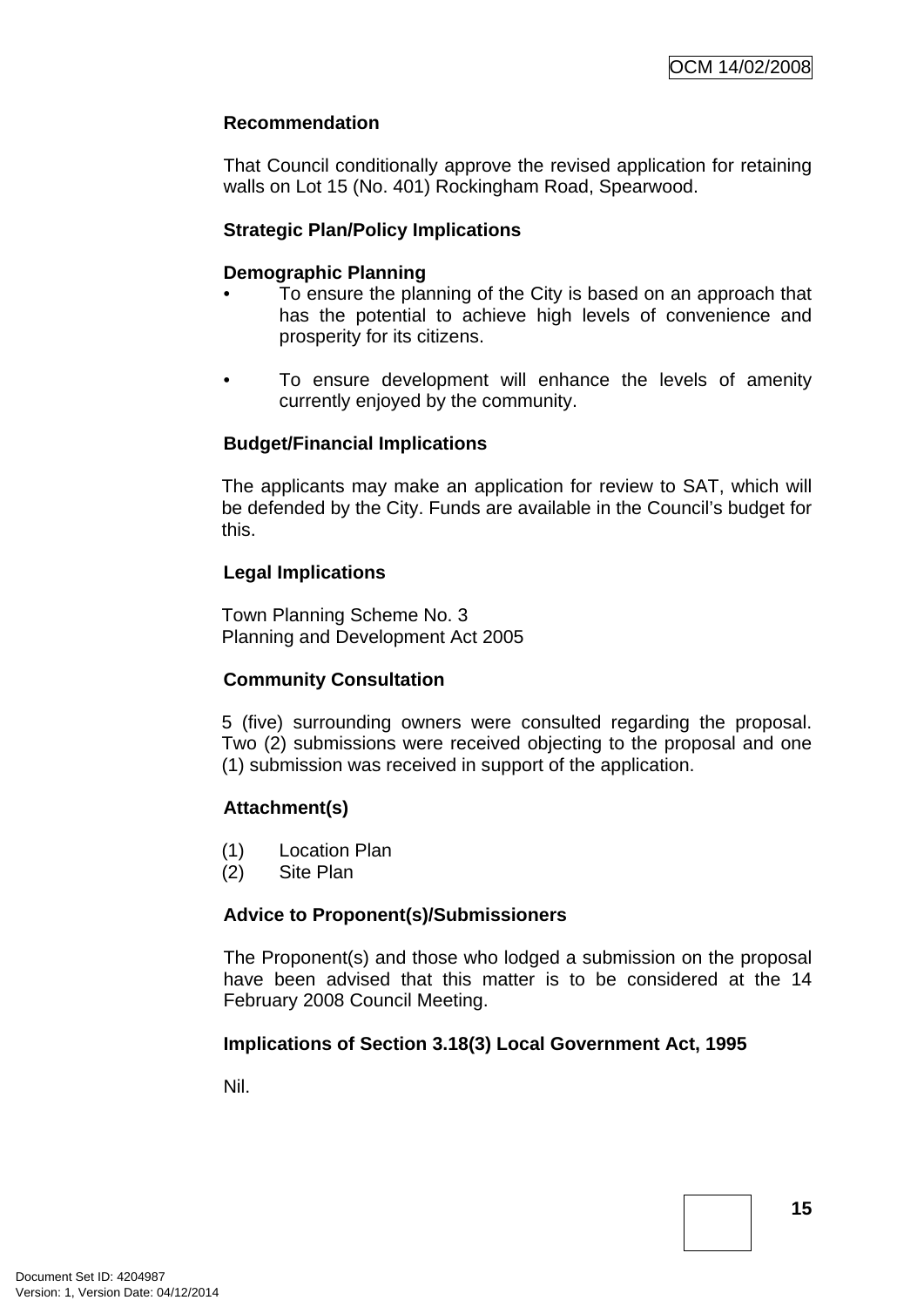**Recommendation**

That Council conditionally approve the revised application for retaining walls on Lot 15 (No. 401) Rockingham Road, Spearwood.

**Strategic Plan/Policy Implications**

**Demographic Planning**

- To ensure the planning of the City is based on an approach that has the potential to achieve high levels of convenience and prosperity for its citizens.
- To ensure development will enhance the levels of amenity currently enjoyed by the community.

**Budget/Financial Implications**

The applicants may make an application for review to SAT, which will be defended by the City. Funds are available in the Council's budget for this.

**Legal Implications**

Town Planning Scheme No. 3
Planning and Development Act 2005

**Community Consultation**

5 (five) surrounding owners were consulted regarding the proposal. Two (2) submissions were received objecting to the proposal and one (1) submission was received in support of the application.

**Attachment(s)**

(1) Location Plan
(2) Site Plan

**Advice to Proponent(s)/Submissioners**

The Proponent(s) and those who lodged a submission on the proposal have been advised that this matter is to be considered at the 14 February 2008 Council Meeting.

**Implications of Section 3.18(3) Local Government Act, 1995**

Nil.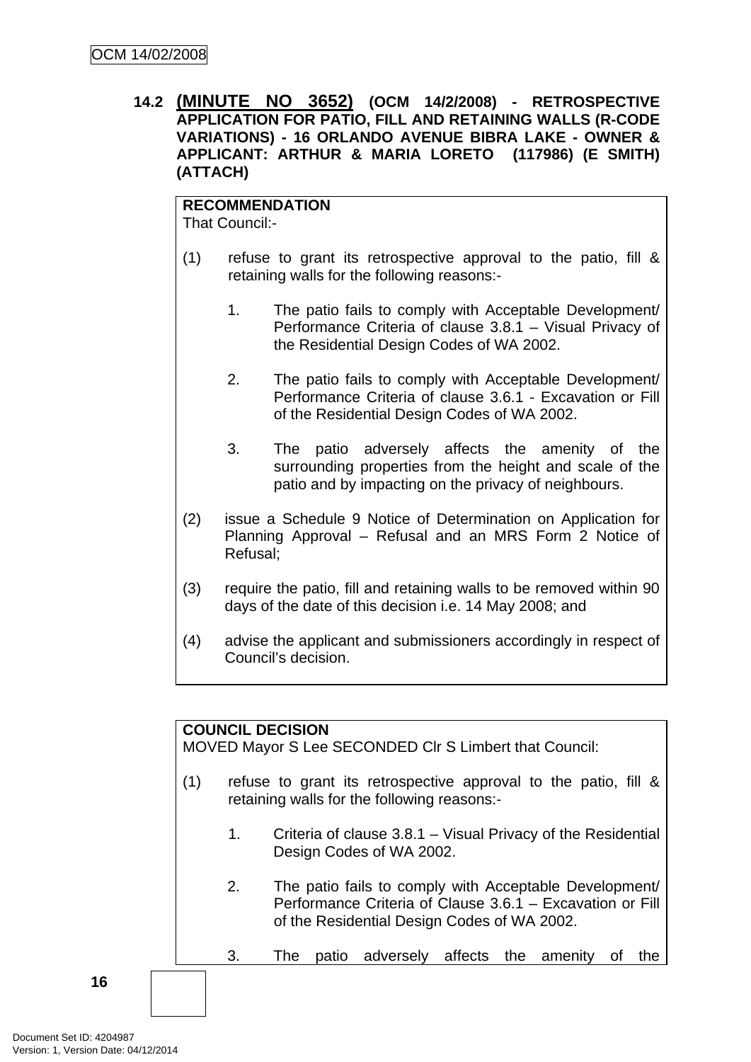## 14.2 (MINUTE NO 3652) (OCM 14/2/2008) - RETROSPECTIVE APPLICATION FOR PATIO, FILL AND RETAINING WALLS (R-CODE VARIATIONS) - 16 ORLANDO AVENUE BIBRA LAKE - OWNER & APPLICANT: ARTHUR & MARIA LORETO (117986) (E SMITH) (ATTACH)

**RECOMMENDATION**
That Council:-

(1) refuse to grant its retrospective approval to the patio, fill & retaining walls for the following reasons:-

   1. The patio fails to comply with Acceptable Development/ Performance Criteria of clause 3.8.1 – Visual Privacy of the Residential Design Codes of WA 2002.

   2. The patio fails to comply with Acceptable Development/ Performance Criteria of clause 3.6.1 - Excavation or Fill of the Residential Design Codes of WA 2002.

   3. The patio adversely affects the amenity of the surrounding properties from the height and scale of the patio and by impacting on the privacy of neighbours.

(2) issue a Schedule 9 Notice of Determination on Application for Planning Approval – Refusal and an MRS Form 2 Notice of Refusal;

(3) require the patio, fill and retaining walls to be removed within 90 days of the date of this decision i.e. 14 May 2008; and

(4) advise the applicant and submissioners accordingly in respect of Council's decision.

**COUNCIL DECISION**
MOVED Mayor S Lee SECONDED Clr S Limbert that Council:

(1) refuse to grant its retrospective approval to the patio, fill & retaining walls for the following reasons:-

   1. Criteria of clause 3.8.1 – Visual Privacy of the Residential Design Codes of WA 2002.

   2. The patio fails to comply with Acceptable Development/ Performance Criteria of Clause 3.6.1 – Excavation or Fill of the Residential Design Codes of WA 2002.

   3. The patio adversely affects the amenity of the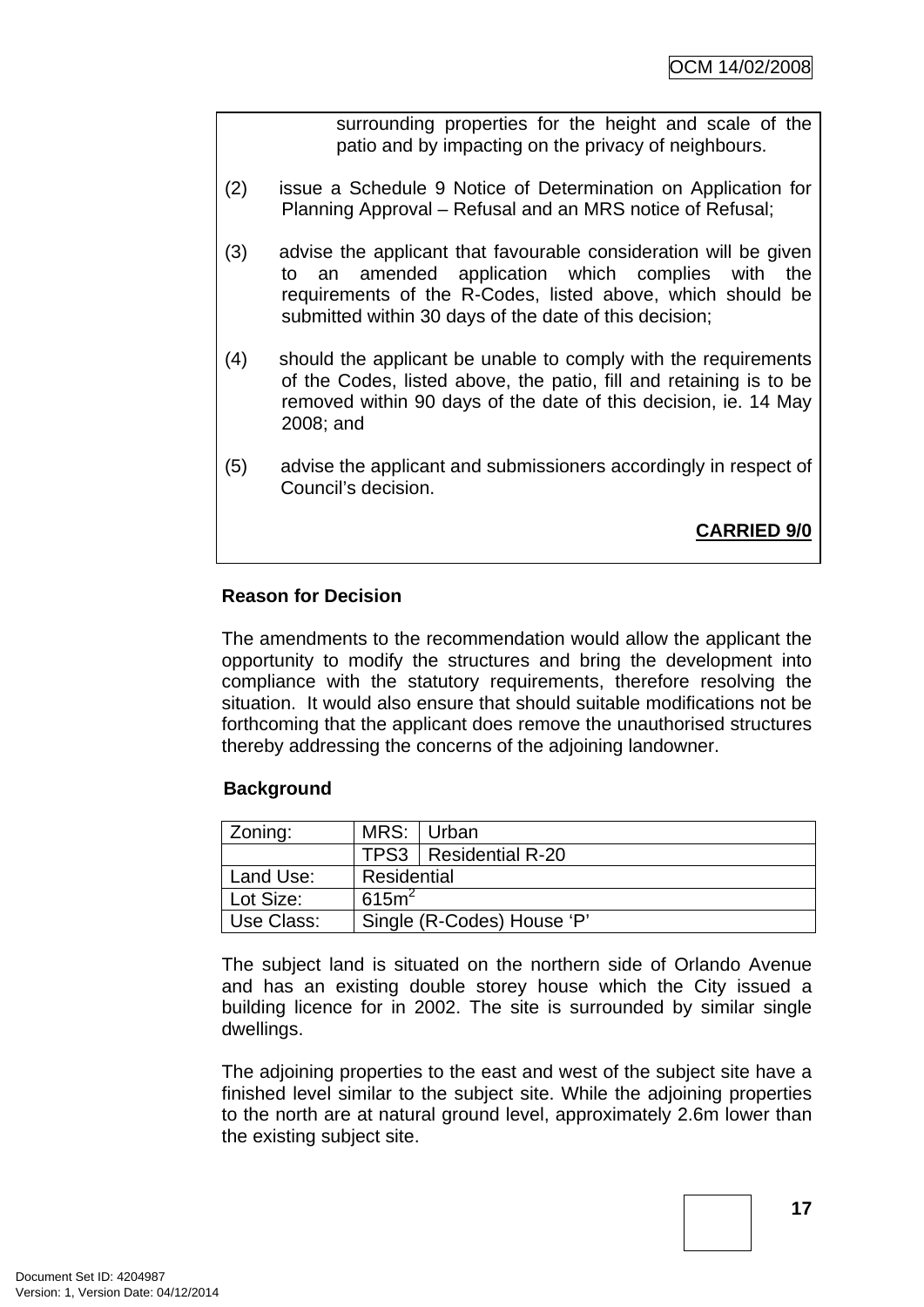surrounding properties for the height and scale of the patio and by impacting on the privacy of neighbours.

(2) issue a Schedule 9 Notice of Determination on Application for Planning Approval – Refusal and an MRS notice of Refusal;

(3) advise the applicant that favourable consideration will be given to an amended application which complies with the requirements of the R-Codes, listed above, which should be submitted within 30 days of the date of this decision;

(4) should the applicant be unable to comply with the requirements of the Codes, listed above, the patio, fill and retaining is to be removed within 90 days of the date of this decision, ie. 14 May 2008; and

(5) advise the applicant and submissioners accordingly in respect of Council's decision.

**CARRIED 9/0**

**Reason for Decision**

The amendments to the recommendation would allow the applicant the opportunity to modify the structures and bring the development into compliance with the statutory requirements, therefore resolving the situation. It would also ensure that should suitable modifications not be forthcoming that the applicant does remove the unauthorised structures thereby addressing the concerns of the adjoining landowner.

**Background**

| Zoning: | MRS: | Urban |
|---|---|---|
| | TPS3 | Residential R-20 |
| Land Use: | Residential | |
| Lot Size: | 615m$^2$ | |
| Use Class: | Single (R-Codes) House 'P' | |

The subject land is situated on the northern side of Orlando Avenue and has an existing double storey house which the City issued a building licence for in 2002. The site is surrounded by similar single dwellings.

The adjoining properties to the east and west of the subject site have a finished level similar to the subject site. While the adjoining properties to the north are at natural ground level, approximately 2.6m lower than the existing subject site.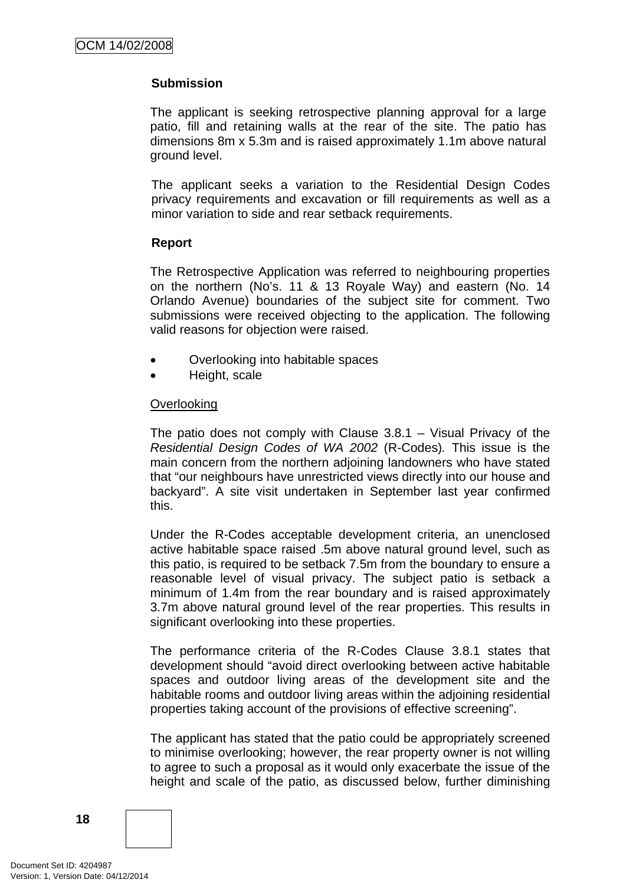**Submission**

The applicant is seeking retrospective planning approval for a large patio, fill and retaining walls at the rear of the site. The patio has dimensions 8m x 5.3m and is raised approximately 1.1m above natural ground level.

The applicant seeks a variation to the Residential Design Codes privacy requirements and excavation or fill requirements as well as a minor variation to side and rear setback requirements.

**Report**

The Retrospective Application was referred to neighbouring properties on the northern (No's. 11 & 13 Royale Way) and eastern (No. 14 Orlando Avenue) boundaries of the subject site for comment. Two submissions were received objecting to the application. The following valid reasons for objection were raised.

- Overlooking into habitable spaces
- Height, scale

Overlooking

The patio does not comply with Clause 3.8.1 – Visual Privacy of the *Residential Design Codes of WA 2002* (R-Codes)*.* This issue is the main concern from the northern adjoining landowners who have stated that "our neighbours have unrestricted views directly into our house and backyard". A site visit undertaken in September last year confirmed this.

Under the R-Codes acceptable development criteria, an unenclosed active habitable space raised .5m above natural ground level, such as this patio, is required to be setback 7.5m from the boundary to ensure a reasonable level of visual privacy. The subject patio is setback a minimum of 1.4m from the rear boundary and is raised approximately 3.7m above natural ground level of the rear properties. This results in significant overlooking into these properties.

The performance criteria of the R-Codes Clause 3.8.1 states that development should "avoid direct overlooking between active habitable spaces and outdoor living areas of the development site and the habitable rooms and outdoor living areas within the adjoining residential properties taking account of the provisions of effective screening".

The applicant has stated that the patio could be appropriately screened to minimise overlooking; however, the rear property owner is not willing to agree to such a proposal as it would only exacerbate the issue of the height and scale of the patio, as discussed below, further diminishing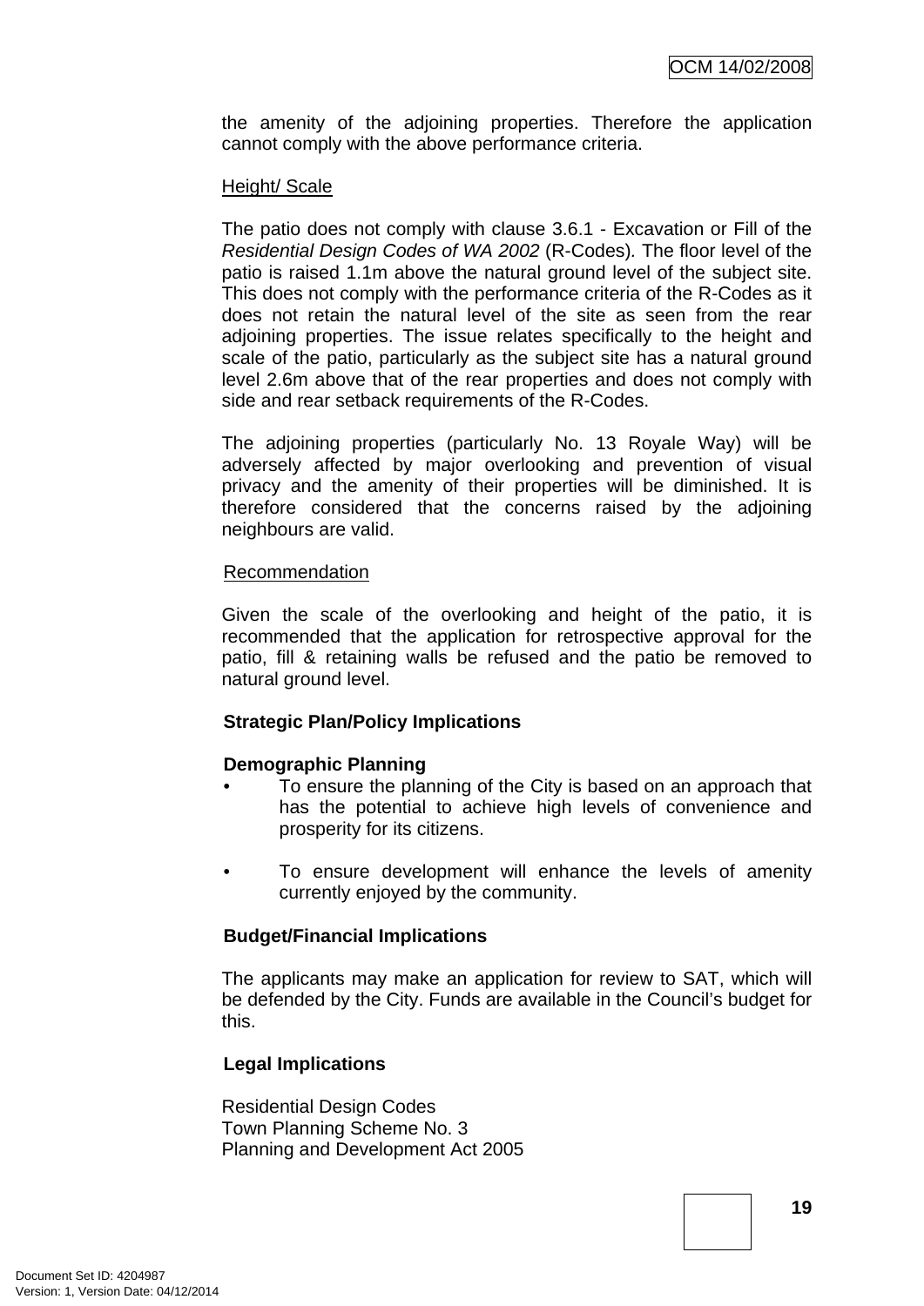the amenity of the adjoining properties. Therefore the application cannot comply with the above performance criteria.

Height/ Scale

The patio does not comply with clause 3.6.1 - Excavation or Fill of the *Residential Design Codes of WA 2002* (R-Codes). The floor level of the patio is raised 1.1m above the natural ground level of the subject site. This does not comply with the performance criteria of the R-Codes as it does not retain the natural level of the site as seen from the rear adjoining properties. The issue relates specifically to the height and scale of the patio, particularly as the subject site has a natural ground level 2.6m above that of the rear properties and does not comply with side and rear setback requirements of the R-Codes.

The adjoining properties (particularly No. 13 Royale Way) will be adversely affected by major overlooking and prevention of visual privacy and the amenity of their properties will be diminished. It is therefore considered that the concerns raised by the adjoining neighbours are valid.

Recommendation

Given the scale of the overlooking and height of the patio, it is recommended that the application for retrospective approval for the patio, fill & retaining walls be refused and the patio be removed to natural ground level.

**Strategic Plan/Policy Implications**

**Demographic Planning**

- To ensure the planning of the City is based on an approach that has the potential to achieve high levels of convenience and prosperity for its citizens.
- To ensure development will enhance the levels of amenity currently enjoyed by the community.

**Budget/Financial Implications**

The applicants may make an application for review to SAT, which will be defended by the City. Funds are available in the Council's budget for this.

**Legal Implications**

Residential Design Codes
Town Planning Scheme No. 3
Planning and Development Act 2005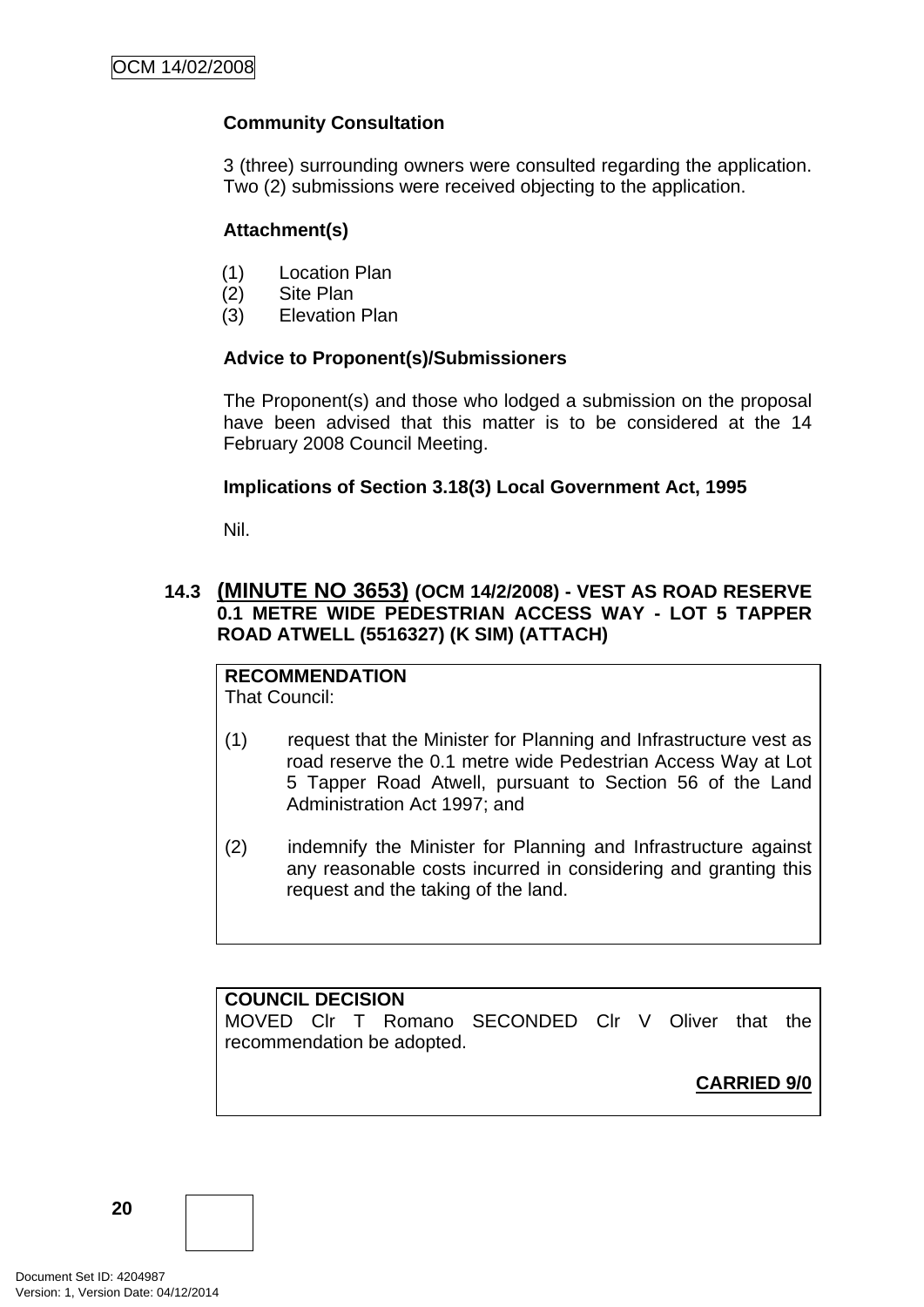**Community Consultation**

3 (three) surrounding owners were consulted regarding the application. Two (2) submissions were received objecting to the application.

**Attachment(s)**

(1) Location Plan
(2) Site Plan
(3) Elevation Plan

**Advice to Proponent(s)/Submissioners**

The Proponent(s) and those who lodged a submission on the proposal have been advised that this matter is to be considered at the 14 February 2008 Council Meeting.

**Implications of Section 3.18(3) Local Government Act, 1995**

Nil.

### 14.3 (MINUTE NO 3653) (OCM 14/2/2008) - VEST AS ROAD RESERVE 0.1 METRE WIDE PEDESTRIAN ACCESS WAY - LOT 5 TAPPER ROAD ATWELL (5516327) (K SIM) (ATTACH)

**RECOMMENDATION**
That Council:

(1) request that the Minister for Planning and Infrastructure vest as road reserve the 0.1 metre wide Pedestrian Access Way at Lot 5 Tapper Road Atwell, pursuant to Section 56 of the Land Administration Act 1997; and

(2) indemnify the Minister for Planning and Infrastructure against any reasonable costs incurred in considering and granting this request and the taking of the land.

**COUNCIL DECISION**
MOVED Clr T Romano SECONDED Clr V Oliver that the recommendation be adopted.

**CARRIED 9/0**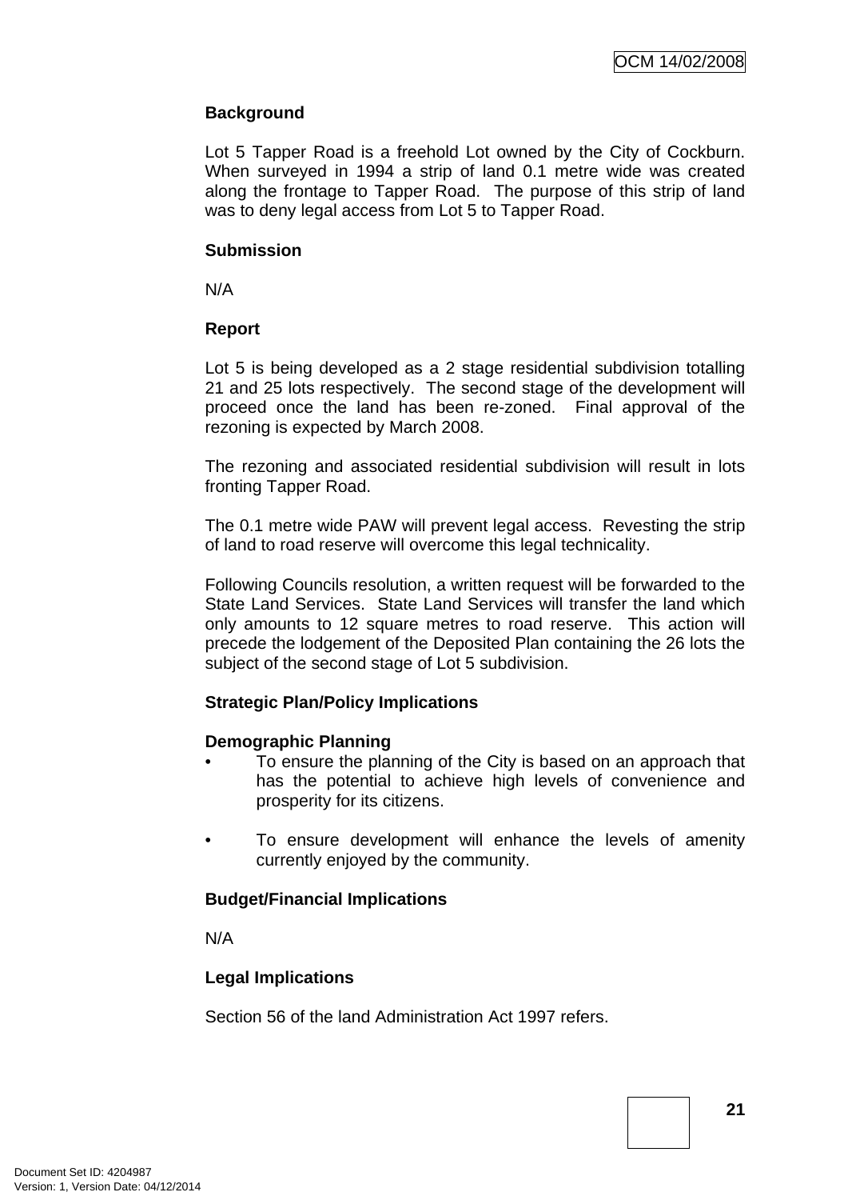**Background**

Lot 5 Tapper Road is a freehold Lot owned by the City of Cockburn. When surveyed in 1994 a strip of land 0.1 metre wide was created along the frontage to Tapper Road. The purpose of this strip of land was to deny legal access from Lot 5 to Tapper Road.

**Submission**

N/A

**Report**

Lot 5 is being developed as a 2 stage residential subdivision totalling 21 and 25 lots respectively. The second stage of the development will proceed once the land has been re-zoned. Final approval of the rezoning is expected by March 2008.

The rezoning and associated residential subdivision will result in lots fronting Tapper Road.

The 0.1 metre wide PAW will prevent legal access. Revesting the strip of land to road reserve will overcome this legal technicality.

Following Councils resolution, a written request will be forwarded to the State Land Services. State Land Services will transfer the land which only amounts to 12 square metres to road reserve. This action will precede the lodgement of the Deposited Plan containing the 26 lots the subject of the second stage of Lot 5 subdivision.

**Strategic Plan/Policy Implications**

**Demographic Planning**

- To ensure the planning of the City is based on an approach that has the potential to achieve high levels of convenience and prosperity for its citizens.

- To ensure development will enhance the levels of amenity currently enjoyed by the community.

**Budget/Financial Implications**

N/A

**Legal Implications**

Section 56 of the land Administration Act 1997 refers.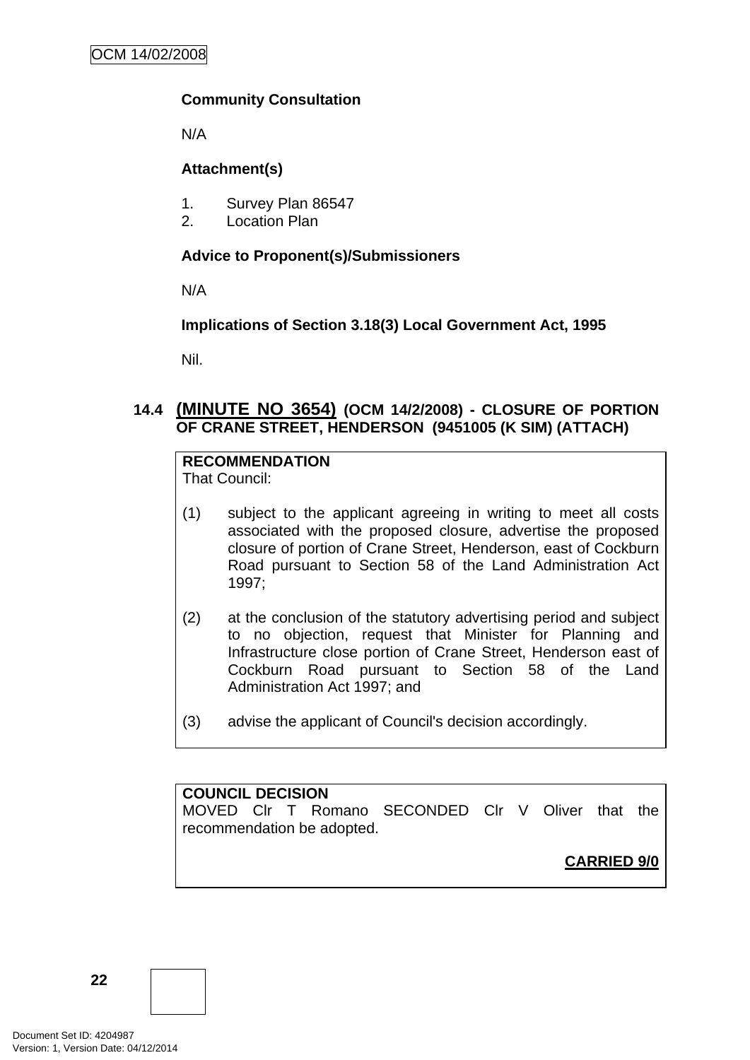**Community Consultation**

N/A

**Attachment(s)**

1. Survey Plan 86547
2. Location Plan

**Advice to Proponent(s)/Submissioners**

N/A

**Implications of Section 3.18(3) Local Government Act, 1995**

Nil.

### 14.4 (MINUTE NO 3654) (OCM 14/2/2008) - CLOSURE OF PORTION OF CRANE STREET, HENDERSON (9451005 (K SIM) (ATTACH)

**RECOMMENDATION**
That Council:

(1) subject to the applicant agreeing in writing to meet all costs associated with the proposed closure, advertise the proposed closure of portion of Crane Street, Henderson, east of Cockburn Road pursuant to Section 58 of the Land Administration Act 1997;

(2) at the conclusion of the statutory advertising period and subject to no objection, request that Minister for Planning and Infrastructure close portion of Crane Street, Henderson east of Cockburn Road pursuant to Section 58 of the Land Administration Act 1997; and

(3) advise the applicant of Council's decision accordingly.

**COUNCIL DECISION**
MOVED Clr T Romano SECONDED Clr V Oliver that the recommendation be adopted.

**CARRIED 9/0**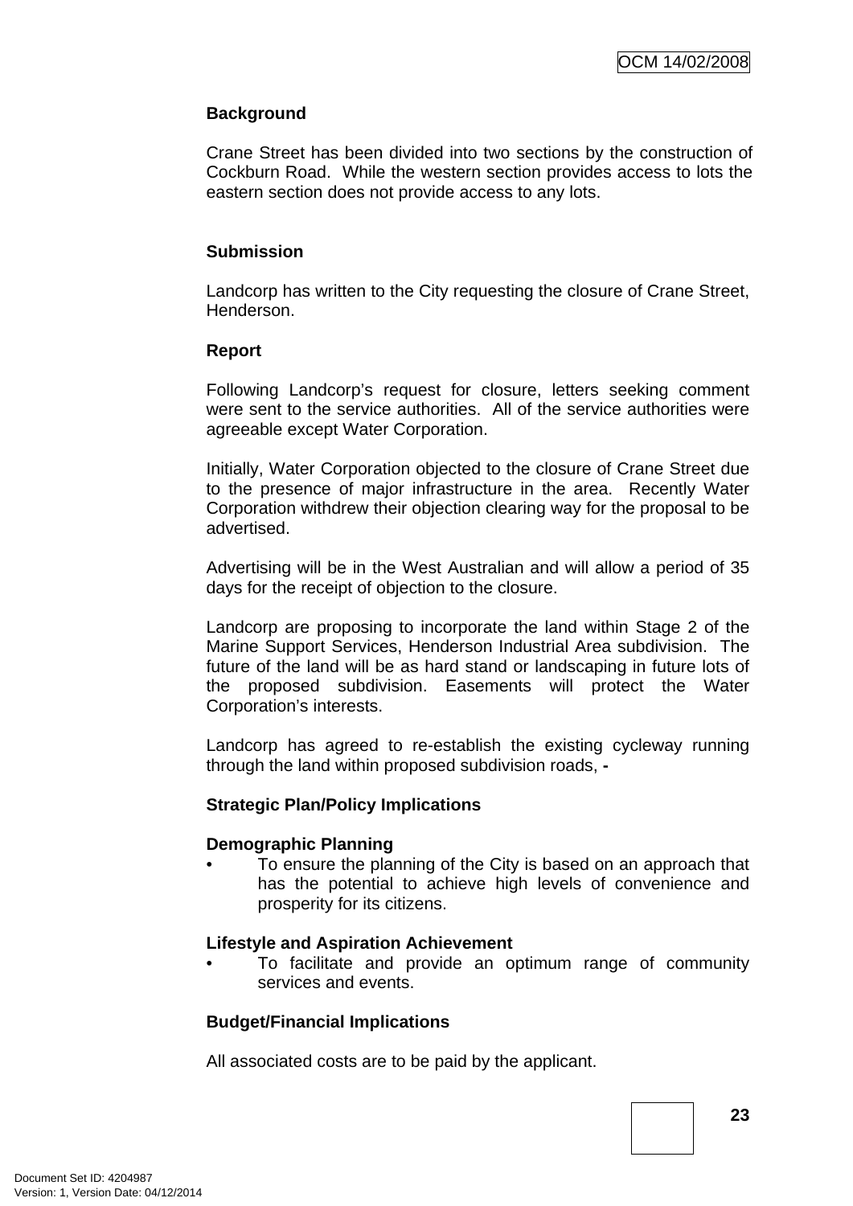**Background**

Crane Street has been divided into two sections by the construction of Cockburn Road. While the western section provides access to lots the eastern section does not provide access to any lots.

**Submission**

Landcorp has written to the City requesting the closure of Crane Street, Henderson.

**Report**

Following Landcorp's request for closure, letters seeking comment were sent to the service authorities. All of the service authorities were agreeable except Water Corporation.

Initially, Water Corporation objected to the closure of Crane Street due to the presence of major infrastructure in the area. Recently Water Corporation withdrew their objection clearing way for the proposal to be advertised.

Advertising will be in the West Australian and will allow a period of 35 days for the receipt of objection to the closure.

Landcorp are proposing to incorporate the land within Stage 2 of the Marine Support Services, Henderson Industrial Area subdivision. The future of the land will be as hard stand or landscaping in future lots of the proposed subdivision. Easements will protect the Water Corporation's interests.

Landcorp has agreed to re-establish the existing cycleway running through the land within proposed subdivision roads, **-**

**Strategic Plan/Policy Implications**

**Demographic Planning**

- To ensure the planning of the City is based on an approach that has the potential to achieve high levels of convenience and prosperity for its citizens.

**Lifestyle and Aspiration Achievement**

- To facilitate and provide an optimum range of community services and events.

**Budget/Financial Implications**

All associated costs are to be paid by the applicant.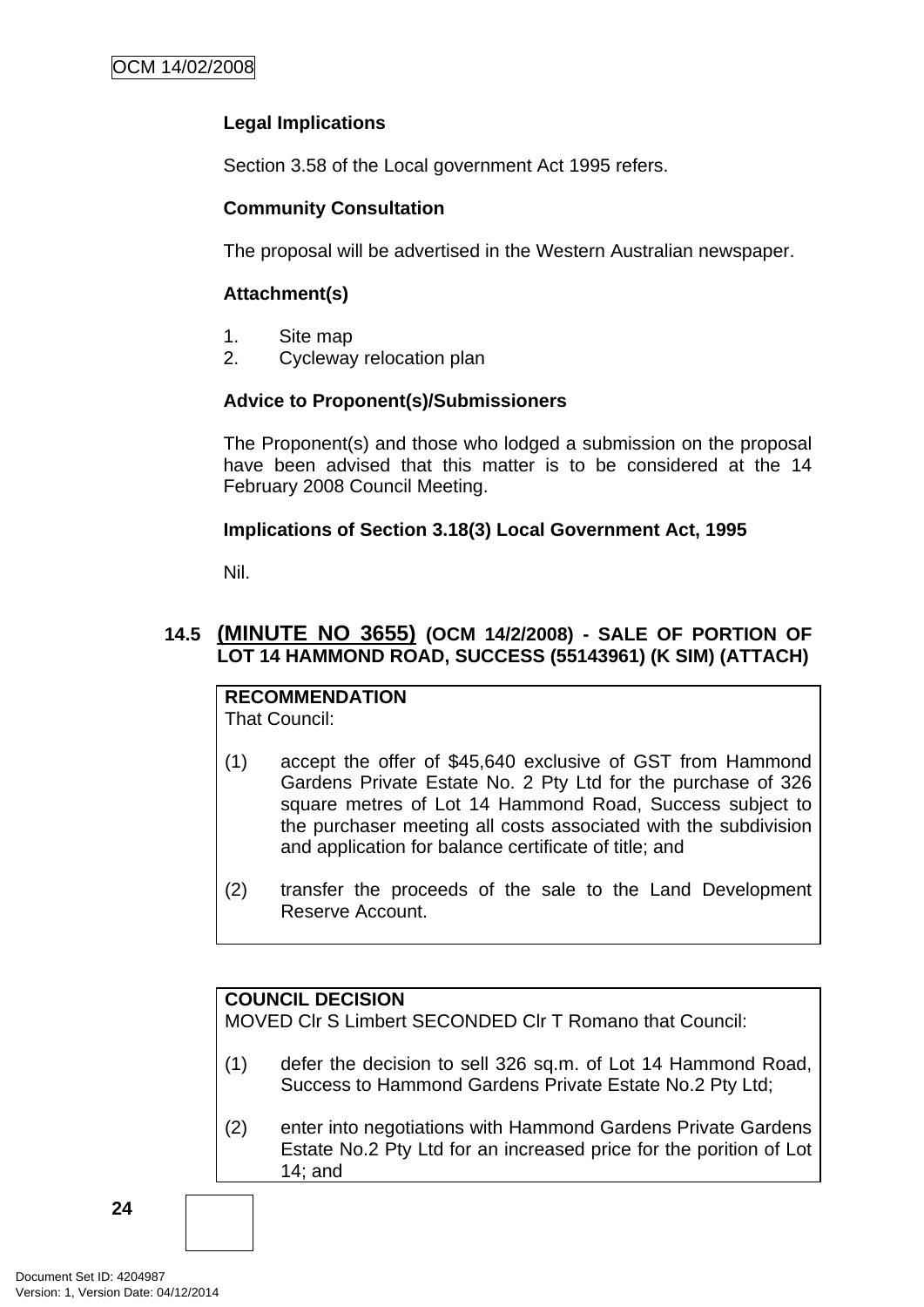**Legal Implications**

Section 3.58 of the Local government Act 1995 refers.

**Community Consultation**

The proposal will be advertised in the Western Australian newspaper.

**Attachment(s)**

1. Site map
2. Cycleway relocation plan

**Advice to Proponent(s)/Submissioners**

The Proponent(s) and those who lodged a submission on the proposal have been advised that this matter is to be considered at the 14 February 2008 Council Meeting.

**Implications of Section 3.18(3) Local Government Act, 1995**

Nil.

## 14.5 (MINUTE NO 3655) (OCM 14/2/2008) - SALE OF PORTION OF LOT 14 HAMMOND ROAD, SUCCESS (55143961) (K SIM) (ATTACH)

**RECOMMENDATION**
That Council:

(1) accept the offer of $45,640 exclusive of GST from Hammond Gardens Private Estate No. 2 Pty Ltd for the purchase of 326 square metres of Lot 14 Hammond Road, Success subject to the purchaser meeting all costs associated with the subdivision and application for balance certificate of title; and

(2) transfer the proceeds of the sale to the Land Development Reserve Account.

**COUNCIL DECISION**
MOVED Clr S Limbert SECONDED Clr T Romano that Council:

(1) defer the decision to sell 326 sq.m. of Lot 14 Hammond Road, Success to Hammond Gardens Private Estate No.2 Pty Ltd;

(2) enter into negotiations with Hammond Gardens Private Gardens Estate No.2 Pty Ltd for an increased price for the porition of Lot 14; and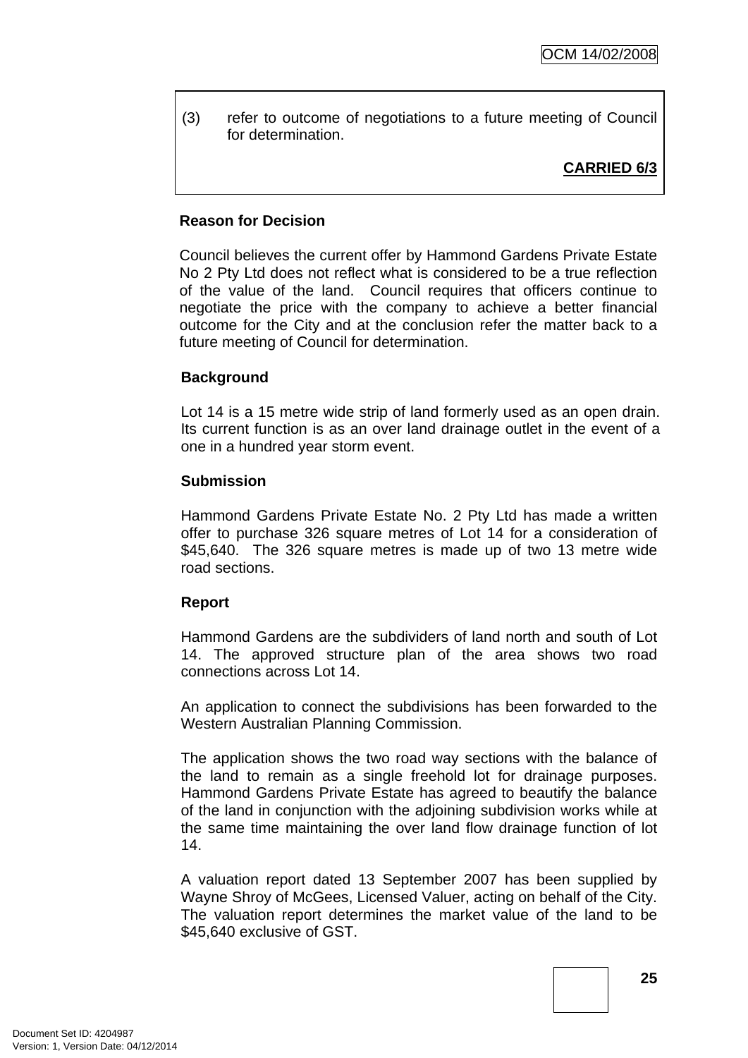(3) refer to outcome of negotiations to a future meeting of Council for determination.

**CARRIED 6/3**

**Reason for Decision**

Council believes the current offer by Hammond Gardens Private Estate No 2 Pty Ltd does not reflect what is considered to be a true reflection of the value of the land. Council requires that officers continue to negotiate the price with the company to achieve a better financial outcome for the City and at the conclusion refer the matter back to a future meeting of Council for determination.

**Background**

Lot 14 is a 15 metre wide strip of land formerly used as an open drain. Its current function is as an over land drainage outlet in the event of a one in a hundred year storm event.

**Submission**

Hammond Gardens Private Estate No. 2 Pty Ltd has made a written offer to purchase 326 square metres of Lot 14 for a consideration of $45,640. The 326 square metres is made up of two 13 metre wide road sections.

**Report**

Hammond Gardens are the subdividers of land north and south of Lot 14. The approved structure plan of the area shows two road connections across Lot 14.

An application to connect the subdivisions has been forwarded to the Western Australian Planning Commission.

The application shows the two road way sections with the balance of the land to remain as a single freehold lot for drainage purposes. Hammond Gardens Private Estate has agreed to beautify the balance of the land in conjunction with the adjoining subdivision works while at the same time maintaining the over land flow drainage function of lot 14.

A valuation report dated 13 September 2007 has been supplied by Wayne Shroy of McGees, Licensed Valuer, acting on behalf of the City. The valuation report determines the market value of the land to be $45,640 exclusive of GST.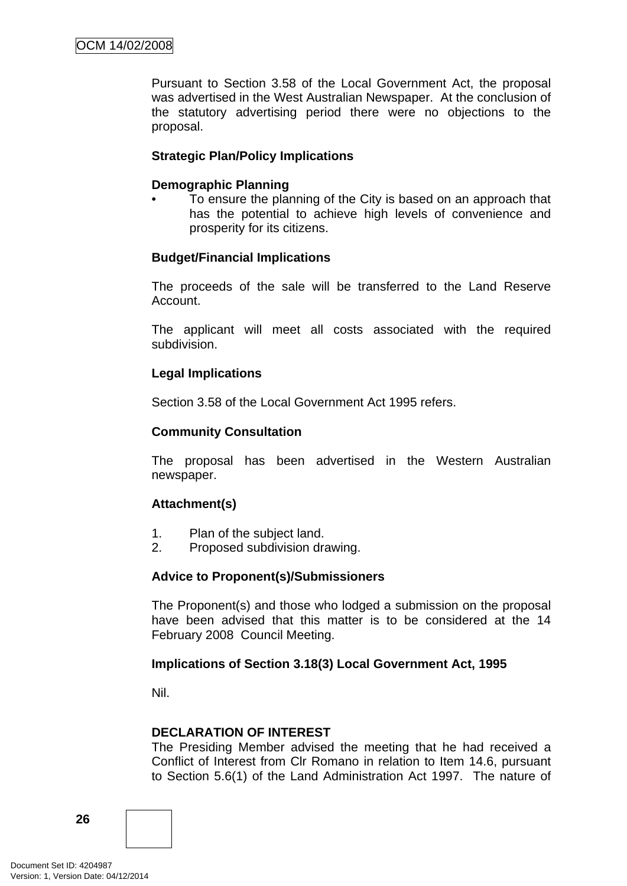Pursuant to Section 3.58 of the Local Government Act, the proposal was advertised in the West Australian Newspaper. At the conclusion of the statutory advertising period there were no objections to the proposal.

**Strategic Plan/Policy Implications**

**Demographic Planning**

- To ensure the planning of the City is based on an approach that has the potential to achieve high levels of convenience and prosperity for its citizens.

**Budget/Financial Implications**

The proceeds of the sale will be transferred to the Land Reserve Account.

The applicant will meet all costs associated with the required subdivision.

**Legal Implications**

Section 3.58 of the Local Government Act 1995 refers.

**Community Consultation**

The proposal has been advertised in the Western Australian newspaper.

**Attachment(s)**

1. Plan of the subject land.
2. Proposed subdivision drawing.

**Advice to Proponent(s)/Submissioners**

The Proponent(s) and those who lodged a submission on the proposal have been advised that this matter is to be considered at the 14 February 2008 Council Meeting.

**Implications of Section 3.18(3) Local Government Act, 1995**

Nil.

**DECLARATION OF INTEREST**

The Presiding Member advised the meeting that he had received a Conflict of Interest from Clr Romano in relation to Item 14.6, pursuant to Section 5.6(1) of the Land Administration Act 1997. The nature of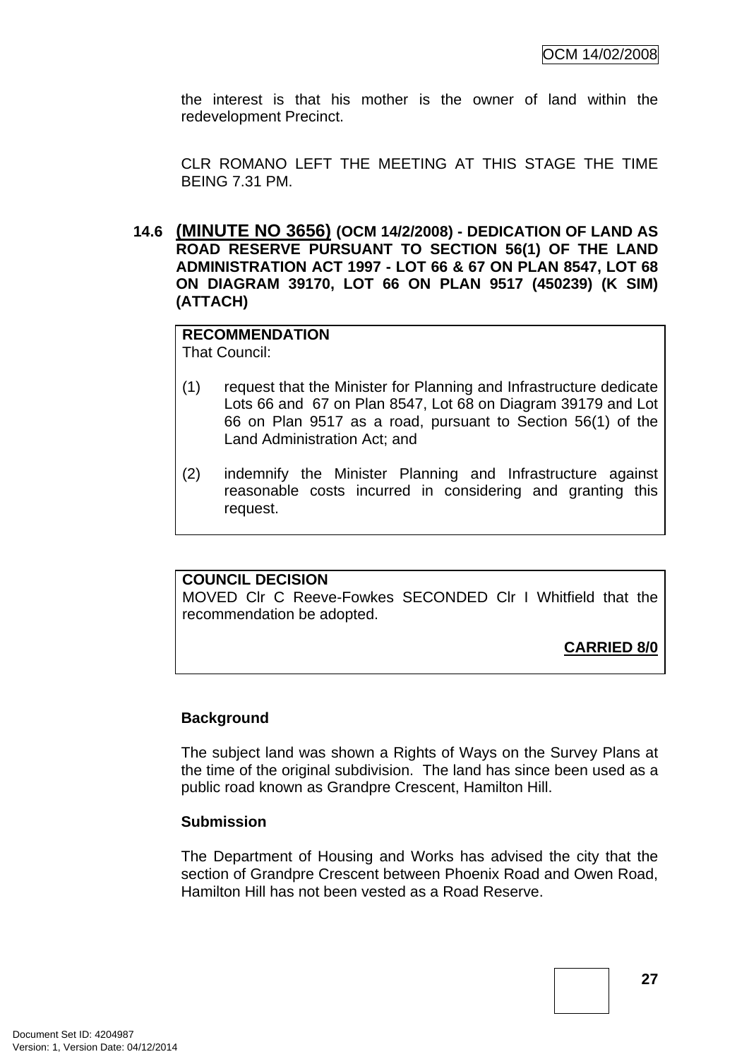the interest is that his mother is the owner of land within the redevelopment Precinct.

CLR ROMANO LEFT THE MEETING AT THIS STAGE THE TIME BEING 7.31 PM.

### 14.6 (MINUTE NO 3656) (OCM 14/2/2008) - DEDICATION OF LAND AS ROAD RESERVE PURSUANT TO SECTION 56(1) OF THE LAND ADMINISTRATION ACT 1997 - LOT 66 & 67 ON PLAN 8547, LOT 68 ON DIAGRAM 39170, LOT 66 ON PLAN 9517 (450239) (K SIM) (ATTACH)

**RECOMMENDATION**
That Council:

(1) request that the Minister for Planning and Infrastructure dedicate Lots 66 and 67 on Plan 8547, Lot 68 on Diagram 39179 and Lot 66 on Plan 9517 as a road, pursuant to Section 56(1) of the Land Administration Act; and

(2) indemnify the Minister Planning and Infrastructure against reasonable costs incurred in considering and granting this request.

**COUNCIL DECISION**
MOVED Clr C Reeve-Fowkes SECONDED Clr I Whitfield that the recommendation be adopted.

**CARRIED 8/0**

**Background**

The subject land was shown a Rights of Ways on the Survey Plans at the time of the original subdivision. The land has since been used as a public road known as Grandpre Crescent, Hamilton Hill.

**Submission**

The Department of Housing and Works has advised the city that the section of Grandpre Crescent between Phoenix Road and Owen Road, Hamilton Hill has not been vested as a Road Reserve.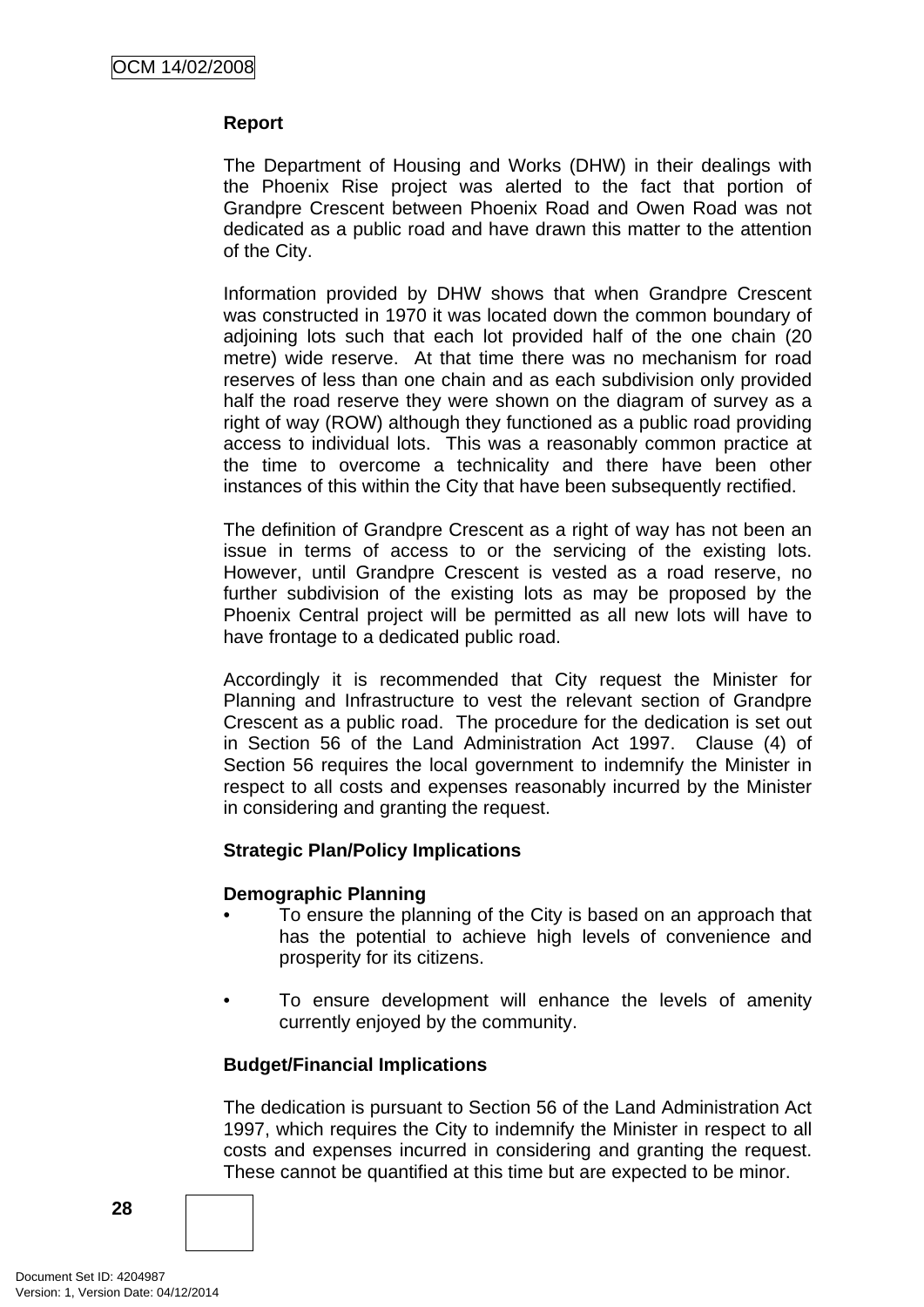**Report**

The Department of Housing and Works (DHW) in their dealings with the Phoenix Rise project was alerted to the fact that portion of Grandpre Crescent between Phoenix Road and Owen Road was not dedicated as a public road and have drawn this matter to the attention of the City.

Information provided by DHW shows that when Grandpre Crescent was constructed in 1970 it was located down the common boundary of adjoining lots such that each lot provided half of the one chain (20 metre) wide reserve. At that time there was no mechanism for road reserves of less than one chain and as each subdivision only provided half the road reserve they were shown on the diagram of survey as a right of way (ROW) although they functioned as a public road providing access to individual lots. This was a reasonably common practice at the time to overcome a technicality and there have been other instances of this within the City that have been subsequently rectified.

The definition of Grandpre Crescent as a right of way has not been an issue in terms of access to or the servicing of the existing lots. However, until Grandpre Crescent is vested as a road reserve, no further subdivision of the existing lots as may be proposed by the Phoenix Central project will be permitted as all new lots will have to have frontage to a dedicated public road.

Accordingly it is recommended that City request the Minister for Planning and Infrastructure to vest the relevant section of Grandpre Crescent as a public road. The procedure for the dedication is set out in Section 56 of the Land Administration Act 1997. Clause (4) of Section 56 requires the local government to indemnify the Minister in respect to all costs and expenses reasonably incurred by the Minister in considering and granting the request.

**Strategic Plan/Policy Implications**

**Demographic Planning**

- To ensure the planning of the City is based on an approach that has the potential to achieve high levels of convenience and prosperity for its citizens.

- To ensure development will enhance the levels of amenity currently enjoyed by the community.

**Budget/Financial Implications**

The dedication is pursuant to Section 56 of the Land Administration Act 1997, which requires the City to indemnify the Minister in respect to all costs and expenses incurred in considering and granting the request. These cannot be quantified at this time but are expected to be minor.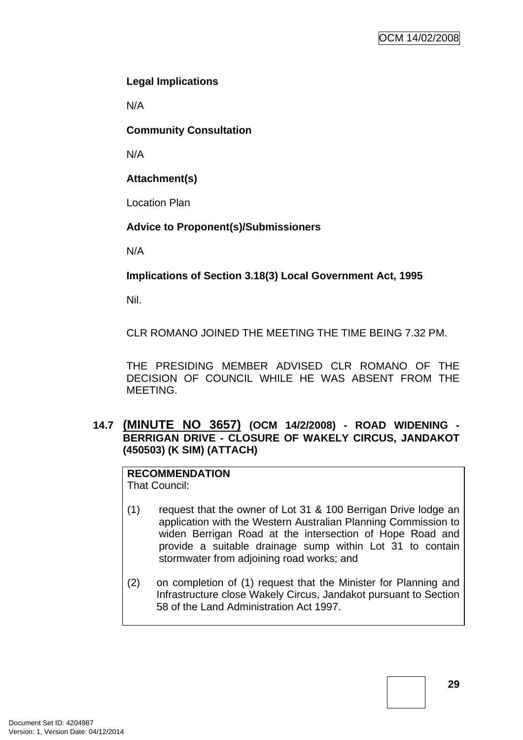**Legal Implications**

N/A

**Community Consultation**

N/A

**Attachment(s)**

Location Plan

**Advice to Proponent(s)/Submissioners**

N/A

**Implications of Section 3.18(3) Local Government Act, 1995**

Nil.

CLR ROMANO JOINED THE MEETING THE TIME BEING 7.32 PM.

THE PRESIDING MEMBER ADVISED CLR ROMANO OF THE DECISION OF COUNCIL WHILE HE WAS ABSENT FROM THE MEETING.

## 14.7 (MINUTE NO 3657) (OCM 14/2/2008) - ROAD WIDENING - BERRIGAN DRIVE - CLOSURE OF WAKELY CIRCUS, JANDAKOT (450503) (K SIM) (ATTACH)

**RECOMMENDATION**
That Council:

(1) request that the owner of Lot 31 & 100 Berrigan Drive lodge an application with the Western Australian Planning Commission to widen Berrigan Road at the intersection of Hope Road and provide a suitable drainage sump within Lot 31 to contain stormwater from adjoining road works; and

(2) on completion of (1) request that the Minister for Planning and Infrastructure close Wakely Circus, Jandakot pursuant to Section 58 of the Land Administration Act 1997.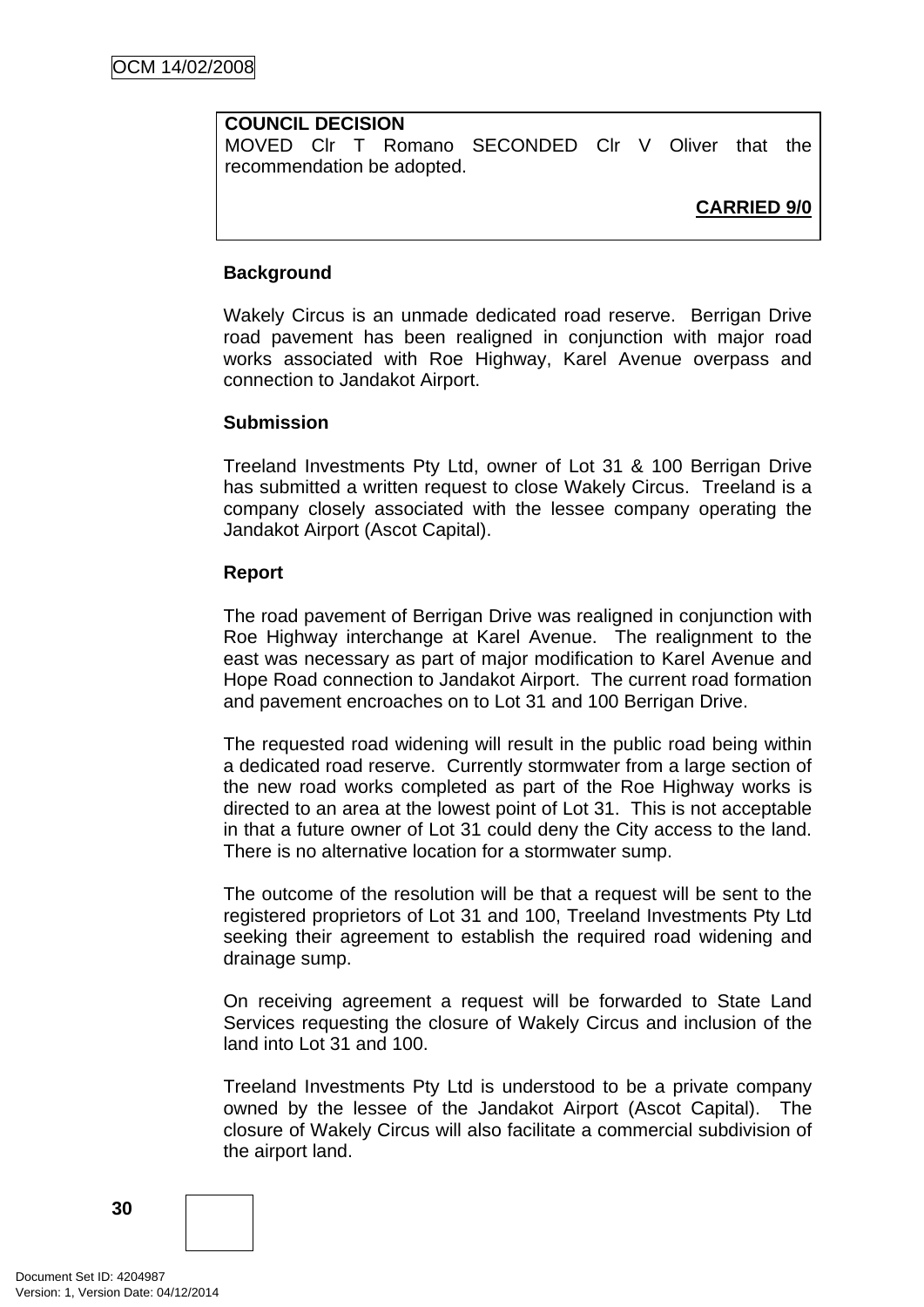**COUNCIL DECISION**
MOVED Clr T Romano SECONDED Clr V Oliver that the recommendation be adopted.

**CARRIED 9/0**

**Background**

Wakely Circus is an unmade dedicated road reserve. Berrigan Drive road pavement has been realigned in conjunction with major road works associated with Roe Highway, Karel Avenue overpass and connection to Jandakot Airport.

**Submission**

Treeland Investments Pty Ltd, owner of Lot 31 & 100 Berrigan Drive has submitted a written request to close Wakely Circus. Treeland is a company closely associated with the lessee company operating the Jandakot Airport (Ascot Capital).

**Report**

The road pavement of Berrigan Drive was realigned in conjunction with Roe Highway interchange at Karel Avenue. The realignment to the east was necessary as part of major modification to Karel Avenue and Hope Road connection to Jandakot Airport. The current road formation and pavement encroaches on to Lot 31 and 100 Berrigan Drive.

The requested road widening will result in the public road being within a dedicated road reserve. Currently stormwater from a large section of the new road works completed as part of the Roe Highway works is directed to an area at the lowest point of Lot 31. This is not acceptable in that a future owner of Lot 31 could deny the City access to the land. There is no alternative location for a stormwater sump.

The outcome of the resolution will be that a request will be sent to the registered proprietors of Lot 31 and 100, Treeland Investments Pty Ltd seeking their agreement to establish the required road widening and drainage sump.

On receiving agreement a request will be forwarded to State Land Services requesting the closure of Wakely Circus and inclusion of the land into Lot 31 and 100.

Treeland Investments Pty Ltd is understood to be a private company owned by the lessee of the Jandakot Airport (Ascot Capital). The closure of Wakely Circus will also facilitate a commercial subdivision of the airport land.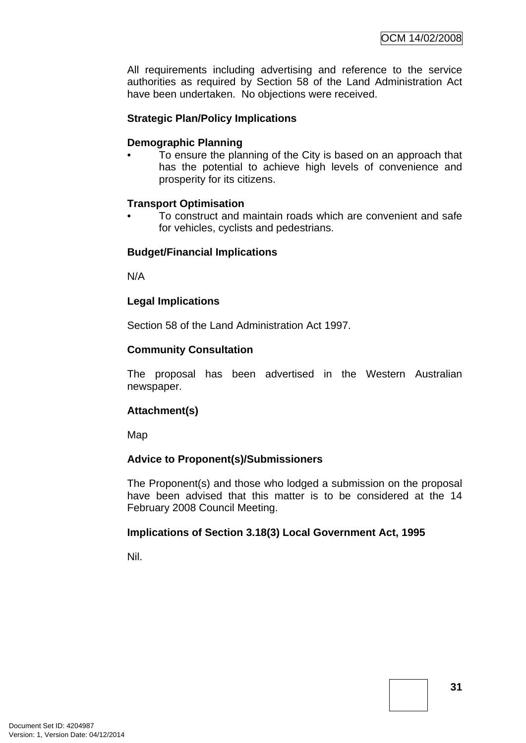All requirements including advertising and reference to the service authorities as required by Section 58 of the Land Administration Act have been undertaken. No objections were received.

**Strategic Plan/Policy Implications**

**Demographic Planning**

- To ensure the planning of the City is based on an approach that has the potential to achieve high levels of convenience and prosperity for its citizens.

**Transport Optimisation**

- To construct and maintain roads which are convenient and safe for vehicles, cyclists and pedestrians.

**Budget/Financial Implications**

N/A

**Legal Implications**

Section 58 of the Land Administration Act 1997.

**Community Consultation**

The proposal has been advertised in the Western Australian newspaper.

**Attachment(s)**

Map

**Advice to Proponent(s)/Submissioners**

The Proponent(s) and those who lodged a submission on the proposal have been advised that this matter is to be considered at the 14 February 2008 Council Meeting.

**Implications of Section 3.18(3) Local Government Act, 1995**

Nil.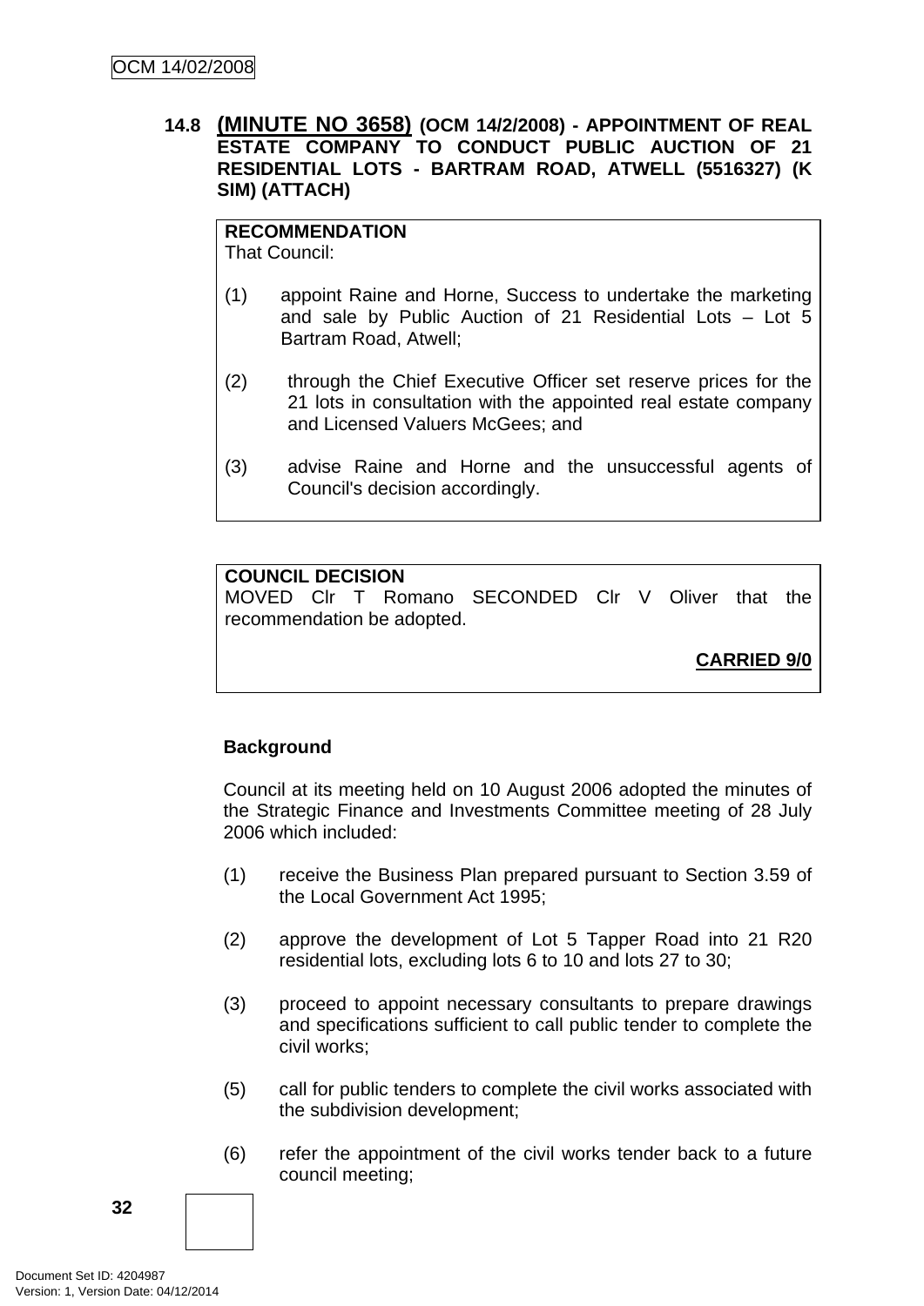### 14.8 (MINUTE NO 3658) (OCM 14/2/2008) - APPOINTMENT OF REAL ESTATE COMPANY TO CONDUCT PUBLIC AUCTION OF 21 RESIDENTIAL LOTS - BARTRAM ROAD, ATWELL (5516327) (K SIM) (ATTACH)

**RECOMMENDATION**
That Council:

(1) appoint Raine and Horne, Success to undertake the marketing and sale by Public Auction of 21 Residential Lots – Lot 5 Bartram Road, Atwell;

(2) through the Chief Executive Officer set reserve prices for the 21 lots in consultation with the appointed real estate company and Licensed Valuers McGees; and

(3) advise Raine and Horne and the unsuccessful agents of Council's decision accordingly.

**COUNCIL DECISION**
MOVED Clr T Romano SECONDED Clr V Oliver that the recommendation be adopted.

**CARRIED 9/0**

**Background**

Council at its meeting held on 10 August 2006 adopted the minutes of the Strategic Finance and Investments Committee meeting of 28 July 2006 which included:

(1) receive the Business Plan prepared pursuant to Section 3.59 of the Local Government Act 1995;

(2) approve the development of Lot 5 Tapper Road into 21 R20 residential lots, excluding lots 6 to 10 and lots 27 to 30;

(3) proceed to appoint necessary consultants to prepare drawings and specifications sufficient to call public tender to complete the civil works;

(5) call for public tenders to complete the civil works associated with the subdivision development;

(6) refer the appointment of the civil works tender back to a future council meeting;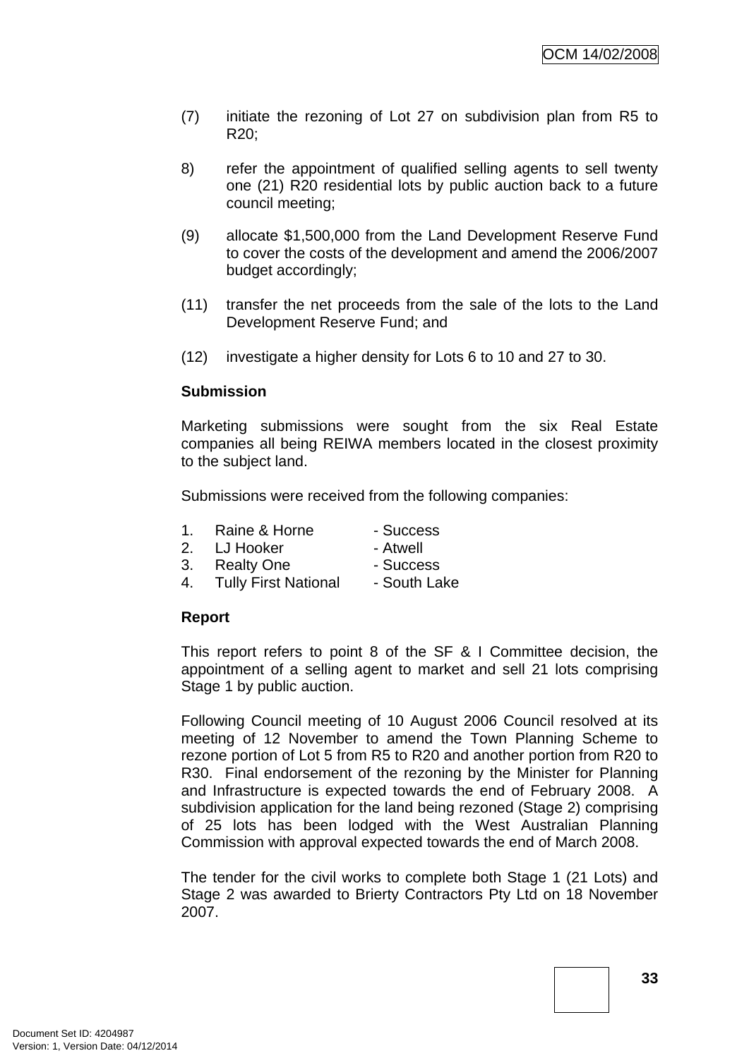(7) initiate the rezoning of Lot 27 on subdivision plan from R5 to R20;

8) refer the appointment of qualified selling agents to sell twenty one (21) R20 residential lots by public auction back to a future council meeting;

(9) allocate $1,500,000 from the Land Development Reserve Fund to cover the costs of the development and amend the 2006/2007 budget accordingly;

(11) transfer the net proceeds from the sale of the lots to the Land Development Reserve Fund; and

(12) investigate a higher density for Lots 6 to 10 and 27 to 30.

**Submission**

Marketing submissions were sought from the six Real Estate companies all being REIWA members located in the closest proximity to the subject land.

Submissions were received from the following companies:

1. Raine & Horne - Success
2. LJ Hooker - Atwell
3. Realty One - Success
4. Tully First National - South Lake

**Report**

This report refers to point 8 of the SF & I Committee decision, the appointment of a selling agent to market and sell 21 lots comprising Stage 1 by public auction.

Following Council meeting of 10 August 2006 Council resolved at its meeting of 12 November to amend the Town Planning Scheme to rezone portion of Lot 5 from R5 to R20 and another portion from R20 to R30. Final endorsement of the rezoning by the Minister for Planning and Infrastructure is expected towards the end of February 2008. A subdivision application for the land being rezoned (Stage 2) comprising of 25 lots has been lodged with the West Australian Planning Commission with approval expected towards the end of March 2008.

The tender for the civil works to complete both Stage 1 (21 Lots) and Stage 2 was awarded to Brierty Contractors Pty Ltd on 18 November 2007.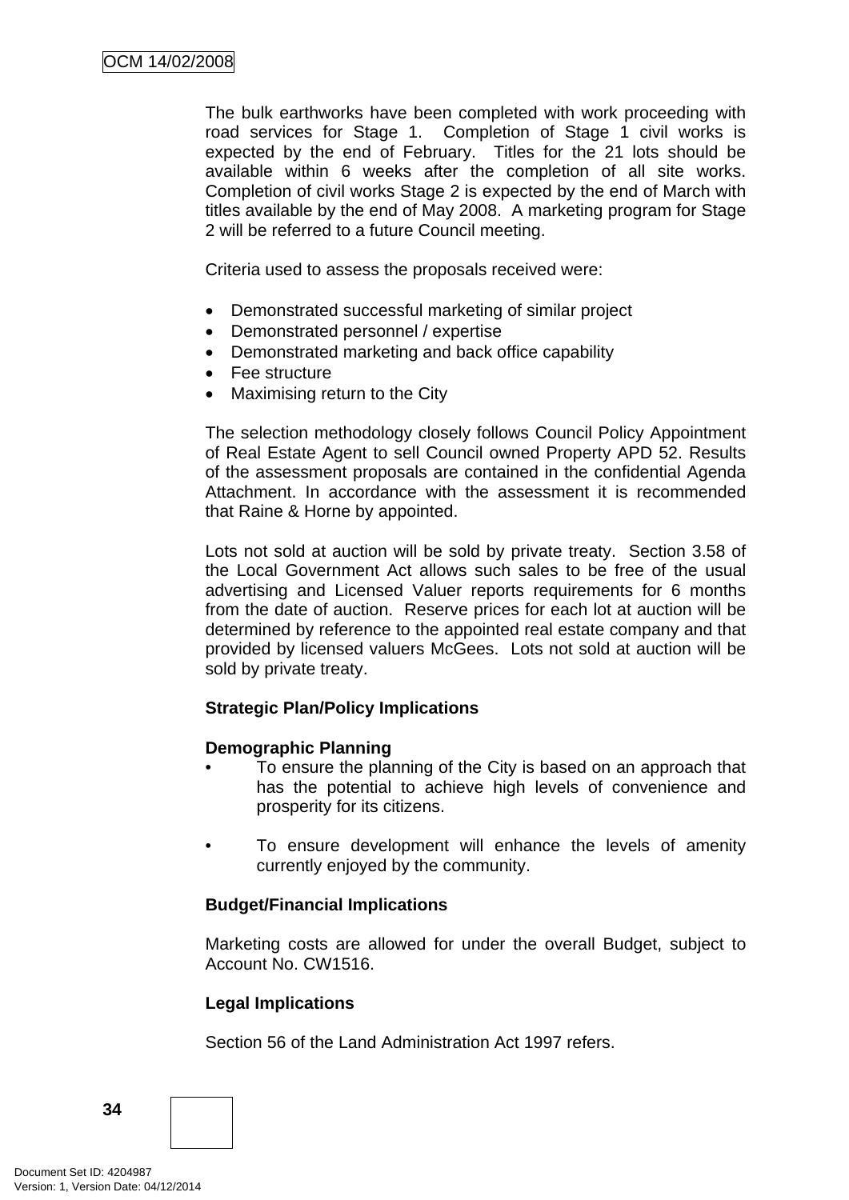The bulk earthworks have been completed with work proceeding with road services for Stage 1. Completion of Stage 1 civil works is expected by the end of February. Titles for the 21 lots should be available within 6 weeks after the completion of all site works. Completion of civil works Stage 2 is expected by the end of March with titles available by the end of May 2008. A marketing program for Stage 2 will be referred to a future Council meeting.

Criteria used to assess the proposals received were:

- Demonstrated successful marketing of similar project
- Demonstrated personnel / expertise
- Demonstrated marketing and back office capability
- Fee structure
- Maximising return to the City

The selection methodology closely follows Council Policy Appointment of Real Estate Agent to sell Council owned Property APD 52. Results of the assessment proposals are contained in the confidential Agenda Attachment. In accordance with the assessment it is recommended that Raine & Horne by appointed.

Lots not sold at auction will be sold by private treaty. Section 3.58 of the Local Government Act allows such sales to be free of the usual advertising and Licensed Valuer reports requirements for 6 months from the date of auction. Reserve prices for each lot at auction will be determined by reference to the appointed real estate company and that provided by licensed valuers McGees. Lots not sold at auction will be sold by private treaty.

**Strategic Plan/Policy Implications**

**Demographic Planning**

- To ensure the planning of the City is based on an approach that has the potential to achieve high levels of convenience and prosperity for its citizens.

- To ensure development will enhance the levels of amenity currently enjoyed by the community.

**Budget/Financial Implications**

Marketing costs are allowed for under the overall Budget, subject to Account No. CW1516.

**Legal Implications**

Section 56 of the Land Administration Act 1997 refers.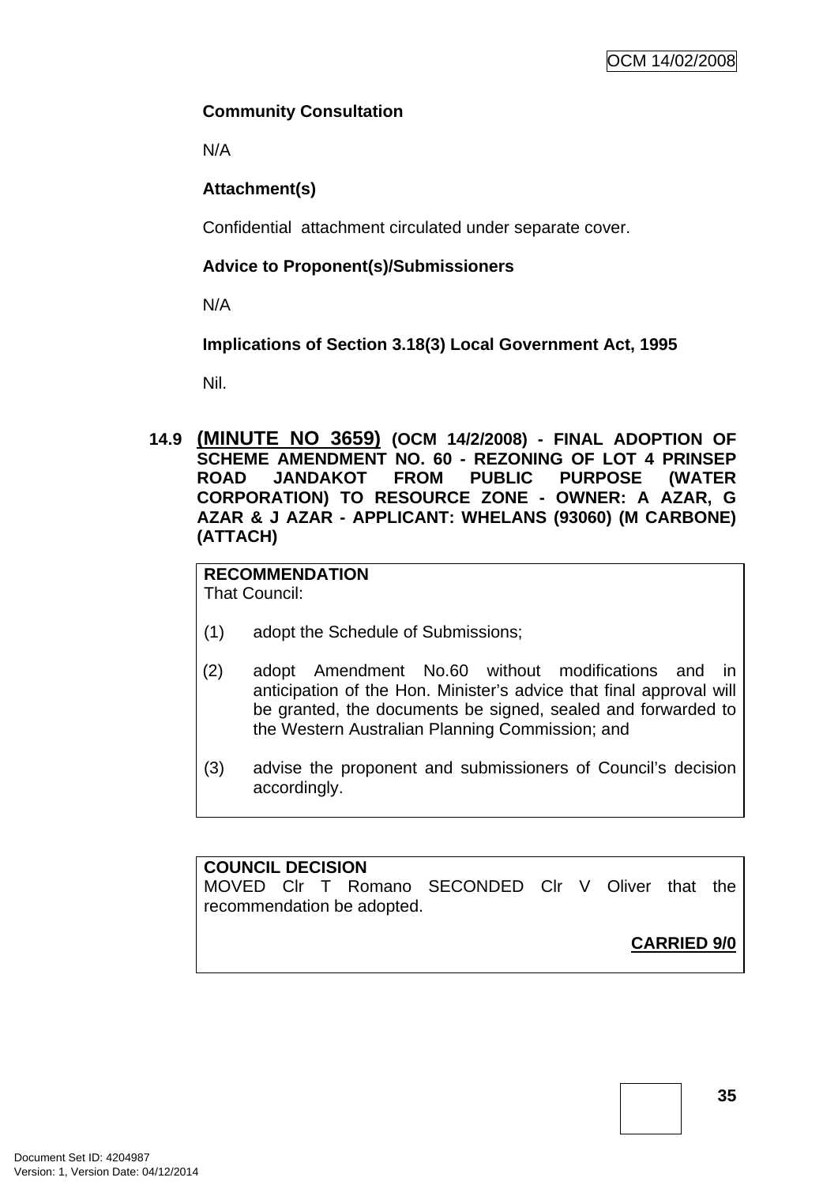**Community Consultation**

N/A

**Attachment(s)**

Confidential attachment circulated under separate cover.

**Advice to Proponent(s)/Submissioners**

N/A

**Implications of Section 3.18(3) Local Government Act, 1995**

Nil.

### 14.9 (MINUTE NO 3659) (OCM 14/2/2008) - FINAL ADOPTION OF SCHEME AMENDMENT NO. 60 - REZONING OF LOT 4 PRINSEP ROAD JANDAKOT FROM PUBLIC PURPOSE (WATER CORPORATION) TO RESOURCE ZONE - OWNER: A AZAR, G AZAR & J AZAR - APPLICANT: WHELANS (93060) (M CARBONE) (ATTACH)

**RECOMMENDATION**
That Council:

(1) adopt the Schedule of Submissions;

(2) adopt Amendment No.60 without modifications and in anticipation of the Hon. Minister's advice that final approval will be granted, the documents be signed, sealed and forwarded to the Western Australian Planning Commission; and

(3) advise the proponent and submissioners of Council's decision accordingly.

**COUNCIL DECISION**
MOVED Clr T Romano SECONDED Clr V Oliver that the recommendation be adopted.

**CARRIED 9/0**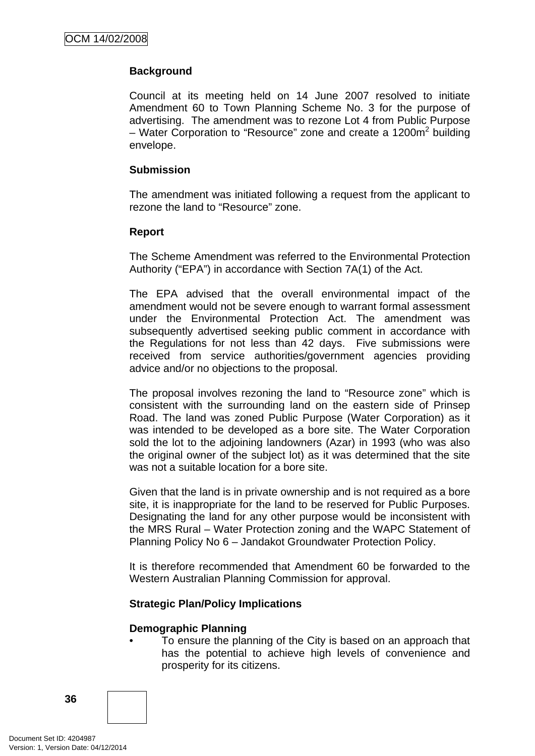**Background**

Council at its meeting held on 14 June 2007 resolved to initiate Amendment 60 to Town Planning Scheme No. 3 for the purpose of advertising. The amendment was to rezone Lot 4 from Public Purpose – Water Corporation to "Resource" zone and create a 1200m$^2$ building envelope.

**Submission**

The amendment was initiated following a request from the applicant to rezone the land to "Resource" zone.

**Report**

The Scheme Amendment was referred to the Environmental Protection Authority ("EPA") in accordance with Section 7A(1) of the Act.

The EPA advised that the overall environmental impact of the amendment would not be severe enough to warrant formal assessment under the Environmental Protection Act. The amendment was subsequently advertised seeking public comment in accordance with the Regulations for not less than 42 days. Five submissions were received from service authorities/government agencies providing advice and/or no objections to the proposal.

The proposal involves rezoning the land to "Resource zone" which is consistent with the surrounding land on the eastern side of Prinsep Road. The land was zoned Public Purpose (Water Corporation) as it was intended to be developed as a bore site. The Water Corporation sold the lot to the adjoining landowners (Azar) in 1993 (who was also the original owner of the subject lot) as it was determined that the site was not a suitable location for a bore site.

Given that the land is in private ownership and is not required as a bore site, it is inappropriate for the land to be reserved for Public Purposes. Designating the land for any other purpose would be inconsistent with the MRS Rural – Water Protection zoning and the WAPC Statement of Planning Policy No 6 – Jandakot Groundwater Protection Policy.

It is therefore recommended that Amendment 60 be forwarded to the Western Australian Planning Commission for approval.

**Strategic Plan/Policy Implications**

**Demographic Planning**

- To ensure the planning of the City is based on an approach that has the potential to achieve high levels of convenience and prosperity for its citizens.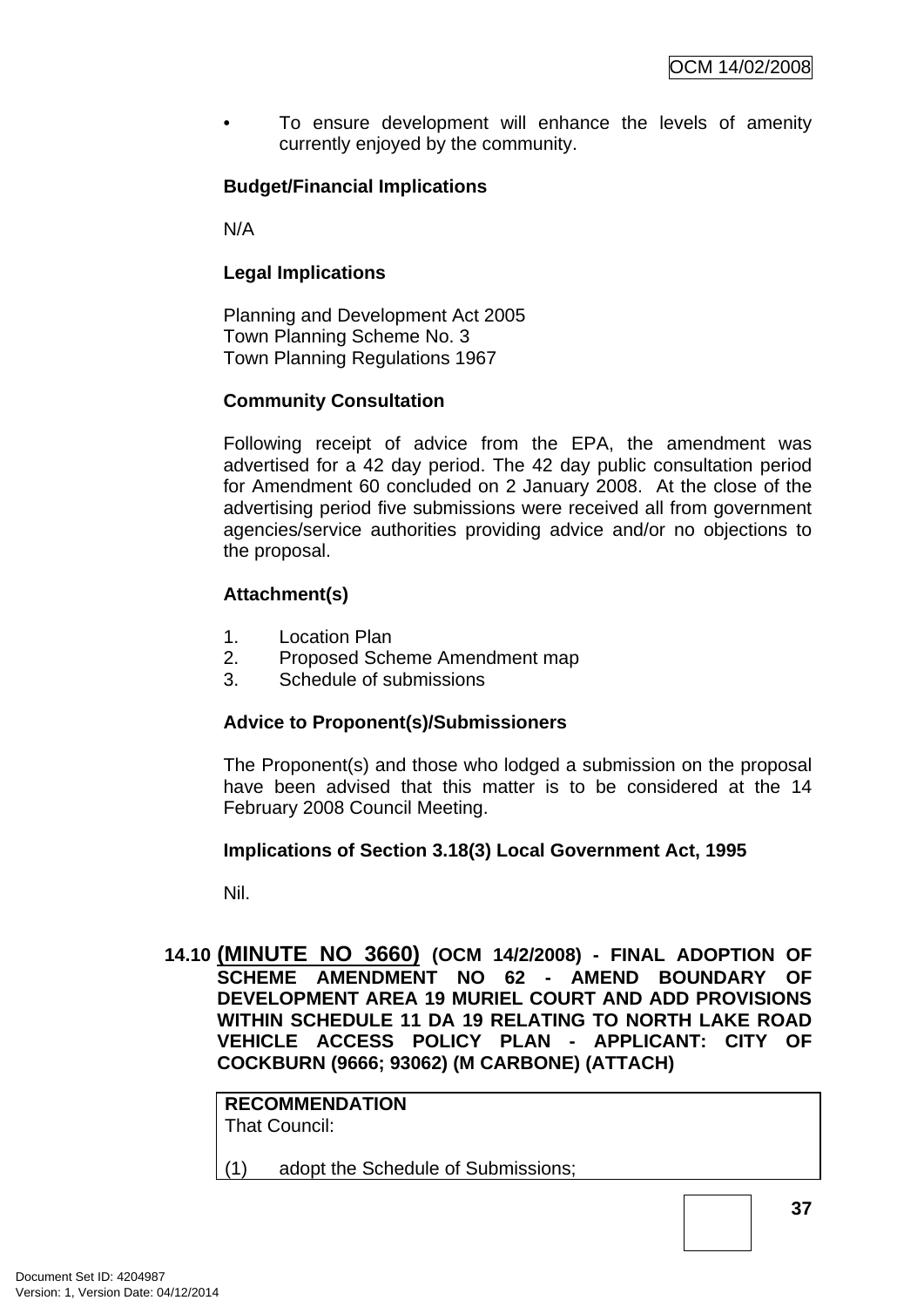- To ensure development will enhance the levels of amenity currently enjoyed by the community.

**Budget/Financial Implications**

N/A

**Legal Implications**

Planning and Development Act 2005
Town Planning Scheme No. 3
Town Planning Regulations 1967

**Community Consultation**

Following receipt of advice from the EPA, the amendment was advertised for a 42 day period. The 42 day public consultation period for Amendment 60 concluded on 2 January 2008. At the close of the advertising period five submissions were received all from government agencies/service authorities providing advice and/or no objections to the proposal.

**Attachment(s)**

1. Location Plan
2. Proposed Scheme Amendment map
3. Schedule of submissions

**Advice to Proponent(s)/Submissioners**

The Proponent(s) and those who lodged a submission on the proposal have been advised that this matter is to be considered at the 14 February 2008 Council Meeting.

**Implications of Section 3.18(3) Local Government Act, 1995**

Nil.

## 14.10 (MINUTE NO 3660) (OCM 14/2/2008) - FINAL ADOPTION OF SCHEME AMENDMENT NO 62 - AMEND BOUNDARY OF DEVELOPMENT AREA 19 MURIEL COURT AND ADD PROVISIONS WITHIN SCHEDULE 11 DA 19 RELATING TO NORTH LAKE ROAD VEHICLE ACCESS POLICY PLAN - APPLICANT: CITY OF COCKBURN (9666; 93062) (M CARBONE) (ATTACH)

**RECOMMENDATION**
That Council:

(1) adopt the Schedule of Submissions;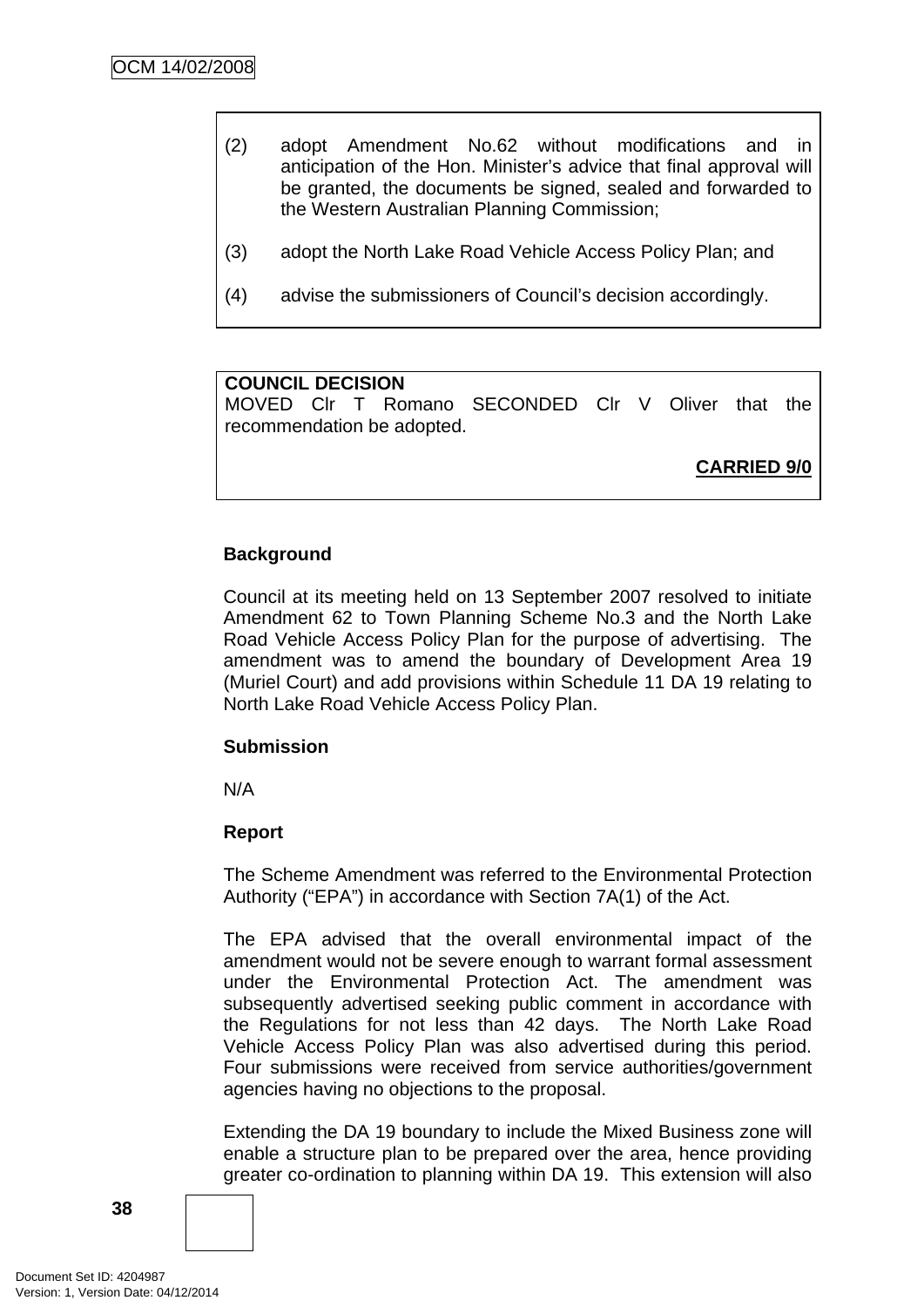(2) adopt Amendment No.62 without modifications and in anticipation of the Hon. Minister's advice that final approval will be granted, the documents be signed, sealed and forwarded to the Western Australian Planning Commission;

(3) adopt the North Lake Road Vehicle Access Policy Plan; and

(4) advise the submissioners of Council's decision accordingly.

**COUNCIL DECISION**
MOVED Clr T Romano SECONDED Clr V Oliver that the recommendation be adopted.

**CARRIED 9/0**

**Background**

Council at its meeting held on 13 September 2007 resolved to initiate Amendment 62 to Town Planning Scheme No.3 and the North Lake Road Vehicle Access Policy Plan for the purpose of advertising. The amendment was to amend the boundary of Development Area 19 (Muriel Court) and add provisions within Schedule 11 DA 19 relating to North Lake Road Vehicle Access Policy Plan.

**Submission**

N/A

**Report**

The Scheme Amendment was referred to the Environmental Protection Authority ("EPA") in accordance with Section 7A(1) of the Act.

The EPA advised that the overall environmental impact of the amendment would not be severe enough to warrant formal assessment under the Environmental Protection Act. The amendment was subsequently advertised seeking public comment in accordance with the Regulations for not less than 42 days. The North Lake Road Vehicle Access Policy Plan was also advertised during this period. Four submissions were received from service authorities/government agencies having no objections to the proposal.

Extending the DA 19 boundary to include the Mixed Business zone will enable a structure plan to be prepared over the area, hence providing greater co-ordination to planning within DA 19. This extension will also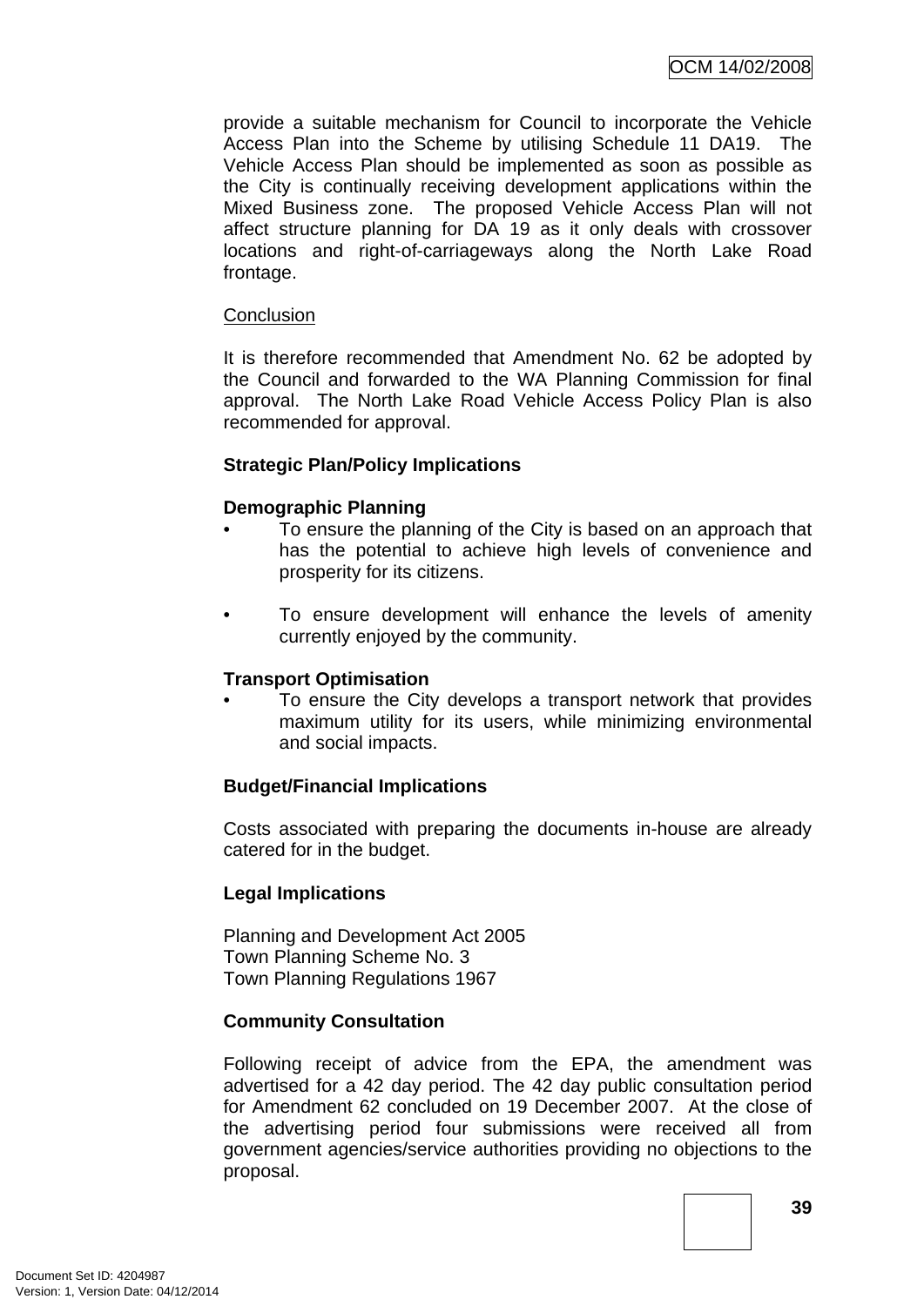provide a suitable mechanism for Council to incorporate the Vehicle Access Plan into the Scheme by utilising Schedule 11 DA19. The Vehicle Access Plan should be implemented as soon as possible as the City is continually receiving development applications within the Mixed Business zone. The proposed Vehicle Access Plan will not affect structure planning for DA 19 as it only deals with crossover locations and right-of-carriageways along the North Lake Road frontage.

Conclusion

It is therefore recommended that Amendment No. 62 be adopted by the Council and forwarded to the WA Planning Commission for final approval. The North Lake Road Vehicle Access Policy Plan is also recommended for approval.

**Strategic Plan/Policy Implications**

**Demographic Planning**

- To ensure the planning of the City is based on an approach that has the potential to achieve high levels of convenience and prosperity for its citizens.

- To ensure development will enhance the levels of amenity currently enjoyed by the community.

**Transport Optimisation**

- To ensure the City develops a transport network that provides maximum utility for its users, while minimizing environmental and social impacts.

**Budget/Financial Implications**

Costs associated with preparing the documents in-house are already catered for in the budget.

**Legal Implications**

Planning and Development Act 2005
Town Planning Scheme No. 3
Town Planning Regulations 1967

**Community Consultation**

Following receipt of advice from the EPA, the amendment was advertised for a 42 day period. The 42 day public consultation period for Amendment 62 concluded on 19 December 2007. At the close of the advertising period four submissions were received all from government agencies/service authorities providing no objections to the proposal.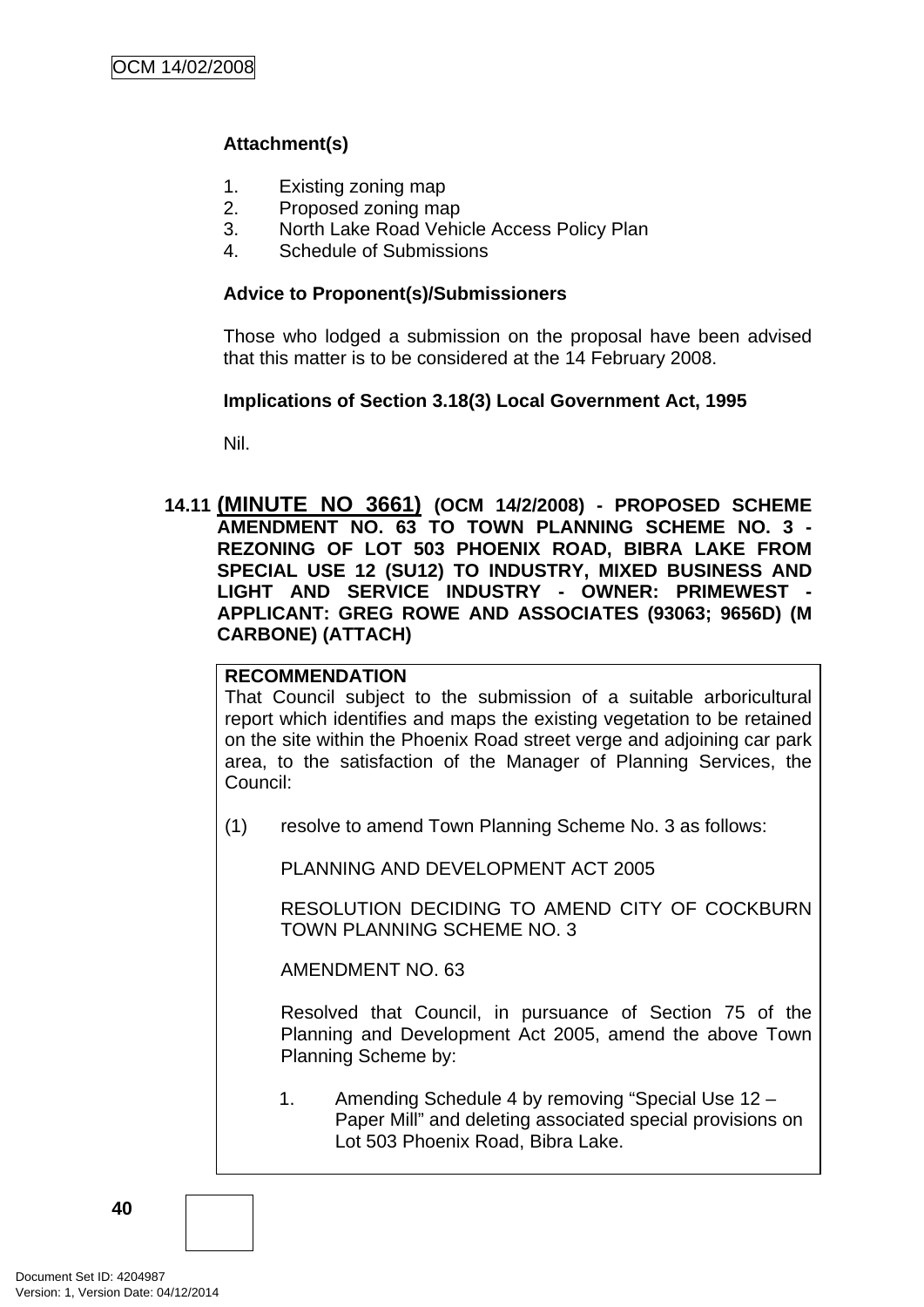**Attachment(s)**

1. Existing zoning map
2. Proposed zoning map
3. North Lake Road Vehicle Access Policy Plan
4. Schedule of Submissions

**Advice to Proponent(s)/Submissioners**

Those who lodged a submission on the proposal have been advised that this matter is to be considered at the 14 February 2008.

**Implications of Section 3.18(3) Local Government Act, 1995**

Nil.

### 14.11 (MINUTE NO 3661) (OCM 14/2/2008) - PROPOSED SCHEME AMENDMENT NO. 63 TO TOWN PLANNING SCHEME NO. 3 - REZONING OF LOT 503 PHOENIX ROAD, BIBRA LAKE FROM SPECIAL USE 12 (SU12) TO INDUSTRY, MIXED BUSINESS AND LIGHT AND SERVICE INDUSTRY - OWNER: PRIMEWEST - APPLICANT: GREG ROWE AND ASSOCIATES (93063; 9656D) (M CARBONE) (ATTACH)

**RECOMMENDATION**

That Council subject to the submission of a suitable arboricultural report which identifies and maps the existing vegetation to be retained on the site within the Phoenix Road street verge and adjoining car park area, to the satisfaction of the Manager of Planning Services, the Council:

(1) resolve to amend Town Planning Scheme No. 3 as follows:

PLANNING AND DEVELOPMENT ACT 2005

RESOLUTION DECIDING TO AMEND CITY OF COCKBURN TOWN PLANNING SCHEME NO. 3

AMENDMENT NO. 63

Resolved that Council, in pursuance of Section 75 of the Planning and Development Act 2005, amend the above Town Planning Scheme by:

1. Amending Schedule 4 by removing "Special Use 12 – Paper Mill" and deleting associated special provisions on Lot 503 Phoenix Road, Bibra Lake.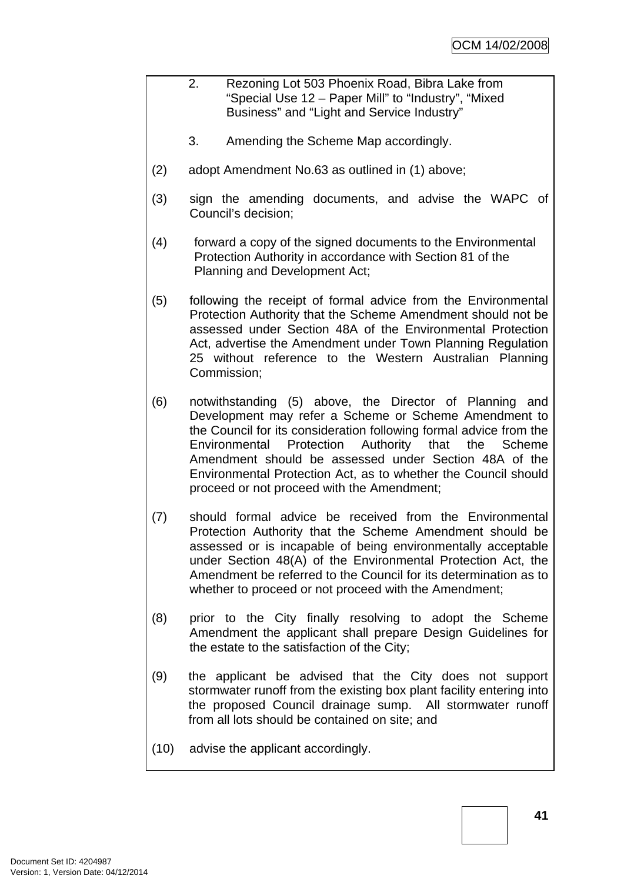2. Rezoning Lot 503 Phoenix Road, Bibra Lake from "Special Use 12 – Paper Mill" to "Industry", "Mixed Business" and "Light and Service Industry"

3. Amending the Scheme Map accordingly.

(2) adopt Amendment No.63 as outlined in (1) above;

(3) sign the amending documents, and advise the WAPC of Council's decision;

(4) forward a copy of the signed documents to the Environmental Protection Authority in accordance with Section 81 of the Planning and Development Act;

(5) following the receipt of formal advice from the Environmental Protection Authority that the Scheme Amendment should not be assessed under Section 48A of the Environmental Protection Act, advertise the Amendment under Town Planning Regulation 25 without reference to the Western Australian Planning Commission;

(6) notwithstanding (5) above, the Director of Planning and Development may refer a Scheme or Scheme Amendment to the Council for its consideration following formal advice from the Environmental Protection Authority that the Scheme Amendment should be assessed under Section 48A of the Environmental Protection Act, as to whether the Council should proceed or not proceed with the Amendment;

(7) should formal advice be received from the Environmental Protection Authority that the Scheme Amendment should be assessed or is incapable of being environmentally acceptable under Section 48(A) of the Environmental Protection Act, the Amendment be referred to the Council for its determination as to whether to proceed or not proceed with the Amendment;

(8) prior to the City finally resolving to adopt the Scheme Amendment the applicant shall prepare Design Guidelines for the estate to the satisfaction of the City;

(9) the applicant be advised that the City does not support stormwater runoff from the existing box plant facility entering into the proposed Council drainage sump. All stormwater runoff from all lots should be contained on site; and

(10) advise the applicant accordingly.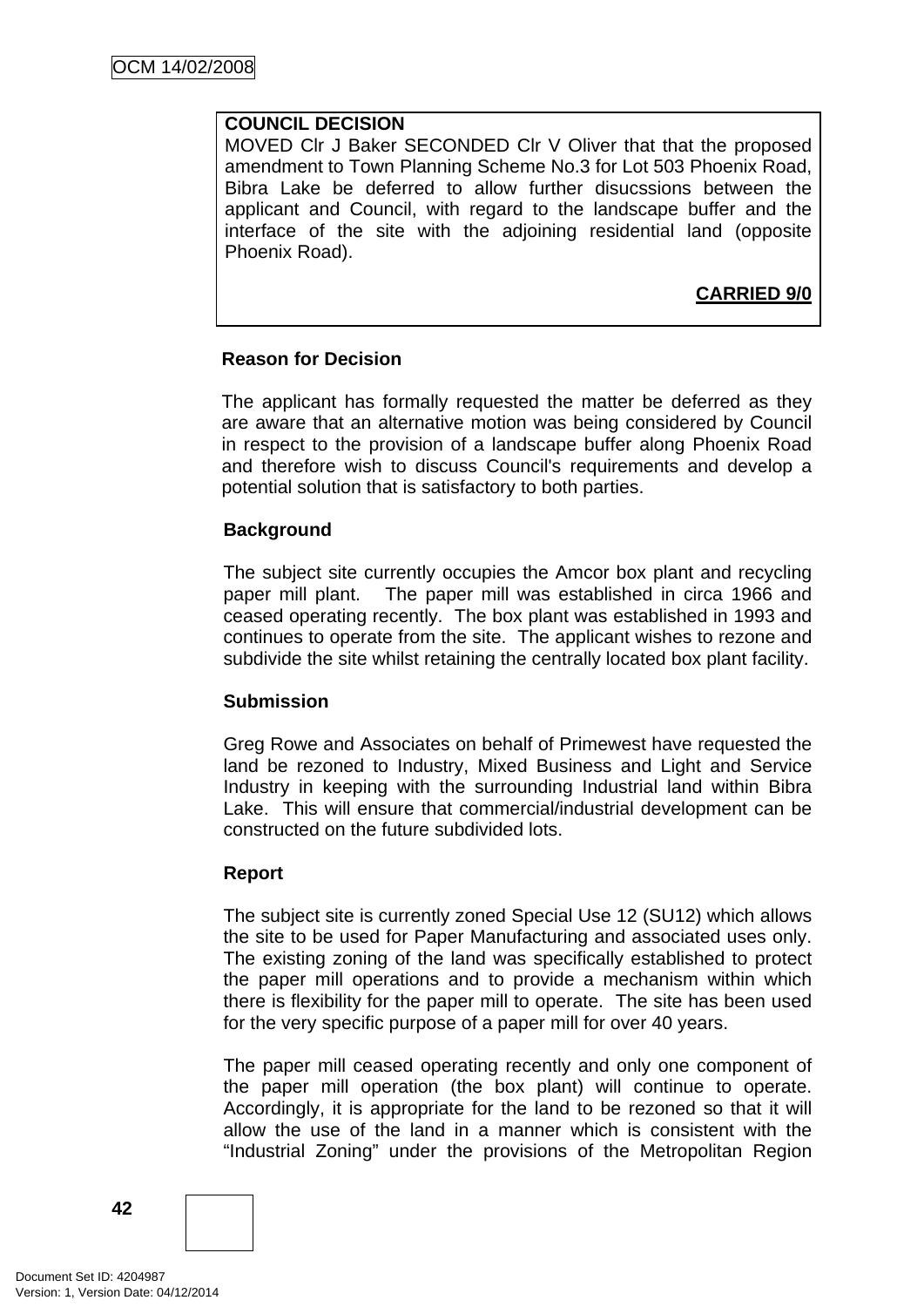**COUNCIL DECISION**

MOVED Clr J Baker SECONDED Clr V Oliver that that the proposed amendment to Town Planning Scheme No.3 for Lot 503 Phoenix Road, Bibra Lake be deferred to allow further disucssions between the applicant and Council, with regard to the landscape buffer and the interface of the site with the adjoining residential land (opposite Phoenix Road).

**CARRIED 9/0**

**Reason for Decision**

The applicant has formally requested the matter be deferred as they are aware that an alternative motion was being considered by Council in respect to the provision of a landscape buffer along Phoenix Road and therefore wish to discuss Council's requirements and develop a potential solution that is satisfactory to both parties.

**Background**

The subject site currently occupies the Amcor box plant and recycling paper mill plant. The paper mill was established in circa 1966 and ceased operating recently. The box plant was established in 1993 and continues to operate from the site. The applicant wishes to rezone and subdivide the site whilst retaining the centrally located box plant facility.

**Submission**

Greg Rowe and Associates on behalf of Primewest have requested the land be rezoned to Industry, Mixed Business and Light and Service Industry in keeping with the surrounding Industrial land within Bibra Lake. This will ensure that commercial/industrial development can be constructed on the future subdivided lots.

**Report**

The subject site is currently zoned Special Use 12 (SU12) which allows the site to be used for Paper Manufacturing and associated uses only. The existing zoning of the land was specifically established to protect the paper mill operations and to provide a mechanism within which there is flexibility for the paper mill to operate. The site has been used for the very specific purpose of a paper mill for over 40 years.

The paper mill ceased operating recently and only one component of the paper mill operation (the box plant) will continue to operate. Accordingly, it is appropriate for the land to be rezoned so that it will allow the use of the land in a manner which is consistent with the "Industrial Zoning" under the provisions of the Metropolitan Region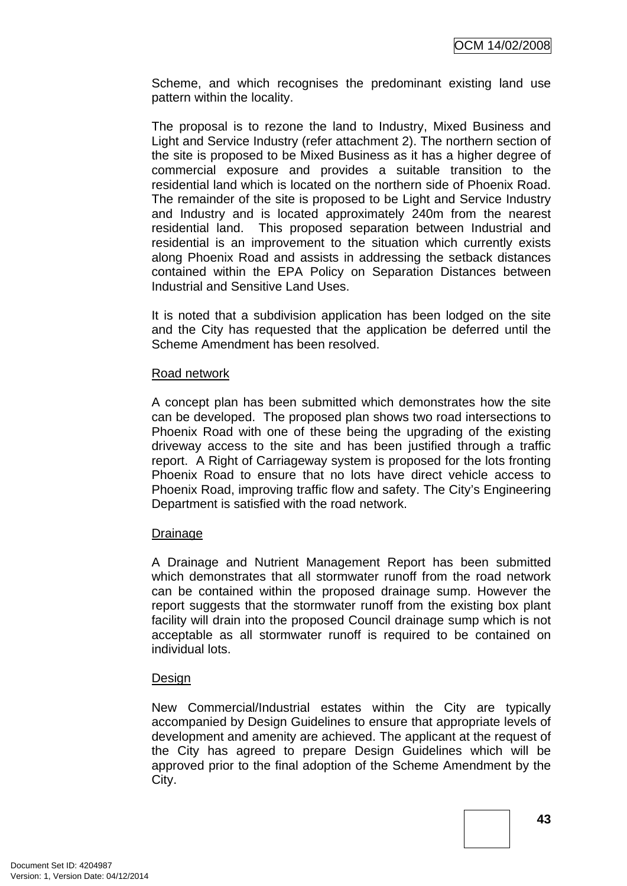Scheme, and which recognises the predominant existing land use pattern within the locality.

The proposal is to rezone the land to Industry, Mixed Business and Light and Service Industry (refer attachment 2). The northern section of the site is proposed to be Mixed Business as it has a higher degree of commercial exposure and provides a suitable transition to the residential land which is located on the northern side of Phoenix Road. The remainder of the site is proposed to be Light and Service Industry and Industry and is located approximately 240m from the nearest residential land. This proposed separation between Industrial and residential is an improvement to the situation which currently exists along Phoenix Road and assists in addressing the setback distances contained within the EPA Policy on Separation Distances between Industrial and Sensitive Land Uses.

It is noted that a subdivision application has been lodged on the site and the City has requested that the application be deferred until the Scheme Amendment has been resolved.

Road network

A concept plan has been submitted which demonstrates how the site can be developed. The proposed plan shows two road intersections to Phoenix Road with one of these being the upgrading of the existing driveway access to the site and has been justified through a traffic report. A Right of Carriageway system is proposed for the lots fronting Phoenix Road to ensure that no lots have direct vehicle access to Phoenix Road, improving traffic flow and safety. The City's Engineering Department is satisfied with the road network.

Drainage

A Drainage and Nutrient Management Report has been submitted which demonstrates that all stormwater runoff from the road network can be contained within the proposed drainage sump. However the report suggests that the stormwater runoff from the existing box plant facility will drain into the proposed Council drainage sump which is not acceptable as all stormwater runoff is required to be contained on individual lots.

Design

New Commercial/Industrial estates within the City are typically accompanied by Design Guidelines to ensure that appropriate levels of development and amenity are achieved. The applicant at the request of the City has agreed to prepare Design Guidelines which will be approved prior to the final adoption of the Scheme Amendment by the City.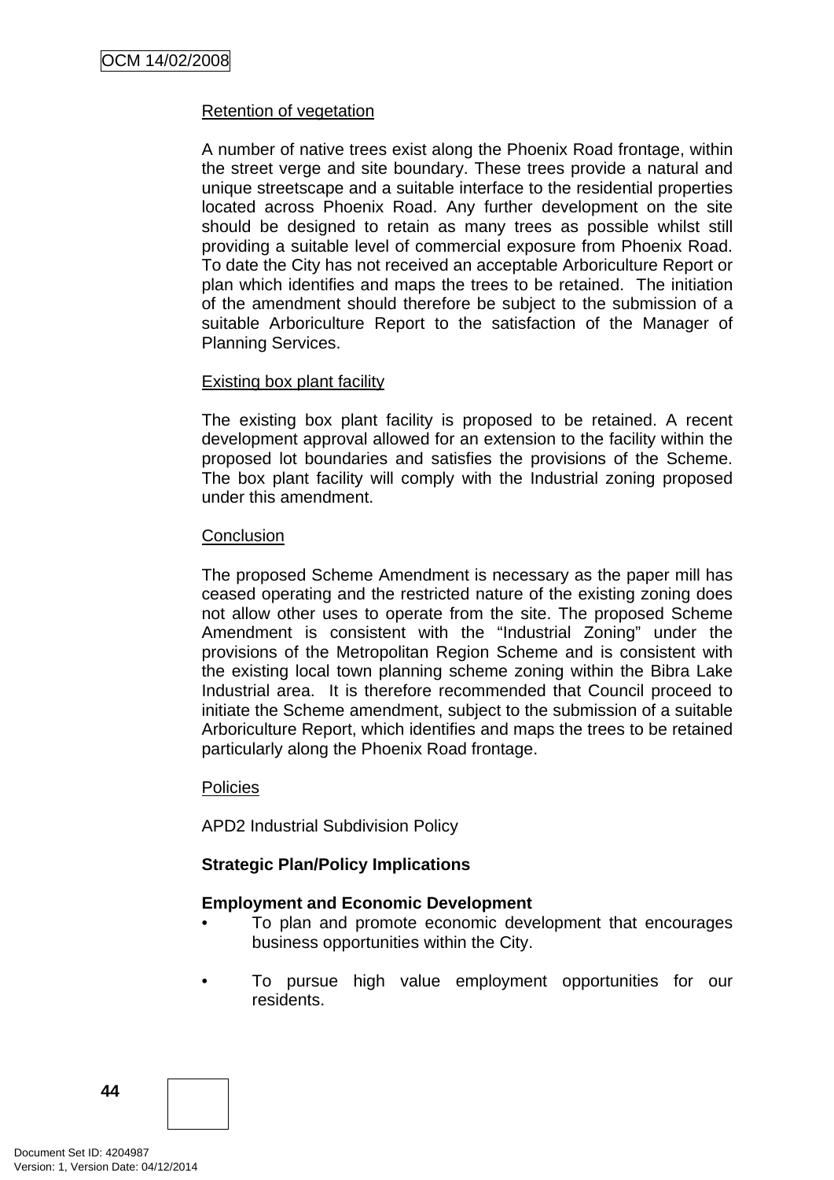Retention of vegetation

A number of native trees exist along the Phoenix Road frontage, within the street verge and site boundary. These trees provide a natural and unique streetscape and a suitable interface to the residential properties located across Phoenix Road. Any further development on the site should be designed to retain as many trees as possible whilst still providing a suitable level of commercial exposure from Phoenix Road. To date the City has not received an acceptable Arboriculture Report or plan which identifies and maps the trees to be retained. The initiation of the amendment should therefore be subject to the submission of a suitable Arboriculture Report to the satisfaction of the Manager of Planning Services.

Existing box plant facility

The existing box plant facility is proposed to be retained. A recent development approval allowed for an extension to the facility within the proposed lot boundaries and satisfies the provisions of the Scheme. The box plant facility will comply with the Industrial zoning proposed under this amendment.

Conclusion

The proposed Scheme Amendment is necessary as the paper mill has ceased operating and the restricted nature of the existing zoning does not allow other uses to operate from the site. The proposed Scheme Amendment is consistent with the "Industrial Zoning" under the provisions of the Metropolitan Region Scheme and is consistent with the existing local town planning scheme zoning within the Bibra Lake Industrial area. It is therefore recommended that Council proceed to initiate the Scheme amendment, subject to the submission of a suitable Arboriculture Report, which identifies and maps the trees to be retained particularly along the Phoenix Road frontage.

Policies

APD2 Industrial Subdivision Policy

**Strategic Plan/Policy Implications**

**Employment and Economic Development**

- To plan and promote economic development that encourages business opportunities within the City.
- To pursue high value employment opportunities for our residents.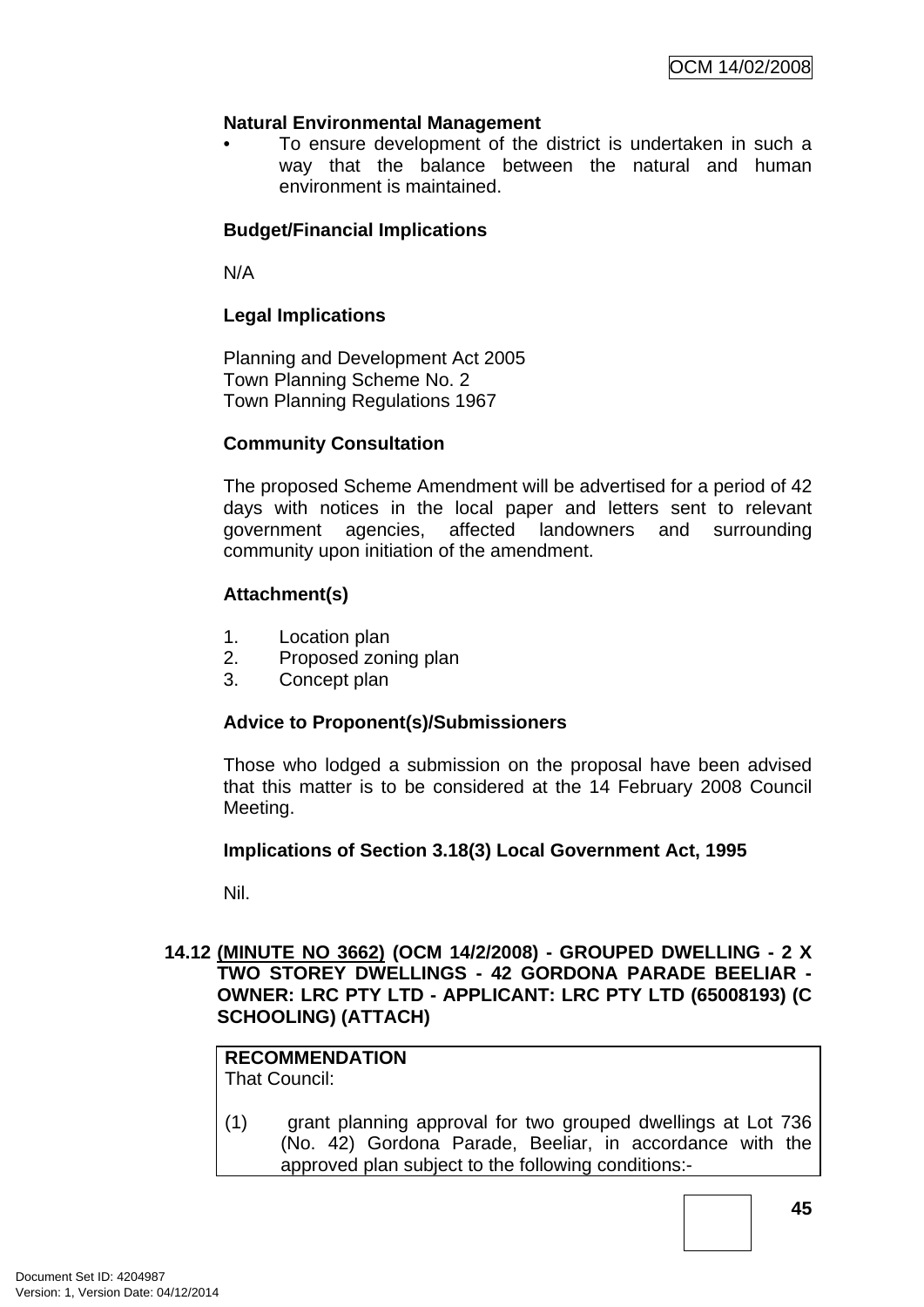**Natural Environmental Management**

- To ensure development of the district is undertaken in such a way that the balance between the natural and human environment is maintained.

**Budget/Financial Implications**

N/A

**Legal Implications**

Planning and Development Act 2005
Town Planning Scheme No. 2
Town Planning Regulations 1967

**Community Consultation**

The proposed Scheme Amendment will be advertised for a period of 42 days with notices in the local paper and letters sent to relevant government agencies, affected landowners and surrounding community upon initiation of the amendment.

**Attachment(s)**

1. Location plan
2. Proposed zoning plan
3. Concept plan

**Advice to Proponent(s)/Submissioners**

Those who lodged a submission on the proposal have been advised that this matter is to be considered at the 14 February 2008 Council Meeting.

**Implications of Section 3.18(3) Local Government Act, 1995**

Nil.

## 14.12 (MINUTE NO 3662) (OCM 14/2/2008) - GROUPED DWELLING - 2 X TWO STOREY DWELLINGS - 42 GORDONA PARADE BEELIAR - OWNER: LRC PTY LTD - APPLICANT: LRC PTY LTD (65008193) (C SCHOOLING) (ATTACH)

**RECOMMENDATION**
That Council:

(1) grant planning approval for two grouped dwellings at Lot 736 (No. 42) Gordona Parade, Beeliar, in accordance with the approved plan subject to the following conditions:-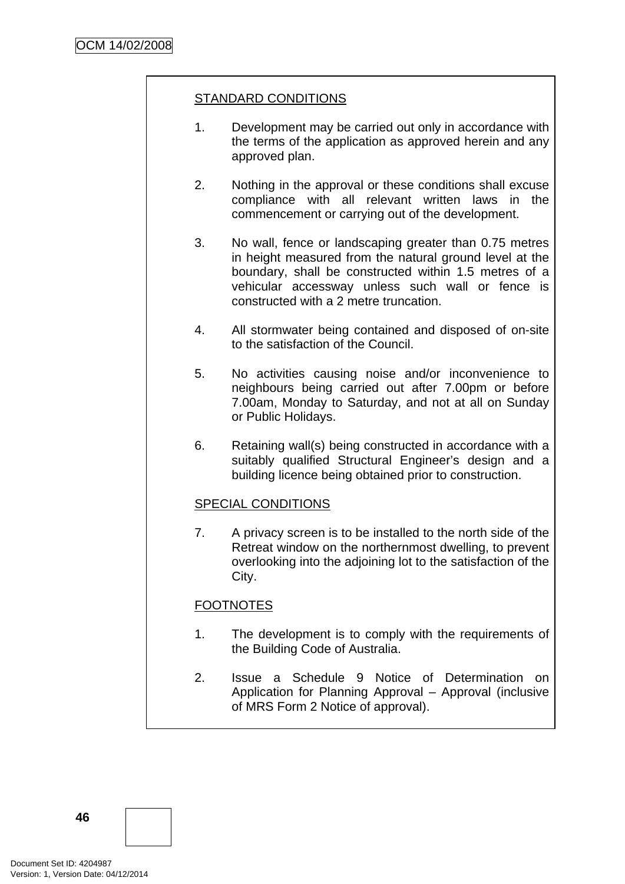<u>STANDARD CONDITIONS</u>

1. Development may be carried out only in accordance with the terms of the application as approved herein and any approved plan.

2. Nothing in the approval or these conditions shall excuse compliance with all relevant written laws in the commencement or carrying out of the development.

3. No wall, fence or landscaping greater than 0.75 metres in height measured from the natural ground level at the boundary, shall be constructed within 1.5 metres of a vehicular accessway unless such wall or fence is constructed with a 2 metre truncation.

4. All stormwater being contained and disposed of on-site to the satisfaction of the Council.

5. No activities causing noise and/or inconvenience to neighbours being carried out after 7.00pm or before 7.00am, Monday to Saturday, and not at all on Sunday or Public Holidays.

6. Retaining wall(s) being constructed in accordance with a suitably qualified Structural Engineer's design and a building licence being obtained prior to construction.

<u>SPECIAL CONDITIONS</u>

7. A privacy screen is to be installed to the north side of the Retreat window on the northernmost dwelling, to prevent overlooking into the adjoining lot to the satisfaction of the City.

<u>FOOTNOTES</u>

1. The development is to comply with the requirements of the Building Code of Australia.

2. Issue a Schedule 9 Notice of Determination on Application for Planning Approval – Approval (inclusive of MRS Form 2 Notice of approval).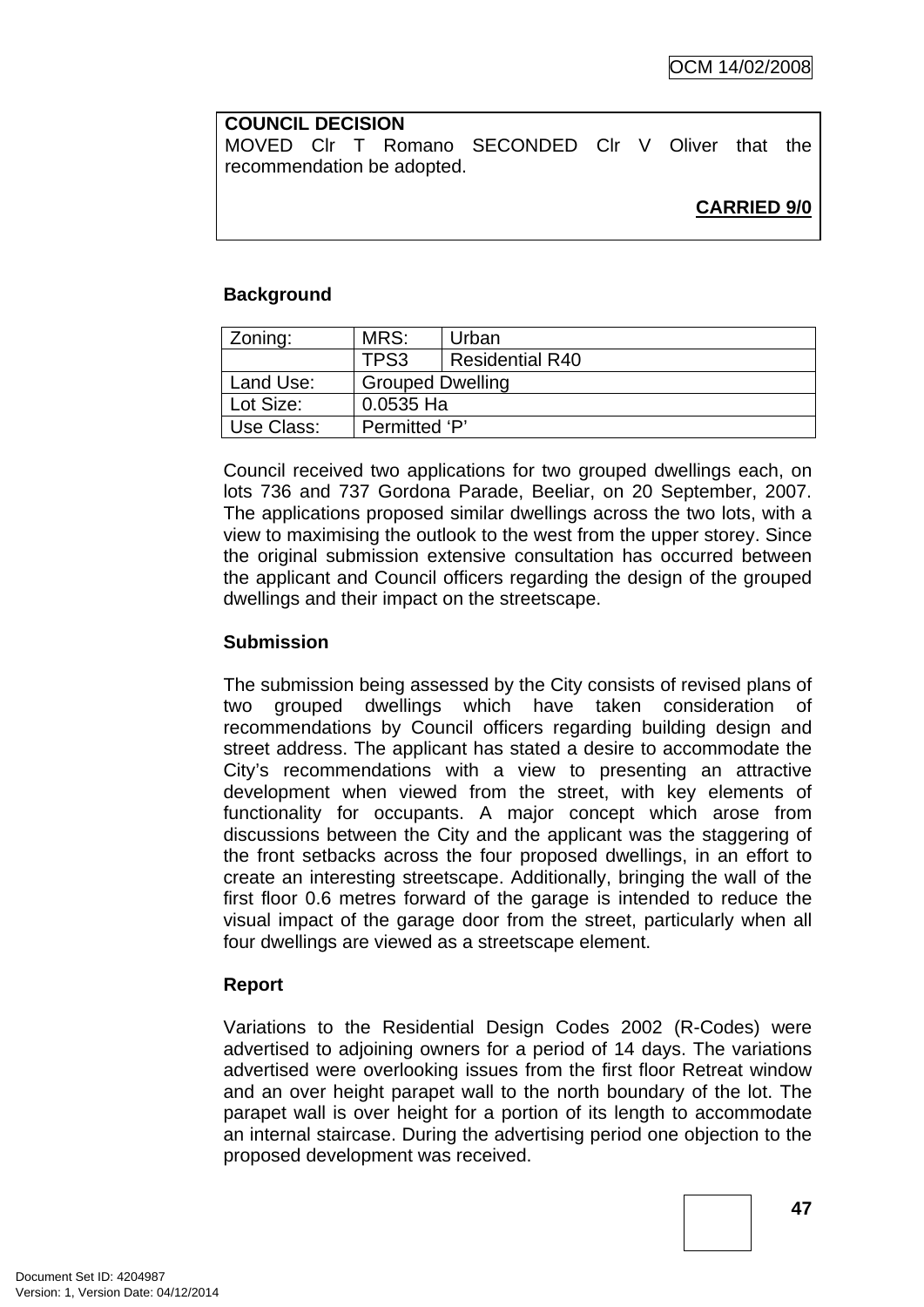**COUNCIL DECISION**
MOVED Clr T Romano SECONDED Clr V Oliver that the recommendation be adopted.

**CARRIED 9/0**

**Background**

| Zoning: | MRS: | Urban |
|---|---|---|
| | TPS3 | Residential R40 |
| Land Use: | Grouped Dwelling | |
| Lot Size: | 0.0535 Ha | |
| Use Class: | Permitted 'P' | |

Council received two applications for two grouped dwellings each, on lots 736 and 737 Gordona Parade, Beeliar, on 20 September, 2007. The applications proposed similar dwellings across the two lots, with a view to maximising the outlook to the west from the upper storey. Since the original submission extensive consultation has occurred between the applicant and Council officers regarding the design of the grouped dwellings and their impact on the streetscape.

**Submission**

The submission being assessed by the City consists of revised plans of two grouped dwellings which have taken consideration of recommendations by Council officers regarding building design and street address. The applicant has stated a desire to accommodate the City's recommendations with a view to presenting an attractive development when viewed from the street, with key elements of functionality for occupants. A major concept which arose from discussions between the City and the applicant was the staggering of the front setbacks across the four proposed dwellings, in an effort to create an interesting streetscape. Additionally, bringing the wall of the first floor 0.6 metres forward of the garage is intended to reduce the visual impact of the garage door from the street, particularly when all four dwellings are viewed as a streetscape element.

**Report**

Variations to the Residential Design Codes 2002 (R-Codes) were advertised to adjoining owners for a period of 14 days. The variations advertised were overlooking issues from the first floor Retreat window and an over height parapet wall to the north boundary of the lot. The parapet wall is over height for a portion of its length to accommodate an internal staircase. During the advertising period one objection to the proposed development was received.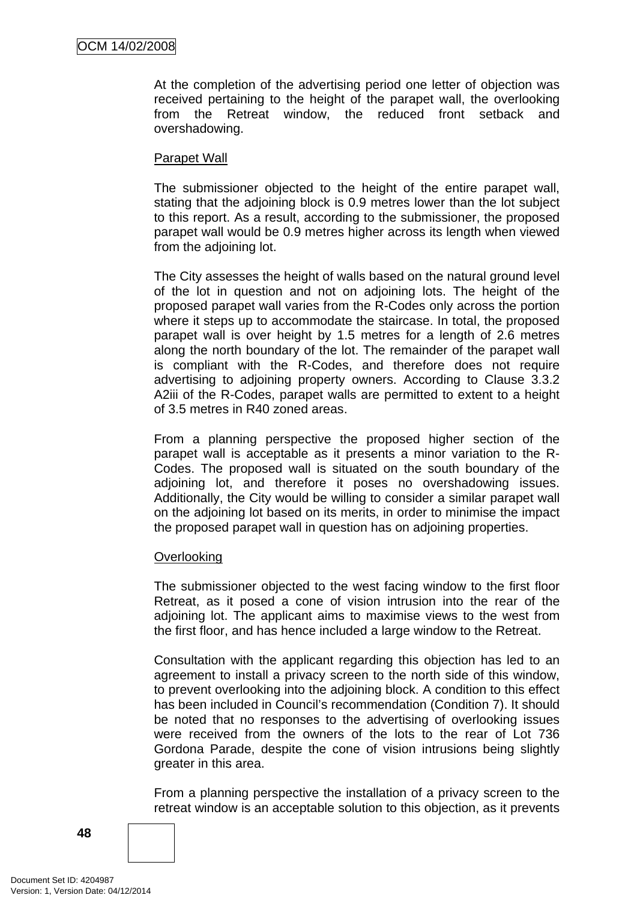At the completion of the advertising period one letter of objection was received pertaining to the height of the parapet wall, the overlooking from the Retreat window, the reduced front setback and overshadowing.

Parapet Wall

The submissioner objected to the height of the entire parapet wall, stating that the adjoining block is 0.9 metres lower than the lot subject to this report. As a result, according to the submissioner, the proposed parapet wall would be 0.9 metres higher across its length when viewed from the adjoining lot.

The City assesses the height of walls based on the natural ground level of the lot in question and not on adjoining lots. The height of the proposed parapet wall varies from the R-Codes only across the portion where it steps up to accommodate the staircase. In total, the proposed parapet wall is over height by 1.5 metres for a length of 2.6 metres along the north boundary of the lot. The remainder of the parapet wall is compliant with the R-Codes, and therefore does not require advertising to adjoining property owners. According to Clause 3.3.2 A2iii of the R-Codes, parapet walls are permitted to extent to a height of 3.5 metres in R40 zoned areas.

From a planning perspective the proposed higher section of the parapet wall is acceptable as it presents a minor variation to the R-Codes. The proposed wall is situated on the south boundary of the adjoining lot, and therefore it poses no overshadowing issues. Additionally, the City would be willing to consider a similar parapet wall on the adjoining lot based on its merits, in order to minimise the impact the proposed parapet wall in question has on adjoining properties.

Overlooking

The submissioner objected to the west facing window to the first floor Retreat, as it posed a cone of vision intrusion into the rear of the adjoining lot. The applicant aims to maximise views to the west from the first floor, and has hence included a large window to the Retreat.

Consultation with the applicant regarding this objection has led to an agreement to install a privacy screen to the north side of this window, to prevent overlooking into the adjoining block. A condition to this effect has been included in Council's recommendation (Condition 7). It should be noted that no responses to the advertising of overlooking issues were received from the owners of the lots to the rear of Lot 736 Gordona Parade, despite the cone of vision intrusions being slightly greater in this area.

From a planning perspective the installation of a privacy screen to the retreat window is an acceptable solution to this objection, as it prevents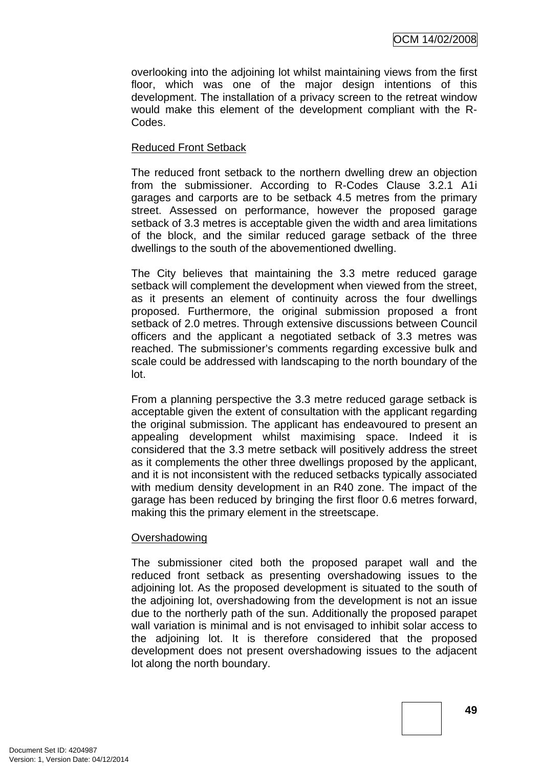overlooking into the adjoining lot whilst maintaining views from the first floor, which was one of the major design intentions of this development. The installation of a privacy screen to the retreat window would make this element of the development compliant with the R-Codes.

Reduced Front Setback

The reduced front setback to the northern dwelling drew an objection from the submissioner. According to R-Codes Clause 3.2.1 A1i garages and carports are to be setback 4.5 metres from the primary street. Assessed on performance, however the proposed garage setback of 3.3 metres is acceptable given the width and area limitations of the block, and the similar reduced garage setback of the three dwellings to the south of the abovementioned dwelling.

The City believes that maintaining the 3.3 metre reduced garage setback will complement the development when viewed from the street, as it presents an element of continuity across the four dwellings proposed. Furthermore, the original submission proposed a front setback of 2.0 metres. Through extensive discussions between Council officers and the applicant a negotiated setback of 3.3 metres was reached. The submissioner's comments regarding excessive bulk and scale could be addressed with landscaping to the north boundary of the lot.

From a planning perspective the 3.3 metre reduced garage setback is acceptable given the extent of consultation with the applicant regarding the original submission. The applicant has endeavoured to present an appealing development whilst maximising space. Indeed it is considered that the 3.3 metre setback will positively address the street as it complements the other three dwellings proposed by the applicant, and it is not inconsistent with the reduced setbacks typically associated with medium density development in an R40 zone. The impact of the garage has been reduced by bringing the first floor 0.6 metres forward, making this the primary element in the streetscape.

Overshadowing

The submissioner cited both the proposed parapet wall and the reduced front setback as presenting overshadowing issues to the adjoining lot. As the proposed development is situated to the south of the adjoining lot, overshadowing from the development is not an issue due to the northerly path of the sun. Additionally the proposed parapet wall variation is minimal and is not envisaged to inhibit solar access to the adjoining lot. It is therefore considered that the proposed development does not present overshadowing issues to the adjacent lot along the north boundary.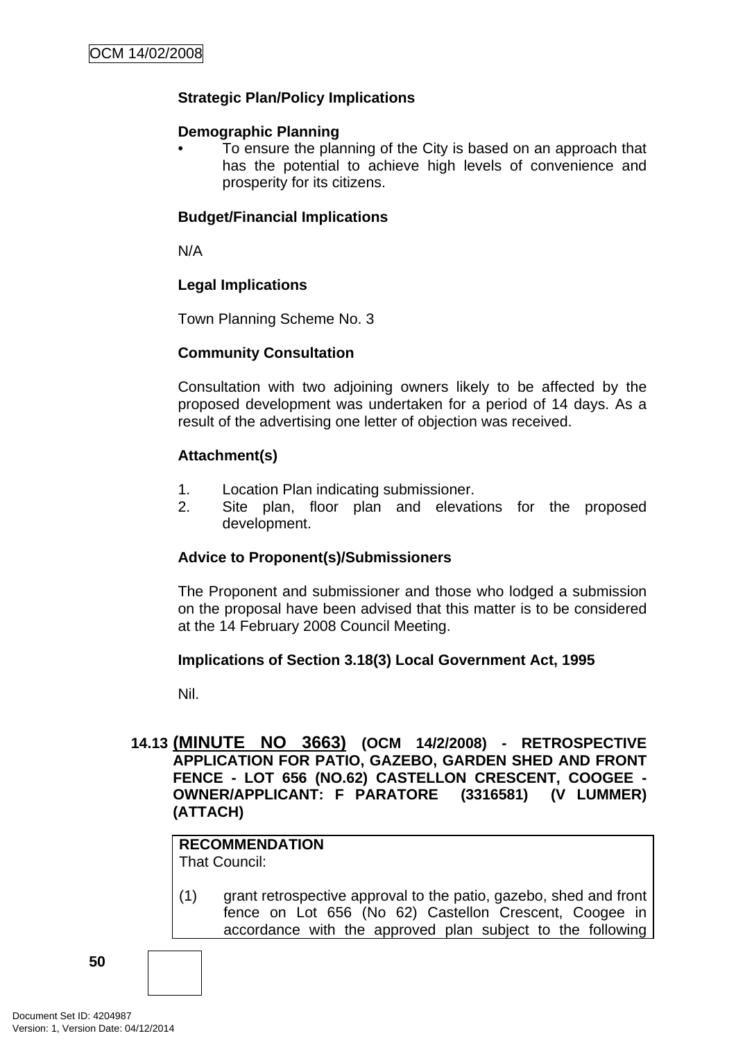**Strategic Plan/Policy Implications**

**Demographic Planning**

- To ensure the planning of the City is based on an approach that has the potential to achieve high levels of convenience and prosperity for its citizens.

**Budget/Financial Implications**

N/A

**Legal Implications**

Town Planning Scheme No. 3

**Community Consultation**

Consultation with two adjoining owners likely to be affected by the proposed development was undertaken for a period of 14 days. As a result of the advertising one letter of objection was received.

**Attachment(s)**

1. Location Plan indicating submissioner.
2. Site plan, floor plan and elevations for the proposed development.

**Advice to Proponent(s)/Submissioners**

The Proponent and submissioner and those who lodged a submission on the proposal have been advised that this matter is to be considered at the 14 February 2008 Council Meeting.

**Implications of Section 3.18(3) Local Government Act, 1995**

Nil.

## 14.13 (MINUTE NO 3663) (OCM 14/2/2008) - RETROSPECTIVE APPLICATION FOR PATIO, GAZEBO, GARDEN SHED AND FRONT FENCE - LOT 656 (NO.62) CASTELLON CRESCENT, COOGEE - OWNER/APPLICANT: F PARATORE (3316581) (V LUMMER) (ATTACH)

**RECOMMENDATION**

That Council:

(1) grant retrospective approval to the patio, gazebo, shed and front fence on Lot 656 (No 62) Castellon Crescent, Coogee in accordance with the approved plan subject to the following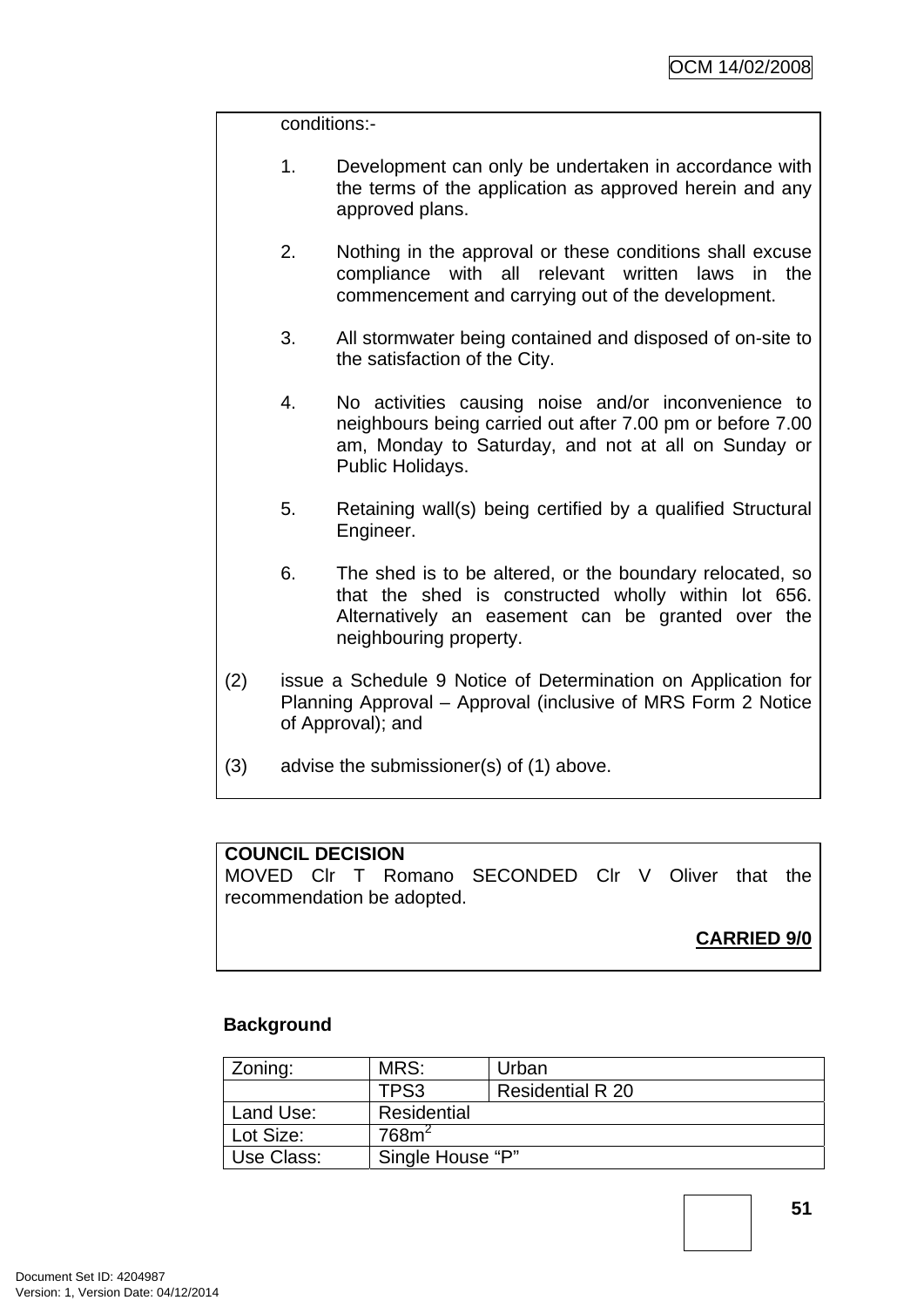conditions:-

1. Development can only be undertaken in accordance with the terms of the application as approved herein and any approved plans.

2. Nothing in the approval or these conditions shall excuse compliance with all relevant written laws in the commencement and carrying out of the development.

3. All stormwater being contained and disposed of on-site to the satisfaction of the City.

4. No activities causing noise and/or inconvenience to neighbours being carried out after 7.00 pm or before 7.00 am, Monday to Saturday, and not at all on Sunday or Public Holidays.

5. Retaining wall(s) being certified by a qualified Structural Engineer.

6. The shed is to be altered, or the boundary relocated, so that the shed is constructed wholly within lot 656. Alternatively an easement can be granted over the neighbouring property.

(2) issue a Schedule 9 Notice of Determination on Application for Planning Approval – Approval (inclusive of MRS Form 2 Notice of Approval); and

(3) advise the submissioner(s) of (1) above.

**COUNCIL DECISION**
MOVED Clr T Romano SECONDED Clr V Oliver that the recommendation be adopted.

**CARRIED 9/0**

**Background**

| Zoning: | MRS: | Urban |
|---|---|---|
| | TPS3 | Residential R 20 |
| Land Use: | Residential | |
| Lot Size: | 768m$^2$ | |
| Use Class: | Single House “P” | |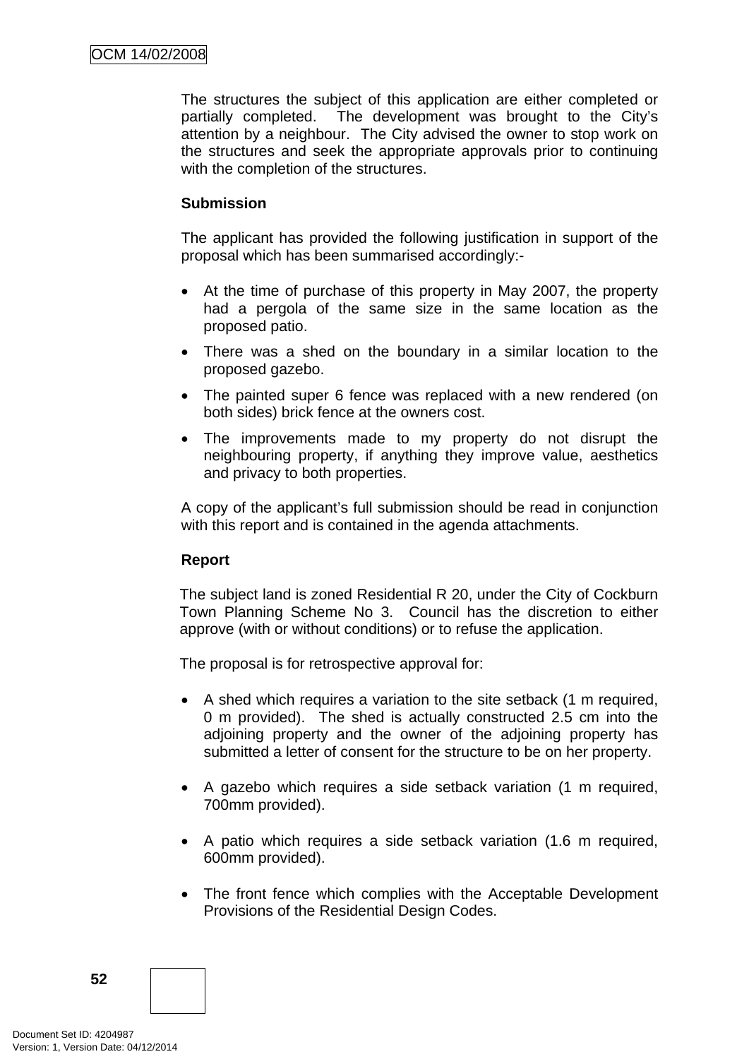The structures the subject of this application are either completed or partially completed. The development was brought to the City's attention by a neighbour. The City advised the owner to stop work on the structures and seek the appropriate approvals prior to continuing with the completion of the structures.

**Submission**

The applicant has provided the following justification in support of the proposal which has been summarised accordingly:-

- At the time of purchase of this property in May 2007, the property had a pergola of the same size in the same location as the proposed patio.
- There was a shed on the boundary in a similar location to the proposed gazebo.
- The painted super 6 fence was replaced with a new rendered (on both sides) brick fence at the owners cost.
- The improvements made to my property do not disrupt the neighbouring property, if anything they improve value, aesthetics and privacy to both properties.

A copy of the applicant's full submission should be read in conjunction with this report and is contained in the agenda attachments.

**Report**

The subject land is zoned Residential R 20, under the City of Cockburn Town Planning Scheme No 3. Council has the discretion to either approve (with or without conditions) or to refuse the application.

The proposal is for retrospective approval for:

- A shed which requires a variation to the site setback (1 m required, 0 m provided). The shed is actually constructed 2.5 cm into the adjoining property and the owner of the adjoining property has submitted a letter of consent for the structure to be on her property.

- A gazebo which requires a side setback variation (1 m required, 700mm provided).

- A patio which requires a side setback variation (1.6 m required, 600mm provided).

- The front fence which complies with the Acceptable Development Provisions of the Residential Design Codes.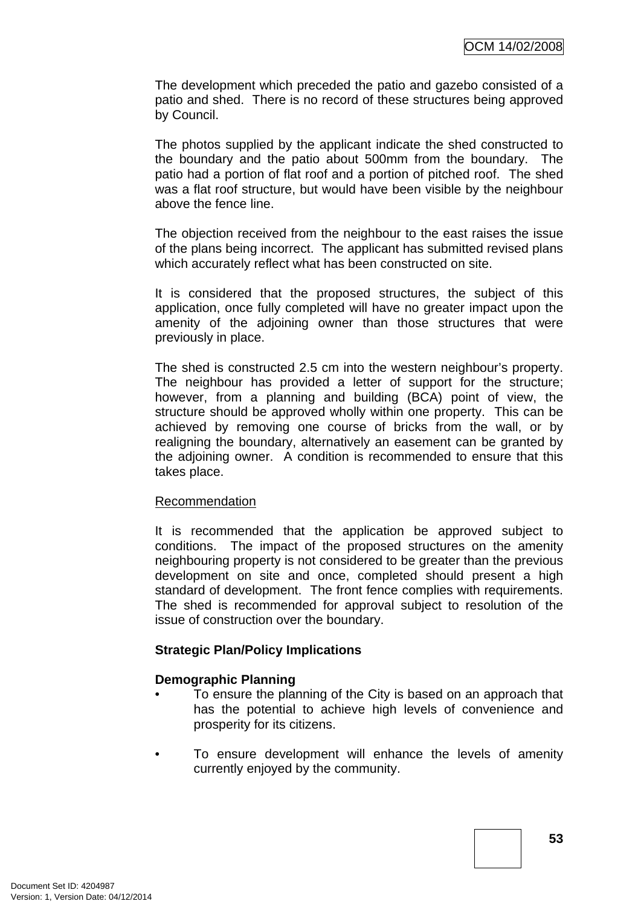The development which preceded the patio and gazebo consisted of a patio and shed. There is no record of these structures being approved by Council.

The photos supplied by the applicant indicate the shed constructed to the boundary and the patio about 500mm from the boundary. The patio had a portion of flat roof and a portion of pitched roof. The shed was a flat roof structure, but would have been visible by the neighbour above the fence line.

The objection received from the neighbour to the east raises the issue of the plans being incorrect. The applicant has submitted revised plans which accurately reflect what has been constructed on site.

It is considered that the proposed structures, the subject of this application, once fully completed will have no greater impact upon the amenity of the adjoining owner than those structures that were previously in place.

The shed is constructed 2.5 cm into the western neighbour's property. The neighbour has provided a letter of support for the structure; however, from a planning and building (BCA) point of view, the structure should be approved wholly within one property. This can be achieved by removing one course of bricks from the wall, or by realigning the boundary, alternatively an easement can be granted by the adjoining owner. A condition is recommended to ensure that this takes place.

Recommendation

It is recommended that the application be approved subject to conditions. The impact of the proposed structures on the amenity neighbouring property is not considered to be greater than the previous development on site and once, completed should present a high standard of development. The front fence complies with requirements. The shed is recommended for approval subject to resolution of the issue of construction over the boundary.

**Strategic Plan/Policy Implications**

**Demographic Planning**

- To ensure the planning of the City is based on an approach that has the potential to achieve high levels of convenience and prosperity for its citizens.

- To ensure development will enhance the levels of amenity currently enjoyed by the community.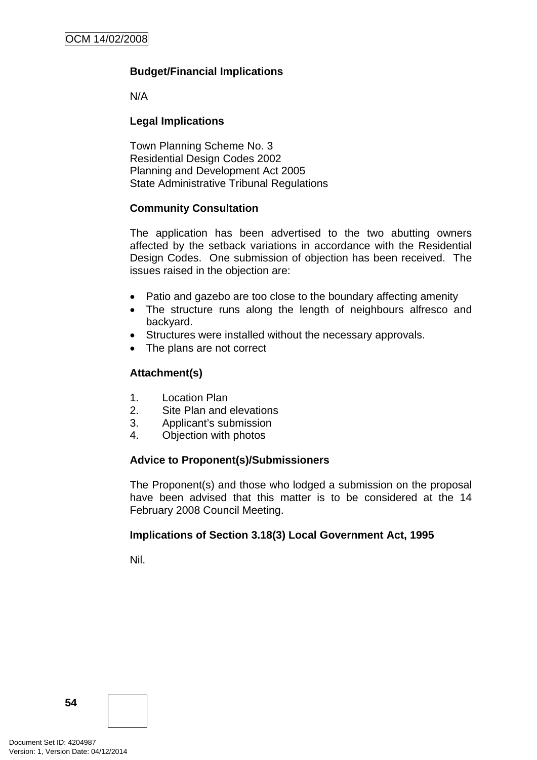**Budget/Financial Implications**

N/A

**Legal Implications**

Town Planning Scheme No. 3
Residential Design Codes 2002
Planning and Development Act 2005
State Administrative Tribunal Regulations

**Community Consultation**

The application has been advertised to the two abutting owners affected by the setback variations in accordance with the Residential Design Codes. One submission of objection has been received. The issues raised in the objection are:

- Patio and gazebo are too close to the boundary affecting amenity
- The structure runs along the length of neighbours alfresco and backyard.
- Structures were installed without the necessary approvals.
- The plans are not correct

**Attachment(s)**

1. Location Plan
2. Site Plan and elevations
3. Applicant's submission
4. Objection with photos

**Advice to Proponent(s)/Submissioners**

The Proponent(s) and those who lodged a submission on the proposal have been advised that this matter is to be considered at the 14 February 2008 Council Meeting.

**Implications of Section 3.18(3) Local Government Act, 1995**

Nil.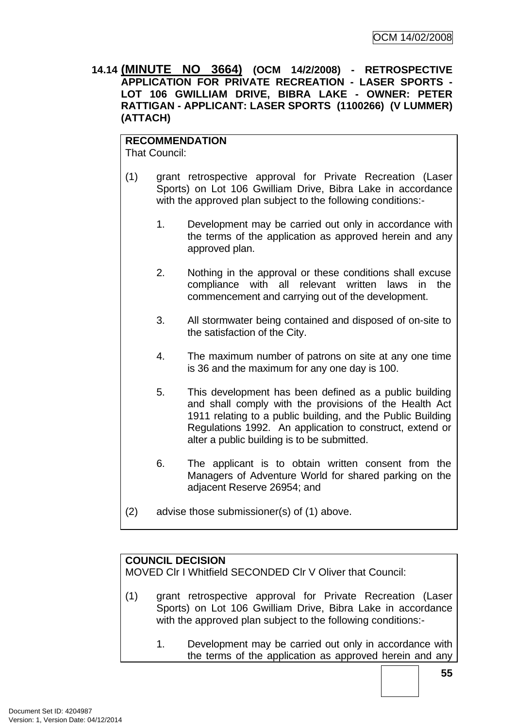## 14.14 (MINUTE NO 3664) (OCM 14/2/2008) - RETROSPECTIVE APPLICATION FOR PRIVATE RECREATION - LASER SPORTS - LOT 106 GWILLIAM DRIVE, BIBRA LAKE - OWNER: PETER RATTIGAN - APPLICANT: LASER SPORTS (1100266) (V LUMMER) (ATTACH)

**RECOMMENDATION**
That Council:

(1) grant retrospective approval for Private Recreation (Laser Sports) on Lot 106 Gwilliam Drive, Bibra Lake in accordance with the approved plan subject to the following conditions:-

1. Development may be carried out only in accordance with the terms of the application as approved herein and any approved plan.

2. Nothing in the approval or these conditions shall excuse compliance with all relevant written laws in the commencement and carrying out of the development.

3. All stormwater being contained and disposed of on-site to the satisfaction of the City.

4. The maximum number of patrons on site at any one time is 36 and the maximum for any one day is 100.

5. This development has been defined as a public building and shall comply with the provisions of the Health Act 1911 relating to a public building, and the Public Building Regulations 1992. An application to construct, extend or alter a public building is to be submitted.

6. The applicant is to obtain written consent from the Managers of Adventure World for shared parking on the adjacent Reserve 26954; and

(2) advise those submissioner(s) of (1) above.

**COUNCIL DECISION**
MOVED Clr I Whitfield SECONDED Clr V Oliver that Council:

(1) grant retrospective approval for Private Recreation (Laser Sports) on Lot 106 Gwilliam Drive, Bibra Lake in accordance with the approved plan subject to the following conditions:-

1. Development may be carried out only in accordance with the terms of the application as approved herein and any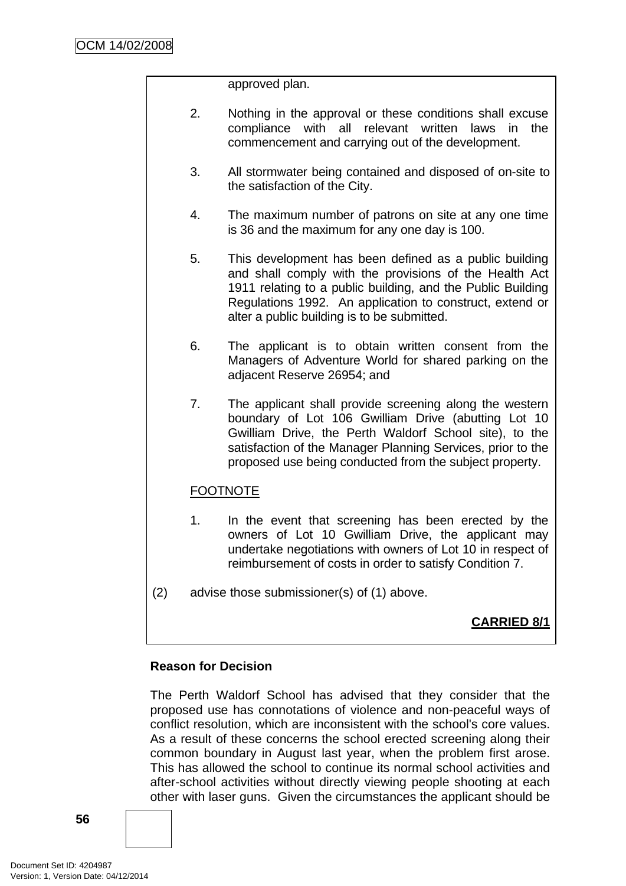approved plan.

2. Nothing in the approval or these conditions shall excuse compliance with all relevant written laws in the commencement and carrying out of the development.

3. All stormwater being contained and disposed of on-site to the satisfaction of the City.

4. The maximum number of patrons on site at any one time is 36 and the maximum for any one day is 100.

5. This development has been defined as a public building and shall comply with the provisions of the Health Act 1911 relating to a public building, and the Public Building Regulations 1992. An application to construct, extend or alter a public building is to be submitted.

6. The applicant is to obtain written consent from the Managers of Adventure World for shared parking on the adjacent Reserve 26954; and

7. The applicant shall provide screening along the western boundary of Lot 106 Gwilliam Drive (abutting Lot 10 Gwilliam Drive, the Perth Waldorf School site), to the satisfaction of the Manager Planning Services, prior to the proposed use being conducted from the subject property.

FOOTNOTE

1. In the event that screening has been erected by the owners of Lot 10 Gwilliam Drive, the applicant may undertake negotiations with owners of Lot 10 in respect of reimbursement of costs in order to satisfy Condition 7.

(2) advise those submissioner(s) of (1) above.

**CARRIED 8/1**

**Reason for Decision**

The Perth Waldorf School has advised that they consider that the proposed use has connotations of violence and non-peaceful ways of conflict resolution, which are inconsistent with the school's core values. As a result of these concerns the school erected screening along their common boundary in August last year, when the problem first arose. This has allowed the school to continue its normal school activities and after-school activities without directly viewing people shooting at each other with laser guns. Given the circumstances the applicant should be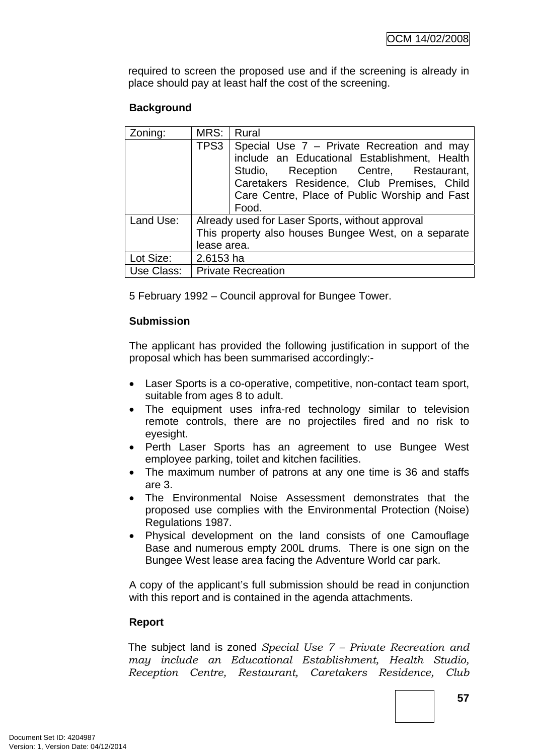required to screen the proposed use and if the screening is already in place should pay at least half the cost of the screening.

**Background**

| Zoning: | MRS: | Rural |
|---|---|---|
| | TPS3 | Special Use 7 – Private Recreation and may include an Educational Establishment, Health Studio, Reception Centre, Restaurant, Caretakers Residence, Club Premises, Child Care Centre, Place of Public Worship and Fast Food. |
| Land Use: | Already used for Laser Sports, without approval<br>This property also houses Bungee West, on a separate lease area. | |
| Lot Size: | 2.6153 ha | |
| Use Class: | Private Recreation | |

5 February 1992 – Council approval for Bungee Tower.

**Submission**

The applicant has provided the following justification in support of the proposal which has been summarised accordingly:-

- Laser Sports is a co-operative, competitive, non-contact team sport, suitable from ages 8 to adult.
- The equipment uses infra-red technology similar to television remote controls, there are no projectiles fired and no risk to eyesight.
- Perth Laser Sports has an agreement to use Bungee West employee parking, toilet and kitchen facilities.
- The maximum number of patrons at any one time is 36 and staffs are 3.
- The Environmental Noise Assessment demonstrates that the proposed use complies with the Environmental Protection (Noise) Regulations 1987.
- Physical development on the land consists of one Camouflage Base and numerous empty 200L drums. There is one sign on the Bungee West lease area facing the Adventure World car park.

A copy of the applicant's full submission should be read in conjunction with this report and is contained in the agenda attachments.

**Report**

The subject land is zoned *Special Use 7 – Private Recreation and may include an Educational Establishment, Health Studio, Reception Centre, Restaurant, Caretakers Residence, Club*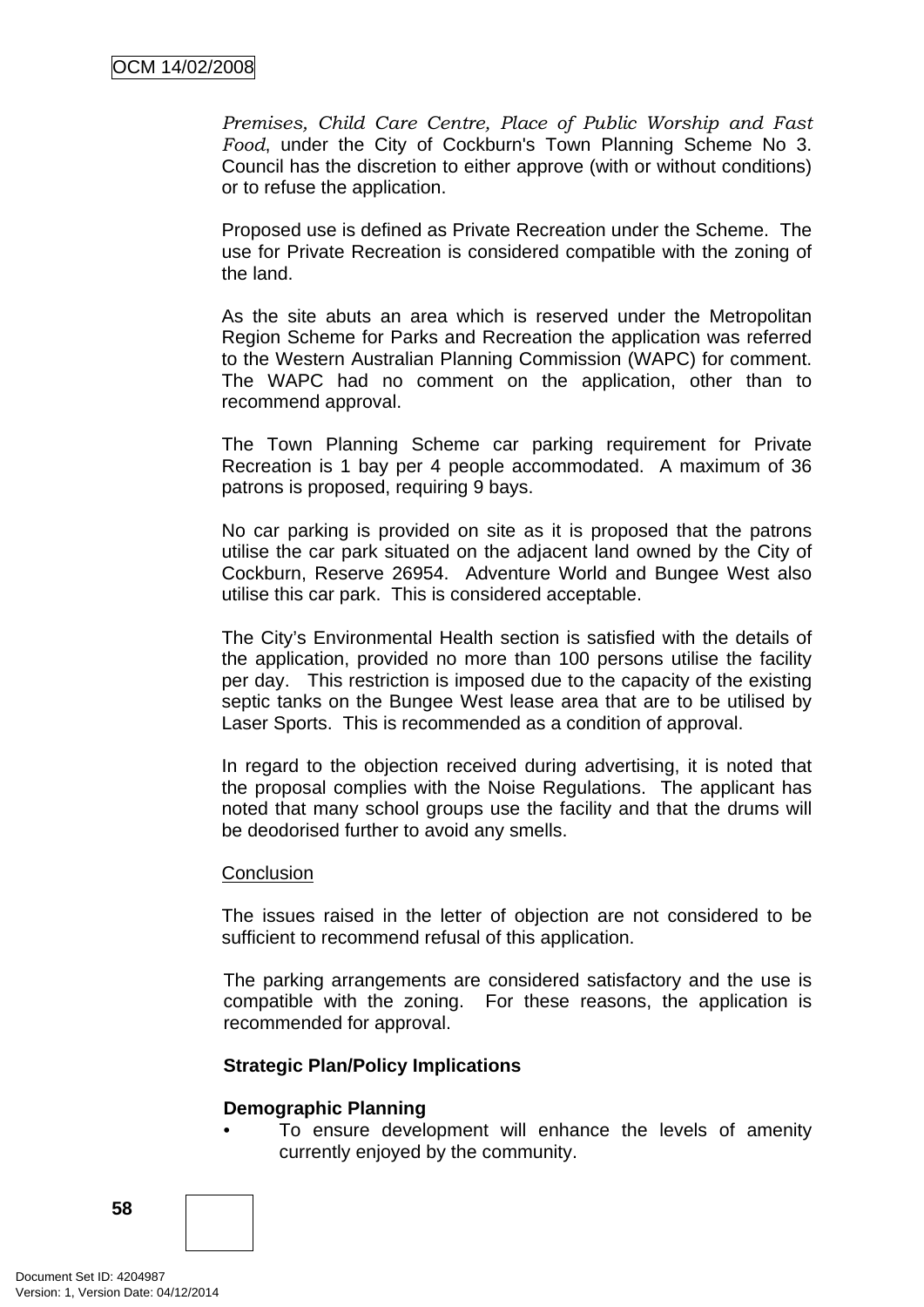*Premises, Child Care Centre, Place of Public Worship and Fast Food*, under the City of Cockburn's Town Planning Scheme No 3. Council has the discretion to either approve (with or without conditions) or to refuse the application.

Proposed use is defined as Private Recreation under the Scheme. The use for Private Recreation is considered compatible with the zoning of the land.

As the site abuts an area which is reserved under the Metropolitan Region Scheme for Parks and Recreation the application was referred to the Western Australian Planning Commission (WAPC) for comment. The WAPC had no comment on the application, other than to recommend approval.

The Town Planning Scheme car parking requirement for Private Recreation is 1 bay per 4 people accommodated. A maximum of 36 patrons is proposed, requiring 9 bays.

No car parking is provided on site as it is proposed that the patrons utilise the car park situated on the adjacent land owned by the City of Cockburn, Reserve 26954. Adventure World and Bungee West also utilise this car park. This is considered acceptable.

The City's Environmental Health section is satisfied with the details of the application, provided no more than 100 persons utilise the facility per day. This restriction is imposed due to the capacity of the existing septic tanks on the Bungee West lease area that are to be utilised by Laser Sports. This is recommended as a condition of approval.

In regard to the objection received during advertising, it is noted that the proposal complies with the Noise Regulations. The applicant has noted that many school groups use the facility and that the drums will be deodorised further to avoid any smells.

Conclusion

The issues raised in the letter of objection are not considered to be sufficient to recommend refusal of this application.

The parking arrangements are considered satisfactory and the use is compatible with the zoning. For these reasons, the application is recommended for approval.

**Strategic Plan/Policy Implications**

**Demographic Planning**

- To ensure development will enhance the levels of amenity currently enjoyed by the community.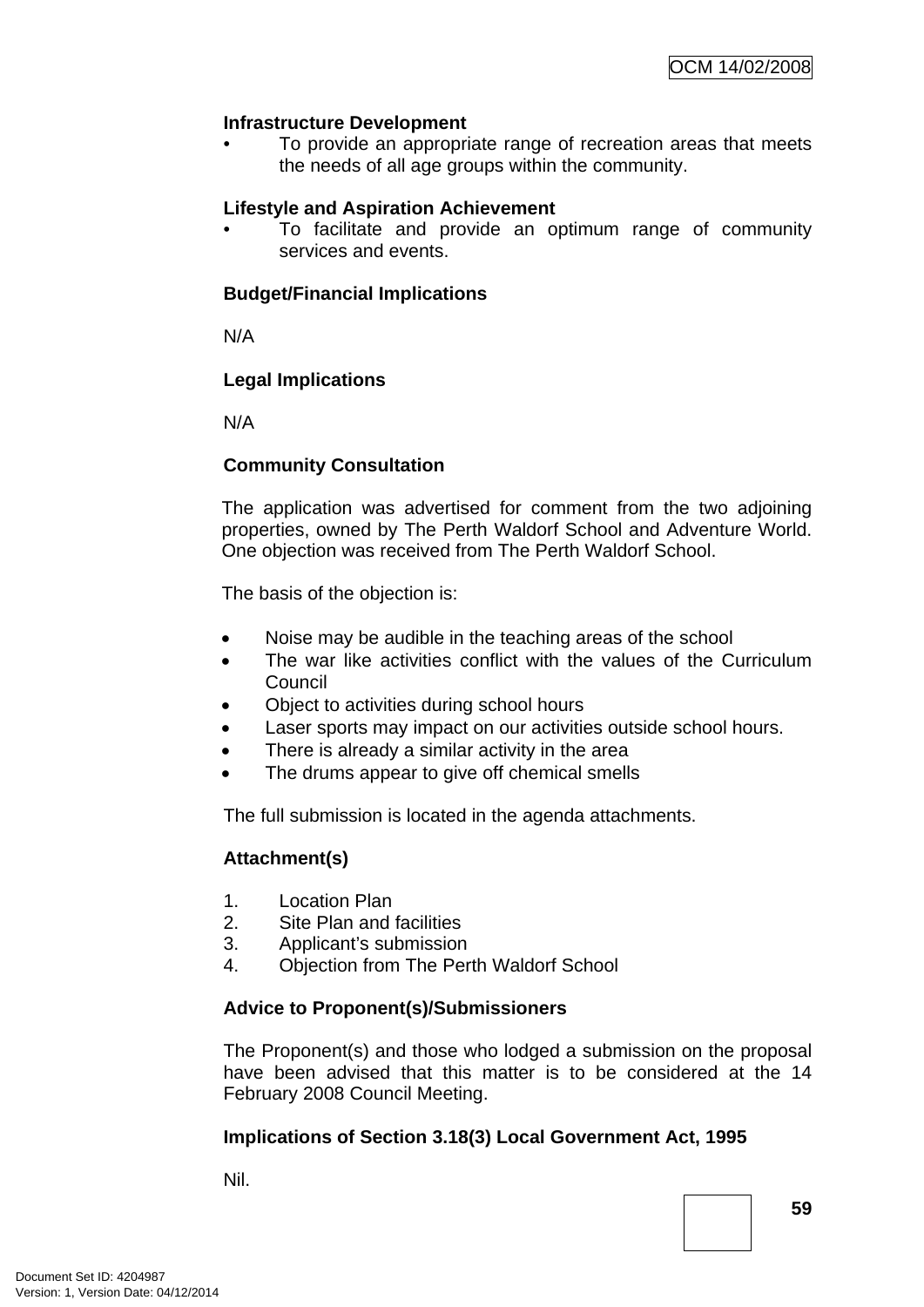**Infrastructure Development**

- To provide an appropriate range of recreation areas that meets the needs of all age groups within the community.

**Lifestyle and Aspiration Achievement**

- To facilitate and provide an optimum range of community services and events.

**Budget/Financial Implications**

N/A

**Legal Implications**

N/A

**Community Consultation**

The application was advertised for comment from the two adjoining properties, owned by The Perth Waldorf School and Adventure World. One objection was received from The Perth Waldorf School.

The basis of the objection is:

- Noise may be audible in the teaching areas of the school
- The war like activities conflict with the values of the Curriculum Council
- Object to activities during school hours
- Laser sports may impact on our activities outside school hours.
- There is already a similar activity in the area
- The drums appear to give off chemical smells

The full submission is located in the agenda attachments.

**Attachment(s)**

1. Location Plan
2. Site Plan and facilities
3. Applicant's submission
4. Objection from The Perth Waldorf School

**Advice to Proponent(s)/Submissioners**

The Proponent(s) and those who lodged a submission on the proposal have been advised that this matter is to be considered at the 14 February 2008 Council Meeting.

**Implications of Section 3.18(3) Local Government Act, 1995**

Nil.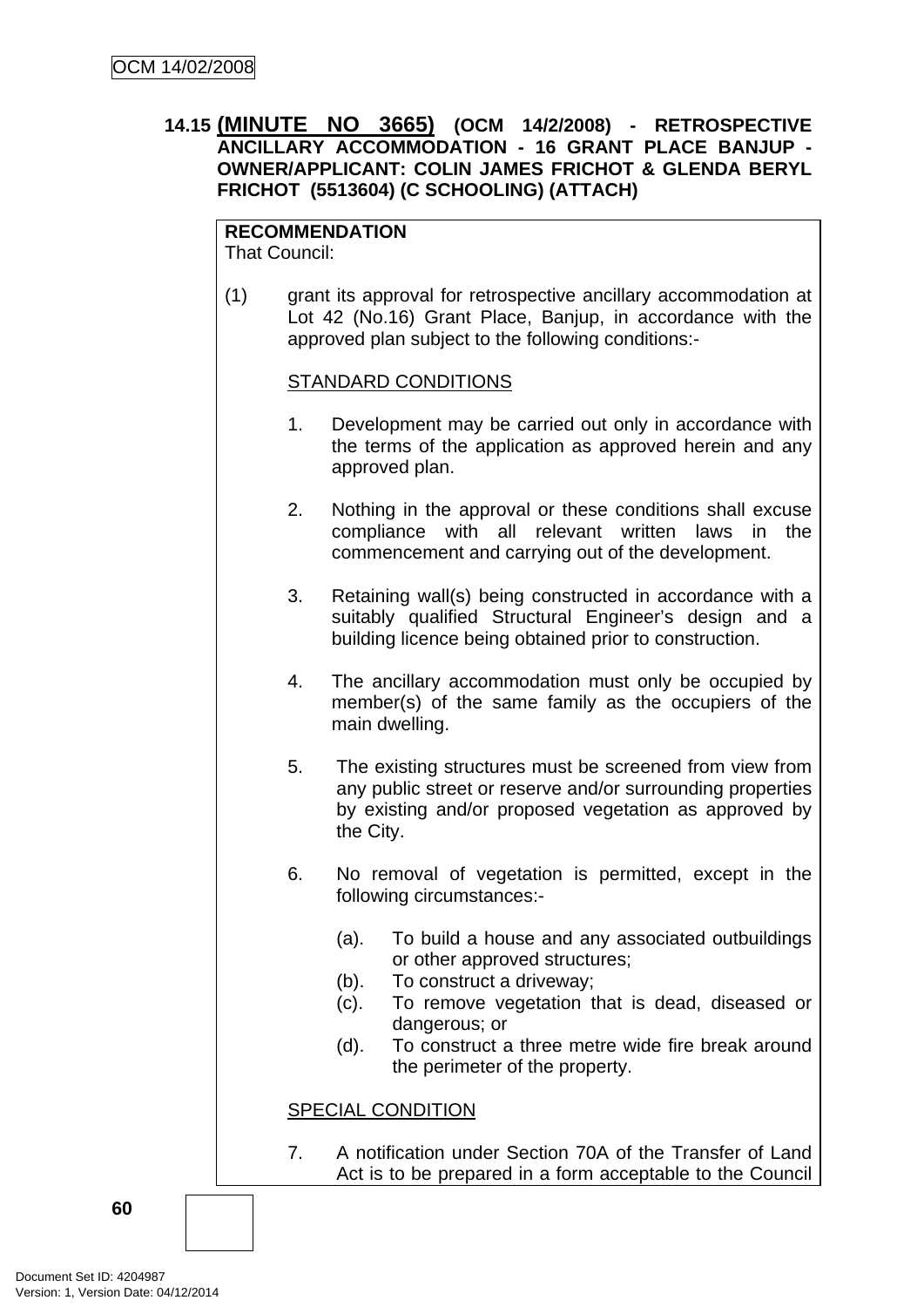**14.15 (MINUTE NO 3665) (OCM 14/2/2008) - RETROSPECTIVE ANCILLARY ACCOMMODATION - 16 GRANT PLACE BANJUP - OWNER/APPLICANT: COLIN JAMES FRICHOT & GLENDA BERYL FRICHOT (5513604) (C SCHOOLING) (ATTACH)**

**RECOMMENDATION**
That Council:

(1) grant its approval for retrospective ancillary accommodation at Lot 42 (No.16) Grant Place, Banjup, in accordance with the approved plan subject to the following conditions:-

STANDARD CONDITIONS

1. Development may be carried out only in accordance with the terms of the application as approved herein and any approved plan.

2. Nothing in the approval or these conditions shall excuse compliance with all relevant written laws in the commencement and carrying out of the development.

3. Retaining wall(s) being constructed in accordance with a suitably qualified Structural Engineer's design and a building licence being obtained prior to construction.

4. The ancillary accommodation must only be occupied by member(s) of the same family as the occupiers of the main dwelling.

5. The existing structures must be screened from view from any public street or reserve and/or surrounding properties by existing and/or proposed vegetation as approved by the City.

6. No removal of vegetation is permitted, except in the following circumstances:-

   (a). To build a house and any associated outbuildings or other approved structures;
   (b). To construct a driveway;
   (c). To remove vegetation that is dead, diseased or dangerous; or
   (d). To construct a three metre wide fire break around the perimeter of the property.

SPECIAL CONDITION

7. A notification under Section 70A of the Transfer of Land Act is to be prepared in a form acceptable to the Council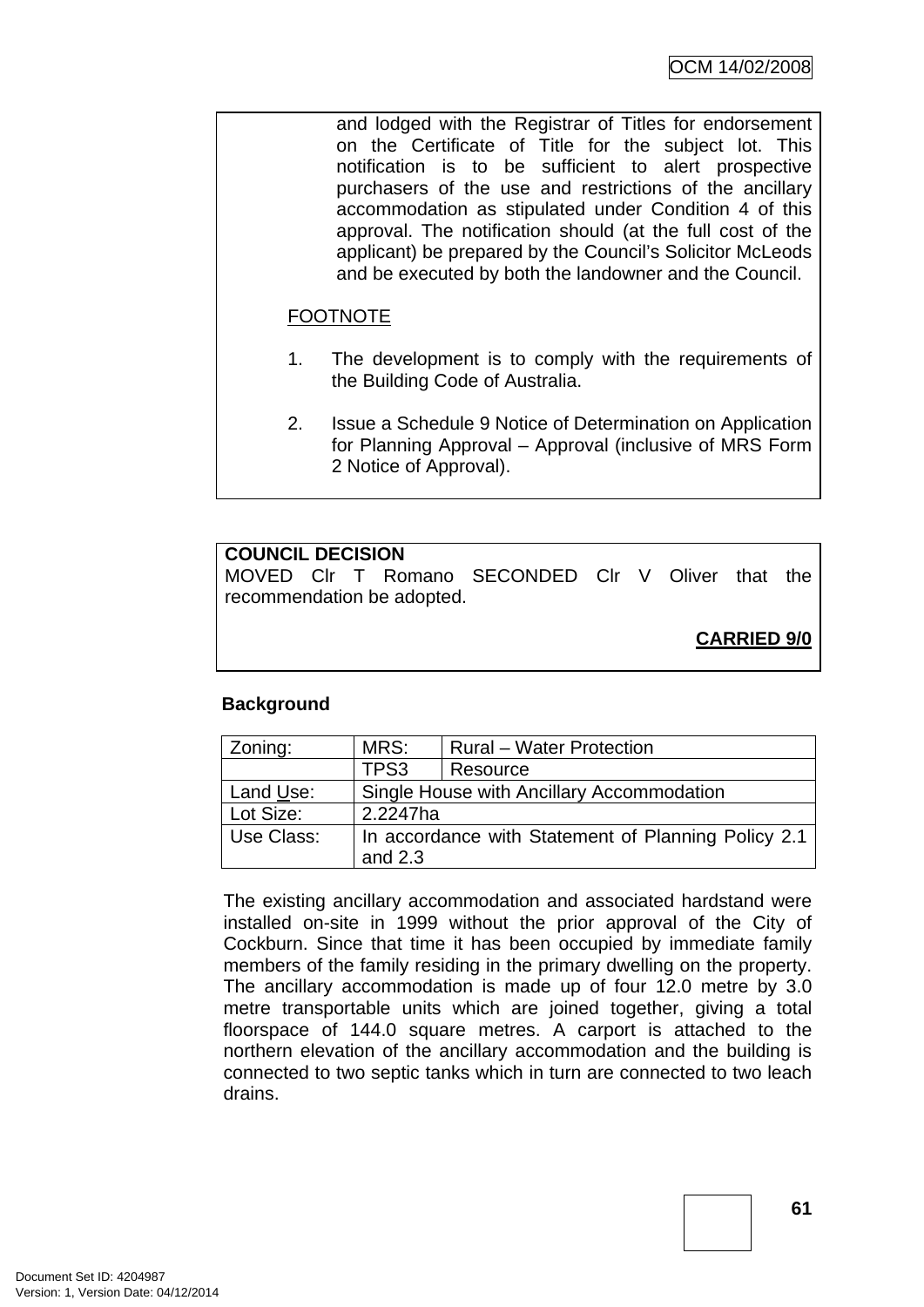and lodged with the Registrar of Titles for endorsement on the Certificate of Title for the subject lot. This notification is to be sufficient to alert prospective purchasers of the use and restrictions of the ancillary accommodation as stipulated under Condition 4 of this approval. The notification should (at the full cost of the applicant) be prepared by the Council's Solicitor McLeods and be executed by both the landowner and the Council.

FOOTNOTE

1. The development is to comply with the requirements of the Building Code of Australia.

2. Issue a Schedule 9 Notice of Determination on Application for Planning Approval – Approval (inclusive of MRS Form 2 Notice of Approval).

**COUNCIL DECISION**
MOVED Clr T Romano SECONDED Clr V Oliver that the recommendation be adopted.

**CARRIED 9/0**

**Background**

| Zoning: | MRS: | Rural – Water Protection |
|---|---|---|
| | TPS3 | Resource |
| Land Use: | Single House with Ancillary Accommodation | |
| Lot Size: | 2.2247ha | |
| Use Class: | In accordance with Statement of Planning Policy 2.1 and 2.3 | |

The existing ancillary accommodation and associated hardstand were installed on-site in 1999 without the prior approval of the City of Cockburn. Since that time it has been occupied by immediate family members of the family residing in the primary dwelling on the property. The ancillary accommodation is made up of four 12.0 metre by 3.0 metre transportable units which are joined together, giving a total floorspace of 144.0 square metres. A carport is attached to the northern elevation of the ancillary accommodation and the building is connected to two septic tanks which in turn are connected to two leach drains.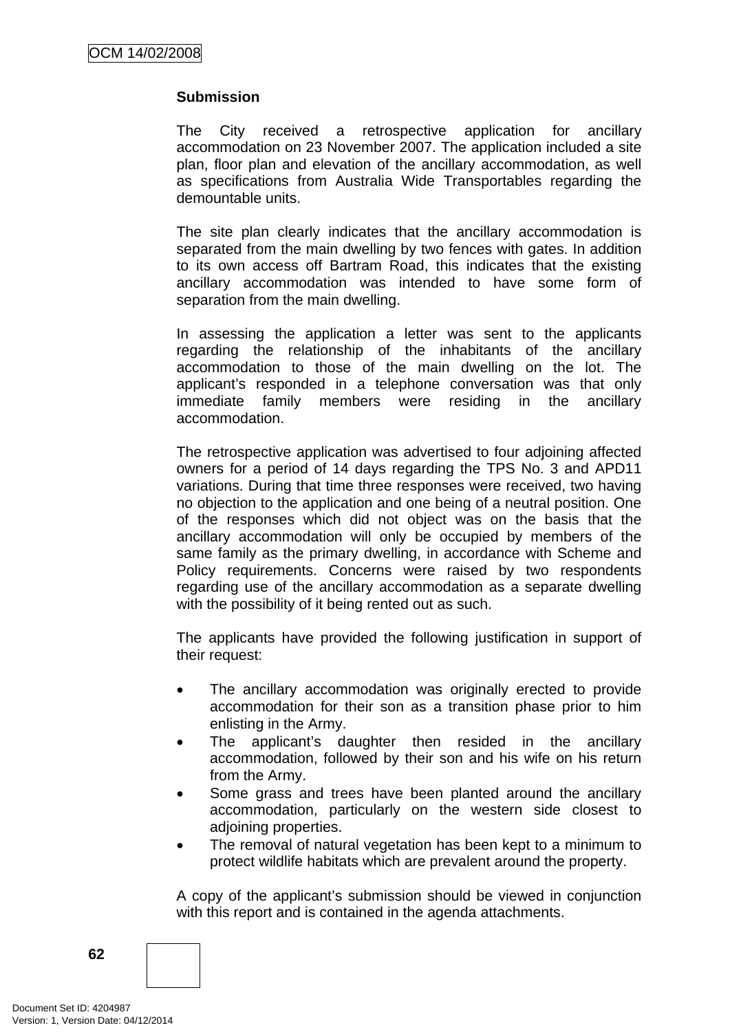**Submission**

The City received a retrospective application for ancillary accommodation on 23 November 2007. The application included a site plan, floor plan and elevation of the ancillary accommodation, as well as specifications from Australia Wide Transportables regarding the demountable units.

The site plan clearly indicates that the ancillary accommodation is separated from the main dwelling by two fences with gates. In addition to its own access off Bartram Road, this indicates that the existing ancillary accommodation was intended to have some form of separation from the main dwelling.

In assessing the application a letter was sent to the applicants regarding the relationship of the inhabitants of the ancillary accommodation to those of the main dwelling on the lot. The applicant's responded in a telephone conversation was that only immediate family members were residing in the ancillary accommodation.

The retrospective application was advertised to four adjoining affected owners for a period of 14 days regarding the TPS No. 3 and APD11 variations. During that time three responses were received, two having no objection to the application and one being of a neutral position. One of the responses which did not object was on the basis that the ancillary accommodation will only be occupied by members of the same family as the primary dwelling, in accordance with Scheme and Policy requirements. Concerns were raised by two respondents regarding use of the ancillary accommodation as a separate dwelling with the possibility of it being rented out as such.

The applicants have provided the following justification in support of their request:

- The ancillary accommodation was originally erected to provide accommodation for their son as a transition phase prior to him enlisting in the Army.
- The applicant's daughter then resided in the ancillary accommodation, followed by their son and his wife on his return from the Army.
- Some grass and trees have been planted around the ancillary accommodation, particularly on the western side closest to adjoining properties.
- The removal of natural vegetation has been kept to a minimum to protect wildlife habitats which are prevalent around the property.

A copy of the applicant's submission should be viewed in conjunction with this report and is contained in the agenda attachments.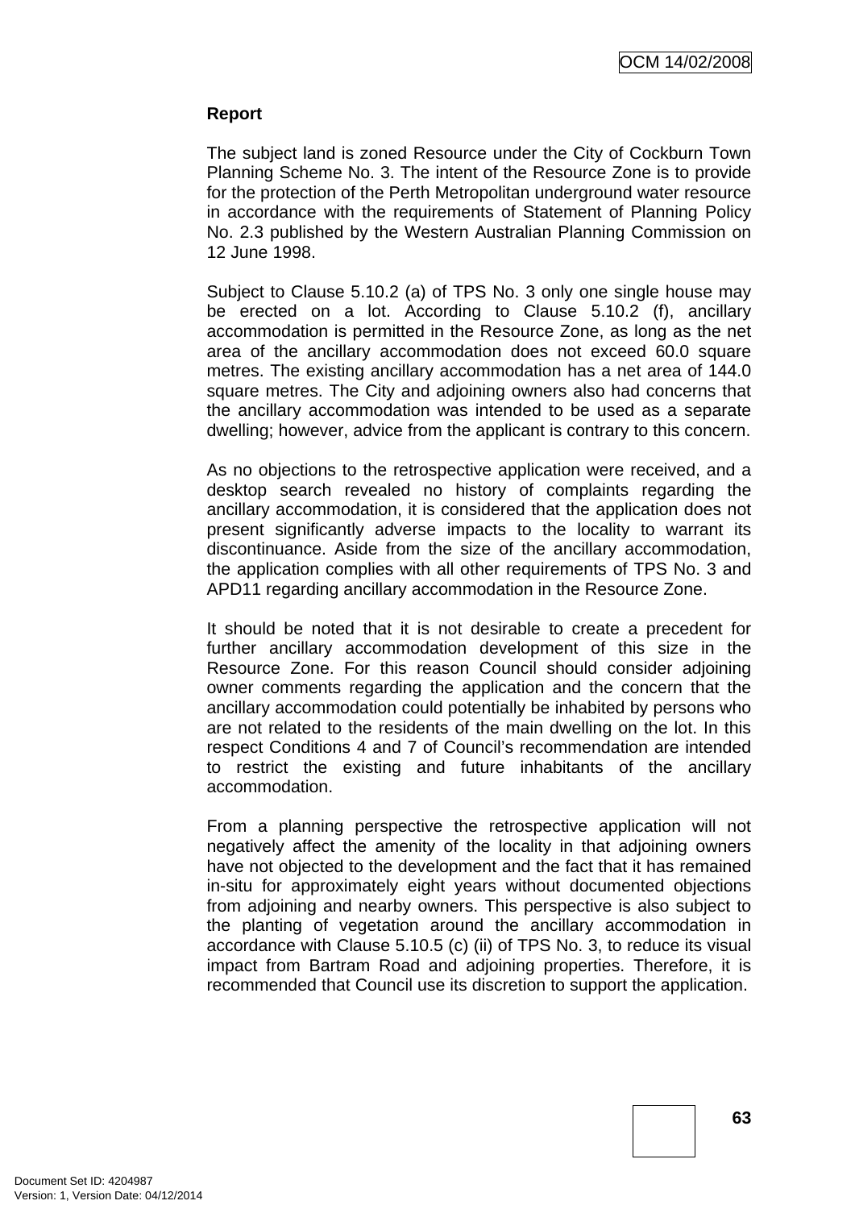**Report**

The subject land is zoned Resource under the City of Cockburn Town Planning Scheme No. 3. The intent of the Resource Zone is to provide for the protection of the Perth Metropolitan underground water resource in accordance with the requirements of Statement of Planning Policy No. 2.3 published by the Western Australian Planning Commission on 12 June 1998.

Subject to Clause 5.10.2 (a) of TPS No. 3 only one single house may be erected on a lot. According to Clause 5.10.2 (f), ancillary accommodation is permitted in the Resource Zone, as long as the net area of the ancillary accommodation does not exceed 60.0 square metres. The existing ancillary accommodation has a net area of 144.0 square metres. The City and adjoining owners also had concerns that the ancillary accommodation was intended to be used as a separate dwelling; however, advice from the applicant is contrary to this concern.

As no objections to the retrospective application were received, and a desktop search revealed no history of complaints regarding the ancillary accommodation, it is considered that the application does not present significantly adverse impacts to the locality to warrant its discontinuance. Aside from the size of the ancillary accommodation, the application complies with all other requirements of TPS No. 3 and APD11 regarding ancillary accommodation in the Resource Zone.

It should be noted that it is not desirable to create a precedent for further ancillary accommodation development of this size in the Resource Zone. For this reason Council should consider adjoining owner comments regarding the application and the concern that the ancillary accommodation could potentially be inhabited by persons who are not related to the residents of the main dwelling on the lot. In this respect Conditions 4 and 7 of Council's recommendation are intended to restrict the existing and future inhabitants of the ancillary accommodation.

From a planning perspective the retrospective application will not negatively affect the amenity of the locality in that adjoining owners have not objected to the development and the fact that it has remained in-situ for approximately eight years without documented objections from adjoining and nearby owners. This perspective is also subject to the planting of vegetation around the ancillary accommodation in accordance with Clause 5.10.5 (c) (ii) of TPS No. 3, to reduce its visual impact from Bartram Road and adjoining properties. Therefore, it is recommended that Council use its discretion to support the application.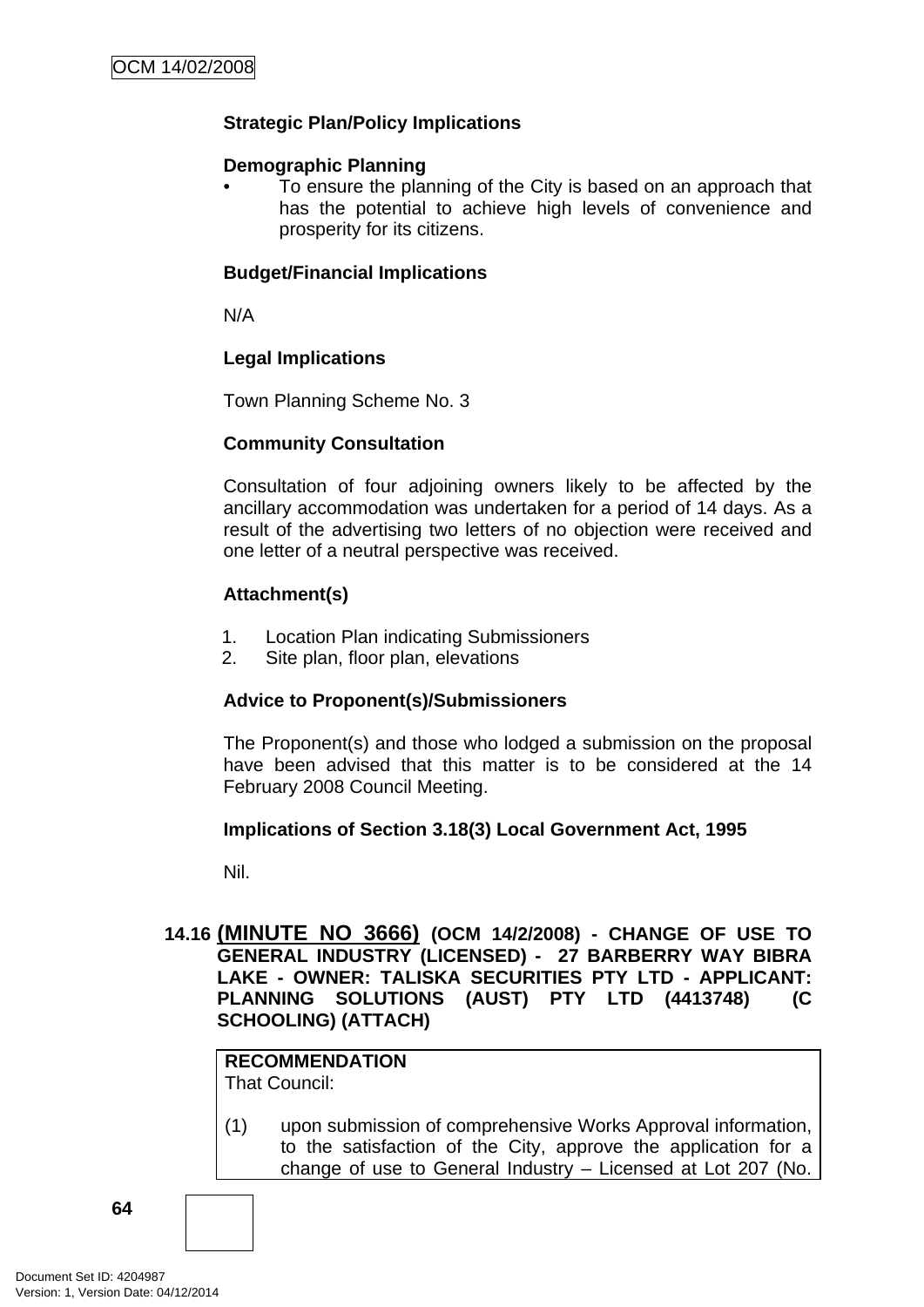**Strategic Plan/Policy Implications**

**Demographic Planning**

- To ensure the planning of the City is based on an approach that has the potential to achieve high levels of convenience and prosperity for its citizens.

**Budget/Financial Implications**

N/A

**Legal Implications**

Town Planning Scheme No. 3

**Community Consultation**

Consultation of four adjoining owners likely to be affected by the ancillary accommodation was undertaken for a period of 14 days. As a result of the advertising two letters of no objection were received and one letter of a neutral perspective was received.

**Attachment(s)**

1. Location Plan indicating Submissioners
2. Site plan, floor plan, elevations

**Advice to Proponent(s)/Submissioners**

The Proponent(s) and those who lodged a submission on the proposal have been advised that this matter is to be considered at the 14 February 2008 Council Meeting.

**Implications of Section 3.18(3) Local Government Act, 1995**

Nil.

## 14.16 (MINUTE NO 3666) (OCM 14/2/2008) - CHANGE OF USE TO GENERAL INDUSTRY (LICENSED) - 27 BARBERRY WAY BIBRA LAKE - OWNER: TALISKA SECURITIES PTY LTD - APPLICANT: PLANNING SOLUTIONS (AUST) PTY LTD (4413748) (C SCHOOLING) (ATTACH)

**RECOMMENDATION**

That Council:

(1) upon submission of comprehensive Works Approval information, to the satisfaction of the City, approve the application for a change of use to General Industry – Licensed at Lot 207 (No.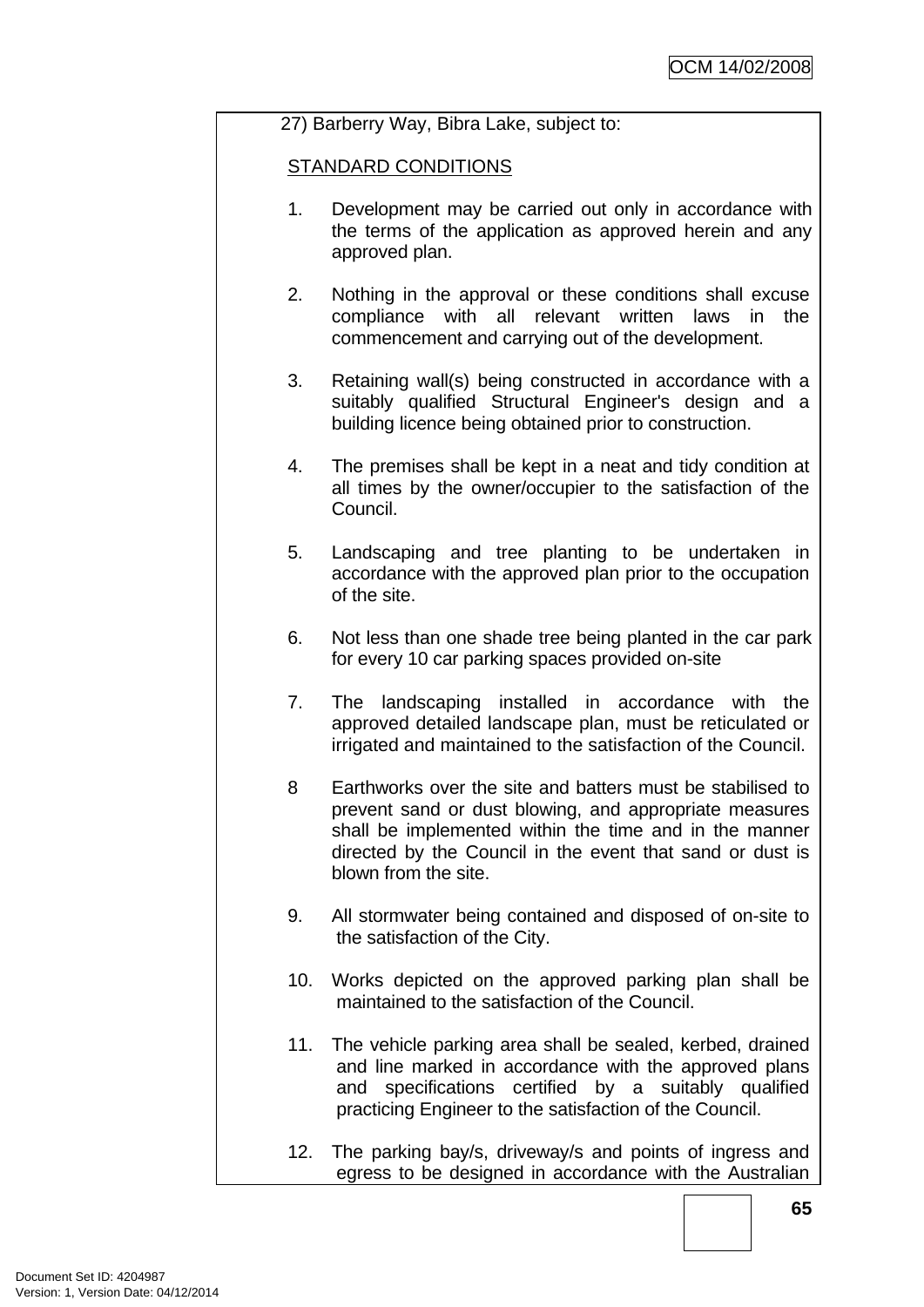27) Barberry Way, Bibra Lake, subject to:

STANDARD CONDITIONS

1. Development may be carried out only in accordance with the terms of the application as approved herein and any approved plan.

2. Nothing in the approval or these conditions shall excuse compliance with all relevant written laws in the commencement and carrying out of the development.

3. Retaining wall(s) being constructed in accordance with a suitably qualified Structural Engineer's design and a building licence being obtained prior to construction.

4. The premises shall be kept in a neat and tidy condition at all times by the owner/occupier to the satisfaction of the Council.

5. Landscaping and tree planting to be undertaken in accordance with the approved plan prior to the occupation of the site.

6. Not less than one shade tree being planted in the car park for every 10 car parking spaces provided on-site

7. The landscaping installed in accordance with the approved detailed landscape plan, must be reticulated or irrigated and maintained to the satisfaction of the Council.

8 Earthworks over the site and batters must be stabilised to prevent sand or dust blowing, and appropriate measures shall be implemented within the time and in the manner directed by the Council in the event that sand or dust is blown from the site.

9. All stormwater being contained and disposed of on-site to the satisfaction of the City.

10. Works depicted on the approved parking plan shall be maintained to the satisfaction of the Council.

11. The vehicle parking area shall be sealed, kerbed, drained and line marked in accordance with the approved plans and specifications certified by a suitably qualified practicing Engineer to the satisfaction of the Council.

12. The parking bay/s, driveway/s and points of ingress and egress to be designed in accordance with the Australian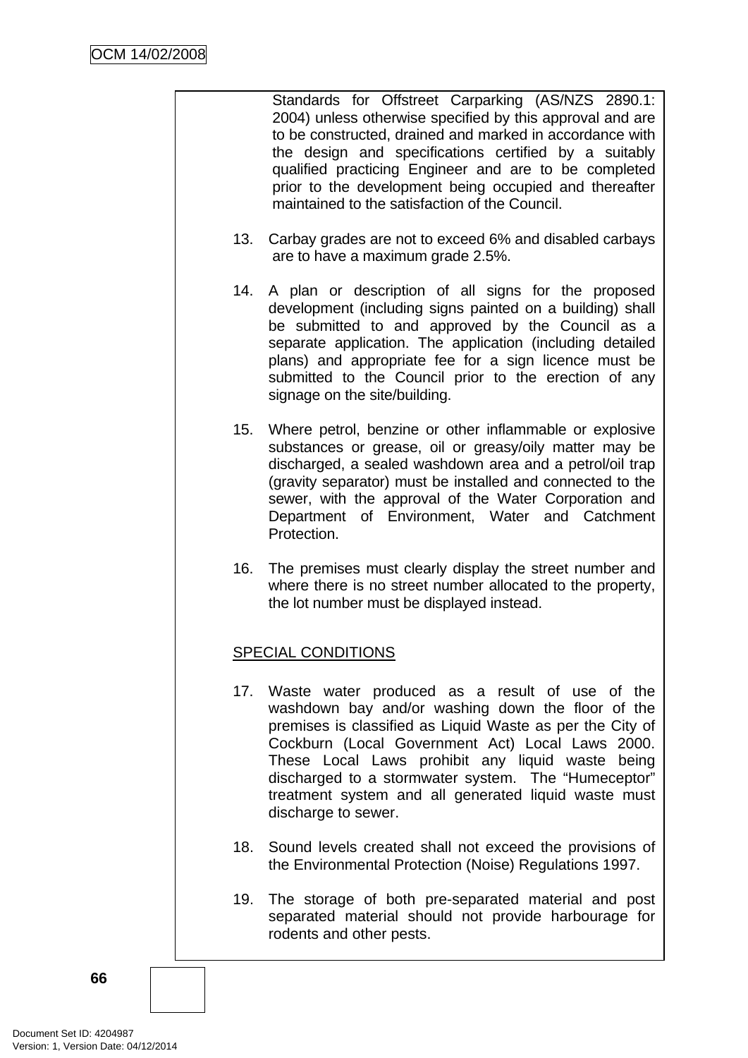Standards for Offstreet Carparking (AS/NZS 2890.1: 2004) unless otherwise specified by this approval and are to be constructed, drained and marked in accordance with the design and specifications certified by a suitably qualified practicing Engineer and are to be completed prior to the development being occupied and thereafter maintained to the satisfaction of the Council.

13. Carbay grades are not to exceed 6% and disabled carbays are to have a maximum grade 2.5%.

14. A plan or description of all signs for the proposed development (including signs painted on a building) shall be submitted to and approved by the Council as a separate application. The application (including detailed plans) and appropriate fee for a sign licence must be submitted to the Council prior to the erection of any signage on the site/building.

15. Where petrol, benzine or other inflammable or explosive substances or grease, oil or greasy/oily matter may be discharged, a sealed washdown area and a petrol/oil trap (gravity separator) must be installed and connected to the sewer, with the approval of the Water Corporation and Department of Environment, Water and Catchment Protection.

16. The premises must clearly display the street number and where there is no street number allocated to the property, the lot number must be displayed instead.

<u>SPECIAL CONDITIONS</u>

17. Waste water produced as a result of use of the washdown bay and/or washing down the floor of the premises is classified as Liquid Waste as per the City of Cockburn (Local Government Act) Local Laws 2000. These Local Laws prohibit any liquid waste being discharged to a stormwater system. The "Humeceptor" treatment system and all generated liquid waste must discharge to sewer.

18. Sound levels created shall not exceed the provisions of the Environmental Protection (Noise) Regulations 1997.

19. The storage of both pre-separated material and post separated material should not provide harbourage for rodents and other pests.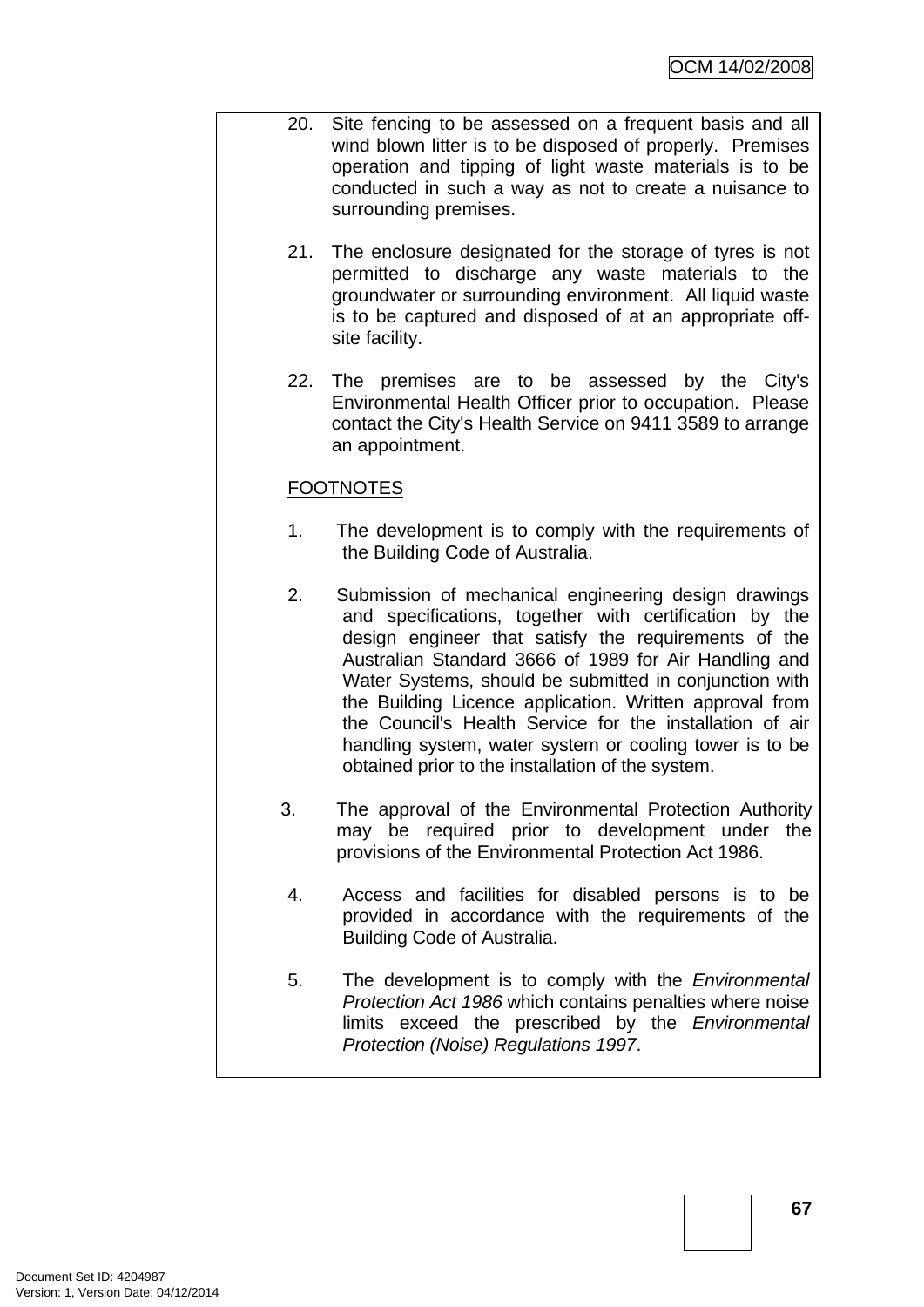20. Site fencing to be assessed on a frequent basis and all wind blown litter is to be disposed of properly. Premises operation and tipping of light waste materials is to be conducted in such a way as not to create a nuisance to surrounding premises.

21. The enclosure designated for the storage of tyres is not permitted to discharge any waste materials to the groundwater or surrounding environment. All liquid waste is to be captured and disposed of at an appropriate off-site facility.

22. The premises are to be assessed by the City's Environmental Health Officer prior to occupation. Please contact the City's Health Service on 9411 3589 to arrange an appointment.

FOOTNOTES

1. The development is to comply with the requirements of the Building Code of Australia.

2. Submission of mechanical engineering design drawings and specifications, together with certification by the design engineer that satisfy the requirements of the Australian Standard 3666 of 1989 for Air Handling and Water Systems, should be submitted in conjunction with the Building Licence application. Written approval from the Council's Health Service for the installation of air handling system, water system or cooling tower is to be obtained prior to the installation of the system.

3. The approval of the Environmental Protection Authority may be required prior to development under the provisions of the Environmental Protection Act 1986.

4. Access and facilities for disabled persons is to be provided in accordance with the requirements of the Building Code of Australia.

5. The development is to comply with the *Environmental Protection Act 1986* which contains penalties where noise limits exceed the prescribed by the *Environmental Protection (Noise) Regulations 1997*.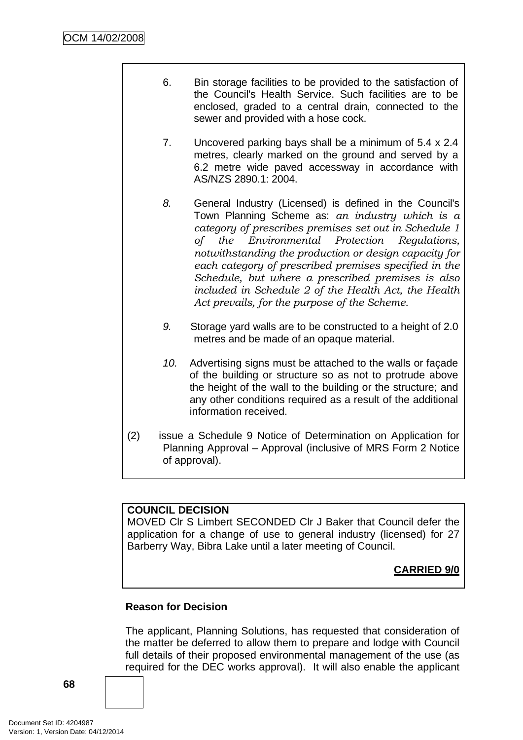6. Bin storage facilities to be provided to the satisfaction of the Council's Health Service. Such facilities are to be enclosed, graded to a central drain, connected to the sewer and provided with a hose cock.

7. Uncovered parking bays shall be a minimum of 5.4 x 2.4 metres, clearly marked on the ground and served by a 6.2 metre wide paved accessway in accordance with AS/NZS 2890.1: 2004.

*8.* General Industry (Licensed) is defined in the Council's Town Planning Scheme as: *an industry which is a category of prescribes premises set out in Schedule 1 of the Environmental Protection Regulations, notwithstanding the production or design capacity for each category of prescribed premises specified in the Schedule, but where a prescribed premises is also included in Schedule 2 of the Health Act, the Health Act prevails, for the purpose of the Scheme.*

*9.* Storage yard walls are to be constructed to a height of 2.0 metres and be made of an opaque material.

*10.* Advertising signs must be attached to the walls or façade of the building or structure so as not to protrude above the height of the wall to the building or the structure; and any other conditions required as a result of the additional information received.

(2) issue a Schedule 9 Notice of Determination on Application for Planning Approval – Approval (inclusive of MRS Form 2 Notice of approval).

**COUNCIL DECISION**
MOVED Clr S Limbert SECONDED Clr J Baker that Council defer the application for a change of use to general industry (licensed) for 27 Barberry Way, Bibra Lake until a later meeting of Council.

**CARRIED 9/0**

**Reason for Decision**

The applicant, Planning Solutions, has requested that consideration of the matter be deferred to allow them to prepare and lodge with Council full details of their proposed environmental management of the use (as required for the DEC works approval). It will also enable the applicant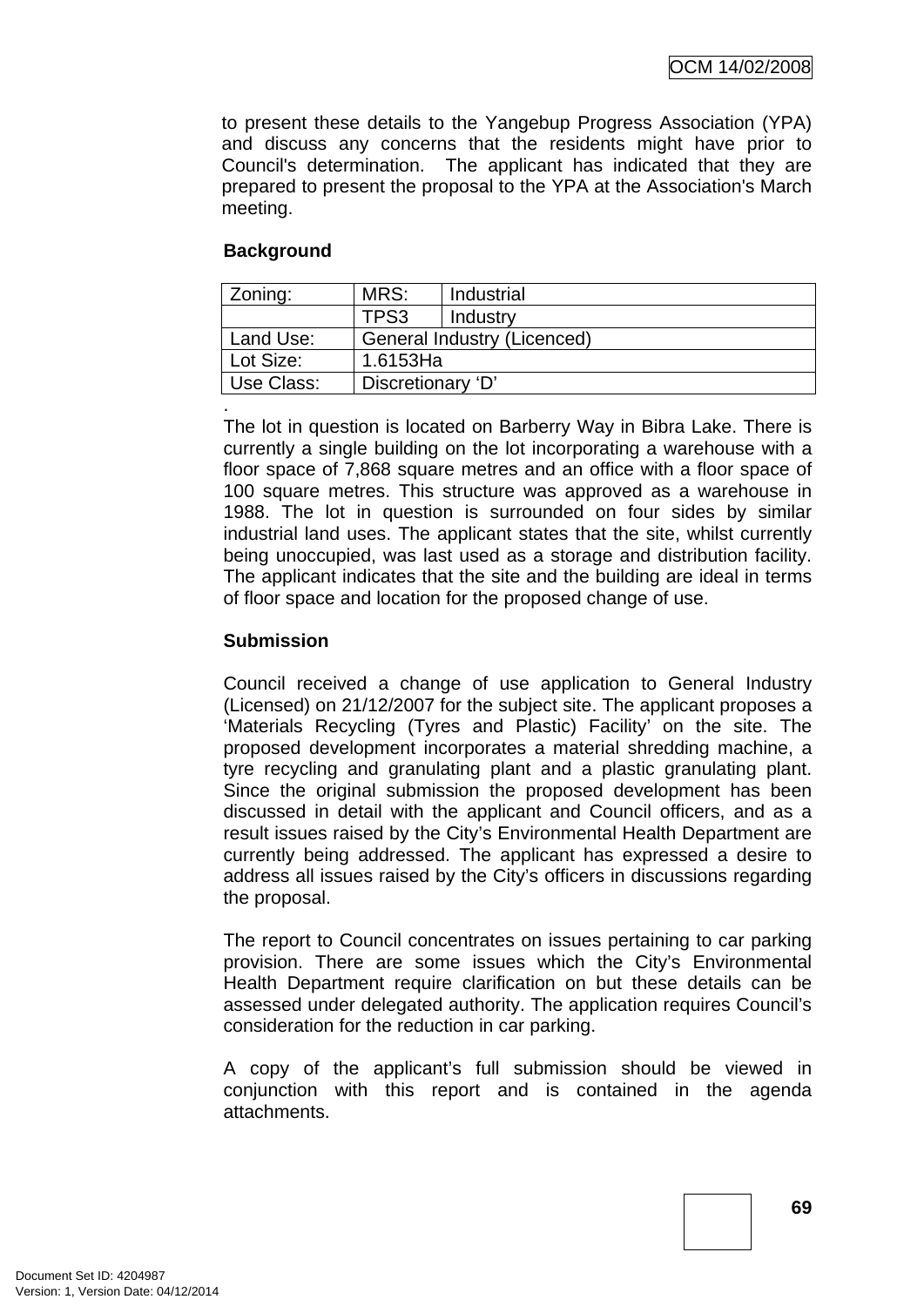to present these details to the Yangebup Progress Association (YPA) and discuss any concerns that the residents might have prior to Council's determination. The applicant has indicated that they are prepared to present the proposal to the YPA at the Association's March meeting.

**Background**

| Zoning: | MRS: | Industrial |
|---|---|---|
| | TPS3 | Industry |
| Land Use: | General Industry (Licenced) | |
| Lot Size: | 1.6153Ha | |
| Use Class: | Discretionary 'D' | |

.
The lot in question is located on Barberry Way in Bibra Lake. There is currently a single building on the lot incorporating a warehouse with a floor space of 7,868 square metres and an office with a floor space of 100 square metres. This structure was approved as a warehouse in 1988. The lot in question is surrounded on four sides by similar industrial land uses. The applicant states that the site, whilst currently being unoccupied, was last used as a storage and distribution facility. The applicant indicates that the site and the building are ideal in terms of floor space and location for the proposed change of use.

**Submission**

Council received a change of use application to General Industry (Licensed) on 21/12/2007 for the subject site. The applicant proposes a 'Materials Recycling (Tyres and Plastic) Facility' on the site. The proposed development incorporates a material shredding machine, a tyre recycling and granulating plant and a plastic granulating plant. Since the original submission the proposed development has been discussed in detail with the applicant and Council officers, and as a result issues raised by the City's Environmental Health Department are currently being addressed. The applicant has expressed a desire to address all issues raised by the City's officers in discussions regarding the proposal.

The report to Council concentrates on issues pertaining to car parking provision. There are some issues which the City's Environmental Health Department require clarification on but these details can be assessed under delegated authority. The application requires Council's consideration for the reduction in car parking.

A copy of the applicant's full submission should be viewed in conjunction with this report and is contained in the agenda attachments.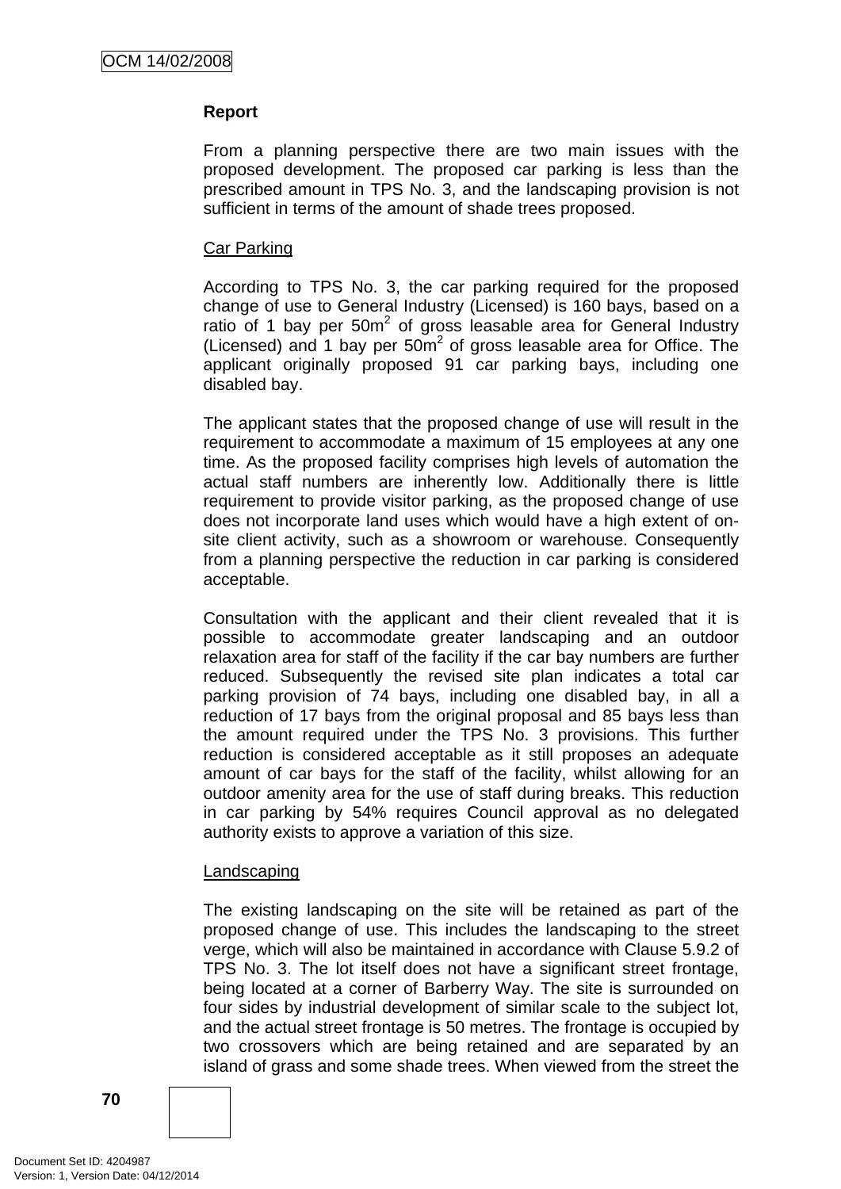### Report

From a planning perspective there are two main issues with the proposed development. The proposed car parking is less than the prescribed amount in TPS No. 3, and the landscaping provision is not sufficient in terms of the amount of shade trees proposed.

Car Parking

According to TPS No. 3, the car parking required for the proposed change of use to General Industry (Licensed) is 160 bays, based on a ratio of 1 bay per 50m$^2$ of gross leasable area for General Industry (Licensed) and 1 bay per 50m$^2$ of gross leasable area for Office. The applicant originally proposed 91 car parking bays, including one disabled bay.

The applicant states that the proposed change of use will result in the requirement to accommodate a maximum of 15 employees at any one time. As the proposed facility comprises high levels of automation the actual staff numbers are inherently low. Additionally there is little requirement to provide visitor parking, as the proposed change of use does not incorporate land uses which would have a high extent of on-site client activity, such as a showroom or warehouse. Consequently from a planning perspective the reduction in car parking is considered acceptable.

Consultation with the applicant and their client revealed that it is possible to accommodate greater landscaping and an outdoor relaxation area for staff of the facility if the car bay numbers are further reduced. Subsequently the revised site plan indicates a total car parking provision of 74 bays, including one disabled bay, in all a reduction of 17 bays from the original proposal and 85 bays less than the amount required under the TPS No. 3 provisions. This further reduction is considered acceptable as it still proposes an adequate amount of car bays for the staff of the facility, whilst allowing for an outdoor amenity area for the use of staff during breaks. This reduction in car parking by 54% requires Council approval as no delegated authority exists to approve a variation of this size.

Landscaping

The existing landscaping on the site will be retained as part of the proposed change of use. This includes the landscaping to the street verge, which will also be maintained in accordance with Clause 5.9.2 of TPS No. 3. The lot itself does not have a significant street frontage, being located at a corner of Barberry Way. The site is surrounded on four sides by industrial development of similar scale to the subject lot, and the actual street frontage is 50 metres. The frontage is occupied by two crossovers which are being retained and are separated by an island of grass and some shade trees. When viewed from the street the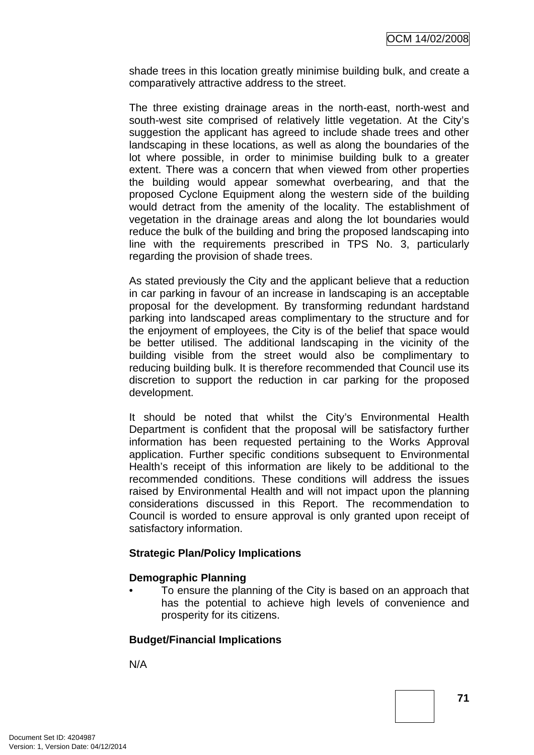shade trees in this location greatly minimise building bulk, and create a comparatively attractive address to the street.

The three existing drainage areas in the north-east, north-west and south-west site comprised of relatively little vegetation. At the City's suggestion the applicant has agreed to include shade trees and other landscaping in these locations, as well as along the boundaries of the lot where possible, in order to minimise building bulk to a greater extent. There was a concern that when viewed from other properties the building would appear somewhat overbearing, and that the proposed Cyclone Equipment along the western side of the building would detract from the amenity of the locality. The establishment of vegetation in the drainage areas and along the lot boundaries would reduce the bulk of the building and bring the proposed landscaping into line with the requirements prescribed in TPS No. 3, particularly regarding the provision of shade trees.

As stated previously the City and the applicant believe that a reduction in car parking in favour of an increase in landscaping is an acceptable proposal for the development. By transforming redundant hardstand parking into landscaped areas complimentary to the structure and for the enjoyment of employees, the City is of the belief that space would be better utilised. The additional landscaping in the vicinity of the building visible from the street would also be complimentary to reducing building bulk. It is therefore recommended that Council use its discretion to support the reduction in car parking for the proposed development.

It should be noted that whilst the City's Environmental Health Department is confident that the proposal will be satisfactory further information has been requested pertaining to the Works Approval application. Further specific conditions subsequent to Environmental Health's receipt of this information are likely to be additional to the recommended conditions. These conditions will address the issues raised by Environmental Health and will not impact upon the planning considerations discussed in this Report. The recommendation to Council is worded to ensure approval is only granted upon receipt of satisfactory information.

**Strategic Plan/Policy Implications**

**Demographic Planning**

- To ensure the planning of the City is based on an approach that has the potential to achieve high levels of convenience and prosperity for its citizens.

**Budget/Financial Implications**

N/A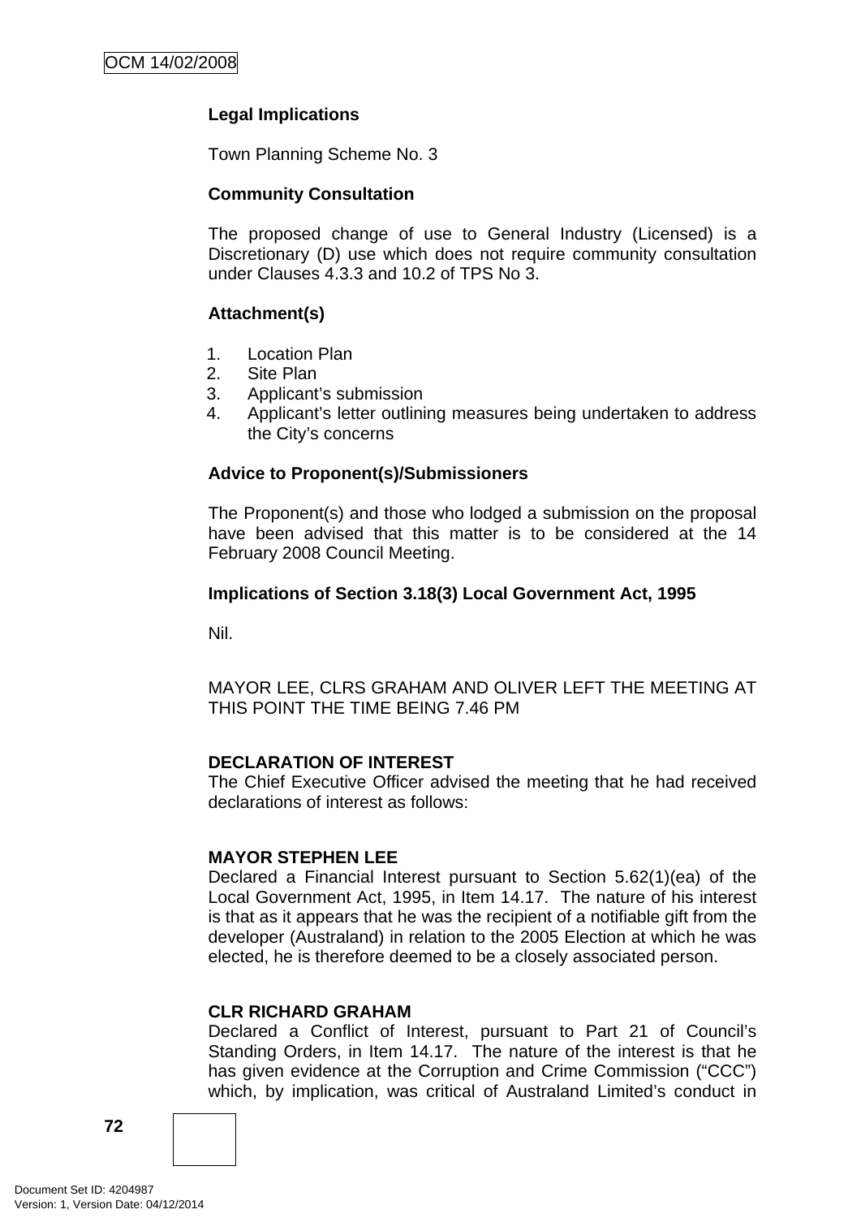**Legal Implications**

Town Planning Scheme No. 3

**Community Consultation**

The proposed change of use to General Industry (Licensed) is a Discretionary (D) use which does not require community consultation under Clauses 4.3.3 and 10.2 of TPS No 3.

**Attachment(s)**

1. Location Plan
2. Site Plan
3. Applicant's submission
4. Applicant's letter outlining measures being undertaken to address the City's concerns

**Advice to Proponent(s)/Submissioners**

The Proponent(s) and those who lodged a submission on the proposal have been advised that this matter is to be considered at the 14 February 2008 Council Meeting.

**Implications of Section 3.18(3) Local Government Act, 1995**

Nil.

MAYOR LEE, CLRS GRAHAM AND OLIVER LEFT THE MEETING AT THIS POINT THE TIME BEING 7.46 PM

**DECLARATION OF INTEREST**
The Chief Executive Officer advised the meeting that he had received declarations of interest as follows:

**MAYOR STEPHEN LEE**
Declared a Financial Interest pursuant to Section 5.62(1)(ea) of the Local Government Act, 1995, in Item 14.17. The nature of his interest is that as it appears that he was the recipient of a notifiable gift from the developer (Australand) in relation to the 2005 Election at which he was elected, he is therefore deemed to be a closely associated person.

**CLR RICHARD GRAHAM**
Declared a Conflict of Interest, pursuant to Part 21 of Council's Standing Orders, in Item 14.17. The nature of the interest is that he has given evidence at the Corruption and Crime Commission ("CCC") which, by implication, was critical of Australand Limited's conduct in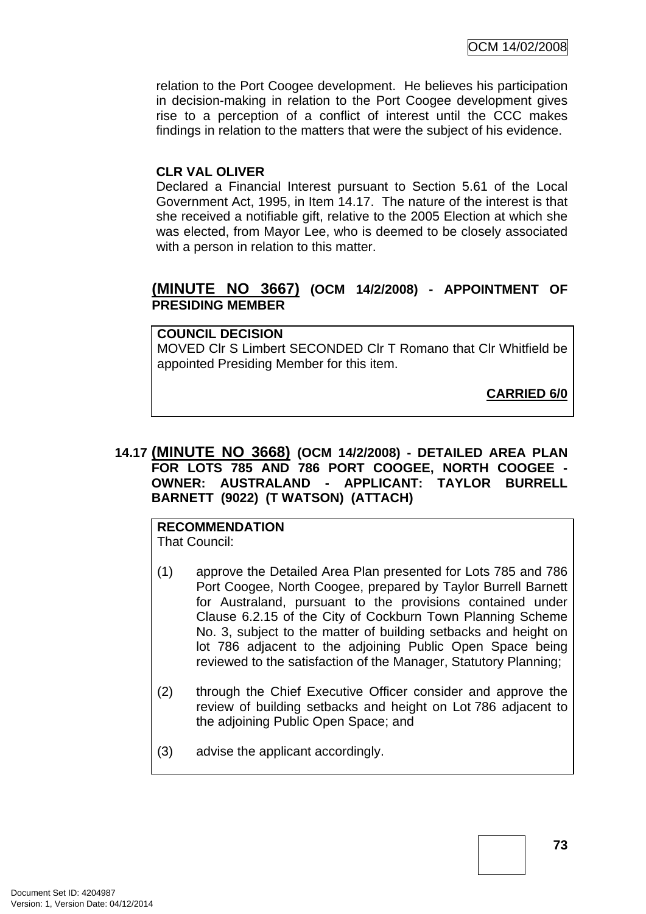relation to the Port Coogee development. He believes his participation in decision-making in relation to the Port Coogee development gives rise to a perception of a conflict of interest until the CCC makes findings in relation to the matters that were the subject of his evidence.

**CLR VAL OLIVER**

Declared a Financial Interest pursuant to Section 5.61 of the Local Government Act, 1995, in Item 14.17. The nature of the interest is that she received a notifiable gift, relative to the 2005 Election at which she was elected, from Mayor Lee, who is deemed to be closely associated with a person in relation to this matter.

## (MINUTE NO 3667) (OCM 14/2/2008) - APPOINTMENT OF PRESIDING MEMBER

**COUNCIL DECISION**

MOVED Clr S Limbert SECONDED Clr T Romano that Clr Whitfield be appointed Presiding Member for this item.

**CARRIED 6/0**

## 14.17 (MINUTE NO 3668) (OCM 14/2/2008) - DETAILED AREA PLAN FOR LOTS 785 AND 786 PORT COOGEE, NORTH COOGEE - OWNER: AUSTRALAND - APPLICANT: TAYLOR BURRELL BARNETT (9022) (T WATSON) (ATTACH)

**RECOMMENDATION**

That Council:

(1) approve the Detailed Area Plan presented for Lots 785 and 786 Port Coogee, North Coogee, prepared by Taylor Burrell Barnett for Australand, pursuant to the provisions contained under Clause 6.2.15 of the City of Cockburn Town Planning Scheme No. 3, subject to the matter of building setbacks and height on lot 786 adjacent to the adjoining Public Open Space being reviewed to the satisfaction of the Manager, Statutory Planning;

(2) through the Chief Executive Officer consider and approve the review of building setbacks and height on Lot 786 adjacent to the adjoining Public Open Space; and

(3) advise the applicant accordingly.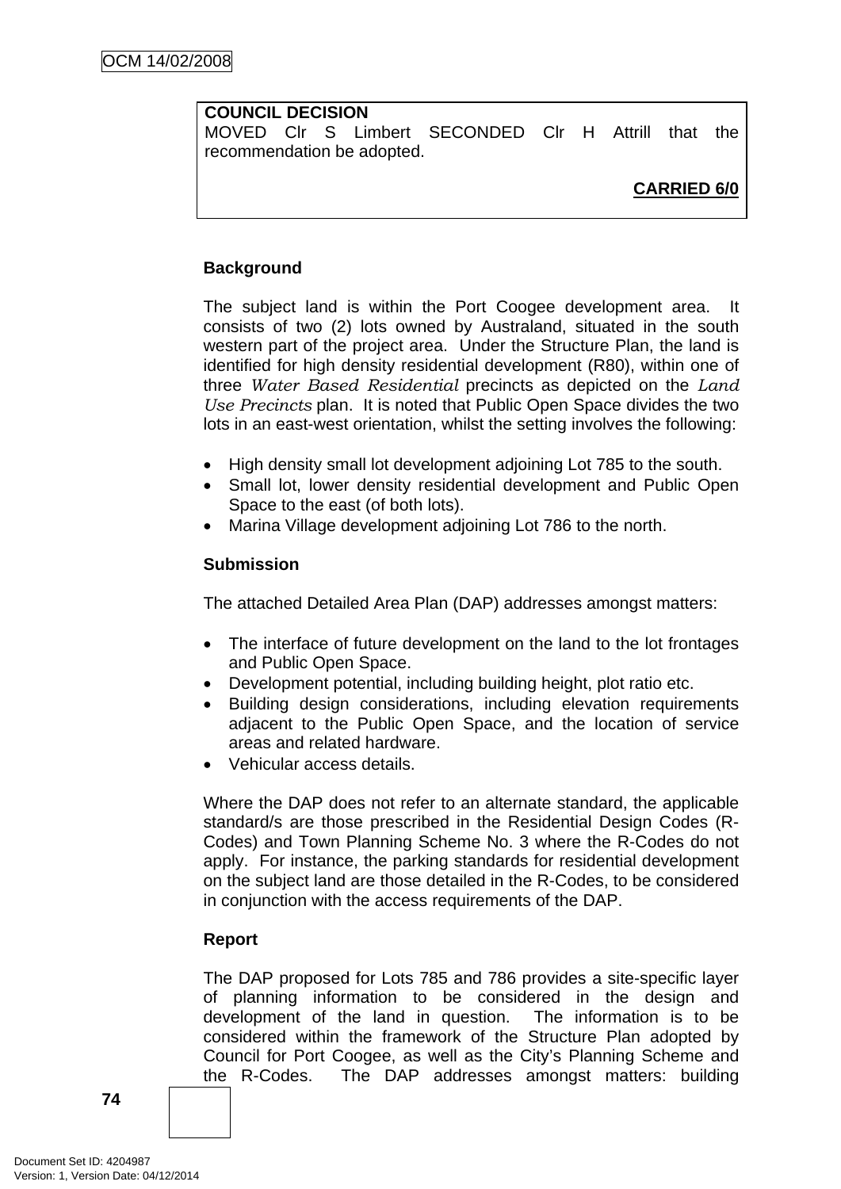**COUNCIL DECISION**
MOVED Clr S Limbert SECONDED Clr H Attrill that the recommendation be adopted.

**CARRIED 6/0**

**Background**

The subject land is within the Port Coogee development area. It consists of two (2) lots owned by Australand, situated in the south western part of the project area. Under the Structure Plan, the land is identified for high density residential development (R80), within one of three *Water Based Residential* precincts as depicted on the *Land Use Precincts* plan. It is noted that Public Open Space divides the two lots in an east-west orientation, whilst the setting involves the following:

- High density small lot development adjoining Lot 785 to the south.
- Small lot, lower density residential development and Public Open Space to the east (of both lots).
- Marina Village development adjoining Lot 786 to the north.

**Submission**

The attached Detailed Area Plan (DAP) addresses amongst matters:

- The interface of future development on the land to the lot frontages and Public Open Space.
- Development potential, including building height, plot ratio etc.
- Building design considerations, including elevation requirements adjacent to the Public Open Space, and the location of service areas and related hardware.
- Vehicular access details.

Where the DAP does not refer to an alternate standard, the applicable standard/s are those prescribed in the Residential Design Codes (R-Codes) and Town Planning Scheme No. 3 where the R-Codes do not apply. For instance, the parking standards for residential development on the subject land are those detailed in the R-Codes, to be considered in conjunction with the access requirements of the DAP.

**Report**

The DAP proposed for Lots 785 and 786 provides a site-specific layer of planning information to be considered in the design and development of the land in question. The information is to be considered within the framework of the Structure Plan adopted by Council for Port Coogee, as well as the City's Planning Scheme and the R-Codes. The DAP addresses amongst matters: building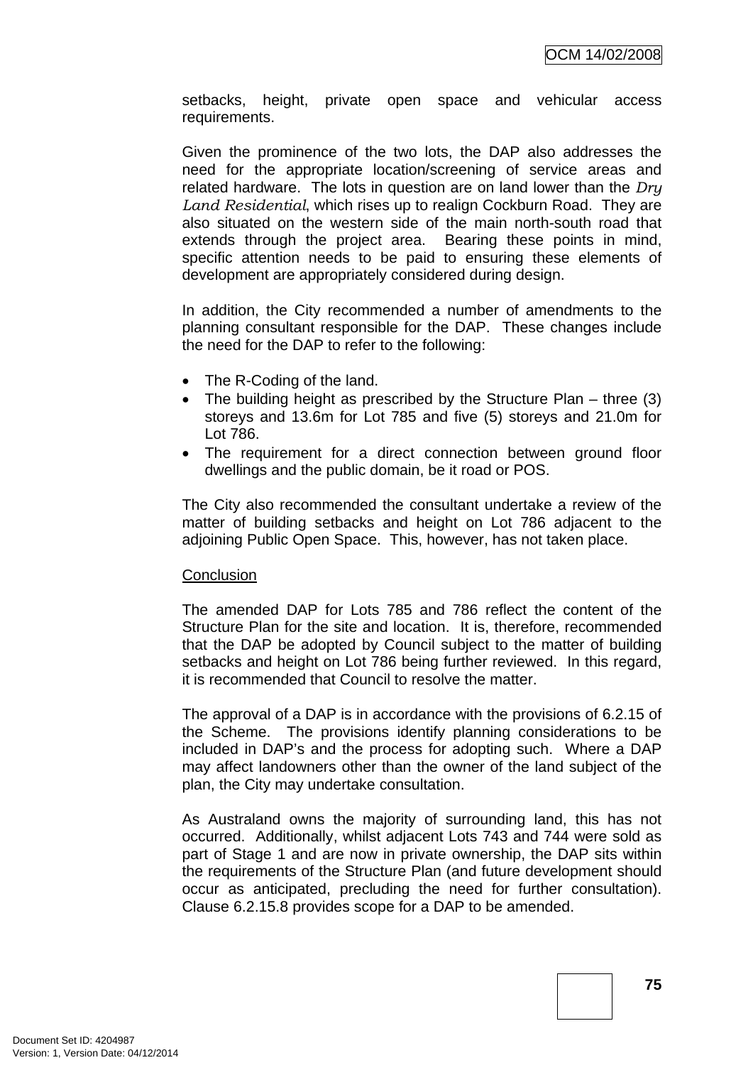setbacks, height, private open space and vehicular access requirements.

Given the prominence of the two lots, the DAP also addresses the need for the appropriate location/screening of service areas and related hardware. The lots in question are on land lower than the *Dry Land Residential*, which rises up to realign Cockburn Road. They are also situated on the western side of the main north-south road that extends through the project area. Bearing these points in mind, specific attention needs to be paid to ensuring these elements of development are appropriately considered during design.

In addition, the City recommended a number of amendments to the planning consultant responsible for the DAP. These changes include the need for the DAP to refer to the following:

- The R-Coding of the land.
- The building height as prescribed by the Structure Plan – three (3) storeys and 13.6m for Lot 785 and five (5) storeys and 21.0m for Lot 786.
- The requirement for a direct connection between ground floor dwellings and the public domain, be it road or POS.

The City also recommended the consultant undertake a review of the matter of building setbacks and height on Lot 786 adjacent to the adjoining Public Open Space. This, however, has not taken place.

<u>Conclusion</u>

The amended DAP for Lots 785 and 786 reflect the content of the Structure Plan for the site and location. It is, therefore, recommended that the DAP be adopted by Council subject to the matter of building setbacks and height on Lot 786 being further reviewed. In this regard, it is recommended that Council to resolve the matter.

The approval of a DAP is in accordance with the provisions of 6.2.15 of the Scheme. The provisions identify planning considerations to be included in DAP's and the process for adopting such. Where a DAP may affect landowners other than the owner of the land subject of the plan, the City may undertake consultation.

As Australand owns the majority of surrounding land, this has not occurred. Additionally, whilst adjacent Lots 743 and 744 were sold as part of Stage 1 and are now in private ownership, the DAP sits within the requirements of the Structure Plan (and future development should occur as anticipated, precluding the need for further consultation). Clause 6.2.15.8 provides scope for a DAP to be amended.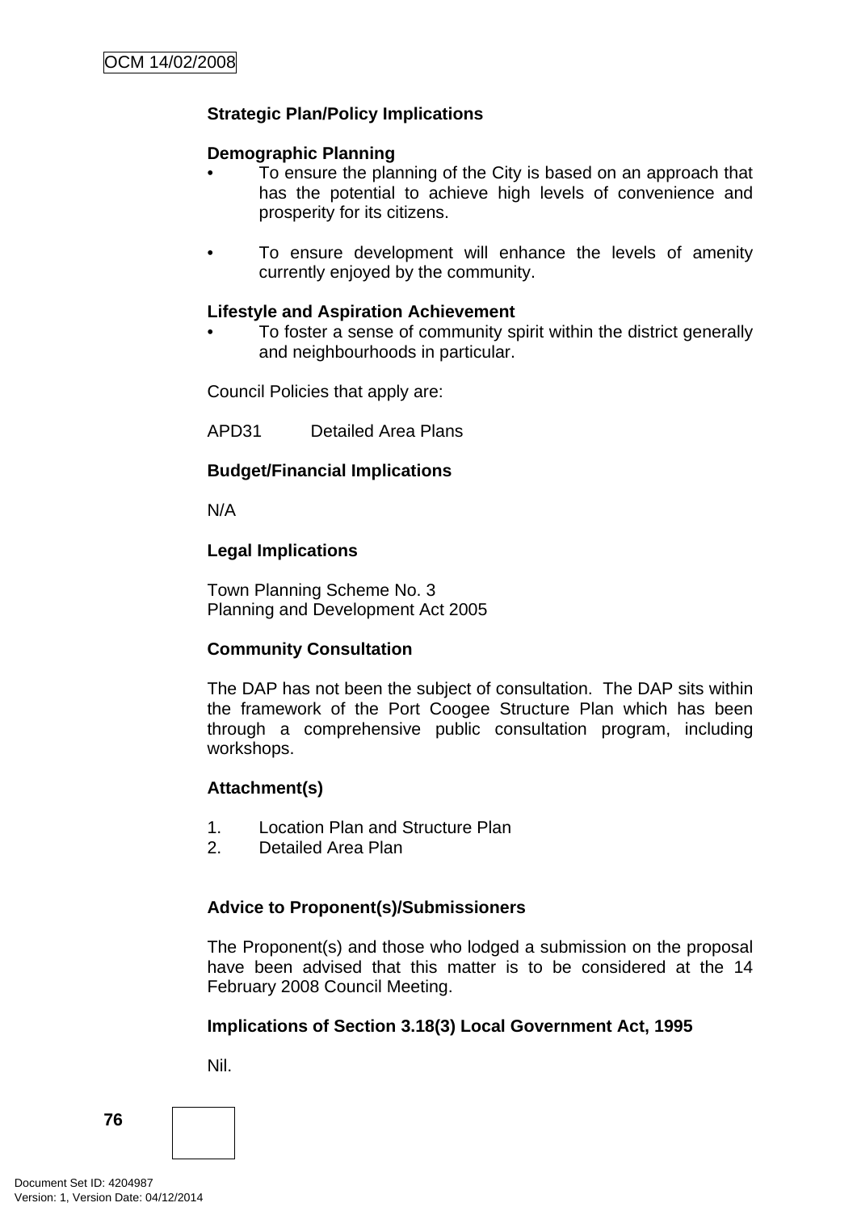**Strategic Plan/Policy Implications**

**Demographic Planning**

- To ensure the planning of the City is based on an approach that has the potential to achieve high levels of convenience and prosperity for its citizens.

- To ensure development will enhance the levels of amenity currently enjoyed by the community.

**Lifestyle and Aspiration Achievement**

- To foster a sense of community spirit within the district generally and neighbourhoods in particular.

Council Policies that apply are:

APD31 Detailed Area Plans

**Budget/Financial Implications**

N/A

**Legal Implications**

Town Planning Scheme No. 3
Planning and Development Act 2005

**Community Consultation**

The DAP has not been the subject of consultation. The DAP sits within the framework of the Port Coogee Structure Plan which has been through a comprehensive public consultation program, including workshops.

**Attachment(s)**

1. Location Plan and Structure Plan
2. Detailed Area Plan

**Advice to Proponent(s)/Submissioners**

The Proponent(s) and those who lodged a submission on the proposal have been advised that this matter is to be considered at the 14 February 2008 Council Meeting.

**Implications of Section 3.18(3) Local Government Act, 1995**

Nil.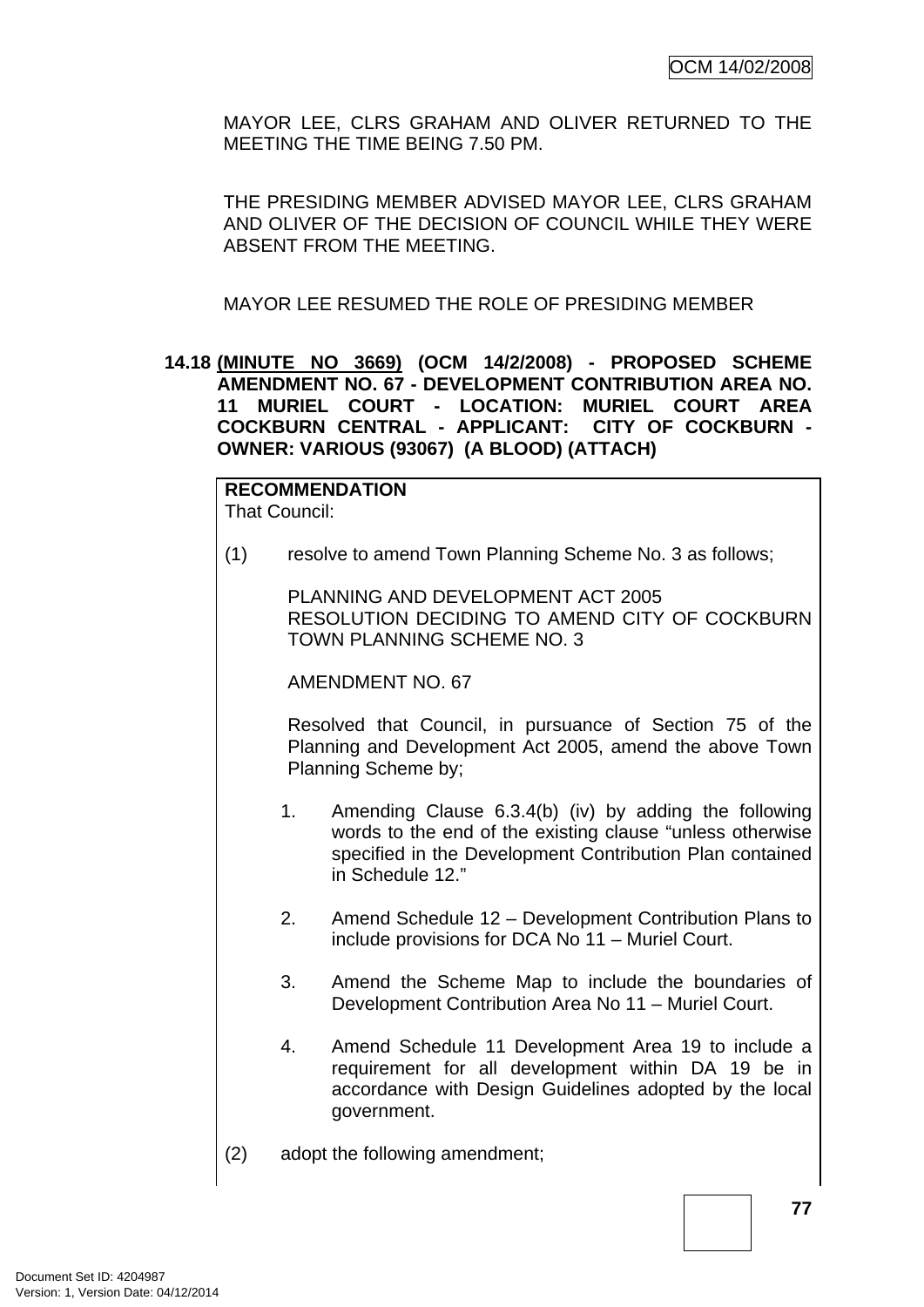MAYOR LEE, CLRS GRAHAM AND OLIVER RETURNED TO THE MEETING THE TIME BEING 7.50 PM.

THE PRESIDING MEMBER ADVISED MAYOR LEE, CLRS GRAHAM AND OLIVER OF THE DECISION OF COUNCIL WHILE THEY WERE ABSENT FROM THE MEETING.

MAYOR LEE RESUMED THE ROLE OF PRESIDING MEMBER

### 14.18 (MINUTE NO 3669) (OCM 14/2/2008) - PROPOSED SCHEME AMENDMENT NO. 67 - DEVELOPMENT CONTRIBUTION AREA NO. 11 MURIEL COURT - LOCATION: MURIEL COURT AREA COCKBURN CENTRAL - APPLICANT: CITY OF COCKBURN - OWNER: VARIOUS (93067) (A BLOOD) (ATTACH)

**RECOMMENDATION**
That Council:

(1) resolve to amend Town Planning Scheme No. 3 as follows;

PLANNING AND DEVELOPMENT ACT 2005
RESOLUTION DECIDING TO AMEND CITY OF COCKBURN TOWN PLANNING SCHEME NO. 3

AMENDMENT NO. 67

Resolved that Council, in pursuance of Section 75 of the Planning and Development Act 2005, amend the above Town Planning Scheme by;

1. Amending Clause 6.3.4(b) (iv) by adding the following words to the end of the existing clause "unless otherwise specified in the Development Contribution Plan contained in Schedule 12."

2. Amend Schedule 12 – Development Contribution Plans to include provisions for DCA No 11 – Muriel Court.

3. Amend the Scheme Map to include the boundaries of Development Contribution Area No 11 – Muriel Court.

4. Amend Schedule 11 Development Area 19 to include a requirement for all development within DA 19 be in accordance with Design Guidelines adopted by the local government.

(2) adopt the following amendment;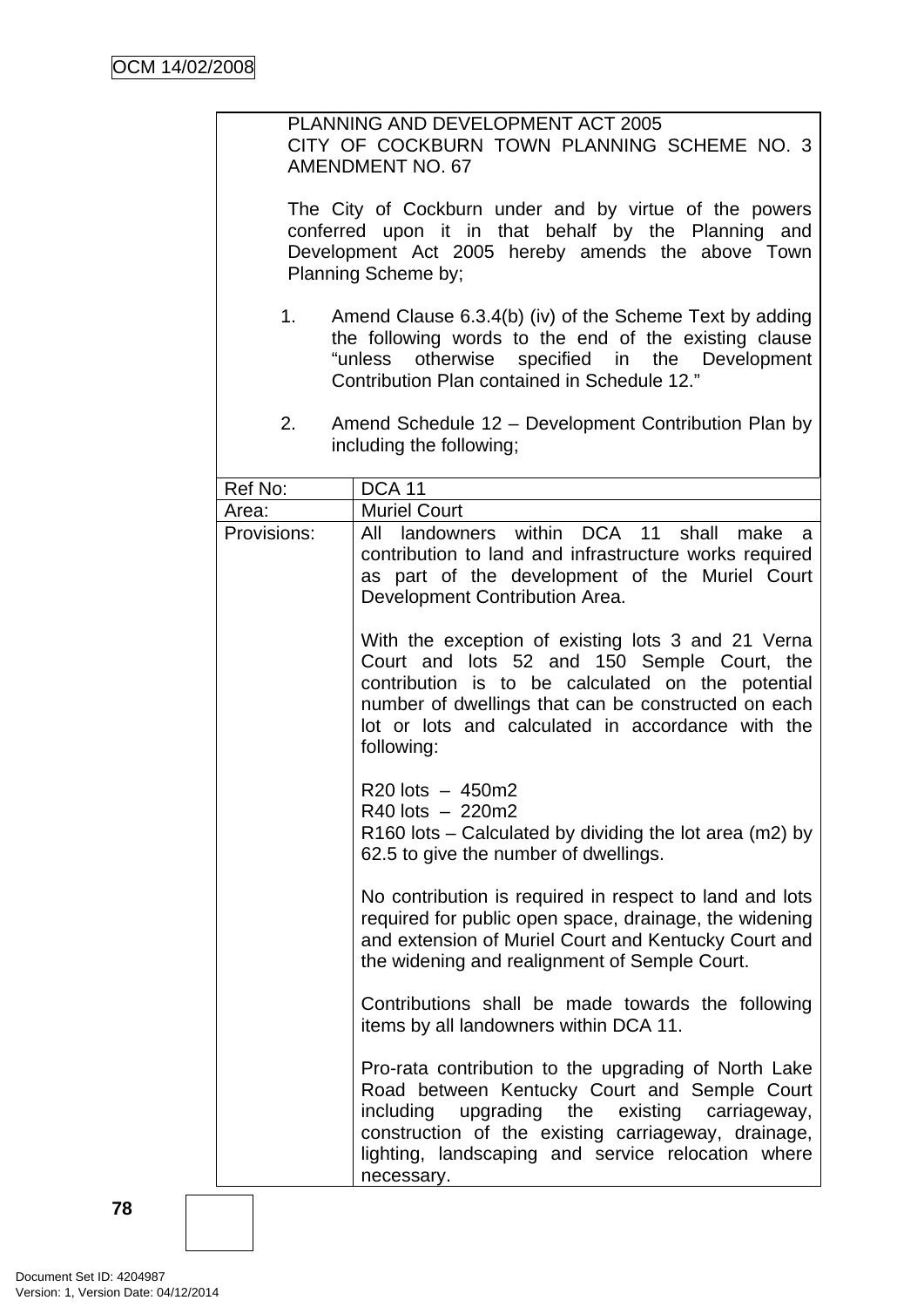PLANNING AND DEVELOPMENT ACT 2005
CITY OF COCKBURN TOWN PLANNING SCHEME NO. 3
AMENDMENT NO. 67

The City of Cockburn under and by virtue of the powers conferred upon it in that behalf by the Planning and Development Act 2005 hereby amends the above Town Planning Scheme by;

1. Amend Clause 6.3.4(b) (iv) of the Scheme Text by adding the following words to the end of the existing clause "unless otherwise specified in the Development Contribution Plan contained in Schedule 12."

2. Amend Schedule 12 – Development Contribution Plan by including the following;

| Ref No: | DCA 11 |
|---|---|
| Area: | Muriel Court |
| Provisions: | All landowners within DCA 11 shall make a contribution to land and infrastructure works required as part of the development of the Muriel Court Development Contribution Area.<br><br>With the exception of existing lots 3 and 21 Verna Court and lots 52 and 150 Semple Court, the contribution is to be calculated on the potential number of dwellings that can be constructed on each lot or lots and calculated in accordance with the following:<br><br>R20 lots – 450m2<br>R40 lots – 220m2<br>R160 lots – Calculated by dividing the lot area (m2) by 62.5 to give the number of dwellings.<br><br>No contribution is required in respect to land and lots required for public open space, drainage, the widening and extension of Muriel Court and Kentucky Court and the widening and realignment of Semple Court.<br><br>Contributions shall be made towards the following items by all landowners within DCA 11.<br><br>Pro-rata contribution to the upgrading of North Lake Road between Kentucky Court and Semple Court including upgrading the existing carriageway, construction of the existing carriageway, drainage, lighting, landscaping and service relocation where necessary. |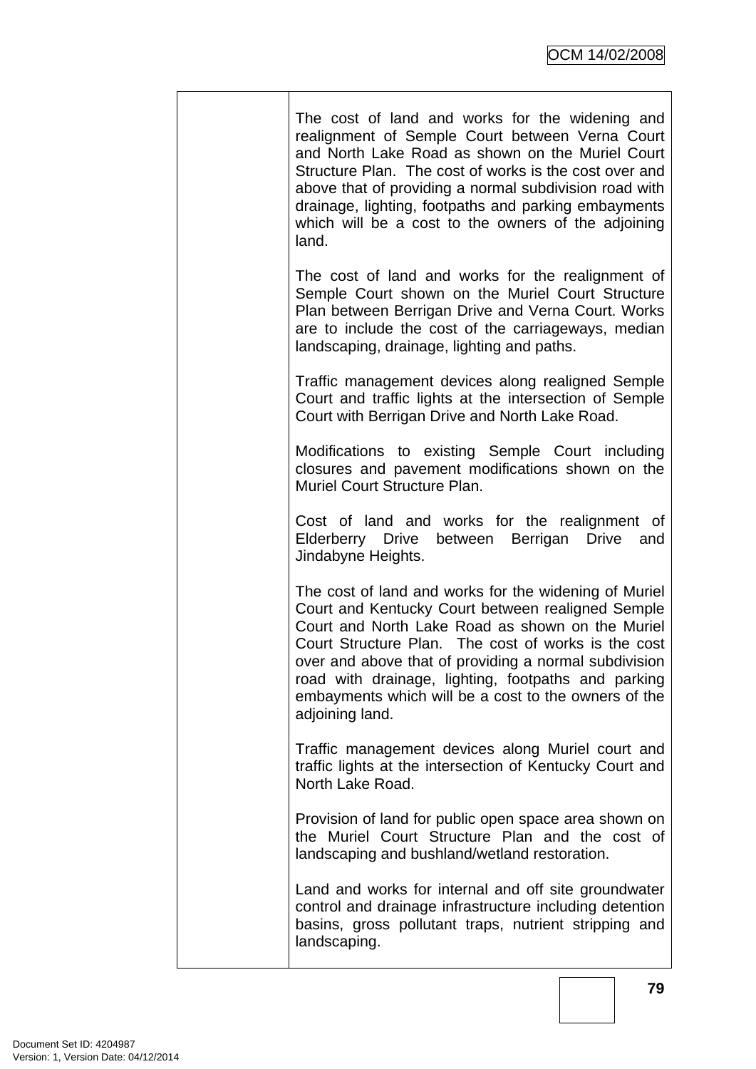| | |
|---|---|
| | The cost of land and works for the widening and realignment of Semple Court between Verna Court and North Lake Road as shown on the Muriel Court Structure Plan. The cost of works is the cost over and above that of providing a normal subdivision road with drainage, lighting, footpaths and parking embayments which will be a cost to the owners of the adjoining land.<br><br>The cost of land and works for the realignment of Semple Court shown on the Muriel Court Structure Plan between Berrigan Drive and Verna Court. Works are to include the cost of the carriageways, median landscaping, drainage, lighting and paths.<br><br>Traffic management devices along realigned Semple Court and traffic lights at the intersection of Semple Court with Berrigan Drive and North Lake Road.<br><br>Modifications to existing Semple Court including closures and pavement modifications shown on the Muriel Court Structure Plan.<br><br>Cost of land and works for the realignment of Elderberry Drive between Berrigan Drive and Jindabyne Heights.<br><br>The cost of land and works for the widening of Muriel Court and Kentucky Court between realigned Semple Court and North Lake Road as shown on the Muriel Court Structure Plan. The cost of works is the cost over and above that of providing a normal subdivision road with drainage, lighting, footpaths and parking embayments which will be a cost to the owners of the adjoining land.<br><br>Traffic management devices along Muriel court and traffic lights at the intersection of Kentucky Court and North Lake Road.<br><br>Provision of land for public open space area shown on the Muriel Court Structure Plan and the cost of landscaping and bushland/wetland restoration.<br><br>Land and works for internal and off site groundwater control and drainage infrastructure including detention basins, gross pollutant traps, nutrient stripping and landscaping. |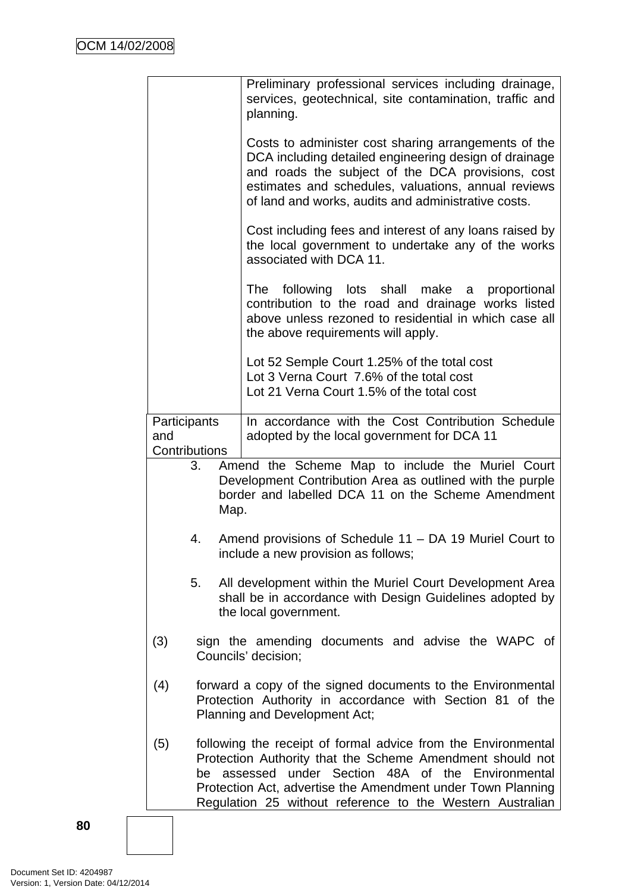| | |
|---|---|
| | Preliminary professional services including drainage, services, geotechnical, site contamination, traffic and planning.<br><br>Costs to administer cost sharing arrangements of the DCA including detailed engineering design of drainage and roads the subject of the DCA provisions, cost estimates and schedules, valuations, annual reviews of land and works, audits and administrative costs.<br><br>Cost including fees and interest of any loans raised by the local government to undertake any of the works associated with DCA 11.<br><br>The following lots shall make a proportional contribution to the road and drainage works listed above unless rezoned to residential in which case all the above requirements will apply.<br><br>Lot 52 Semple Court 1.25% of the total cost<br>Lot 3 Verna Court 7.6% of the total cost<br>Lot 21 Verna Court 1.5% of the total cost |
| Participants and Contributions | In accordance with the Cost Contribution Schedule adopted by the local government for DCA 11 |

3. Amend the Scheme Map to include the Muriel Court Development Contribution Area as outlined with the purple border and labelled DCA 11 on the Scheme Amendment Map.

4. Amend provisions of Schedule 11 – DA 19 Muriel Court to include a new provision as follows;

5. All development within the Muriel Court Development Area shall be in accordance with Design Guidelines adopted by the local government.

(3) sign the amending documents and advise the WAPC of Councils' decision;

(4) forward a copy of the signed documents to the Environmental Protection Authority in accordance with Section 81 of the Planning and Development Act;

(5) following the receipt of formal advice from the Environmental Protection Authority that the Scheme Amendment should not be assessed under Section 48A of the Environmental Protection Act, advertise the Amendment under Town Planning Regulation 25 without reference to the Western Australian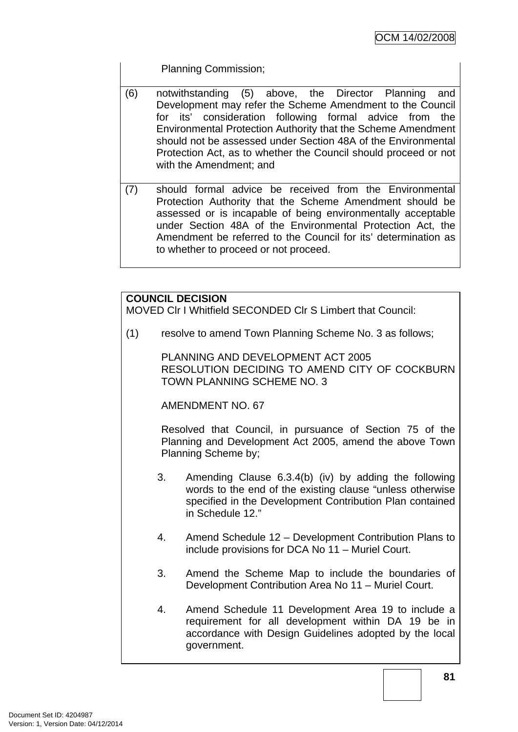Planning Commission;

(6) notwithstanding (5) above, the Director Planning and Development may refer the Scheme Amendment to the Council for its' consideration following formal advice from the Environmental Protection Authority that the Scheme Amendment should not be assessed under Section 48A of the Environmental Protection Act, as to whether the Council should proceed or not with the Amendment; and

(7) should formal advice be received from the Environmental Protection Authority that the Scheme Amendment should be assessed or is incapable of being environmentally acceptable under Section 48A of the Environmental Protection Act, the Amendment be referred to the Council for its' determination as to whether to proceed or not proceed.

**COUNCIL DECISION**
MOVED Clr I Whitfield SECONDED Clr S Limbert that Council:

(1) resolve to amend Town Planning Scheme No. 3 as follows;

PLANNING AND DEVELOPMENT ACT 2005
RESOLUTION DECIDING TO AMEND CITY OF COCKBURN TOWN PLANNING SCHEME NO. 3

AMENDMENT NO. 67

Resolved that Council, in pursuance of Section 75 of the Planning and Development Act 2005, amend the above Town Planning Scheme by;

3. Amending Clause 6.3.4(b) (iv) by adding the following words to the end of the existing clause "unless otherwise specified in the Development Contribution Plan contained in Schedule 12."

4. Amend Schedule 12 – Development Contribution Plans to include provisions for DCA No 11 – Muriel Court.

3. Amend the Scheme Map to include the boundaries of Development Contribution Area No 11 – Muriel Court.

4. Amend Schedule 11 Development Area 19 to include a requirement for all development within DA 19 be in accordance with Design Guidelines adopted by the local government.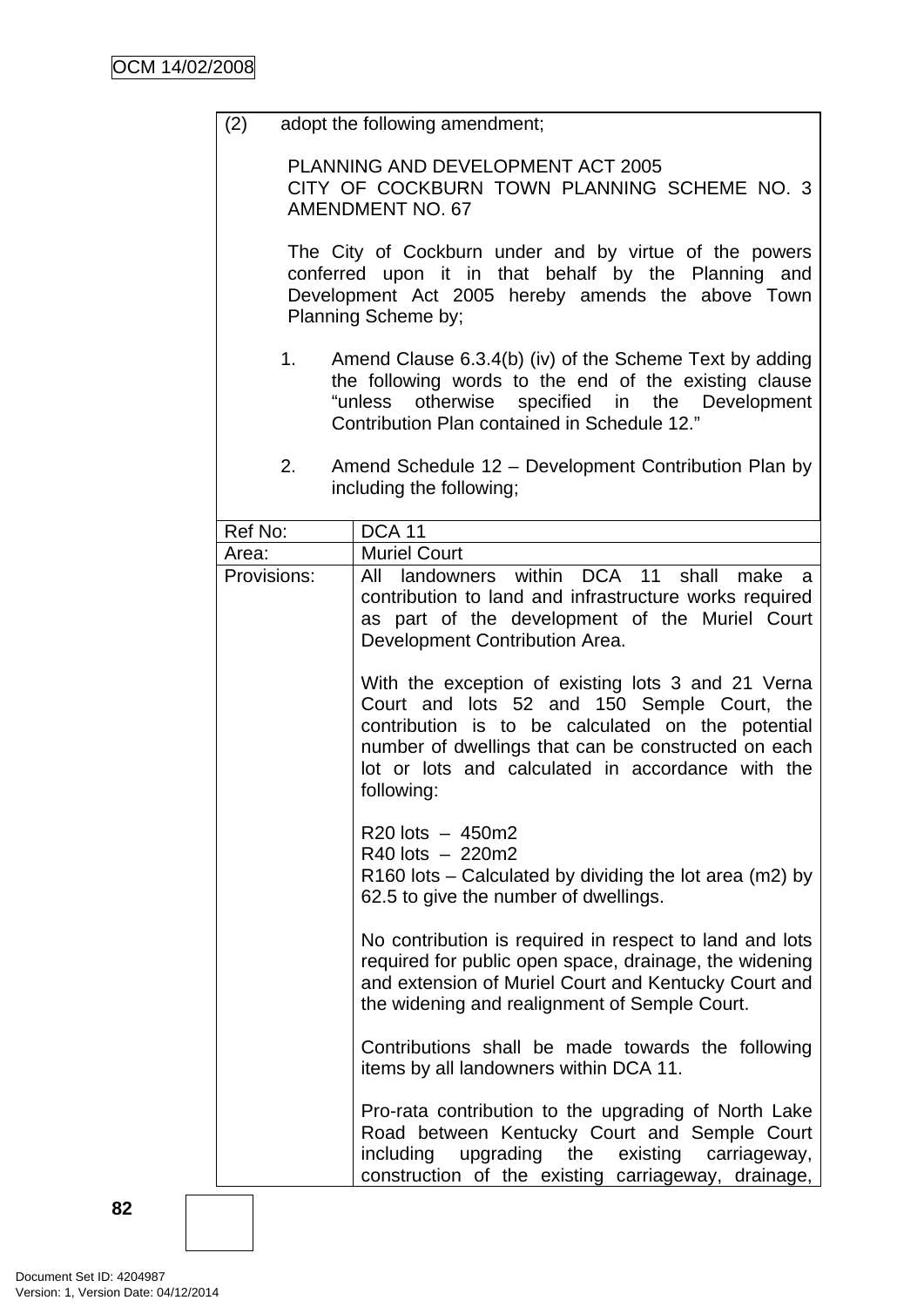(2) adopt the following amendment;

PLANNING AND DEVELOPMENT ACT 2005
CITY OF COCKBURN TOWN PLANNING SCHEME NO. 3
AMENDMENT NO. 67

The City of Cockburn under and by virtue of the powers conferred upon it in that behalf by the Planning and Development Act 2005 hereby amends the above Town Planning Scheme by;

1. Amend Clause 6.3.4(b) (iv) of the Scheme Text by adding the following words to the end of the existing clause "unless otherwise specified in the Development Contribution Plan contained in Schedule 12."

2. Amend Schedule 12 – Development Contribution Plan by including the following;

| Ref No: | DCA 11 |
|---|---|
| Area: | Muriel Court |
| Provisions: | All landowners within DCA 11 shall make a contribution to land and infrastructure works required as part of the development of the Muriel Court Development Contribution Area.<br><br>With the exception of existing lots 3 and 21 Verna Court and lots 52 and 150 Semple Court, the contribution is to be calculated on the potential number of dwellings that can be constructed on each lot or lots and calculated in accordance with the following:<br><br>R20 lots – 450m2<br>R40 lots – 220m2<br>R160 lots – Calculated by dividing the lot area (m2) by 62.5 to give the number of dwellings.<br><br>No contribution is required in respect to land and lots required for public open space, drainage, the widening and extension of Muriel Court and Kentucky Court and the widening and realignment of Semple Court.<br><br>Contributions shall be made towards the following items by all landowners within DCA 11.<br><br>Pro-rata contribution to the upgrading of North Lake Road between Kentucky Court and Semple Court including upgrading the existing carriageway, construction of the existing carriageway, drainage, |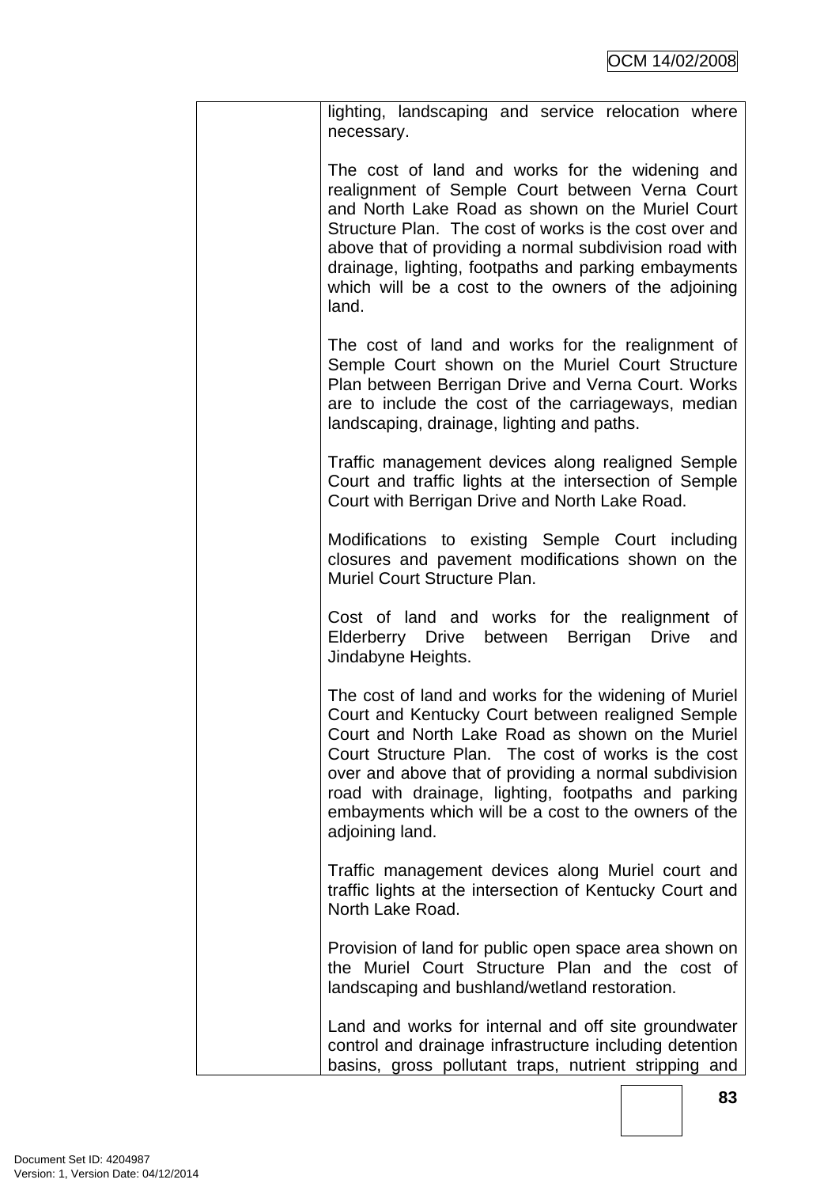| | |
|---|---|
| | lighting, landscaping and service relocation where necessary.<br><br>The cost of land and works for the widening and realignment of Semple Court between Verna Court and North Lake Road as shown on the Muriel Court Structure Plan. The cost of works is the cost over and above that of providing a normal subdivision road with drainage, lighting, footpaths and parking embayments which will be a cost to the owners of the adjoining land.<br><br>The cost of land and works for the realignment of Semple Court shown on the Muriel Court Structure Plan between Berrigan Drive and Verna Court. Works are to include the cost of the carriageways, median landscaping, drainage, lighting and paths.<br><br>Traffic management devices along realigned Semple Court and traffic lights at the intersection of Semple Court with Berrigan Drive and North Lake Road.<br><br>Modifications to existing Semple Court including closures and pavement modifications shown on the Muriel Court Structure Plan.<br><br>Cost of land and works for the realignment of Elderberry Drive between Berrigan Drive and Jindabyne Heights.<br><br>The cost of land and works for the widening of Muriel Court and Kentucky Court between realigned Semple Court and North Lake Road as shown on the Muriel Court Structure Plan. The cost of works is the cost over and above that of providing a normal subdivision road with drainage, lighting, footpaths and parking embayments which will be a cost to the owners of the adjoining land.<br><br>Traffic management devices along Muriel court and traffic lights at the intersection of Kentucky Court and North Lake Road.<br><br>Provision of land for public open space area shown on the Muriel Court Structure Plan and the cost of landscaping and bushland/wetland restoration.<br><br>Land and works for internal and off site groundwater control and drainage infrastructure including detention basins, gross pollutant traps, nutrient stripping and |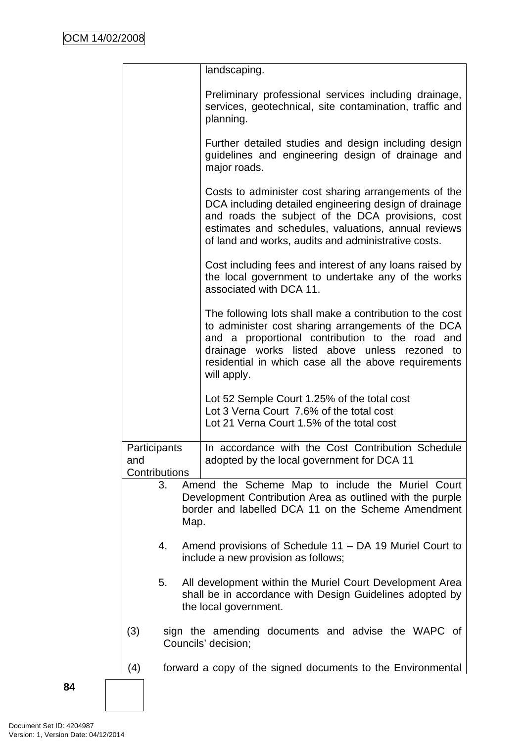| | |
|---|---|
| | landscaping.<br><br>Preliminary professional services including drainage, services, geotechnical, site contamination, traffic and planning.<br><br>Further detailed studies and design including design guidelines and engineering design of drainage and major roads.<br><br>Costs to administer cost sharing arrangements of the DCA including detailed engineering design of drainage and roads the subject of the DCA provisions, cost estimates and schedules, valuations, annual reviews of land and works, audits and administrative costs.<br><br>Cost including fees and interest of any loans raised by the local government to undertake any of the works associated with DCA 11.<br><br>The following lots shall make a contribution to the cost to administer cost sharing arrangements of the DCA and a proportional contribution to the road and drainage works listed above unless rezoned to residential in which case all the above requirements will apply.<br><br>Lot 52 Semple Court 1.25% of the total cost<br>Lot 3 Verna Court 7.6% of the total cost<br>Lot 21 Verna Court 1.5% of the total cost |
| Participants and Contributions | In accordance with the Cost Contribution Schedule adopted by the local government for DCA 11 |

3. Amend the Scheme Map to include the Muriel Court Development Contribution Area as outlined with the purple border and labelled DCA 11 on the Scheme Amendment Map.

4. Amend provisions of Schedule 11 – DA 19 Muriel Court to include a new provision as follows;

5. All development within the Muriel Court Development Area shall be in accordance with Design Guidelines adopted by the local government.

(3) sign the amending documents and advise the WAPC of Councils' decision;

(4) forward a copy of the signed documents to the Environmental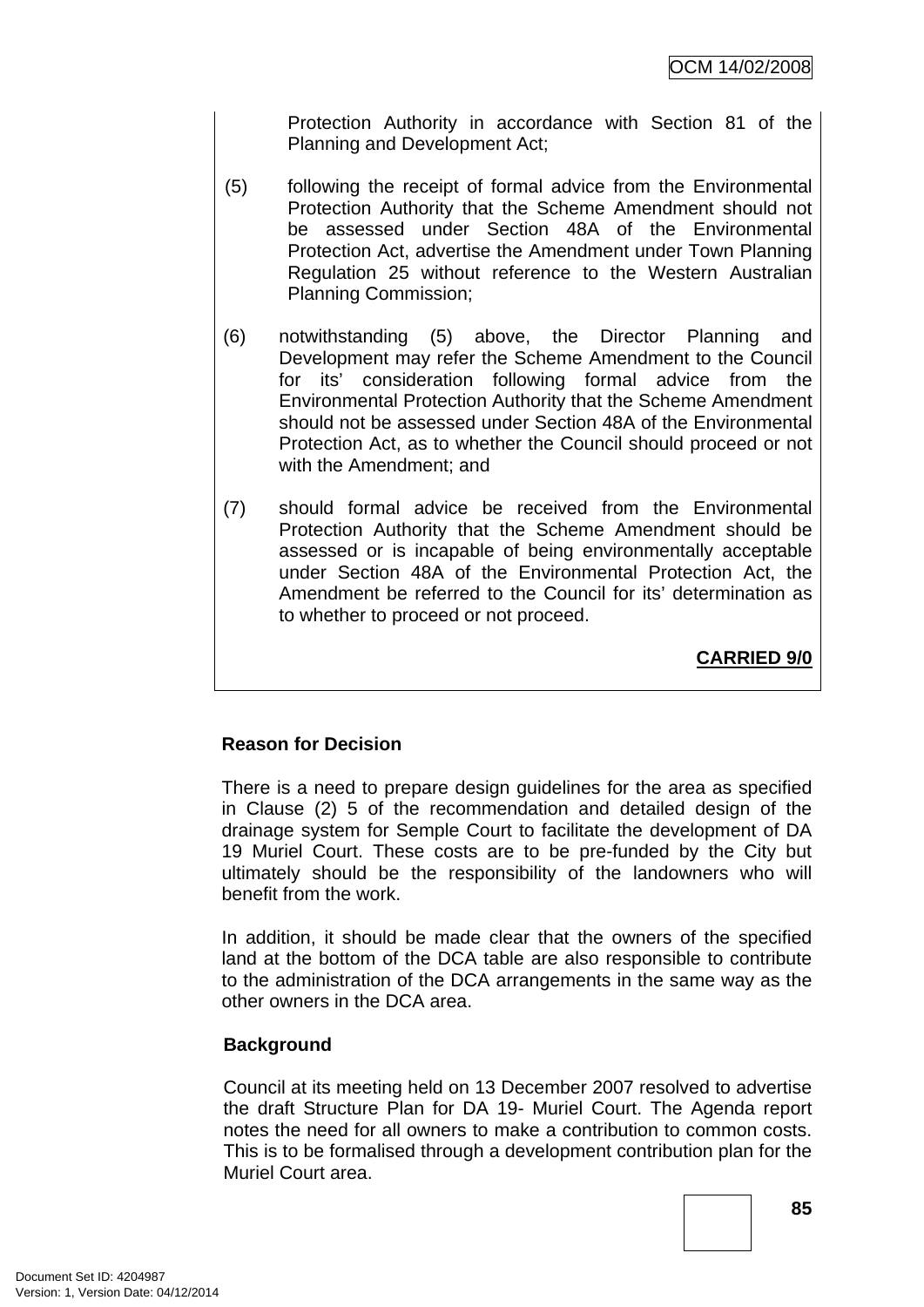Protection Authority in accordance with Section 81 of the Planning and Development Act;

(5) following the receipt of formal advice from the Environmental Protection Authority that the Scheme Amendment should not be assessed under Section 48A of the Environmental Protection Act, advertise the Amendment under Town Planning Regulation 25 without reference to the Western Australian Planning Commission;

(6) notwithstanding (5) above, the Director Planning and Development may refer the Scheme Amendment to the Council for its' consideration following formal advice from the Environmental Protection Authority that the Scheme Amendment should not be assessed under Section 48A of the Environmental Protection Act, as to whether the Council should proceed or not with the Amendment; and

(7) should formal advice be received from the Environmental Protection Authority that the Scheme Amendment should be assessed or is incapable of being environmentally acceptable under Section 48A of the Environmental Protection Act, the Amendment be referred to the Council for its' determination as to whether to proceed or not proceed.

**CARRIED 9/0**

**Reason for Decision**

There is a need to prepare design guidelines for the area as specified in Clause (2) 5 of the recommendation and detailed design of the drainage system for Semple Court to facilitate the development of DA 19 Muriel Court. These costs are to be pre-funded by the City but ultimately should be the responsibility of the landowners who will benefit from the work.

In addition, it should be made clear that the owners of the specified land at the bottom of the DCA table are also responsible to contribute to the administration of the DCA arrangements in the same way as the other owners in the DCA area.

**Background**

Council at its meeting held on 13 December 2007 resolved to advertise the draft Structure Plan for DA 19- Muriel Court. The Agenda report notes the need for all owners to make a contribution to common costs. This is to be formalised through a development contribution plan for the Muriel Court area.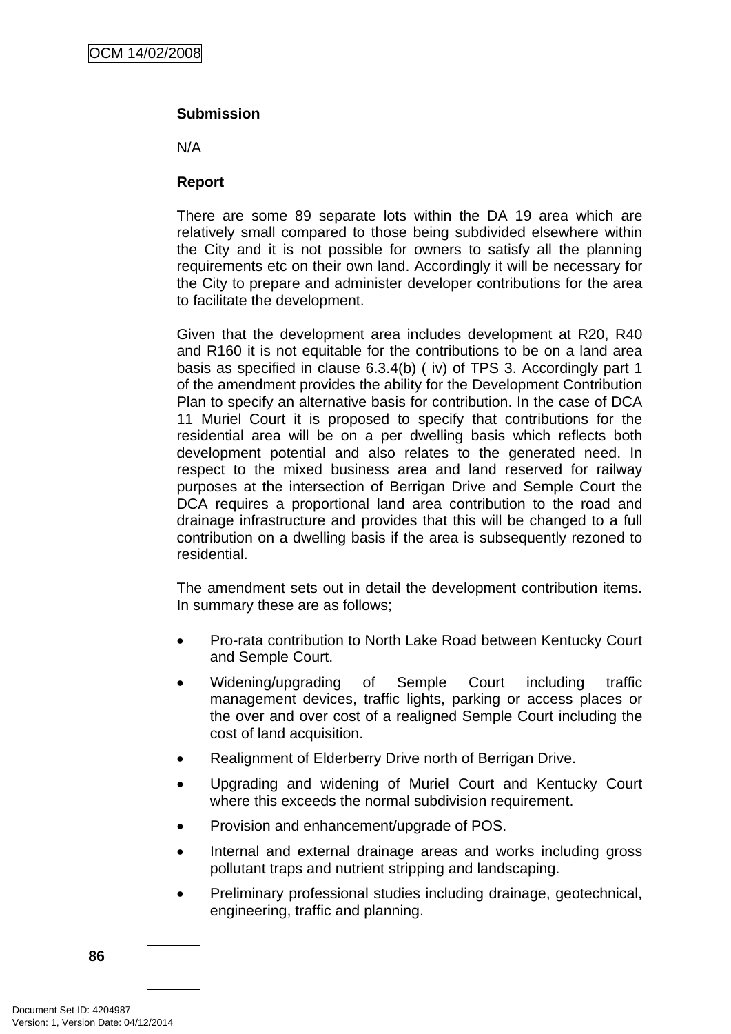**Submission**

N/A

**Report**

There are some 89 separate lots within the DA 19 area which are relatively small compared to those being subdivided elsewhere within the City and it is not possible for owners to satisfy all the planning requirements etc on their own land. Accordingly it will be necessary for the City to prepare and administer developer contributions for the area to facilitate the development.

Given that the development area includes development at R20, R40 and R160 it is not equitable for the contributions to be on a land area basis as specified in clause 6.3.4(b) ( iv) of TPS 3. Accordingly part 1 of the amendment provides the ability for the Development Contribution Plan to specify an alternative basis for contribution. In the case of DCA 11 Muriel Court it is proposed to specify that contributions for the residential area will be on a per dwelling basis which reflects both development potential and also relates to the generated need. In respect to the mixed business area and land reserved for railway purposes at the intersection of Berrigan Drive and Semple Court the DCA requires a proportional land area contribution to the road and drainage infrastructure and provides that this will be changed to a full contribution on a dwelling basis if the area is subsequently rezoned to residential.

The amendment sets out in detail the development contribution items. In summary these are as follows;

- Pro-rata contribution to North Lake Road between Kentucky Court and Semple Court.
- Widening/upgrading of Semple Court including traffic management devices, traffic lights, parking or access places or the over and over cost of a realigned Semple Court including the cost of land acquisition.
- Realignment of Elderberry Drive north of Berrigan Drive.
- Upgrading and widening of Muriel Court and Kentucky Court where this exceeds the normal subdivision requirement.
- Provision and enhancement/upgrade of POS.
- Internal and external drainage areas and works including gross pollutant traps and nutrient stripping and landscaping.
- Preliminary professional studies including drainage, geotechnical, engineering, traffic and planning.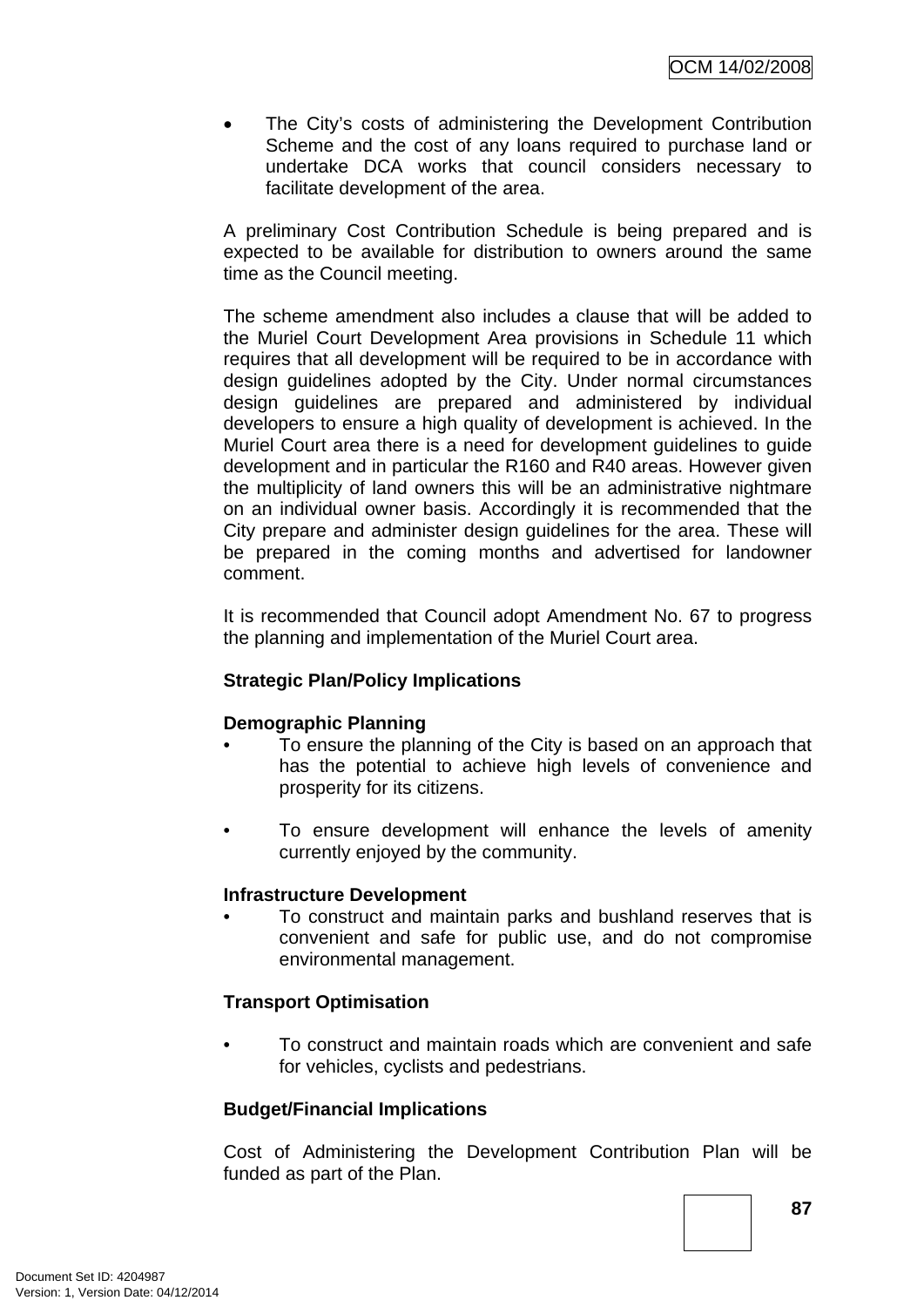- The City's costs of administering the Development Contribution Scheme and the cost of any loans required to purchase land or undertake DCA works that council considers necessary to facilitate development of the area.

A preliminary Cost Contribution Schedule is being prepared and is expected to be available for distribution to owners around the same time as the Council meeting.

The scheme amendment also includes a clause that will be added to the Muriel Court Development Area provisions in Schedule 11 which requires that all development will be required to be in accordance with design guidelines adopted by the City. Under normal circumstances design guidelines are prepared and administered by individual developers to ensure a high quality of development is achieved. In the Muriel Court area there is a need for development guidelines to guide development and in particular the R160 and R40 areas. However given the multiplicity of land owners this will be an administrative nightmare on an individual owner basis. Accordingly it is recommended that the City prepare and administer design guidelines for the area. These will be prepared in the coming months and advertised for landowner comment.

It is recommended that Council adopt Amendment No. 67 to progress the planning and implementation of the Muriel Court area.

**Strategic Plan/Policy Implications**

**Demographic Planning**

- To ensure the planning of the City is based on an approach that has the potential to achieve high levels of convenience and prosperity for its citizens.
- To ensure development will enhance the levels of amenity currently enjoyed by the community.

**Infrastructure Development**

- To construct and maintain parks and bushland reserves that is convenient and safe for public use, and do not compromise environmental management.

**Transport Optimisation**

- To construct and maintain roads which are convenient and safe for vehicles, cyclists and pedestrians.

**Budget/Financial Implications**

Cost of Administering the Development Contribution Plan will be funded as part of the Plan.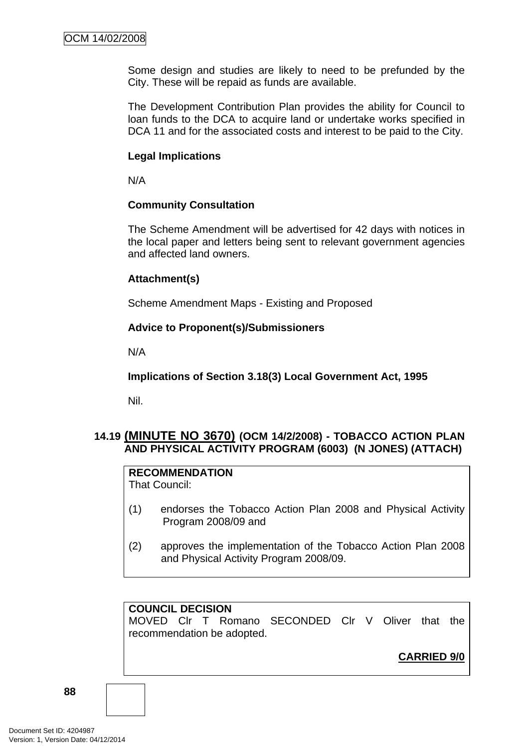Some design and studies are likely to need to be prefunded by the City. These will be repaid as funds are available.

The Development Contribution Plan provides the ability for Council to loan funds to the DCA to acquire land or undertake works specified in DCA 11 and for the associated costs and interest to be paid to the City.

**Legal Implications**

N/A

**Community Consultation**

The Scheme Amendment will be advertised for 42 days with notices in the local paper and letters being sent to relevant government agencies and affected land owners.

**Attachment(s)**

Scheme Amendment Maps - Existing and Proposed

**Advice to Proponent(s)/Submissioners**

N/A

**Implications of Section 3.18(3) Local Government Act, 1995**

Nil.

### 14.19 (MINUTE NO 3670) (OCM 14/2/2008) - TOBACCO ACTION PLAN AND PHYSICAL ACTIVITY PROGRAM (6003) (N JONES) (ATTACH)

**RECOMMENDATION**
That Council:

(1) endorses the Tobacco Action Plan 2008 and Physical Activity Program 2008/09 and

(2) approves the implementation of the Tobacco Action Plan 2008 and Physical Activity Program 2008/09.

**COUNCIL DECISION**
MOVED Clr T Romano SECONDED Clr V Oliver that the recommendation be adopted.

**CARRIED 9/0**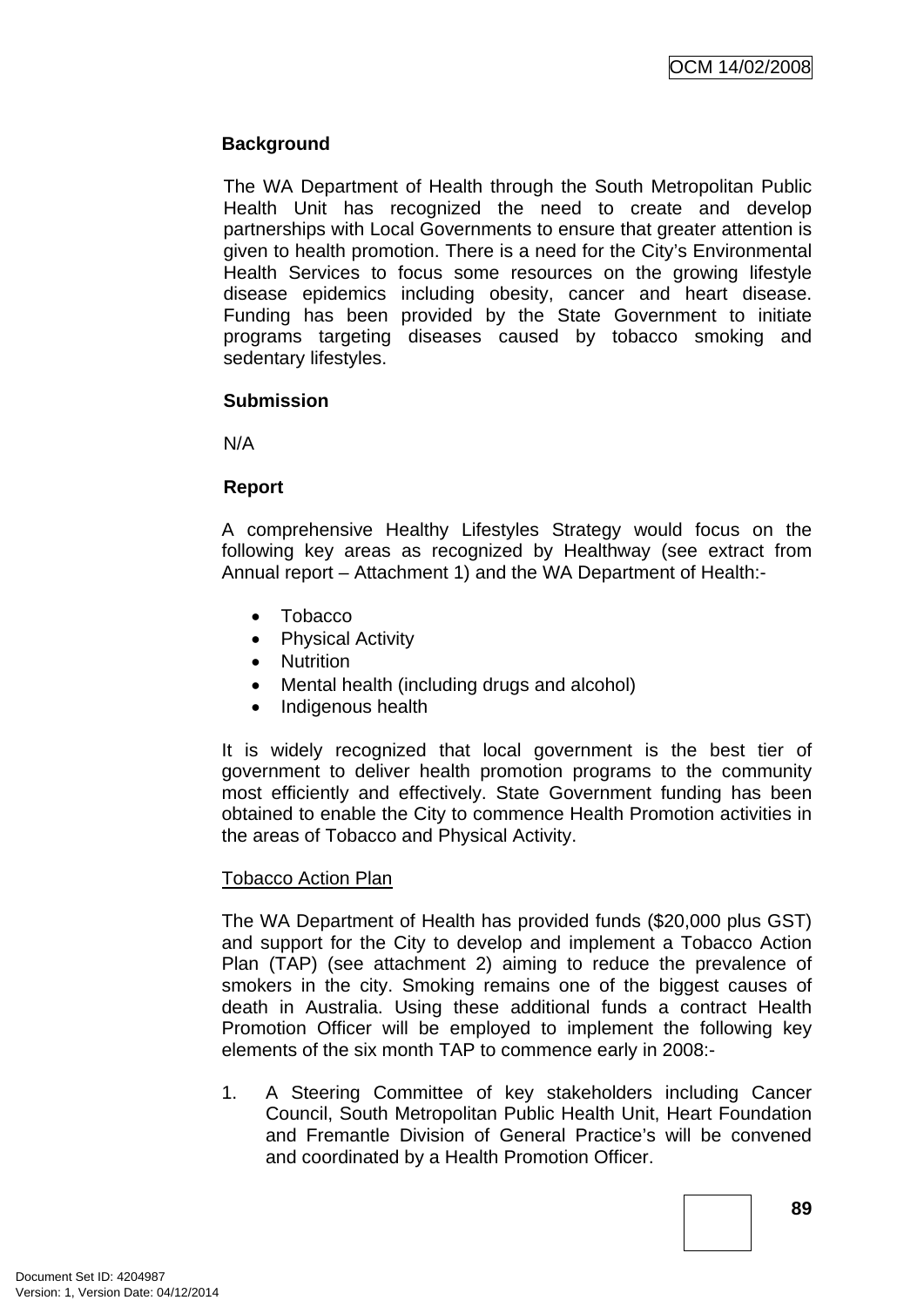**Background**

The WA Department of Health through the South Metropolitan Public Health Unit has recognized the need to create and develop partnerships with Local Governments to ensure that greater attention is given to health promotion. There is a need for the City's Environmental Health Services to focus some resources on the growing lifestyle disease epidemics including obesity, cancer and heart disease. Funding has been provided by the State Government to initiate programs targeting diseases caused by tobacco smoking and sedentary lifestyles.

**Submission**

N/A

**Report**

A comprehensive Healthy Lifestyles Strategy would focus on the following key areas as recognized by Healthway (see extract from Annual report – Attachment 1) and the WA Department of Health:-

- Tobacco
- Physical Activity
- Nutrition
- Mental health (including drugs and alcohol)
- Indigenous health

It is widely recognized that local government is the best tier of government to deliver health promotion programs to the community most efficiently and effectively. State Government funding has been obtained to enable the City to commence Health Promotion activities in the areas of Tobacco and Physical Activity.

<u>Tobacco Action Plan</u>

The WA Department of Health has provided funds ($20,000 plus GST) and support for the City to develop and implement a Tobacco Action Plan (TAP) (see attachment 2) aiming to reduce the prevalence of smokers in the city. Smoking remains one of the biggest causes of death in Australia. Using these additional funds a contract Health Promotion Officer will be employed to implement the following key elements of the six month TAP to commence early in 2008:-

1. A Steering Committee of key stakeholders including Cancer Council, South Metropolitan Public Health Unit, Heart Foundation and Fremantle Division of General Practice's will be convened and coordinated by a Health Promotion Officer.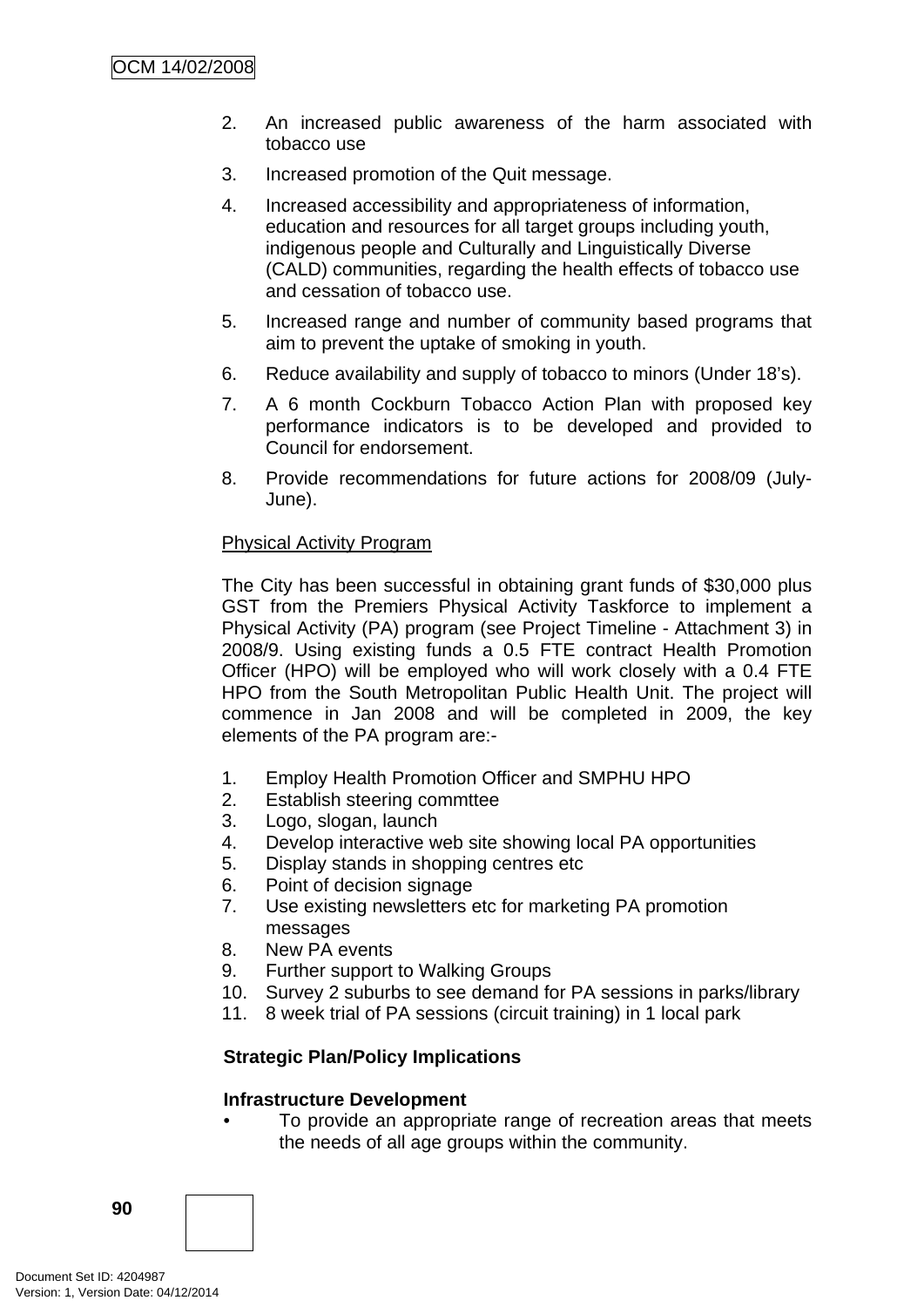2. An increased public awareness of the harm associated with tobacco use
3. Increased promotion of the Quit message.
4. Increased accessibility and appropriateness of information, education and resources for all target groups including youth, indigenous people and Culturally and Linguistically Diverse (CALD) communities, regarding the health effects of tobacco use and cessation of tobacco use.
5. Increased range and number of community based programs that aim to prevent the uptake of smoking in youth.
6. Reduce availability and supply of tobacco to minors (Under 18's).
7. A 6 month Cockburn Tobacco Action Plan with proposed key performance indicators is to be developed and provided to Council for endorsement.
8. Provide recommendations for future actions for 2008/09 (July-June).

Physical Activity Program

The City has been successful in obtaining grant funds of $30,000 plus GST from the Premiers Physical Activity Taskforce to implement a Physical Activity (PA) program (see Project Timeline - Attachment 3) in 2008/9. Using existing funds a 0.5 FTE contract Health Promotion Officer (HPO) will be employed who will work closely with a 0.4 FTE HPO from the South Metropolitan Public Health Unit. The project will commence in Jan 2008 and will be completed in 2009, the key elements of the PA program are:-

1. Employ Health Promotion Officer and SMPHU HPO
2. Establish steering commttee
3. Logo, slogan, launch
4. Develop interactive web site showing local PA opportunities
5. Display stands in shopping centres etc
6. Point of decision signage
7. Use existing newsletters etc for marketing PA promotion messages
8. New PA events
9. Further support to Walking Groups
10. Survey 2 suburbs to see demand for PA sessions in parks/library
11. 8 week trial of PA sessions (circuit training) in 1 local park

**Strategic Plan/Policy Implications**

**Infrastructure Development**

- To provide an appropriate range of recreation areas that meets the needs of all age groups within the community.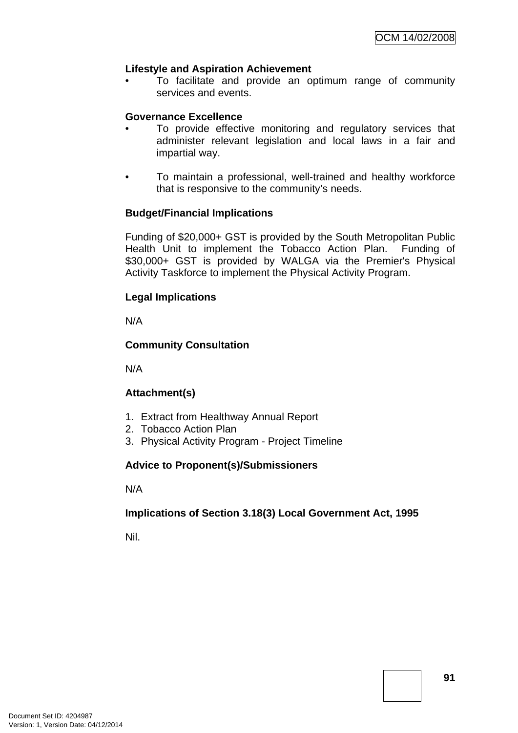**Lifestyle and Aspiration Achievement**

- To facilitate and provide an optimum range of community services and events.

**Governance Excellence**

- To provide effective monitoring and regulatory services that administer relevant legislation and local laws in a fair and impartial way.

- To maintain a professional, well-trained and healthy workforce that is responsive to the community's needs.

**Budget/Financial Implications**

Funding of $20,000+ GST is provided by the South Metropolitan Public Health Unit to implement the Tobacco Action Plan. Funding of $30,000+ GST is provided by WALGA via the Premier's Physical Activity Taskforce to implement the Physical Activity Program.

**Legal Implications**

N/A

**Community Consultation**

N/A

**Attachment(s)**

1. Extract from Healthway Annual Report
2. Tobacco Action Plan
3. Physical Activity Program - Project Timeline

**Advice to Proponent(s)/Submissioners**

N/A

**Implications of Section 3.18(3) Local Government Act, 1995**

Nil.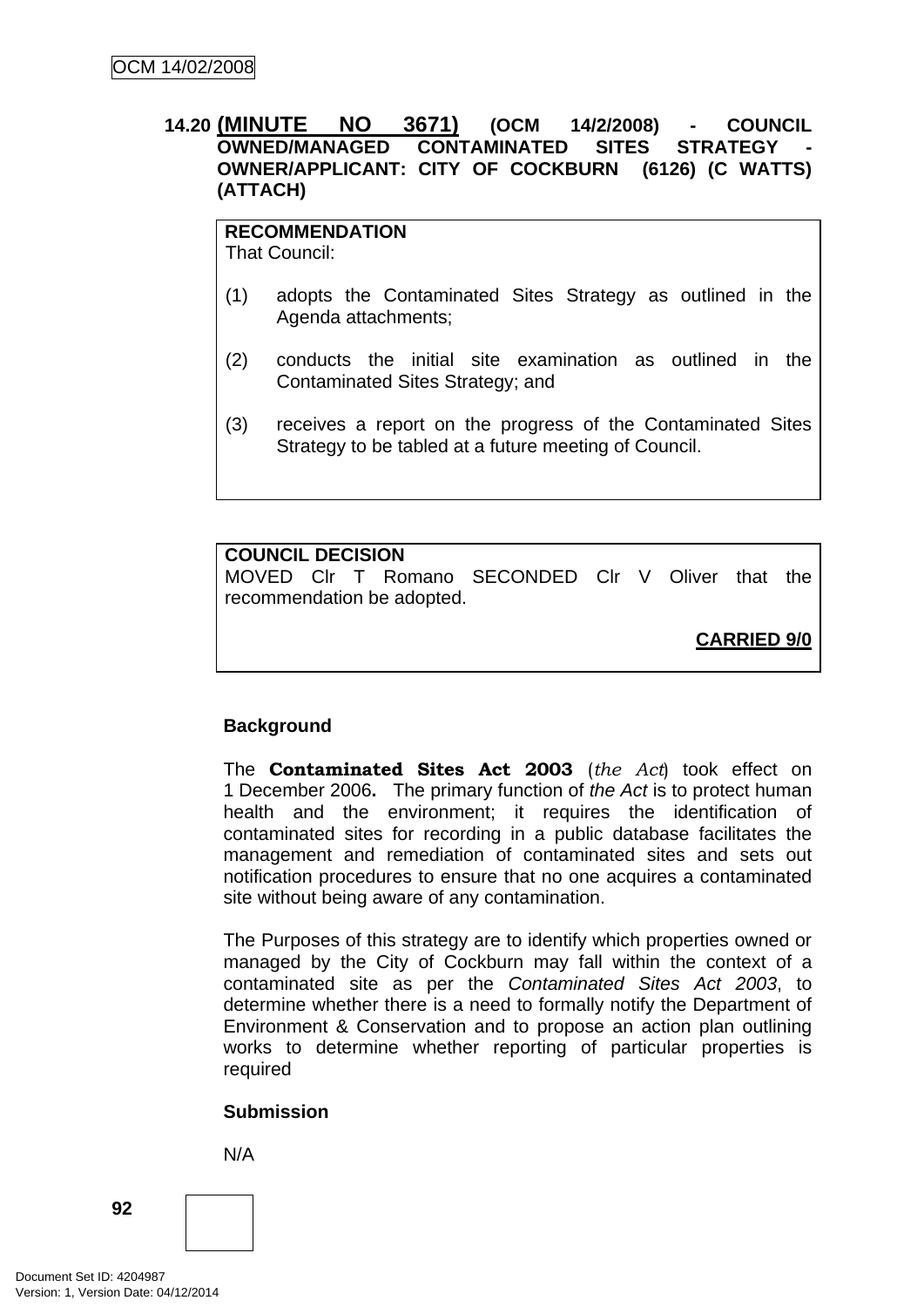### 14.20 (MINUTE NO 3671) (OCM 14/2/2008) - COUNCIL OWNED/MANAGED CONTAMINATED SITES STRATEGY - OWNER/APPLICANT: CITY OF COCKBURN (6126) (C WATTS) (ATTACH)

**RECOMMENDATION**
That Council:

(1) adopts the Contaminated Sites Strategy as outlined in the Agenda attachments;

(2) conducts the initial site examination as outlined in the Contaminated Sites Strategy; and

(3) receives a report on the progress of the Contaminated Sites Strategy to be tabled at a future meeting of Council.

**COUNCIL DECISION**
MOVED Clr T Romano SECONDED Clr V Oliver that the recommendation be adopted.

**CARRIED 9/0**

**Background**

The **Contaminated Sites Act 2003** (*the Act*) took effect on 1 December 2006**.** The primary function of *the Act* is to protect human health and the environment; it requires the identification of contaminated sites for recording in a public database facilitates the management and remediation of contaminated sites and sets out notification procedures to ensure that no one acquires a contaminated site without being aware of any contamination.

The Purposes of this strategy are to identify which properties owned or managed by the City of Cockburn may fall within the context of a contaminated site as per the *Contaminated Sites Act 2003*, to determine whether there is a need to formally notify the Department of Environment & Conservation and to propose an action plan outlining works to determine whether reporting of particular properties is required

**Submission**

N/A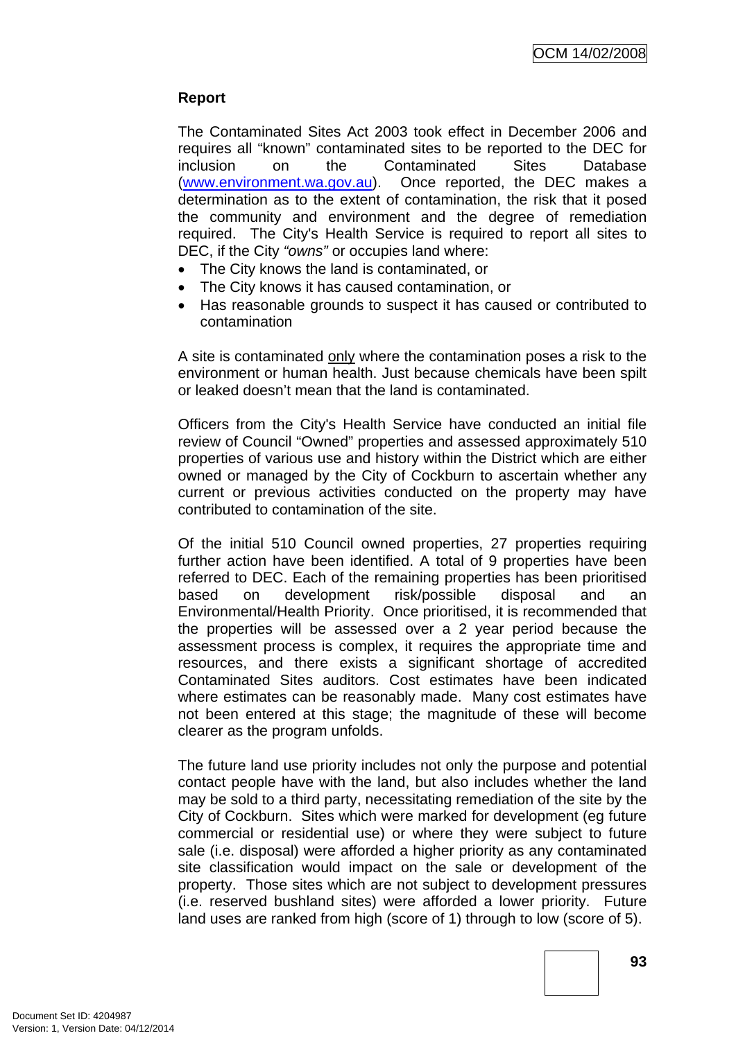**Report**

The Contaminated Sites Act 2003 took effect in December 2006 and requires all "known" contaminated sites to be reported to the DEC for inclusion on the Contaminated Sites Database (www.environment.wa.gov.au). Once reported, the DEC makes a determination as to the extent of contamination, the risk that it posed the community and environment and the degree of remediation required. The City's Health Service is required to report all sites to DEC, if the City *"owns"* or occupies land where:

- The City knows the land is contaminated, or
- The City knows it has caused contamination, or
- Has reasonable grounds to suspect it has caused or contributed to contamination

A site is contaminated <u>only</u> where the contamination poses a risk to the environment or human health. Just because chemicals have been spilt or leaked doesn't mean that the land is contaminated.

Officers from the City's Health Service have conducted an initial file review of Council "Owned" properties and assessed approximately 510 properties of various use and history within the District which are either owned or managed by the City of Cockburn to ascertain whether any current or previous activities conducted on the property may have contributed to contamination of the site.

Of the initial 510 Council owned properties, 27 properties requiring further action have been identified. A total of 9 properties have been referred to DEC. Each of the remaining properties has been prioritised based on development risk/possible disposal and an Environmental/Health Priority. Once prioritised, it is recommended that the properties will be assessed over a 2 year period because the assessment process is complex, it requires the appropriate time and resources, and there exists a significant shortage of accredited Contaminated Sites auditors. Cost estimates have been indicated where estimates can be reasonably made. Many cost estimates have not been entered at this stage; the magnitude of these will become clearer as the program unfolds.

The future land use priority includes not only the purpose and potential contact people have with the land, but also includes whether the land may be sold to a third party, necessitating remediation of the site by the City of Cockburn. Sites which were marked for development (eg future commercial or residential use) or where they were subject to future sale (i.e. disposal) were afforded a higher priority as any contaminated site classification would impact on the sale or development of the property. Those sites which are not subject to development pressures (i.e. reserved bushland sites) were afforded a lower priority. Future land uses are ranked from high (score of 1) through to low (score of 5).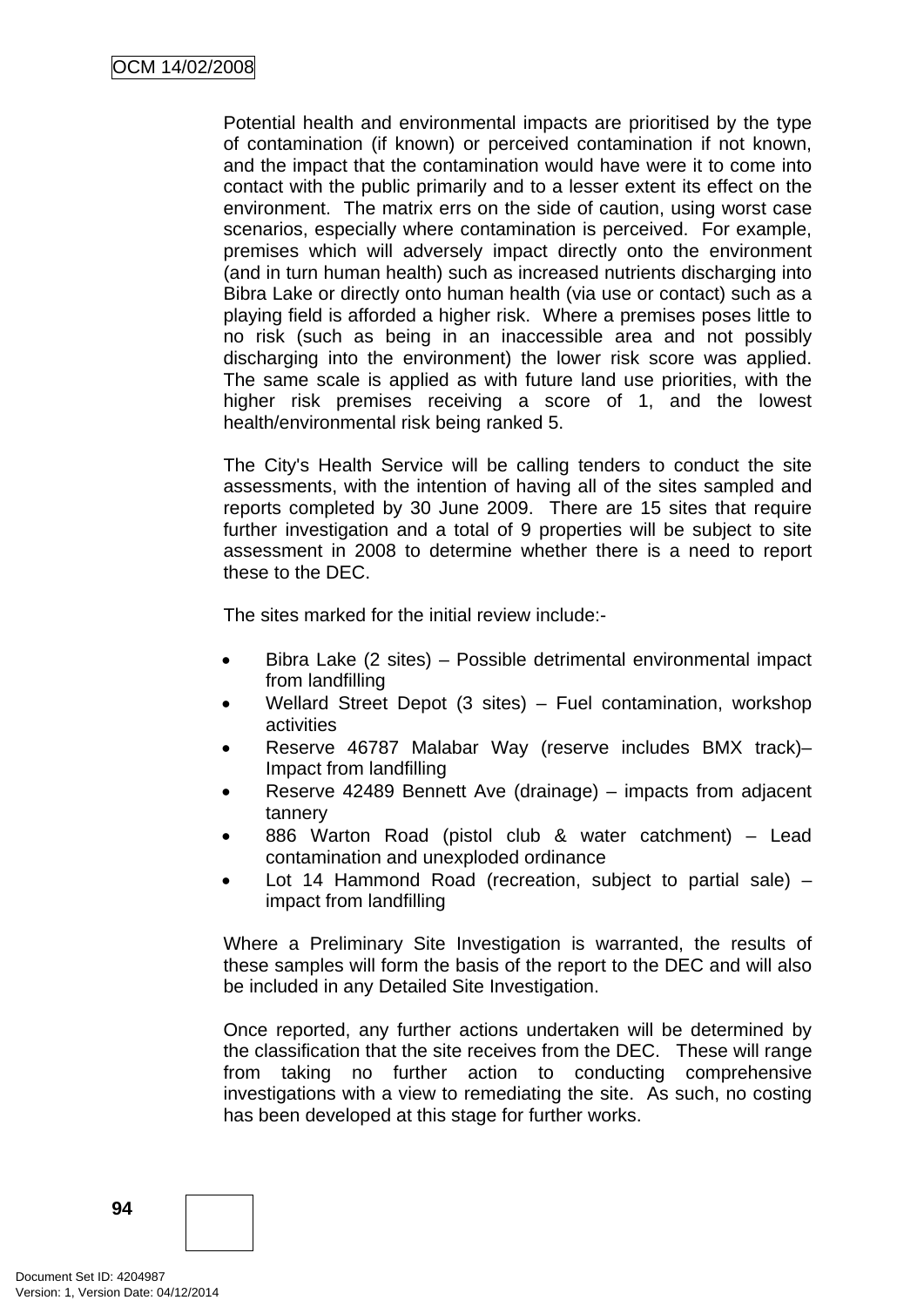Potential health and environmental impacts are prioritised by the type of contamination (if known) or perceived contamination if not known, and the impact that the contamination would have were it to come into contact with the public primarily and to a lesser extent its effect on the environment. The matrix errs on the side of caution, using worst case scenarios, especially where contamination is perceived. For example, premises which will adversely impact directly onto the environment (and in turn human health) such as increased nutrients discharging into Bibra Lake or directly onto human health (via use or contact) such as a playing field is afforded a higher risk. Where a premises poses little to no risk (such as being in an inaccessible area and not possibly discharging into the environment) the lower risk score was applied. The same scale is applied as with future land use priorities, with the higher risk premises receiving a score of 1, and the lowest health/environmental risk being ranked 5.

The City's Health Service will be calling tenders to conduct the site assessments, with the intention of having all of the sites sampled and reports completed by 30 June 2009. There are 15 sites that require further investigation and a total of 9 properties will be subject to site assessment in 2008 to determine whether there is a need to report these to the DEC.

The sites marked for the initial review include:-

- Bibra Lake (2 sites) – Possible detrimental environmental impact from landfilling
- Wellard Street Depot (3 sites) – Fuel contamination, workshop activities
- Reserve 46787 Malabar Way (reserve includes BMX track)– Impact from landfilling
- Reserve 42489 Bennett Ave (drainage) – impacts from adjacent tannery
- 886 Warton Road (pistol club & water catchment) – Lead contamination and unexploded ordinance
- Lot 14 Hammond Road (recreation, subject to partial sale) – impact from landfilling

Where a Preliminary Site Investigation is warranted, the results of these samples will form the basis of the report to the DEC and will also be included in any Detailed Site Investigation.

Once reported, any further actions undertaken will be determined by the classification that the site receives from the DEC. These will range from taking no further action to conducting comprehensive investigations with a view to remediating the site. As such, no costing has been developed at this stage for further works.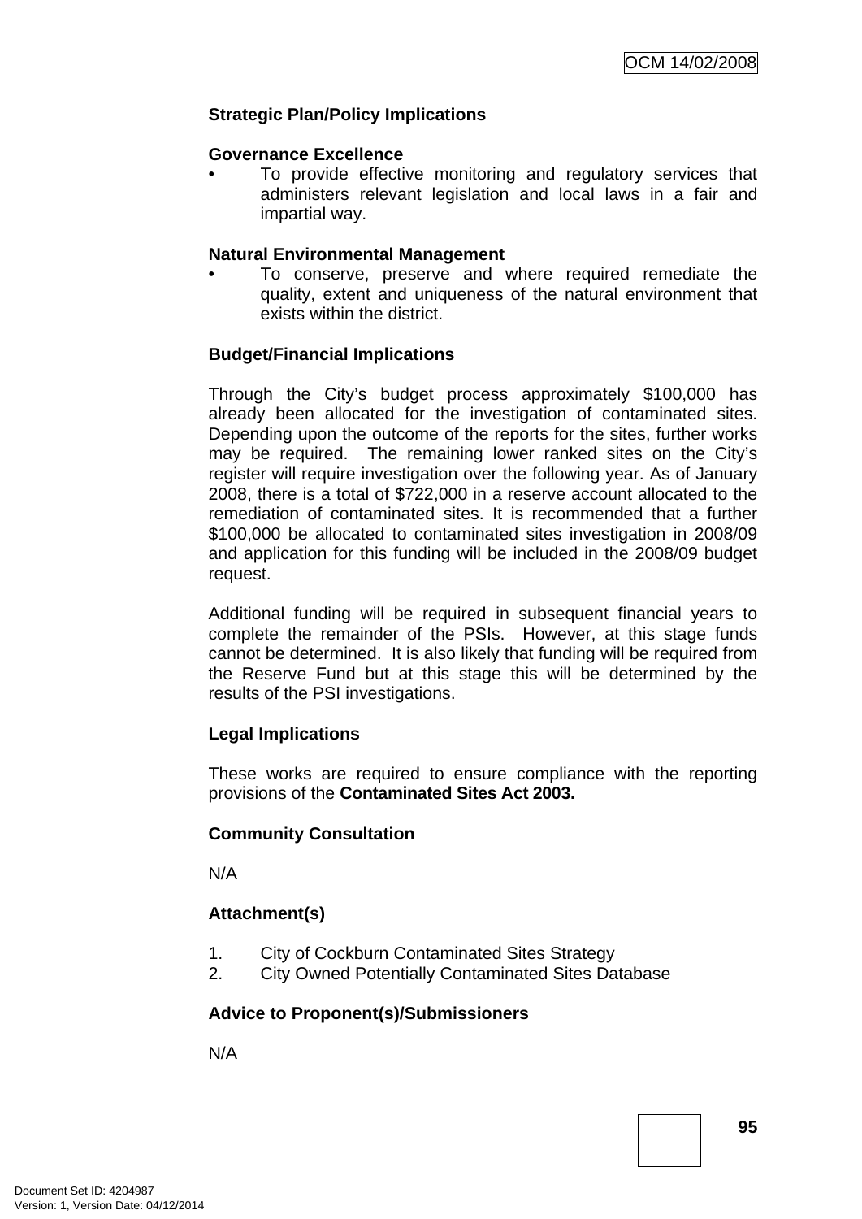**Strategic Plan/Policy Implications**

**Governance Excellence**

- To provide effective monitoring and regulatory services that administers relevant legislation and local laws in a fair and impartial way.

**Natural Environmental Management**

- To conserve, preserve and where required remediate the quality, extent and uniqueness of the natural environment that exists within the district.

**Budget/Financial Implications**

Through the City's budget process approximately $100,000 has already been allocated for the investigation of contaminated sites. Depending upon the outcome of the reports for the sites, further works may be required. The remaining lower ranked sites on the City's register will require investigation over the following year. As of January 2008, there is a total of $722,000 in a reserve account allocated to the remediation of contaminated sites. It is recommended that a further $100,000 be allocated to contaminated sites investigation in 2008/09 and application for this funding will be included in the 2008/09 budget request.

Additional funding will be required in subsequent financial years to complete the remainder of the PSIs. However, at this stage funds cannot be determined. It is also likely that funding will be required from the Reserve Fund but at this stage this will be determined by the results of the PSI investigations.

**Legal Implications**

These works are required to ensure compliance with the reporting provisions of the **Contaminated Sites Act 2003.**

**Community Consultation**

N/A

**Attachment(s)**

1. City of Cockburn Contaminated Sites Strategy
2. City Owned Potentially Contaminated Sites Database

**Advice to Proponent(s)/Submissioners**

N/A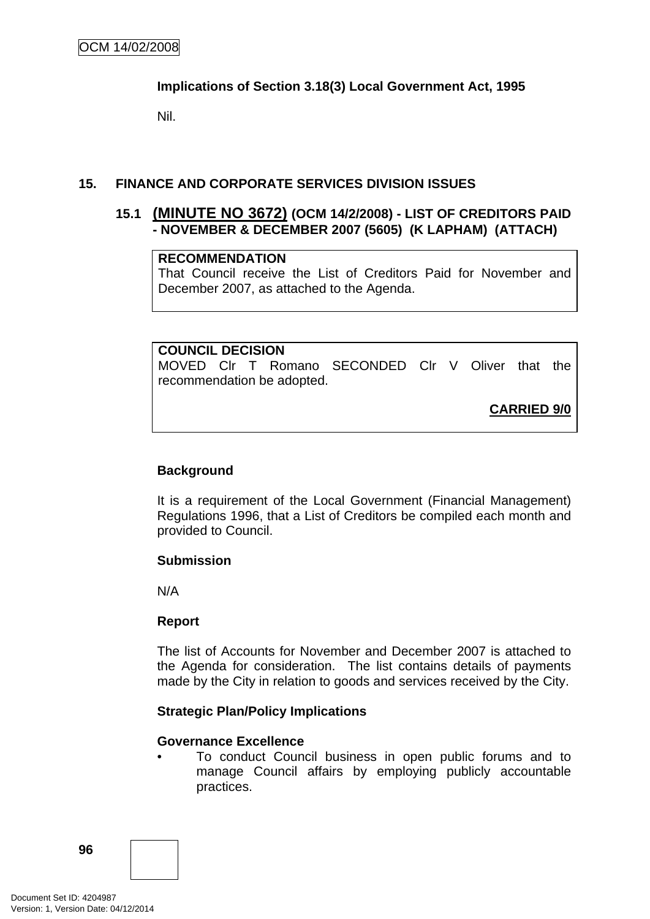**Implications of Section 3.18(3) Local Government Act, 1995**

Nil.

## 15. FINANCE AND CORPORATE SERVICES DIVISION ISSUES

### 15.1 (MINUTE NO 3672) (OCM 14/2/2008) - LIST OF CREDITORS PAID - NOVEMBER & DECEMBER 2007 (5605) (K LAPHAM) (ATTACH)

**RECOMMENDATION**
That Council receive the List of Creditors Paid for November and December 2007, as attached to the Agenda.

**COUNCIL DECISION**
MOVED Clr T Romano SECONDED Clr V Oliver that the recommendation be adopted.

**CARRIED 9/0**

**Background**

It is a requirement of the Local Government (Financial Management) Regulations 1996, that a List of Creditors be compiled each month and provided to Council.

**Submission**

N/A

**Report**

The list of Accounts for November and December 2007 is attached to the Agenda for consideration. The list contains details of payments made by the City in relation to goods and services received by the City.

**Strategic Plan/Policy Implications**

**Governance Excellence**

- To conduct Council business in open public forums and to manage Council affairs by employing publicly accountable practices.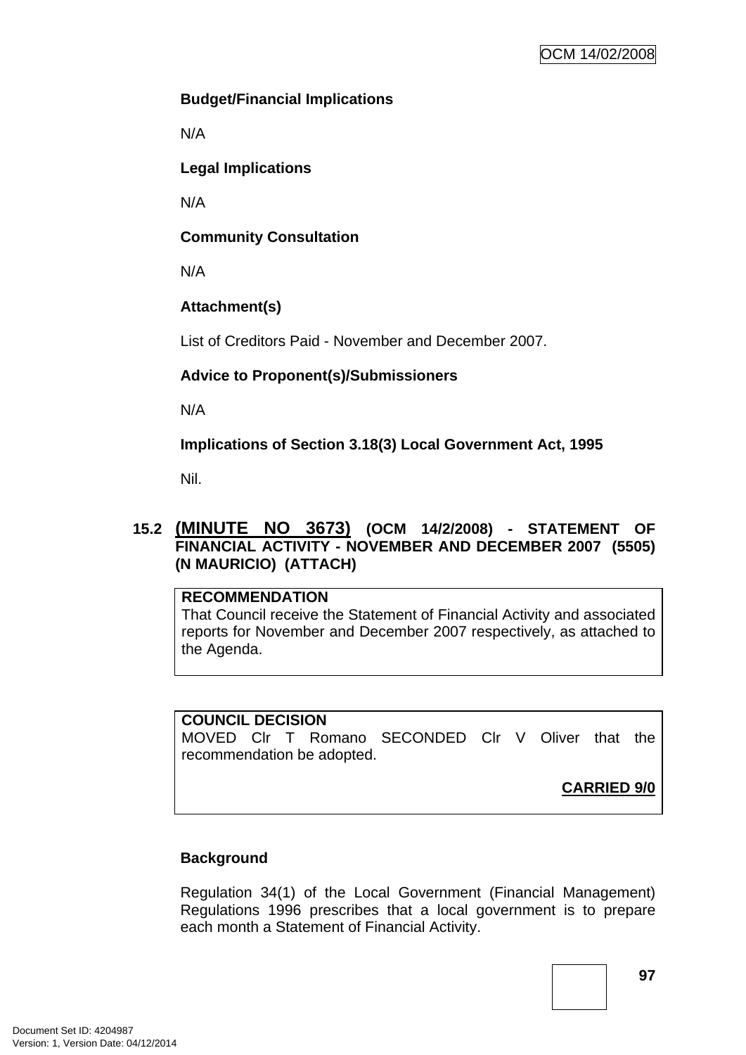**Budget/Financial Implications**

N/A

**Legal Implications**

N/A

**Community Consultation**

N/A

**Attachment(s)**

List of Creditors Paid - November and December 2007.

**Advice to Proponent(s)/Submissioners**

N/A

**Implications of Section 3.18(3) Local Government Act, 1995**

Nil.

## 15.2 (MINUTE NO 3673) (OCM 14/2/2008) - STATEMENT OF FINANCIAL ACTIVITY - NOVEMBER AND DECEMBER 2007 (5505) (N MAURICIO) (ATTACH)

**RECOMMENDATION**
That Council receive the Statement of Financial Activity and associated reports for November and December 2007 respectively, as attached to the Agenda.

**COUNCIL DECISION**
MOVED Clr T Romano SECONDED Clr V Oliver that the recommendation be adopted.

**CARRIED 9/0**

**Background**

Regulation 34(1) of the Local Government (Financial Management) Regulations 1996 prescribes that a local government is to prepare each month a Statement of Financial Activity.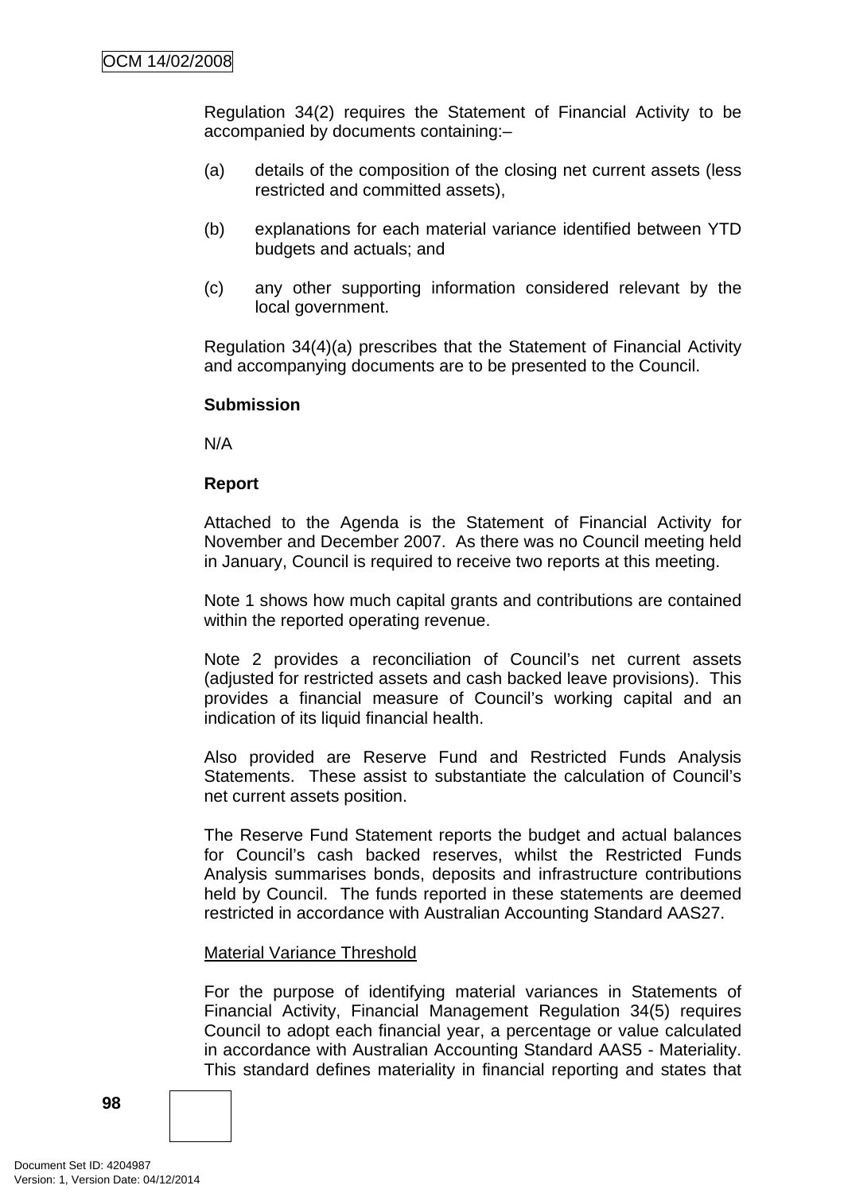Regulation 34(2) requires the Statement of Financial Activity to be accompanied by documents containing:–

(a) details of the composition of the closing net current assets (less restricted and committed assets),

(b) explanations for each material variance identified between YTD budgets and actuals; and

(c) any other supporting information considered relevant by the local government.

Regulation 34(4)(a) prescribes that the Statement of Financial Activity and accompanying documents are to be presented to the Council.

**Submission**

N/A

**Report**

Attached to the Agenda is the Statement of Financial Activity for November and December 2007. As there was no Council meeting held in January, Council is required to receive two reports at this meeting.

Note 1 shows how much capital grants and contributions are contained within the reported operating revenue.

Note 2 provides a reconciliation of Council's net current assets (adjusted for restricted assets and cash backed leave provisions). This provides a financial measure of Council's working capital and an indication of its liquid financial health.

Also provided are Reserve Fund and Restricted Funds Analysis Statements. These assist to substantiate the calculation of Council's net current assets position.

The Reserve Fund Statement reports the budget and actual balances for Council's cash backed reserves, whilst the Restricted Funds Analysis summarises bonds, deposits and infrastructure contributions held by Council. The funds reported in these statements are deemed restricted in accordance with Australian Accounting Standard AAS27.

<u>Material Variance Threshold</u>

For the purpose of identifying material variances in Statements of Financial Activity, Financial Management Regulation 34(5) requires Council to adopt each financial year, a percentage or value calculated in accordance with Australian Accounting Standard AAS5 - Materiality. This standard defines materiality in financial reporting and states that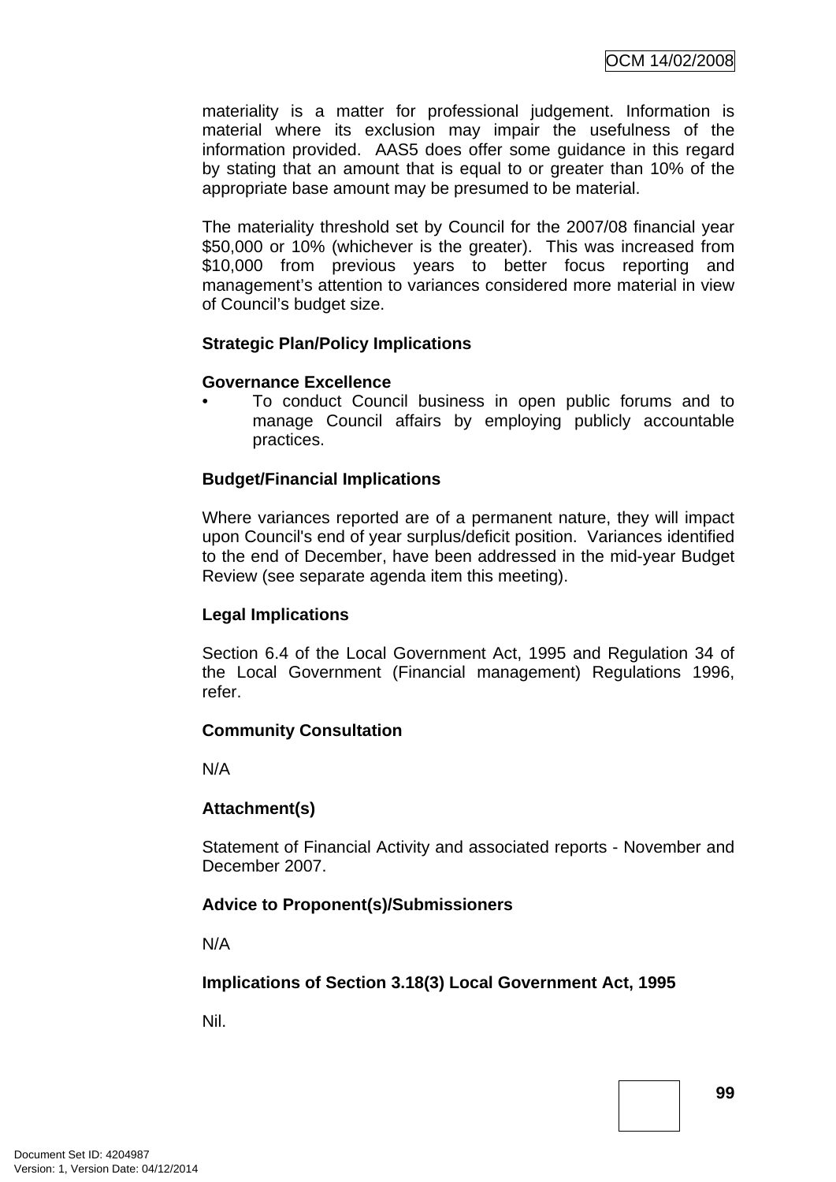materiality is a matter for professional judgement. Information is material where its exclusion may impair the usefulness of the information provided. AAS5 does offer some guidance in this regard by stating that an amount that is equal to or greater than 10% of the appropriate base amount may be presumed to be material.

The materiality threshold set by Council for the 2007/08 financial year $50,000 or 10% (whichever is the greater). This was increased from $10,000 from previous years to better focus reporting and management's attention to variances considered more material in view of Council's budget size.

**Strategic Plan/Policy Implications**

**Governance Excellence**

- To conduct Council business in open public forums and to manage Council affairs by employing publicly accountable practices.

**Budget/Financial Implications**

Where variances reported are of a permanent nature, they will impact upon Council's end of year surplus/deficit position. Variances identified to the end of December, have been addressed in the mid-year Budget Review (see separate agenda item this meeting).

**Legal Implications**

Section 6.4 of the Local Government Act, 1995 and Regulation 34 of the Local Government (Financial management) Regulations 1996, refer.

**Community Consultation**

N/A

**Attachment(s)**

Statement of Financial Activity and associated reports - November and December 2007.

**Advice to Proponent(s)/Submissioners**

N/A

**Implications of Section 3.18(3) Local Government Act, 1995**

Nil.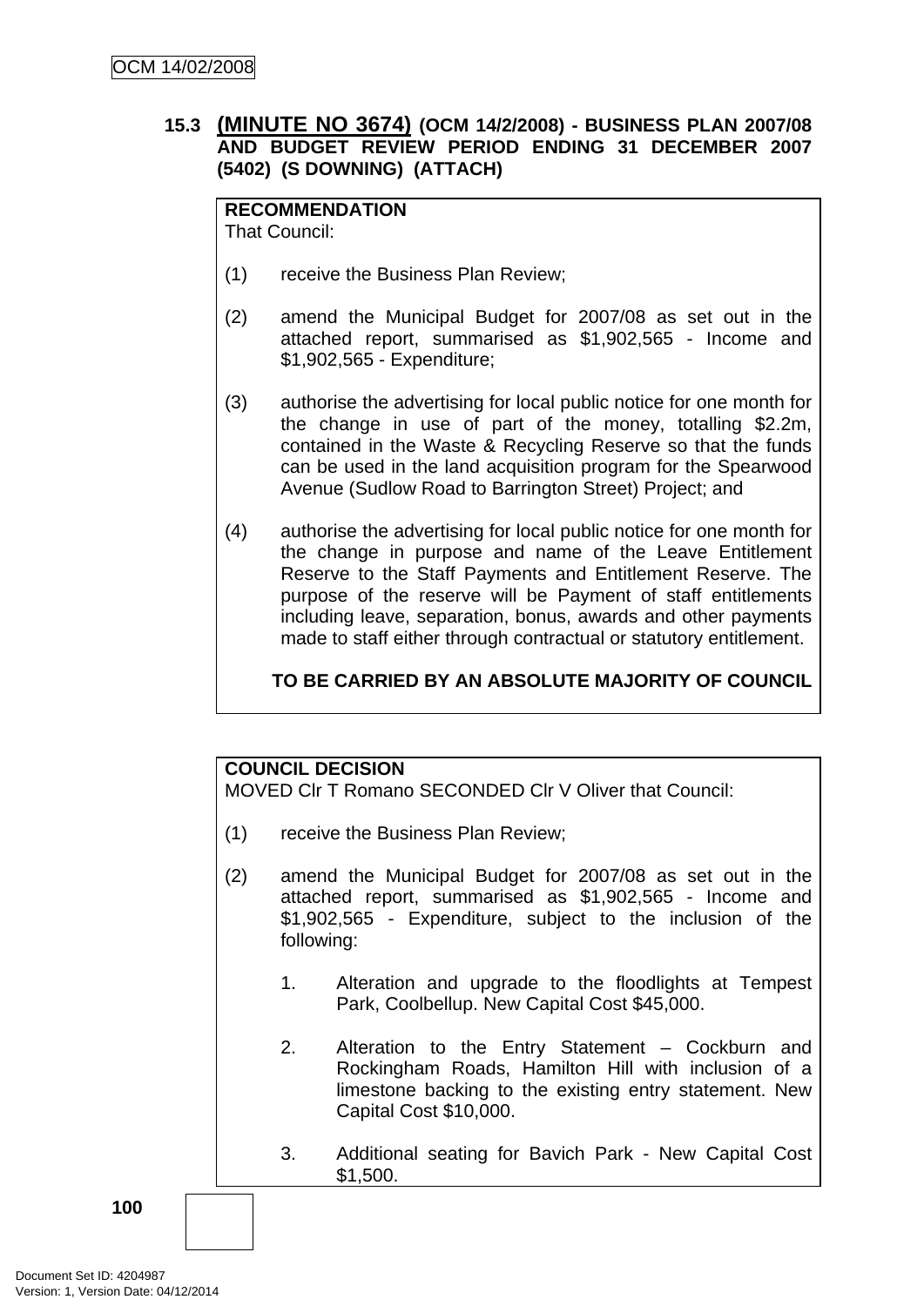### 15.3 **(MINUTE NO 3674)** (OCM 14/2/2008) - BUSINESS PLAN 2007/08 AND BUDGET REVIEW PERIOD ENDING 31 DECEMBER 2007 (5402) (S DOWNING) (ATTACH)

**RECOMMENDATION**
That Council:

(1) receive the Business Plan Review;

(2) amend the Municipal Budget for 2007/08 as set out in the attached report, summarised as $1,902,565 - Income and $1,902,565 - Expenditure;

(3) authorise the advertising for local public notice for one month for the change in use of part of the money, totalling $2.2m, contained in the Waste & Recycling Reserve so that the funds can be used in the land acquisition program for the Spearwood Avenue (Sudlow Road to Barrington Street) Project; and

(4) authorise the advertising for local public notice for one month for the change in purpose and name of the Leave Entitlement Reserve to the Staff Payments and Entitlement Reserve. The purpose of the reserve will be Payment of staff entitlements including leave, separation, bonus, awards and other payments made to staff either through contractual or statutory entitlement.

**TO BE CARRIED BY AN ABSOLUTE MAJORITY OF COUNCIL**

**COUNCIL DECISION**
MOVED Clr T Romano SECONDED Clr V Oliver that Council:

(1) receive the Business Plan Review;

(2) amend the Municipal Budget for 2007/08 as set out in the attached report, summarised as $1,902,565 - Income and $1,902,565 - Expenditure, subject to the inclusion of the following:

1. Alteration and upgrade to the floodlights at Tempest Park, Coolbellup. New Capital Cost $45,000.

2. Alteration to the Entry Statement – Cockburn and Rockingham Roads, Hamilton Hill with inclusion of a limestone backing to the existing entry statement. New Capital Cost $10,000.

3. Additional seating for Bavich Park - New Capital Cost $1,500.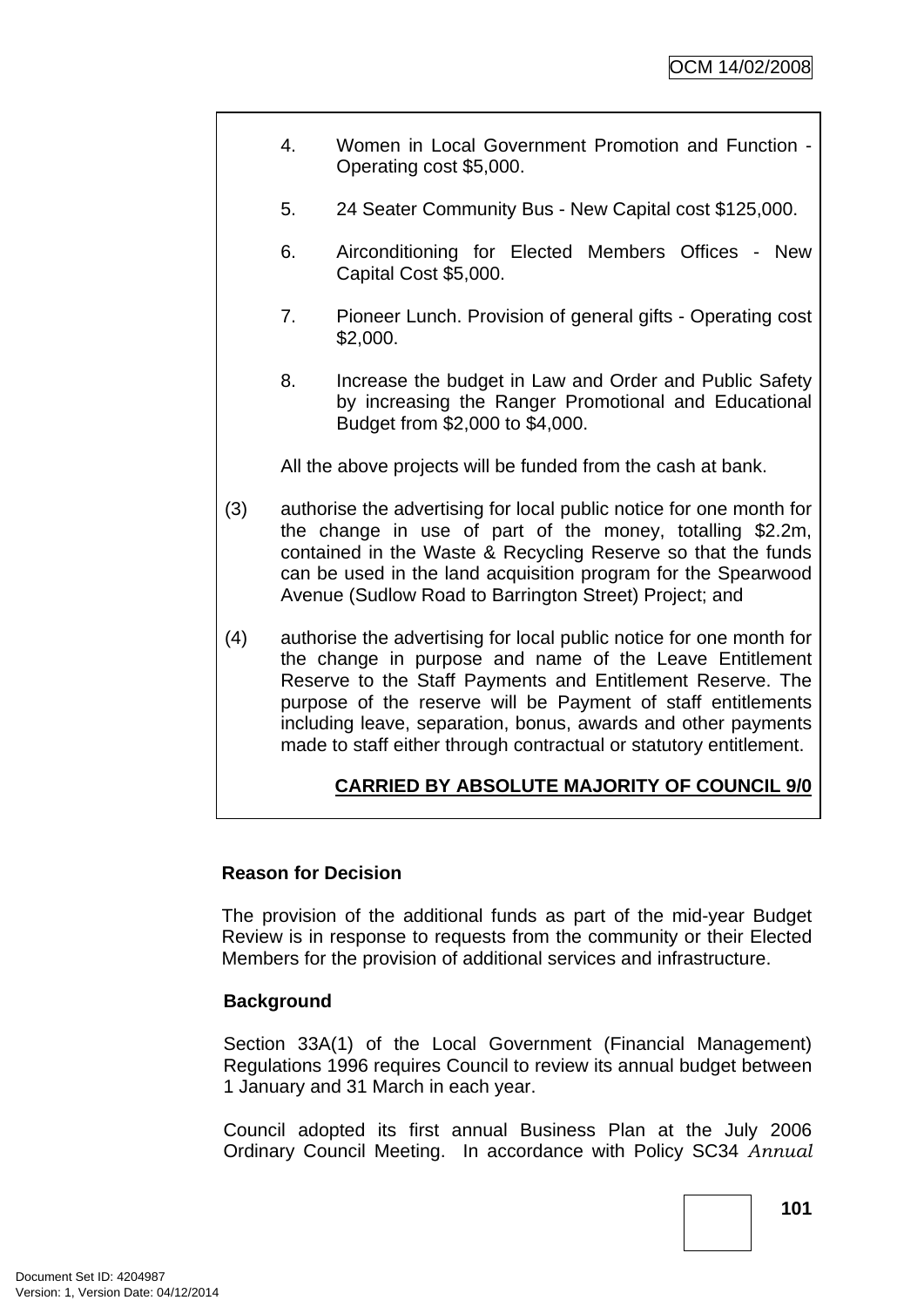4. Women in Local Government Promotion and Function - Operating cost $5,000.

5. 24 Seater Community Bus - New Capital cost $125,000.

6. Airconditioning for Elected Members Offices - New Capital Cost $5,000.

7. Pioneer Lunch. Provision of general gifts - Operating cost $2,000.

8. Increase the budget in Law and Order and Public Safety by increasing the Ranger Promotional and Educational Budget from $2,000 to $4,000.

All the above projects will be funded from the cash at bank.

(3) authorise the advertising for local public notice for one month for the change in use of part of the money, totalling $2.2m, contained in the Waste & Recycling Reserve so that the funds can be used in the land acquisition program for the Spearwood Avenue (Sudlow Road to Barrington Street) Project; and

(4) authorise the advertising for local public notice for one month for the change in purpose and name of the Leave Entitlement Reserve to the Staff Payments and Entitlement Reserve. The purpose of the reserve will be Payment of staff entitlements including leave, separation, bonus, awards and other payments made to staff either through contractual or statutory entitlement.

**CARRIED BY ABSOLUTE MAJORITY OF COUNCIL 9/0**

**Reason for Decision**

The provision of the additional funds as part of the mid-year Budget Review is in response to requests from the community or their Elected Members for the provision of additional services and infrastructure.

**Background**

Section 33A(1) of the Local Government (Financial Management) Regulations 1996 requires Council to review its annual budget between 1 January and 31 March in each year.

Council adopted its first annual Business Plan at the July 2006 Ordinary Council Meeting. In accordance with Policy SC34 *Annual*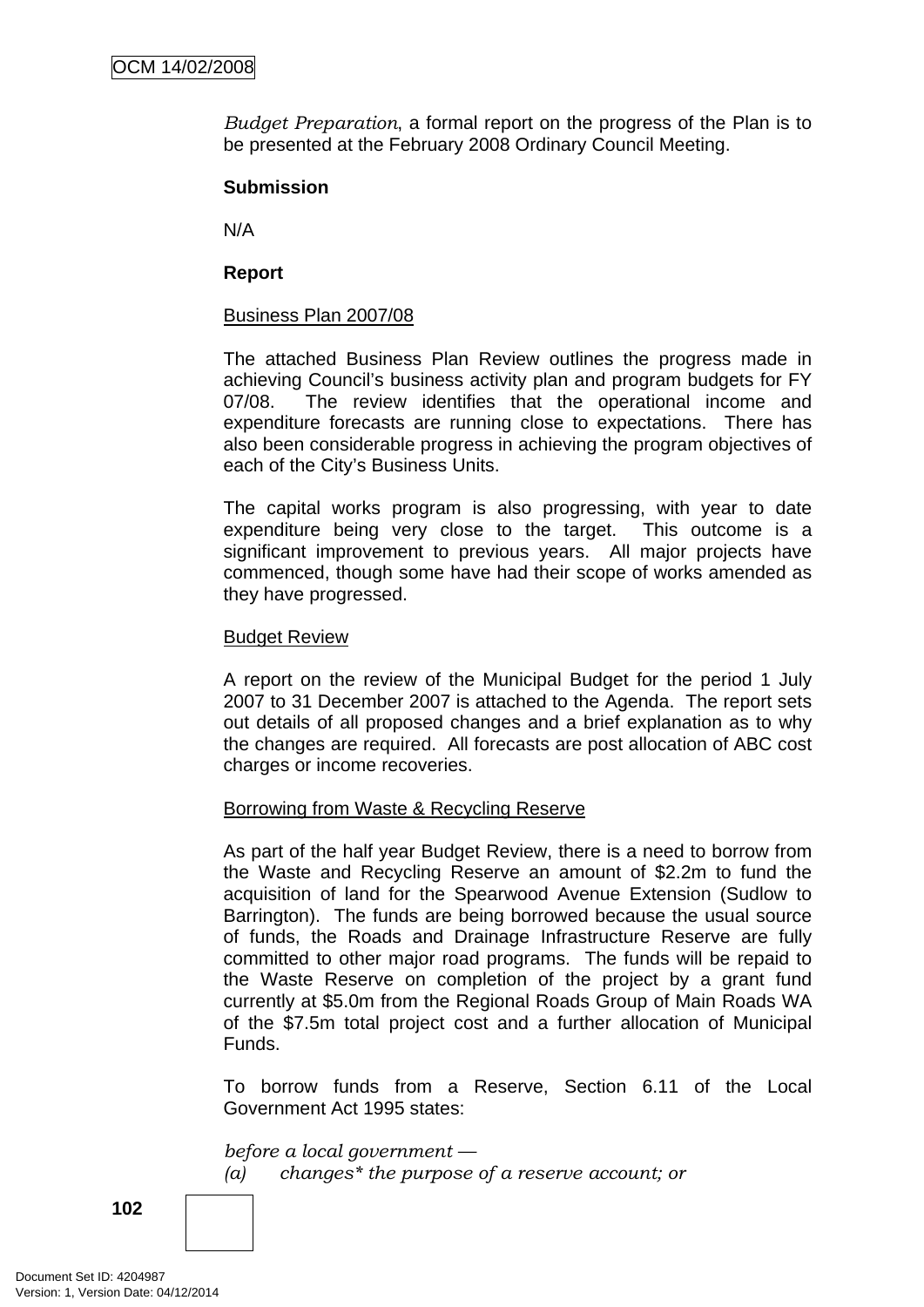*Budget Preparation*, a formal report on the progress of the Plan is to be presented at the February 2008 Ordinary Council Meeting.

**Submission**

N/A

**Report**

Business Plan 2007/08

The attached Business Plan Review outlines the progress made in achieving Council's business activity plan and program budgets for FY 07/08. The review identifies that the operational income and expenditure forecasts are running close to expectations. There has also been considerable progress in achieving the program objectives of each of the City's Business Units.

The capital works program is also progressing, with year to date expenditure being very close to the target. This outcome is a significant improvement to previous years. All major projects have commenced, though some have had their scope of works amended as they have progressed.

Budget Review

A report on the review of the Municipal Budget for the period 1 July 2007 to 31 December 2007 is attached to the Agenda. The report sets out details of all proposed changes and a brief explanation as to why the changes are required. All forecasts are post allocation of ABC cost charges or income recoveries.

Borrowing from Waste & Recycling Reserve

As part of the half year Budget Review, there is a need to borrow from the Waste and Recycling Reserve an amount of $2.2m to fund the acquisition of land for the Spearwood Avenue Extension (Sudlow to Barrington). The funds are being borrowed because the usual source of funds, the Roads and Drainage Infrastructure Reserve are fully committed to other major road programs. The funds will be repaid to the Waste Reserve on completion of the project by a grant fund currently at $5.0m from the Regional Roads Group of Main Roads WA of the $7.5m total project cost and a further allocation of Municipal Funds.

To borrow funds from a Reserve, Section 6.11 of the Local Government Act 1995 states:

*before a local government —*
*(a) changes* the purpose of a reserve account; or*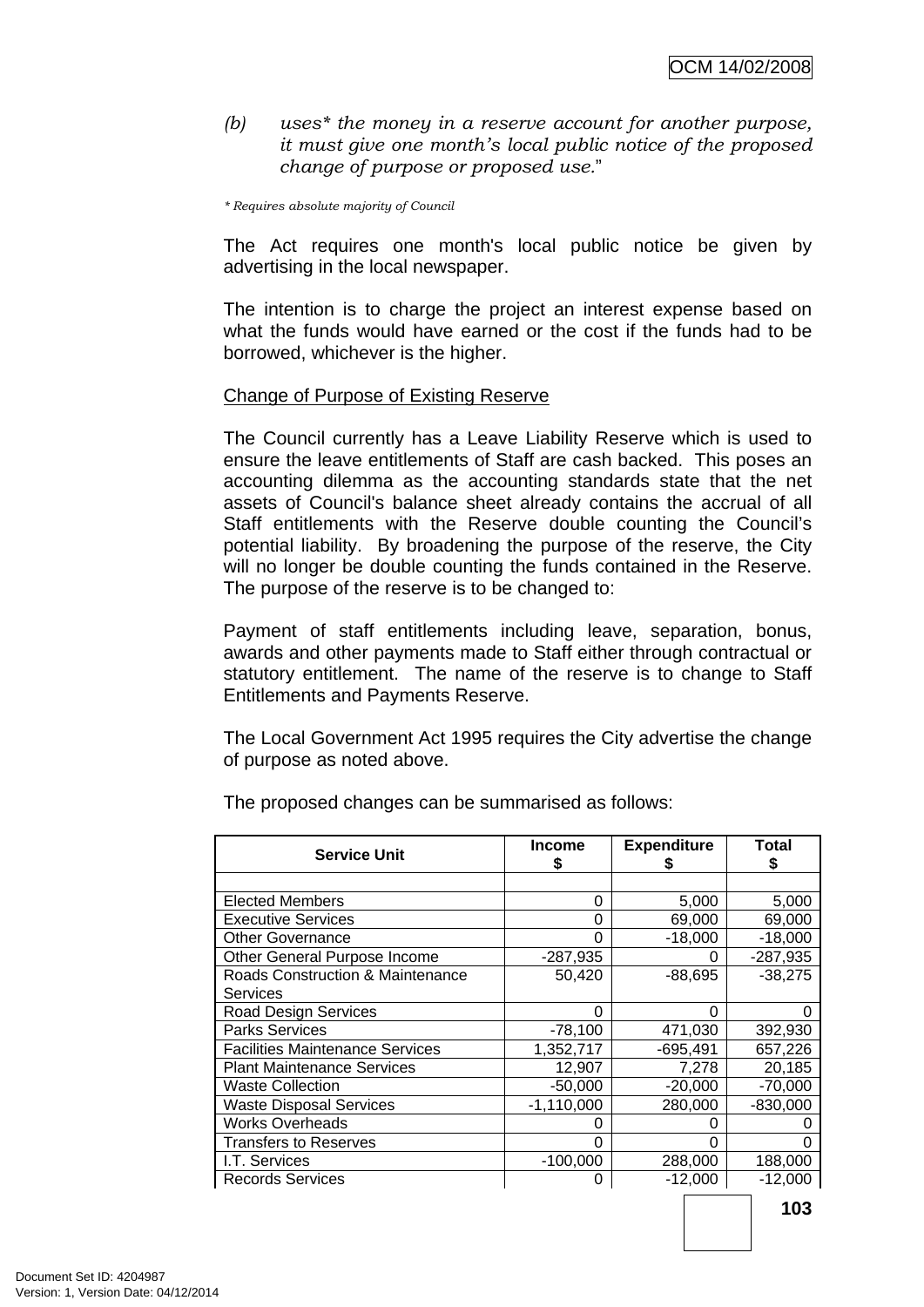(b) *uses* the money in a reserve account for another purpose, it must give one month's local public notice of the proposed change of purpose or proposed use.*"

*\* Requires absolute majority of Council*

The Act requires one month's local public notice be given by advertising in the local newspaper.

The intention is to charge the project an interest expense based on what the funds would have earned or the cost if the funds had to be borrowed, whichever is the higher.

<u>Change of Purpose of Existing Reserve</u>

The Council currently has a Leave Liability Reserve which is used to ensure the leave entitlements of Staff are cash backed. This poses an accounting dilemma as the accounting standards state that the net assets of Council's balance sheet already contains the accrual of all Staff entitlements with the Reserve double counting the Council's potential liability. By broadening the purpose of the reserve, the City will no longer be double counting the funds contained in the Reserve. The purpose of the reserve is to be changed to:

Payment of staff entitlements including leave, separation, bonus, awards and other payments made to Staff either through contractual or statutory entitlement. The name of the reserve is to change to Staff Entitlements and Payments Reserve.

The Local Government Act 1995 requires the City advertise the change of purpose as noted above.

The proposed changes can be summarised as follows:

| Service Unit | Income $ | Expenditure $ | Total $ |
|---|---|---|---|
| | | | |
| Elected Members | 0 | 5,000 | 5,000 |
| Executive Services | 0 | 69,000 | 69,000 |
| Other Governance | 0 | -18,000 | -18,000 |
| Other General Purpose Income | -287,935 | 0 | -287,935 |
| Roads Construction & Maintenance Services | 50,420 | -88,695 | -38,275 |
| Road Design Services | 0 | 0 | 0 |
| Parks Services | -78,100 | 471,030 | 392,930 |
| Facilities Maintenance Services | 1,352,717 | -695,491 | 657,226 |
| Plant Maintenance Services | 12,907 | 7,278 | 20,185 |
| Waste Collection | -50,000 | -20,000 | -70,000 |
| Waste Disposal Services | -1,110,000 | 280,000 | -830,000 |
| Works Overheads | 0 | 0 | 0 |
| Transfers to Reserves | 0 | 0 | 0 |
| I.T. Services | -100,000 | 288,000 | 188,000 |
| Records Services | 0 | -12,000 | -12,000 |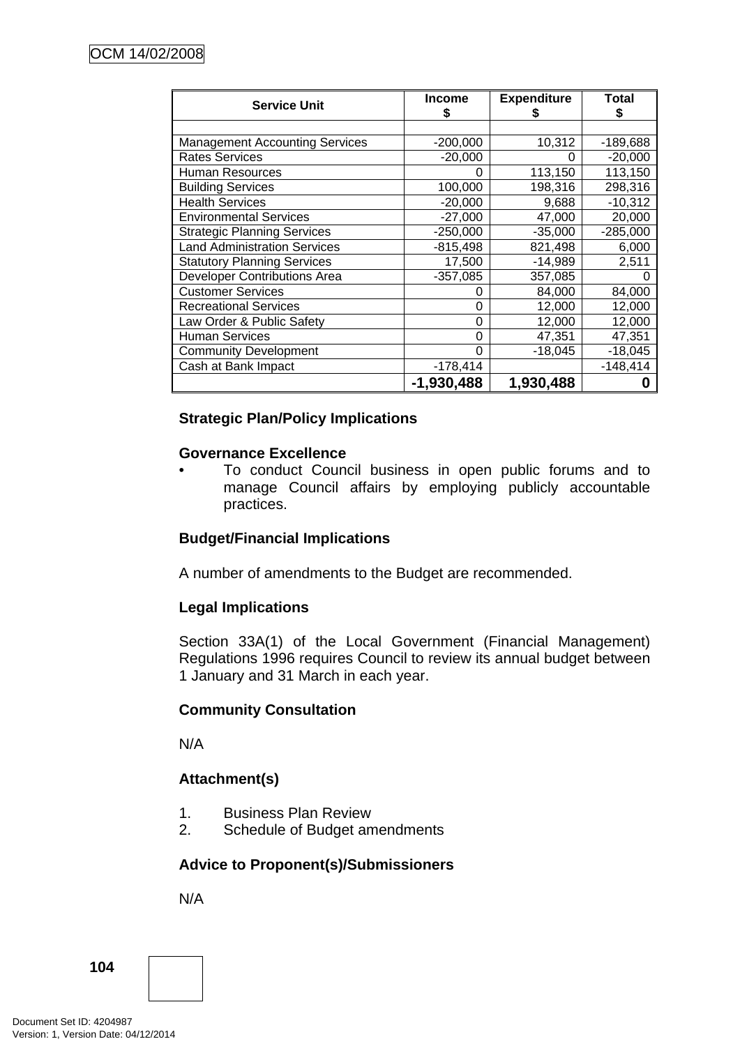| Service Unit | Income $ | Expenditure $ | Total $ |
|---|---|---|---|
| | | | |
| Management Accounting Services | -200,000 | 10,312 | -189,688 |
| Rates Services | -20,000 | 0 | -20,000 |
| Human Resources | 0 | 113,150 | 113,150 |
| Building Services | 100,000 | 198,316 | 298,316 |
| Health Services | -20,000 | 9,688 | -10,312 |
| Environmental Services | -27,000 | 47,000 | 20,000 |
| Strategic Planning Services | -250,000 | -35,000 | -285,000 |
| Land Administration Services | -815,498 | 821,498 | 6,000 |
| Statutory Planning Services | 17,500 | -14,989 | 2,511 |
| Developer Contributions Area | -357,085 | 357,085 | 0 |
| Customer Services | 0 | 84,000 | 84,000 |
| Recreational Services | 0 | 12,000 | 12,000 |
| Law Order & Public Safety | 0 | 12,000 | 12,000 |
| Human Services | 0 | 47,351 | 47,351 |
| Community Development | 0 | -18,045 | -18,045 |
| Cash at Bank Impact | -178,414 | | -148,414 |
| | **-1,930,488** | **1,930,488** | **0** |

**Strategic Plan/Policy Implications**

**Governance Excellence**

- To conduct Council business in open public forums and to manage Council affairs by employing publicly accountable practices.

**Budget/Financial Implications**

A number of amendments to the Budget are recommended.

**Legal Implications**

Section 33A(1) of the Local Government (Financial Management) Regulations 1996 requires Council to review its annual budget between 1 January and 31 March in each year.

**Community Consultation**

N/A

**Attachment(s)**

1. Business Plan Review
2. Schedule of Budget amendments

**Advice to Proponent(s)/Submissioners**

N/A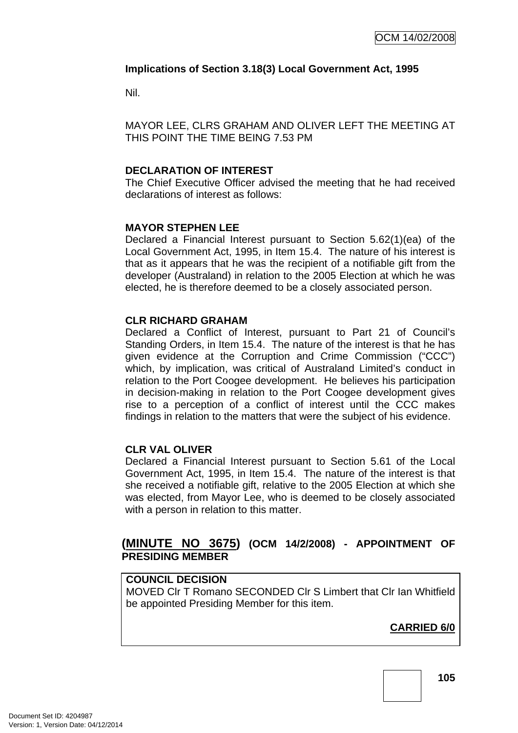**Implications of Section 3.18(3) Local Government Act, 1995**

Nil.

MAYOR LEE, CLRS GRAHAM AND OLIVER LEFT THE MEETING AT THIS POINT THE TIME BEING 7.53 PM

**DECLARATION OF INTEREST**

The Chief Executive Officer advised the meeting that he had received declarations of interest as follows:

**MAYOR STEPHEN LEE**

Declared a Financial Interest pursuant to Section 5.62(1)(ea) of the Local Government Act, 1995, in Item 15.4. The nature of his interest is that as it appears that he was the recipient of a notifiable gift from the developer (Australand) in relation to the 2005 Election at which he was elected, he is therefore deemed to be a closely associated person.

**CLR RICHARD GRAHAM**

Declared a Conflict of Interest, pursuant to Part 21 of Council's Standing Orders, in Item 15.4. The nature of the interest is that he has given evidence at the Corruption and Crime Commission ("CCC") which, by implication, was critical of Australand Limited's conduct in relation to the Port Coogee development. He believes his participation in decision-making in relation to the Port Coogee development gives rise to a perception of a conflict of interest until the CCC makes findings in relation to the matters that were the subject of his evidence.

**CLR VAL OLIVER**

Declared a Financial Interest pursuant to Section 5.61 of the Local Government Act, 1995, in Item 15.4. The nature of the interest is that she received a notifiable gift, relative to the 2005 Election at which she was elected, from Mayor Lee, who is deemed to be closely associated with a person in relation to this matter.

**(MINUTE NO 3675) (OCM 14/2/2008) - APPOINTMENT OF PRESIDING MEMBER**

**COUNCIL DECISION**

MOVED Clr T Romano SECONDED Clr S Limbert that Clr Ian Whitfield be appointed Presiding Member for this item.

**CARRIED 6/0**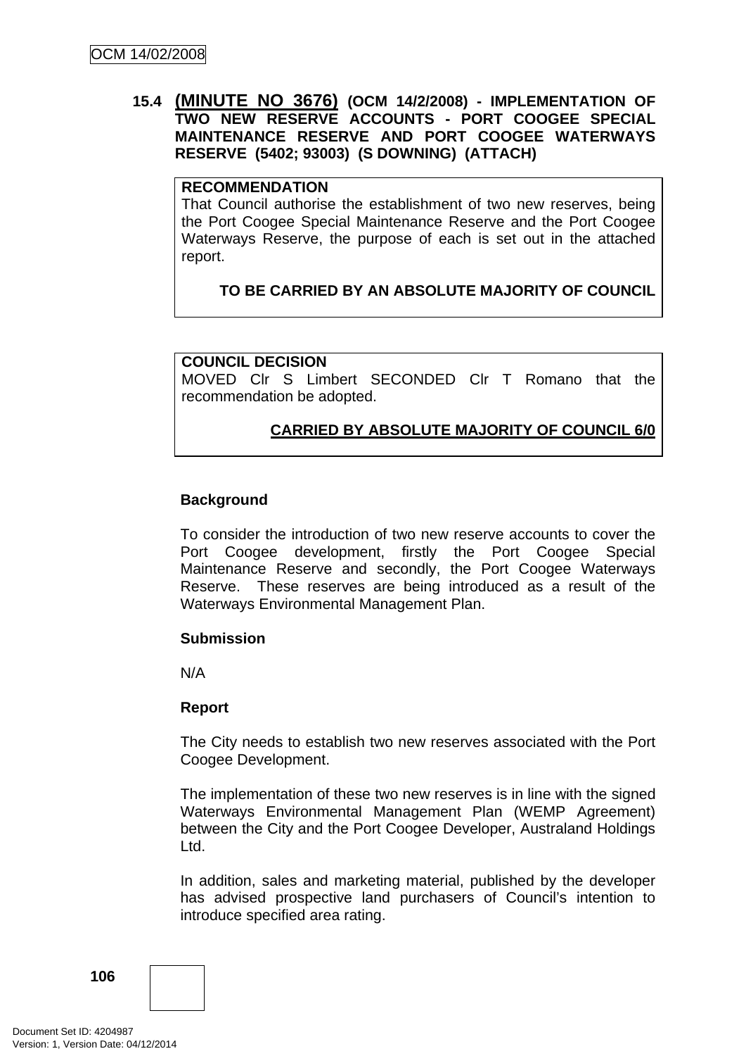### 15.4 (MINUTE NO 3676) (OCM 14/2/2008) - IMPLEMENTATION OF TWO NEW RESERVE ACCOUNTS - PORT COOGEE SPECIAL MAINTENANCE RESERVE AND PORT COOGEE WATERWAYS RESERVE (5402; 93003) (S DOWNING) (ATTACH)

**RECOMMENDATION**
That Council authorise the establishment of two new reserves, being the Port Coogee Special Maintenance Reserve and the Port Coogee Waterways Reserve, the purpose of each is set out in the attached report.

**TO BE CARRIED BY AN ABSOLUTE MAJORITY OF COUNCIL**

**COUNCIL DECISION**
MOVED Clr S Limbert SECONDED Clr T Romano that the recommendation be adopted.

**CARRIED BY ABSOLUTE MAJORITY OF COUNCIL 6/0**

**Background**

To consider the introduction of two new reserve accounts to cover the Port Coogee development, firstly the Port Coogee Special Maintenance Reserve and secondly, the Port Coogee Waterways Reserve. These reserves are being introduced as a result of the Waterways Environmental Management Plan.

**Submission**

N/A

**Report**

The City needs to establish two new reserves associated with the Port Coogee Development.

The implementation of these two new reserves is in line with the signed Waterways Environmental Management Plan (WEMP Agreement) between the City and the Port Coogee Developer, Australand Holdings Ltd.

In addition, sales and marketing material, published by the developer has advised prospective land purchasers of Council's intention to introduce specified area rating.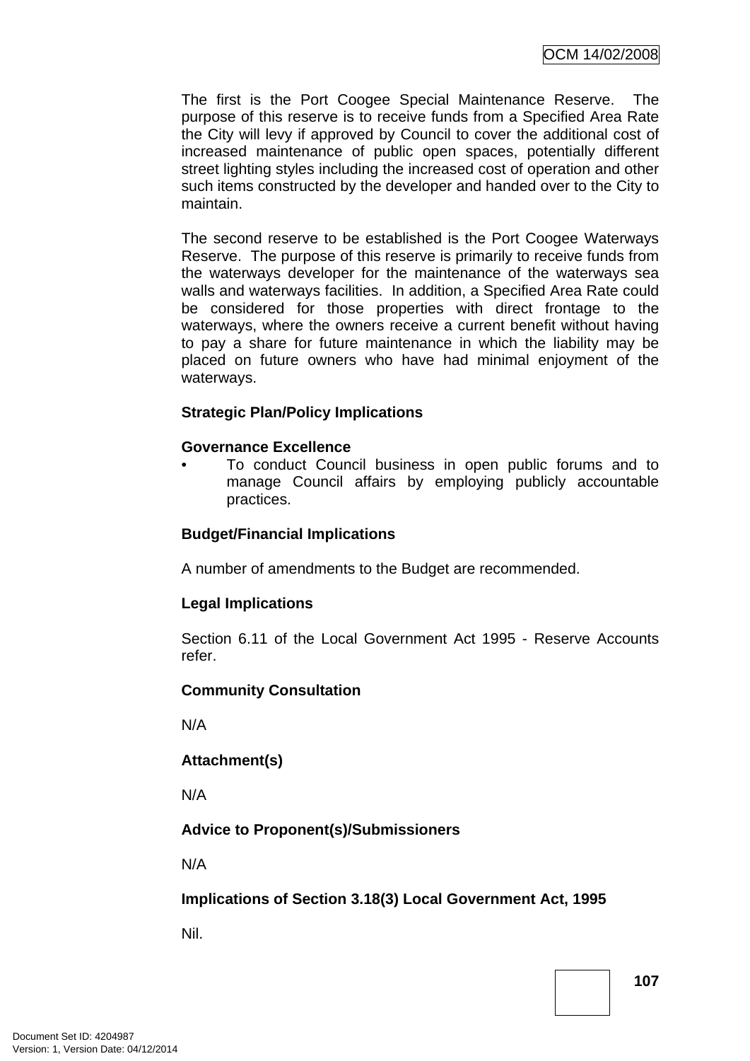The first is the Port Coogee Special Maintenance Reserve. The purpose of this reserve is to receive funds from a Specified Area Rate the City will levy if approved by Council to cover the additional cost of increased maintenance of public open spaces, potentially different street lighting styles including the increased cost of operation and other such items constructed by the developer and handed over to the City to maintain.

The second reserve to be established is the Port Coogee Waterways Reserve. The purpose of this reserve is primarily to receive funds from the waterways developer for the maintenance of the waterways sea walls and waterways facilities. In addition, a Specified Area Rate could be considered for those properties with direct frontage to the waterways, where the owners receive a current benefit without having to pay a share for future maintenance in which the liability may be placed on future owners who have had minimal enjoyment of the waterways.

**Strategic Plan/Policy Implications**

**Governance Excellence**

- To conduct Council business in open public forums and to manage Council affairs by employing publicly accountable practices.

**Budget/Financial Implications**

A number of amendments to the Budget are recommended.

**Legal Implications**

Section 6.11 of the Local Government Act 1995 - Reserve Accounts refer.

**Community Consultation**

N/A

**Attachment(s)**

N/A

**Advice to Proponent(s)/Submissioners**

N/A

**Implications of Section 3.18(3) Local Government Act, 1995**

Nil.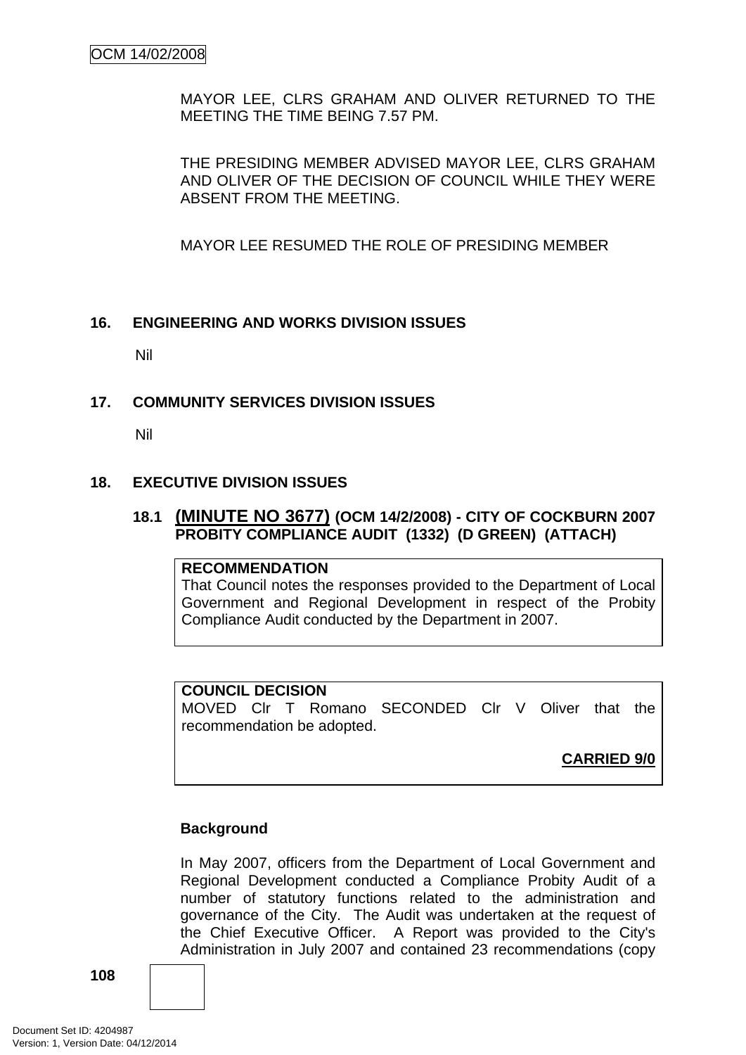MAYOR LEE, CLRS GRAHAM AND OLIVER RETURNED TO THE MEETING THE TIME BEING 7.57 PM.

THE PRESIDING MEMBER ADVISED MAYOR LEE, CLRS GRAHAM AND OLIVER OF THE DECISION OF COUNCIL WHILE THEY WERE ABSENT FROM THE MEETING.

MAYOR LEE RESUMED THE ROLE OF PRESIDING MEMBER

## 16. ENGINEERING AND WORKS DIVISION ISSUES

Nil

## 17. COMMUNITY SERVICES DIVISION ISSUES

Nil

## 18. EXECUTIVE DIVISION ISSUES

### 18.1 (MINUTE NO 3677) (OCM 14/2/2008) - CITY OF COCKBURN 2007 PROBITY COMPLIANCE AUDIT (1332) (D GREEN) (ATTACH)

**RECOMMENDATION**
That Council notes the responses provided to the Department of Local Government and Regional Development in respect of the Probity Compliance Audit conducted by the Department in 2007.

**COUNCIL DECISION**
MOVED Clr T Romano SECONDED Clr V Oliver that the recommendation be adopted.

**CARRIED 9/0**

**Background**

In May 2007, officers from the Department of Local Government and Regional Development conducted a Compliance Probity Audit of a number of statutory functions related to the administration and governance of the City. The Audit was undertaken at the request of the Chief Executive Officer. A Report was provided to the City's Administration in July 2007 and contained 23 recommendations (copy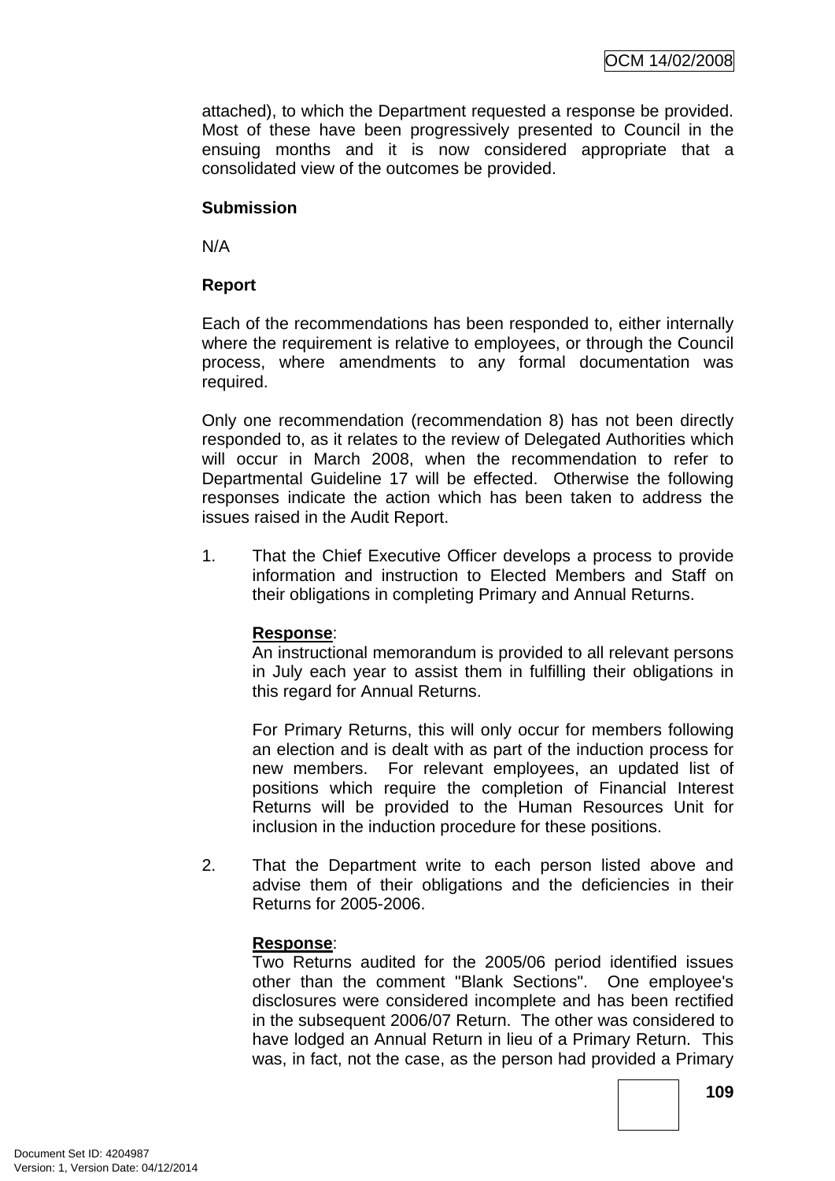attached), to which the Department requested a response be provided. Most of these have been progressively presented to Council in the ensuing months and it is now considered appropriate that a consolidated view of the outcomes be provided.

**Submission**

N/A

**Report**

Each of the recommendations has been responded to, either internally where the requirement is relative to employees, or through the Council process, where amendments to any formal documentation was required.

Only one recommendation (recommendation 8) has not been directly responded to, as it relates to the review of Delegated Authorities which will occur in March 2008, when the recommendation to refer to Departmental Guideline 17 will be effected. Otherwise the following responses indicate the action which has been taken to address the issues raised in the Audit Report.

1. That the Chief Executive Officer develops a process to provide information and instruction to Elected Members and Staff on their obligations in completing Primary and Annual Returns.

   **Response**:
   An instructional memorandum is provided to all relevant persons in July each year to assist them in fulfilling their obligations in this regard for Annual Returns.

   For Primary Returns, this will only occur for members following an election and is dealt with as part of the induction process for new members. For relevant employees, an updated list of positions which require the completion of Financial Interest Returns will be provided to the Human Resources Unit for inclusion in the induction procedure for these positions.

2. That the Department write to each person listed above and advise them of their obligations and the deficiencies in their Returns for 2005-2006.

   **Response**:
   Two Returns audited for the 2005/06 period identified issues other than the comment "Blank Sections". One employee's disclosures were considered incomplete and has been rectified in the subsequent 2006/07 Return. The other was considered to have lodged an Annual Return in lieu of a Primary Return. This was, in fact, not the case, as the person had provided a Primary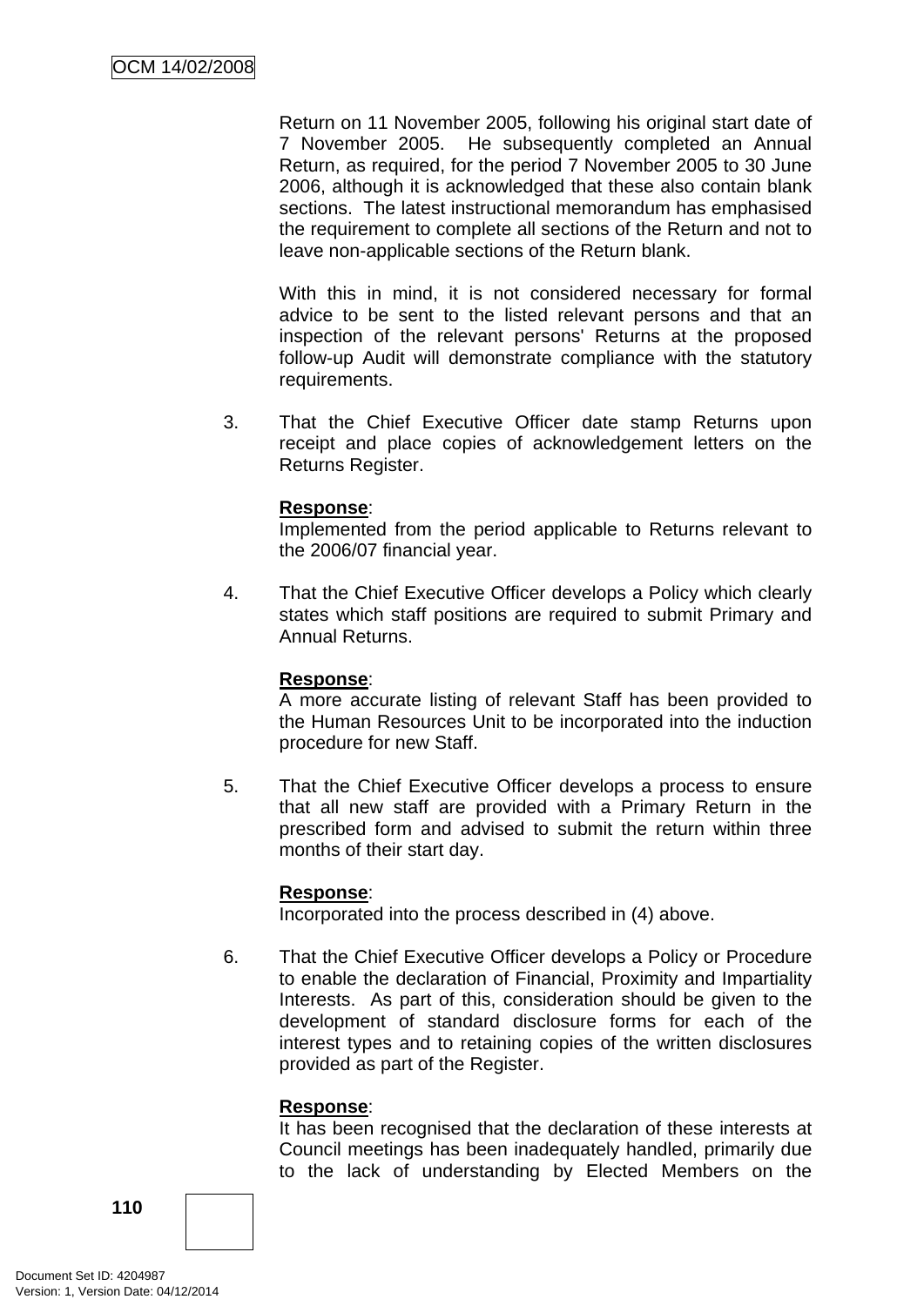Return on 11 November 2005, following his original start date of 7 November 2005. He subsequently completed an Annual Return, as required, for the period 7 November 2005 to 30 June 2006, although it is acknowledged that these also contain blank sections. The latest instructional memorandum has emphasised the requirement to complete all sections of the Return and not to leave non-applicable sections of the Return blank.

With this in mind, it is not considered necessary for formal advice to be sent to the listed relevant persons and that an inspection of the relevant persons' Returns at the proposed follow-up Audit will demonstrate compliance with the statutory requirements.

3. That the Chief Executive Officer date stamp Returns upon receipt and place copies of acknowledgement letters on the Returns Register.

   **Response**:
   Implemented from the period applicable to Returns relevant to the 2006/07 financial year.

4. That the Chief Executive Officer develops a Policy which clearly states which staff positions are required to submit Primary and Annual Returns.

   **Response**:
   A more accurate listing of relevant Staff has been provided to the Human Resources Unit to be incorporated into the induction procedure for new Staff.

5. That the Chief Executive Officer develops a process to ensure that all new staff are provided with a Primary Return in the prescribed form and advised to submit the return within three months of their start day.

   **Response**:
   Incorporated into the process described in (4) above.

6. That the Chief Executive Officer develops a Policy or Procedure to enable the declaration of Financial, Proximity and Impartiality Interests. As part of this, consideration should be given to the development of standard disclosure forms for each of the interest types and to retaining copies of the written disclosures provided as part of the Register.

   **Response**:
   It has been recognised that the declaration of these interests at Council meetings has been inadequately handled, primarily due to the lack of understanding by Elected Members on the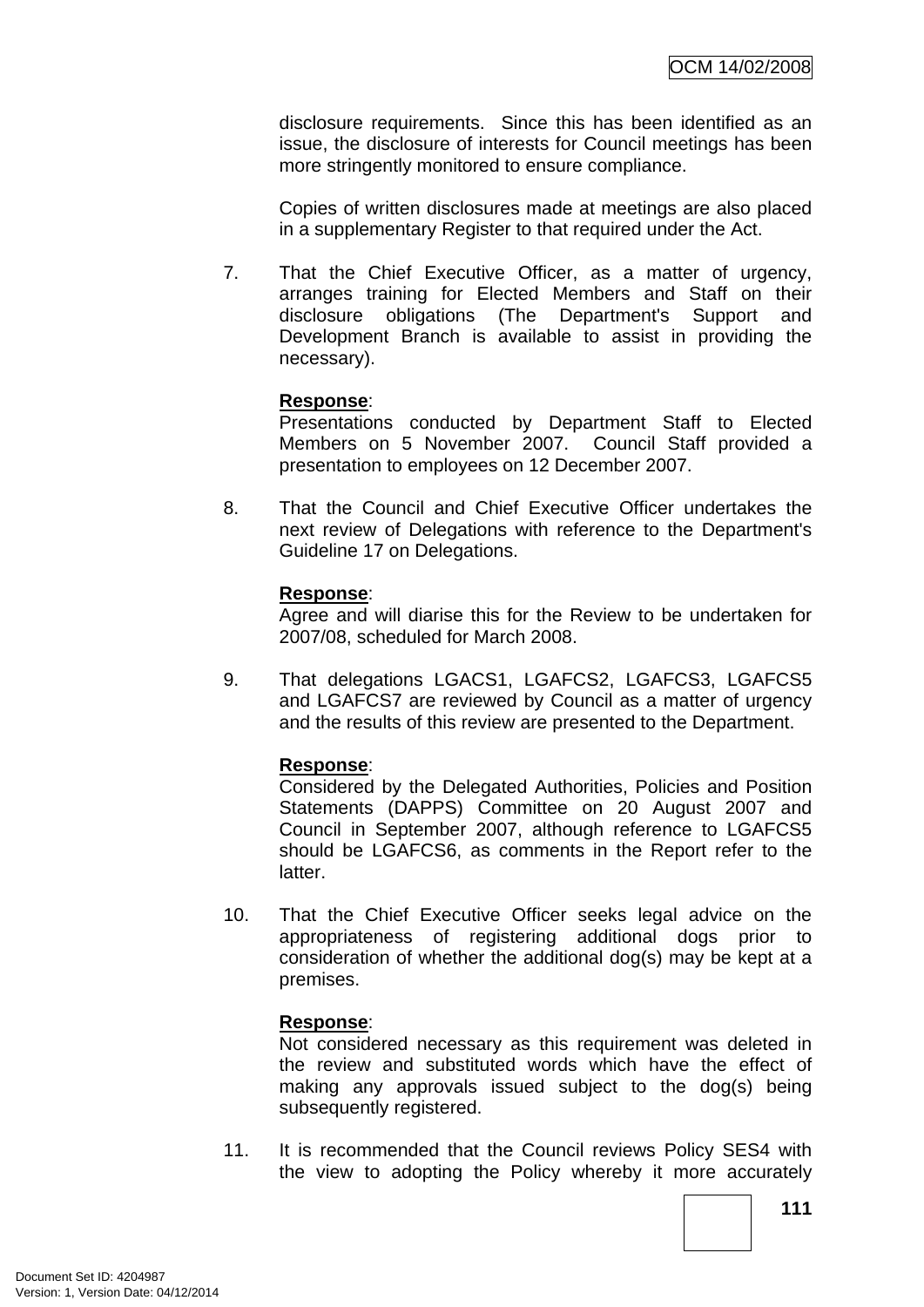disclosure requirements. Since this has been identified as an issue, the disclosure of interests for Council meetings has been more stringently monitored to ensure compliance.

Copies of written disclosures made at meetings are also placed in a supplementary Register to that required under the Act.

7. That the Chief Executive Officer, as a matter of urgency, arranges training for Elected Members and Staff on their disclosure obligations (The Department's Support and Development Branch is available to assist in providing the necessary).

   **Response**:
   Presentations conducted by Department Staff to Elected Members on 5 November 2007. Council Staff provided a presentation to employees on 12 December 2007.

8. That the Council and Chief Executive Officer undertakes the next review of Delegations with reference to the Department's Guideline 17 on Delegations.

   **Response**:
   Agree and will diarise this for the Review to be undertaken for 2007/08, scheduled for March 2008.

9. That delegations LGACS1, LGAFCS2, LGAFCS3, LGAFCS5 and LGAFCS7 are reviewed by Council as a matter of urgency and the results of this review are presented to the Department.

   **Response**:
   Considered by the Delegated Authorities, Policies and Position Statements (DAPPS) Committee on 20 August 2007 and Council in September 2007, although reference to LGAFCS5 should be LGAFCS6, as comments in the Report refer to the latter.

10. That the Chief Executive Officer seeks legal advice on the appropriateness of registering additional dogs prior to consideration of whether the additional dog(s) may be kept at a premises.

    **Response**:
    Not considered necessary as this requirement was deleted in the review and substituted words which have the effect of making any approvals issued subject to the dog(s) being subsequently registered.

11. It is recommended that the Council reviews Policy SES4 with the view to adopting the Policy whereby it more accurately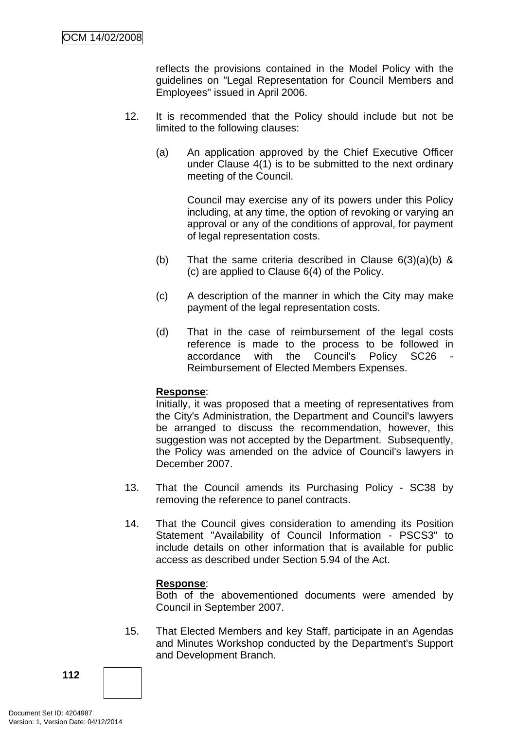reflects the provisions contained in the Model Policy with the guidelines on "Legal Representation for Council Members and Employees" issued in April 2006.

12. It is recommended that the Policy should include but not be limited to the following clauses:

    (a) An application approved by the Chief Executive Officer under Clause 4(1) is to be submitted to the next ordinary meeting of the Council.

        Council may exercise any of its powers under this Policy including, at any time, the option of revoking or varying an approval or any of the conditions of approval, for payment of legal representation costs.

    (b) That the same criteria described in Clause 6(3)(a)(b) & (c) are applied to Clause 6(4) of the Policy.

    (c) A description of the manner in which the City may make payment of the legal representation costs.

    (d) That in the case of reimbursement of the legal costs reference is made to the process to be followed in accordance with the Council's Policy SC26 - Reimbursement of Elected Members Expenses.

    **Response**:
    Initially, it was proposed that a meeting of representatives from the City's Administration, the Department and Council's lawyers be arranged to discuss the recommendation, however, this suggestion was not accepted by the Department. Subsequently, the Policy was amended on the advice of Council's lawyers in December 2007.

13. That the Council amends its Purchasing Policy - SC38 by removing the reference to panel contracts.

14. That the Council gives consideration to amending its Position Statement "Availability of Council Information - PSCS3" to include details on other information that is available for public access as described under Section 5.94 of the Act.

    **Response**:
    Both of the abovementioned documents were amended by Council in September 2007.

15. That Elected Members and key Staff, participate in an Agendas and Minutes Workshop conducted by the Department's Support and Development Branch.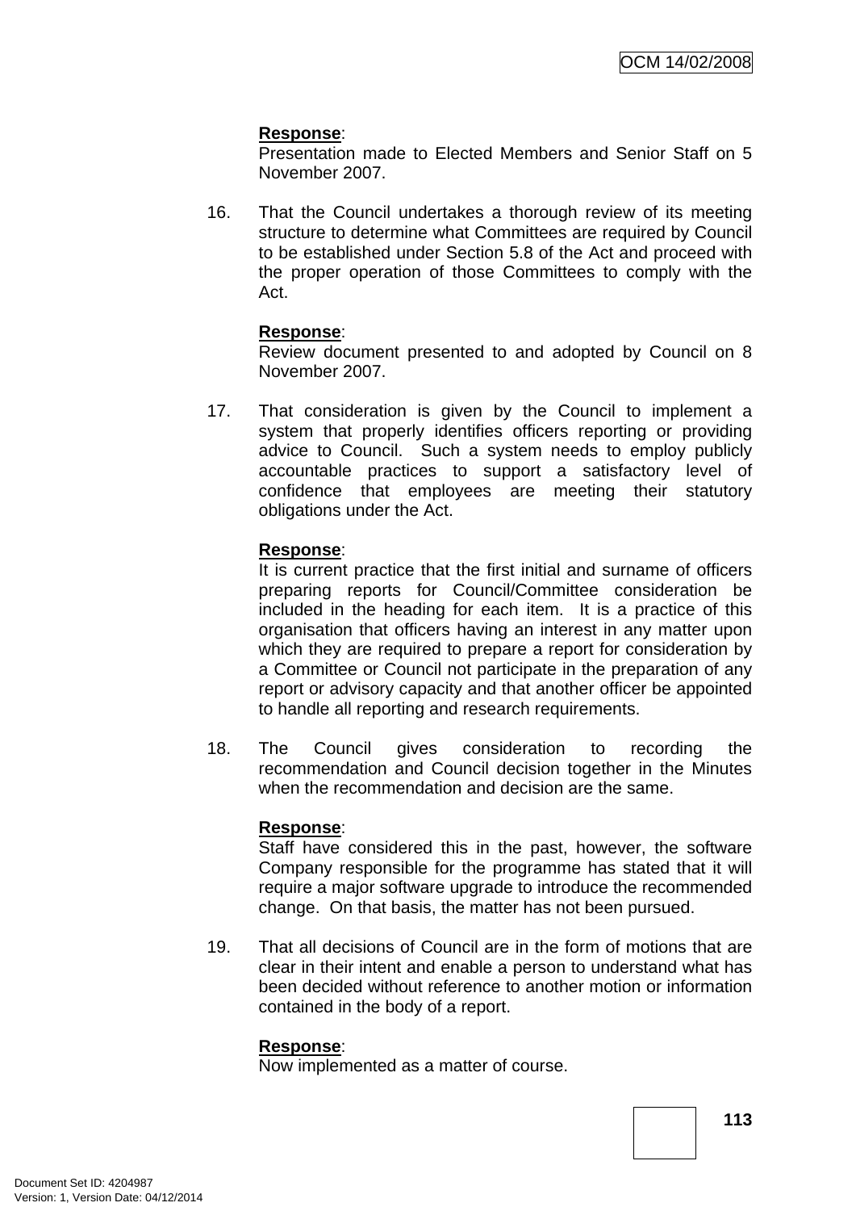**Response**:
Presentation made to Elected Members and Senior Staff on 5 November 2007.

16. That the Council undertakes a thorough review of its meeting structure to determine what Committees are required by Council to be established under Section 5.8 of the Act and proceed with the proper operation of those Committees to comply with the Act.

    **Response**:
    Review document presented to and adopted by Council on 8 November 2007.

17. That consideration is given by the Council to implement a system that properly identifies officers reporting or providing advice to Council. Such a system needs to employ publicly accountable practices to support a satisfactory level of confidence that employees are meeting their statutory obligations under the Act.

    **Response**:
    It is current practice that the first initial and surname of officers preparing reports for Council/Committee consideration be included in the heading for each item. It is a practice of this organisation that officers having an interest in any matter upon which they are required to prepare a report for consideration by a Committee or Council not participate in the preparation of any report or advisory capacity and that another officer be appointed to handle all reporting and research requirements.

18. The Council gives consideration to recording the recommendation and Council decision together in the Minutes when the recommendation and decision are the same.

    **Response**:
    Staff have considered this in the past, however, the software Company responsible for the programme has stated that it will require a major software upgrade to introduce the recommended change. On that basis, the matter has not been pursued.

19. That all decisions of Council are in the form of motions that are clear in their intent and enable a person to understand what has been decided without reference to another motion or information contained in the body of a report.

    **Response**:
    Now implemented as a matter of course.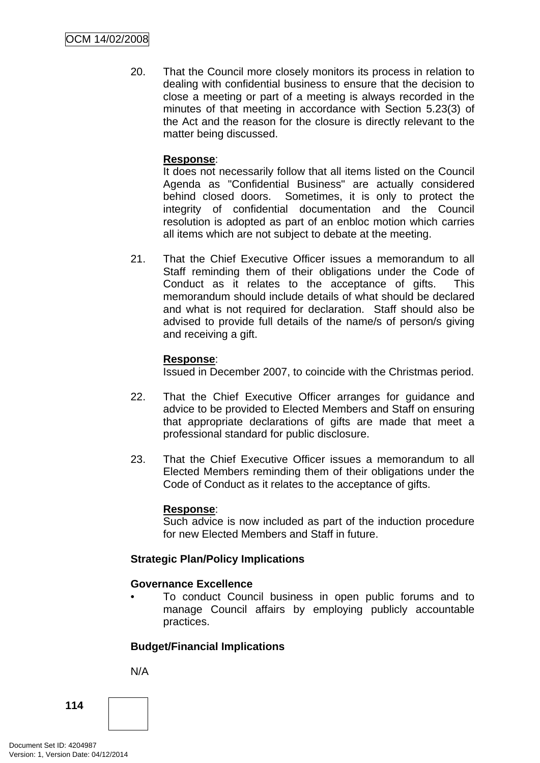20. That the Council more closely monitors its process in relation to dealing with confidential business to ensure that the decision to close a meeting or part of a meeting is always recorded in the minutes of that meeting in accordance with Section 5.23(3) of the Act and the reason for the closure is directly relevant to the matter being discussed.

    **Response**:
    It does not necessarily follow that all items listed on the Council Agenda as "Confidential Business" are actually considered behind closed doors. Sometimes, it is only to protect the integrity of confidential documentation and the Council resolution is adopted as part of an enbloc motion which carries all items which are not subject to debate at the meeting.

21. That the Chief Executive Officer issues a memorandum to all Staff reminding them of their obligations under the Code of Conduct as it relates to the acceptance of gifts. This memorandum should include details of what should be declared and what is not required for declaration. Staff should also be advised to provide full details of the name/s of person/s giving and receiving a gift.

    **Response**:
    Issued in December 2007, to coincide with the Christmas period.

22. That the Chief Executive Officer arranges for guidance and advice to be provided to Elected Members and Staff on ensuring that appropriate declarations of gifts are made that meet a professional standard for public disclosure.

23. That the Chief Executive Officer issues a memorandum to all Elected Members reminding them of their obligations under the Code of Conduct as it relates to the acceptance of gifts.

    **Response**:
    Such advice is now included as part of the induction procedure for new Elected Members and Staff in future.

**Strategic Plan/Policy Implications**

**Governance Excellence**

- To conduct Council business in open public forums and to manage Council affairs by employing publicly accountable practices.

**Budget/Financial Implications**

N/A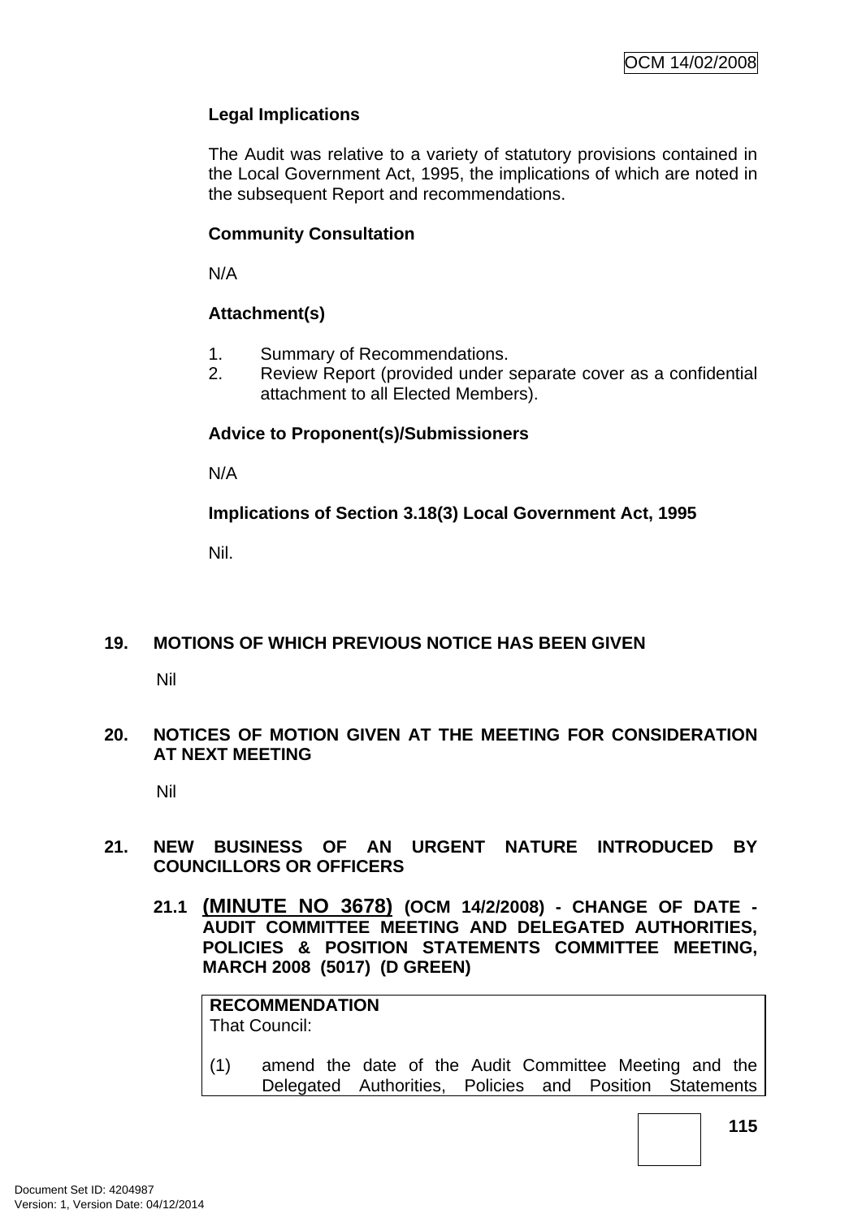**Legal Implications**

The Audit was relative to a variety of statutory provisions contained in the Local Government Act, 1995, the implications of which are noted in the subsequent Report and recommendations.

**Community Consultation**

N/A

**Attachment(s)**

1. Summary of Recommendations.
2. Review Report (provided under separate cover as a confidential attachment to all Elected Members).

**Advice to Proponent(s)/Submissioners**

N/A

**Implications of Section 3.18(3) Local Government Act, 1995**

Nil.

## 19. MOTIONS OF WHICH PREVIOUS NOTICE HAS BEEN GIVEN

Nil

## 20. NOTICES OF MOTION GIVEN AT THE MEETING FOR CONSIDERATION AT NEXT MEETING

Nil

## 21. NEW BUSINESS OF AN URGENT NATURE INTRODUCED BY COUNCILLORS OR OFFICERS

### 21.1 (MINUTE NO 3678) (OCM 14/2/2008) - CHANGE OF DATE - AUDIT COMMITTEE MEETING AND DELEGATED AUTHORITIES, POLICIES & POSITION STATEMENTS COMMITTEE MEETING, MARCH 2008 (5017) (D GREEN)

**RECOMMENDATION**
That Council:

(1) amend the date of the Audit Committee Meeting and the Delegated Authorities, Policies and Position Statements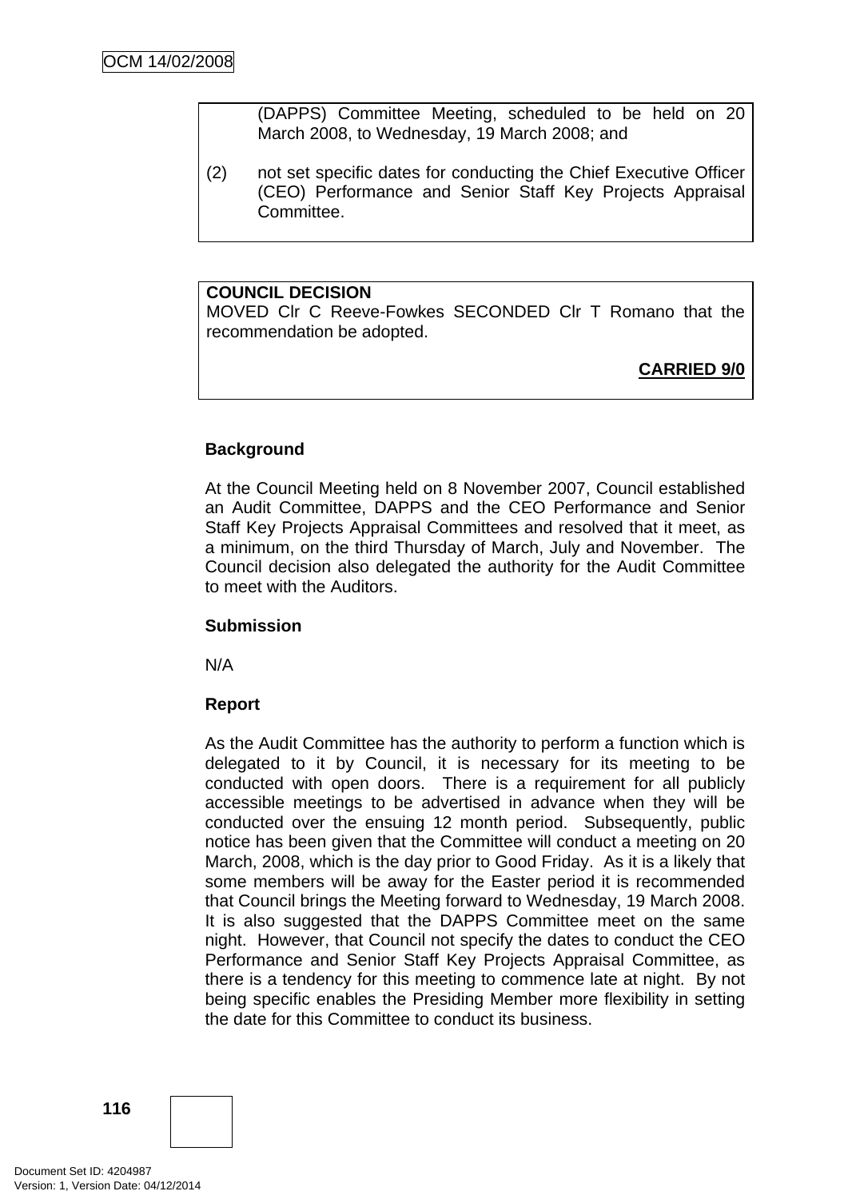(DAPPS) Committee Meeting, scheduled to be held on 20 March 2008, to Wednesday, 19 March 2008; and

(2) not set specific dates for conducting the Chief Executive Officer (CEO) Performance and Senior Staff Key Projects Appraisal Committee.

**COUNCIL DECISION**
MOVED Clr C Reeve-Fowkes SECONDED Clr T Romano that the recommendation be adopted.

**CARRIED 9/0**

**Background**

At the Council Meeting held on 8 November 2007, Council established an Audit Committee, DAPPS and the CEO Performance and Senior Staff Key Projects Appraisal Committees and resolved that it meet, as a minimum, on the third Thursday of March, July and November. The Council decision also delegated the authority for the Audit Committee to meet with the Auditors.

**Submission**

N/A

**Report**

As the Audit Committee has the authority to perform a function which is delegated to it by Council, it is necessary for its meeting to be conducted with open doors. There is a requirement for all publicly accessible meetings to be advertised in advance when they will be conducted over the ensuing 12 month period. Subsequently, public notice has been given that the Committee will conduct a meeting on 20 March, 2008, which is the day prior to Good Friday. As it is a likely that some members will be away for the Easter period it is recommended that Council brings the Meeting forward to Wednesday, 19 March 2008. It is also suggested that the DAPPS Committee meet on the same night. However, that Council not specify the dates to conduct the CEO Performance and Senior Staff Key Projects Appraisal Committee, as there is a tendency for this meeting to commence late at night. By not being specific enables the Presiding Member more flexibility in setting the date for this Committee to conduct its business.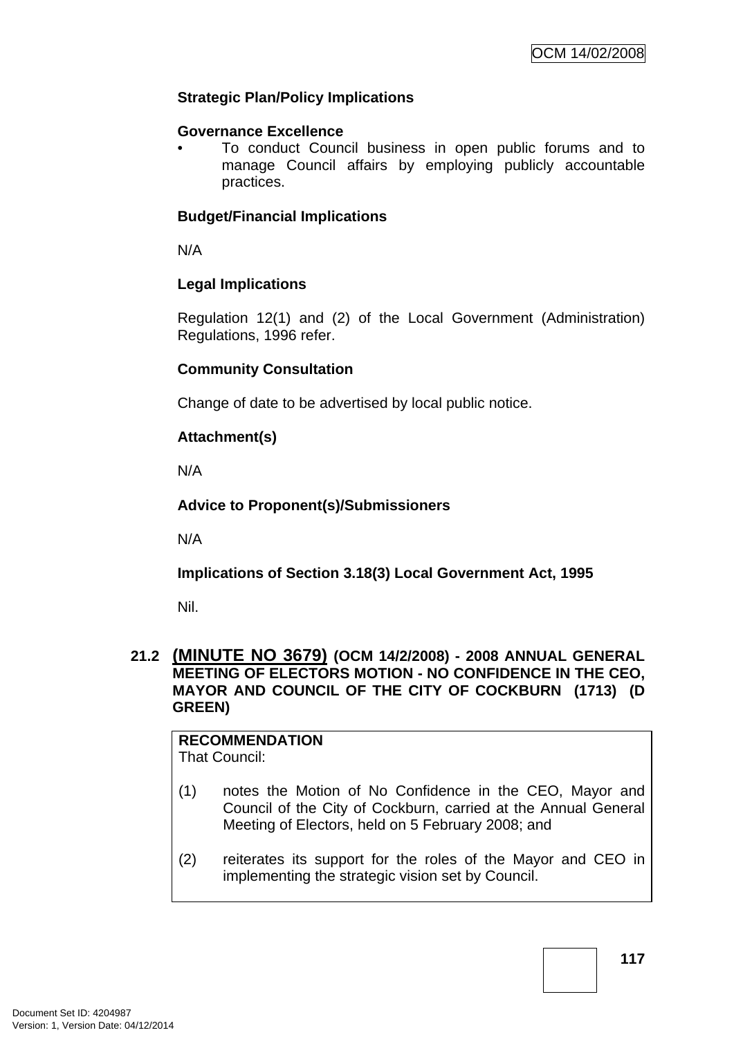**Strategic Plan/Policy Implications**

**Governance Excellence**

- To conduct Council business in open public forums and to manage Council affairs by employing publicly accountable practices.

**Budget/Financial Implications**

N/A

**Legal Implications**

Regulation 12(1) and (2) of the Local Government (Administration) Regulations, 1996 refer.

**Community Consultation**

Change of date to be advertised by local public notice.

**Attachment(s)**

N/A

**Advice to Proponent(s)/Submissioners**

N/A

**Implications of Section 3.18(3) Local Government Act, 1995**

Nil.

## 21.2 (MINUTE NO 3679) (OCM 14/2/2008) - 2008 ANNUAL GENERAL MEETING OF ELECTORS MOTION - NO CONFIDENCE IN THE CEO, MAYOR AND COUNCIL OF THE CITY OF COCKBURN (1713) (D GREEN)

**RECOMMENDATION**
That Council:

(1) notes the Motion of No Confidence in the CEO, Mayor and Council of the City of Cockburn, carried at the Annual General Meeting of Electors, held on 5 February 2008; and

(2) reiterates its support for the roles of the Mayor and CEO in implementing the strategic vision set by Council.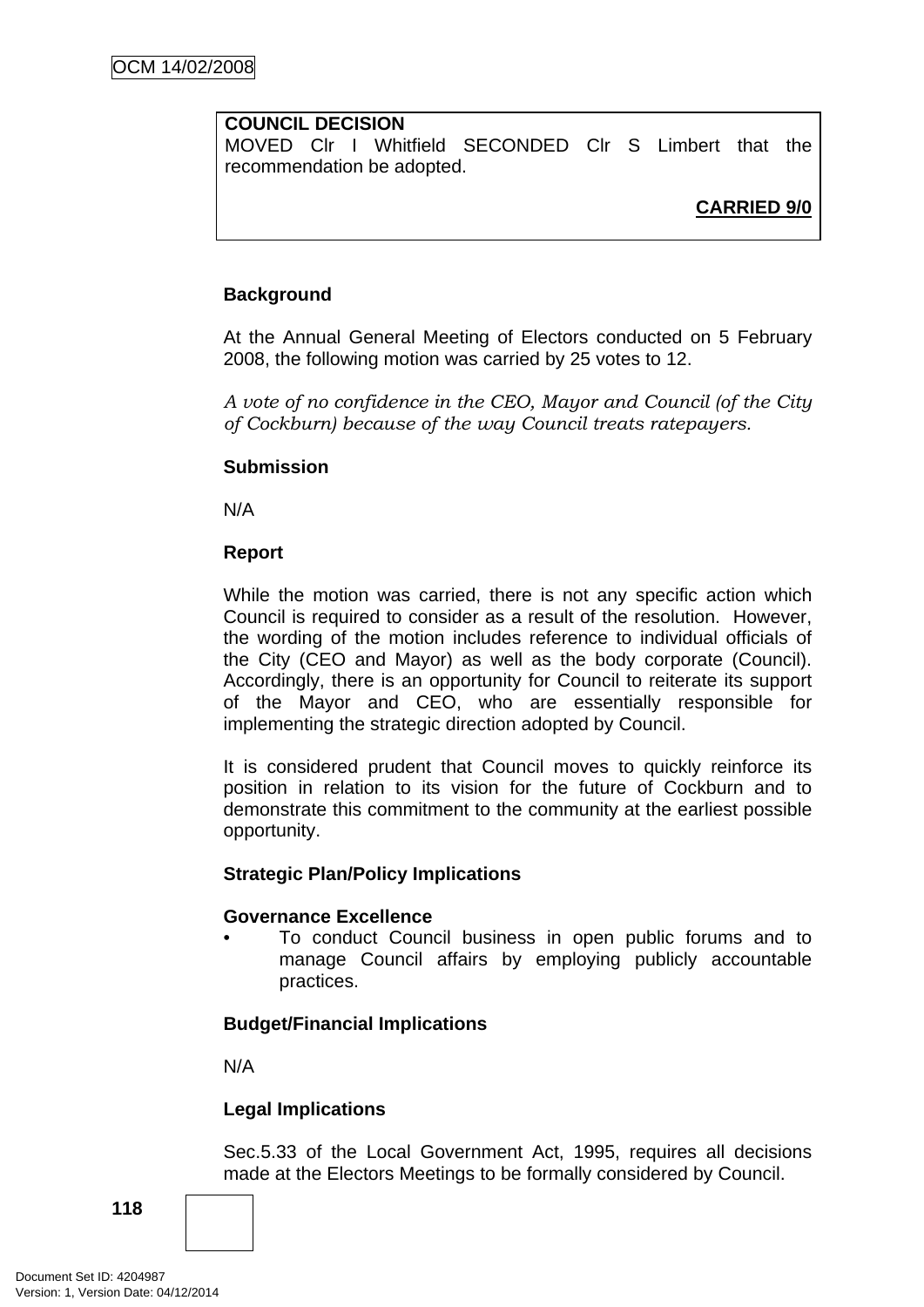**COUNCIL DECISION**
MOVED Clr I Whitfield SECONDED Clr S Limbert that the recommendation be adopted.

**CARRIED 9/0**

**Background**

At the Annual General Meeting of Electors conducted on 5 February 2008, the following motion was carried by 25 votes to 12.

*A vote of no confidence in the CEO, Mayor and Council (of the City of Cockburn) because of the way Council treats ratepayers.*

**Submission**

N/A

**Report**

While the motion was carried, there is not any specific action which Council is required to consider as a result of the resolution. However, the wording of the motion includes reference to individual officials of the City (CEO and Mayor) as well as the body corporate (Council). Accordingly, there is an opportunity for Council to reiterate its support of the Mayor and CEO, who are essentially responsible for implementing the strategic direction adopted by Council.

It is considered prudent that Council moves to quickly reinforce its position in relation to its vision for the future of Cockburn and to demonstrate this commitment to the community at the earliest possible opportunity.

**Strategic Plan/Policy Implications**

**Governance Excellence**

- To conduct Council business in open public forums and to manage Council affairs by employing publicly accountable practices.

**Budget/Financial Implications**

N/A

**Legal Implications**

Sec.5.33 of the Local Government Act, 1995, requires all decisions made at the Electors Meetings to be formally considered by Council.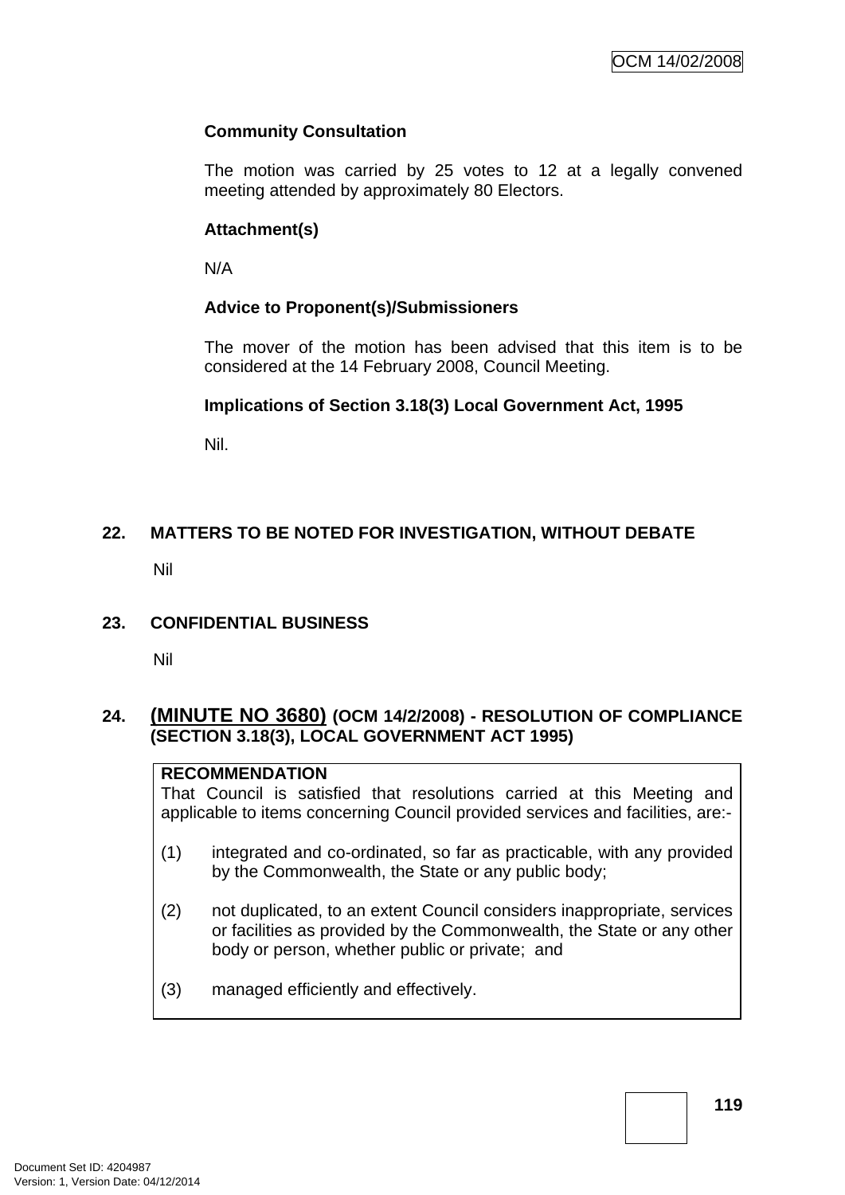**Community Consultation**

The motion was carried by 25 votes to 12 at a legally convened meeting attended by approximately 80 Electors.

**Attachment(s)**

N/A

**Advice to Proponent(s)/Submissioners**

The mover of the motion has been advised that this item is to be considered at the 14 February 2008, Council Meeting.

**Implications of Section 3.18(3) Local Government Act, 1995**

Nil.

## 22. MATTERS TO BE NOTED FOR INVESTIGATION, WITHOUT DEBATE

Nil

## 23. CONFIDENTIAL BUSINESS

Nil

## 24. (MINUTE NO 3680) (OCM 14/2/2008) - RESOLUTION OF COMPLIANCE (SECTION 3.18(3), LOCAL GOVERNMENT ACT 1995)

**RECOMMENDATION**

That Council is satisfied that resolutions carried at this Meeting and applicable to items concerning Council provided services and facilities, are:-

(1) integrated and co-ordinated, so far as practicable, with any provided by the Commonwealth, the State or any public body;

(2) not duplicated, to an extent Council considers inappropriate, services or facilities as provided by the Commonwealth, the State or any other body or person, whether public or private; and

(3) managed efficiently and effectively.

Document Set ID: 4204987
Version: 1, Version Date: 04/12/2014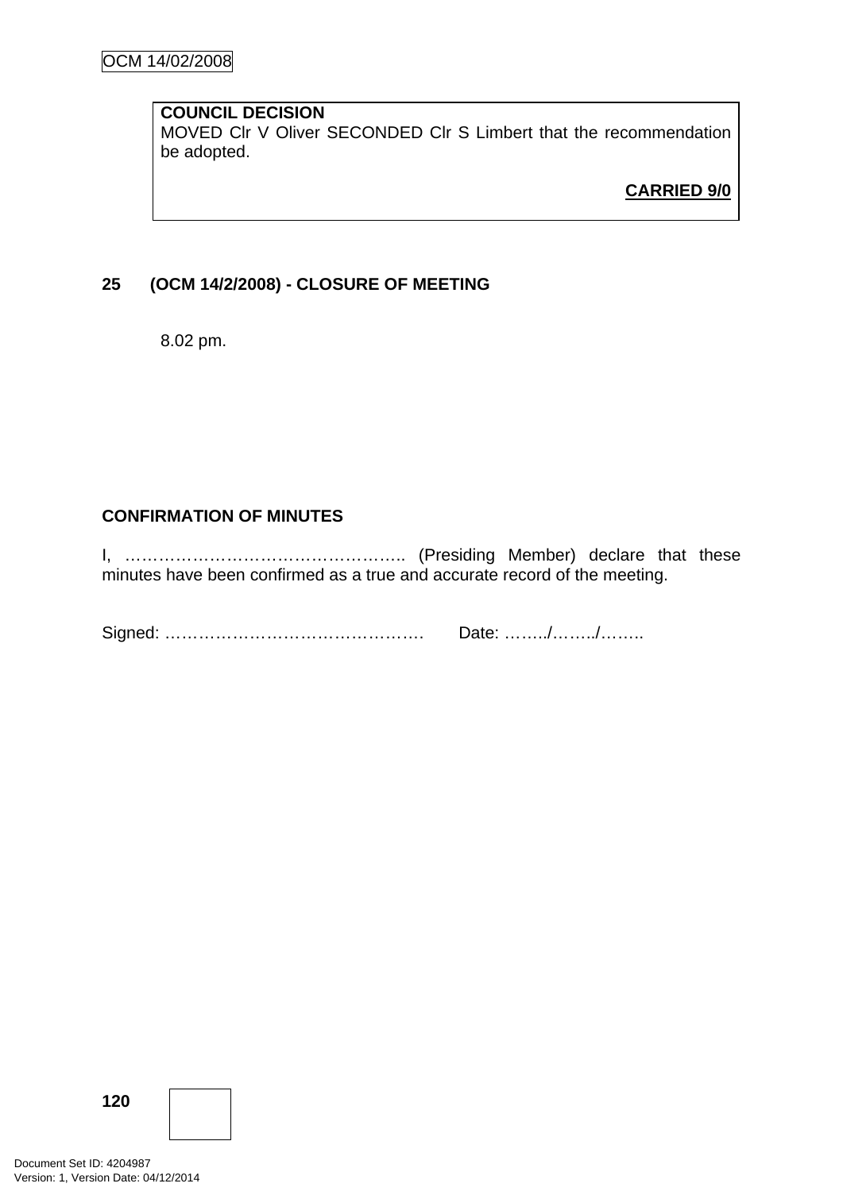**COUNCIL DECISION**
MOVED Clr V Oliver SECONDED Clr S Limbert that the recommendation be adopted.

**CARRIED 9/0**

## 25 (OCM 14/2/2008) - CLOSURE OF MEETING

8.02 pm.

## CONFIRMATION OF MINUTES

I, ………………………………………….. (Presiding Member) declare that these minutes have been confirmed as a true and accurate record of the meeting.

Signed: ………………………………………. Date: ……../……../……..